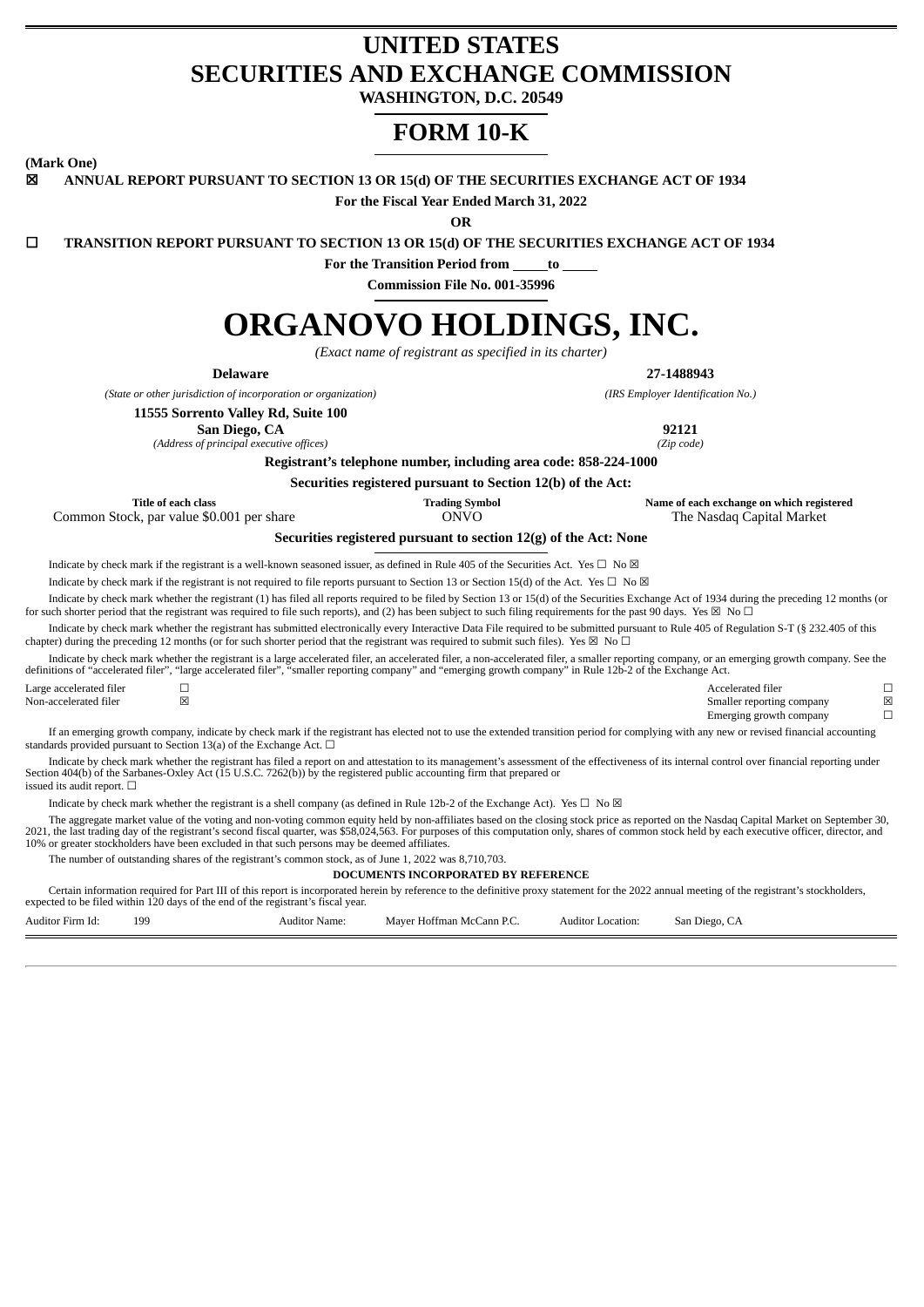# UNITED STATES
# SECURITIES AND EXCHANGE COMMISSION

**WASHINGTON, D.C. 20549**

# FORM 10-K

**(Mark One)**

☒ **ANNUAL REPORT PURSUANT TO SECTION 13 OR 15(d) OF THE SECURITIES EXCHANGE ACT OF 1934**

**For the Fiscal Year Ended March 31, 2022**

**OR**

☐ **TRANSITION REPORT PURSUANT TO SECTION 13 OR 15(d) OF THE SECURITIES EXCHANGE ACT OF 1934**

**For the Transition Period from \_\_\_\_\_ to \_\_\_\_\_**

**Commission File No. 001-35996**

# ORGANOVO HOLDINGS, INC.

*(Exact name of registrant as specified in its charter)*

| **Delaware** | **27-1488943** |
|---|---|
| *(State or other jurisdiction of incorporation or organization)* | *(IRS Employer Identification No.)* |
| **11555 Sorrento Valley Rd, Suite 100** | |
| **San Diego, CA** | **92121** |
| *(Address of principal executive offices)* | *(Zip code)* |

**Registrant's telephone number, including area code: 858-224-1000**

**Securities registered pursuant to Section 12(b) of the Act:**

| Title of each class | Trading Symbol | Name of each exchange on which registered |
|---|---|---|
| Common Stock, par value $0.001 per share | ONVO | The Nasdaq Capital Market |

**Securities registered pursuant to section 12(g) of the Act: None**

Indicate by check mark if the registrant is a well-known seasoned issuer, as defined in Rule 405 of the Securities Act. Yes ☐ No ☒

Indicate by check mark if the registrant is not required to file reports pursuant to Section 13 or Section 15(d) of the Act. Yes ☐ No ☒

Indicate by check mark whether the registrant (1) has filed all reports required to be filed by Section 13 or 15(d) of the Securities Exchange Act of 1934 during the preceding 12 months (or for such shorter period that the registrant was required to file such reports), and (2) has been subject to such filing requirements for the past 90 days. Yes ☒ No ☐

Indicate by check mark whether the registrant has submitted electronically every Interactive Data File required to be submitted pursuant to Rule 405 of Regulation S-T (§ 232.405 of this chapter) during the preceding 12 months (or for such shorter period that the registrant was required to submit such files). Yes ☒ No ☐

Indicate by check mark whether the registrant is a large accelerated filer, an accelerated filer, a non-accelerated filer, a smaller reporting company, or an emerging growth company. See the definitions of "accelerated filer", "large accelerated filer", "smaller reporting company" and "emerging growth company" in Rule 12b-2 of the Exchange Act.

| | | | |
|---|---|---|---|
| Large accelerated filer | ☐ | Accelerated filer | ☐ |
| Non-accelerated filer | ☒ | Smaller reporting company | ☒ |
| | | Emerging growth company | ☐ |

If an emerging growth company, indicate by check mark if the registrant has elected not to use the extended transition period for complying with any new or revised financial accounting standards provided pursuant to Section 13(a) of the Exchange Act. ☐

Indicate by check mark whether the registrant has filed a report on and attestation to its management's assessment of the effectiveness of its internal control over financial reporting under Section 404(b) of the Sarbanes-Oxley Act (15 U.S.C. 7262(b)) by the registered public accounting firm that prepared or issued its audit report. ☐

Indicate by check mark whether the registrant is a shell company (as defined in Rule 12b-2 of the Exchange Act). Yes ☐ No ☒

The aggregate market value of the voting and non-voting common equity held by non-affiliates based on the closing stock price as reported on the Nasdaq Capital Market on September 30, 2021, the last trading day of the registrant's second fiscal quarter, was $58,024,563. For purposes of this computation only, shares of common stock held by each executive officer, director, and 10% or greater stockholders have been excluded in that such persons may be deemed affiliates.

The number of outstanding shares of the registrant's common stock, as of June 1, 2022 was 8,710,703.

**DOCUMENTS INCORPORATED BY REFERENCE**

Certain information required for Part III of this report is incorporated herein by reference to the definitive proxy statement for the 2022 annual meeting of the registrant's stockholders, expected to be filed within 120 days of the end of the registrant's fiscal year.

| Auditor Firm Id: | 199 | Auditor Name: | Mayer Hoffman McCann P.C. | Auditor Location: | San Diego, CA |
|---|---|---|---|---|---|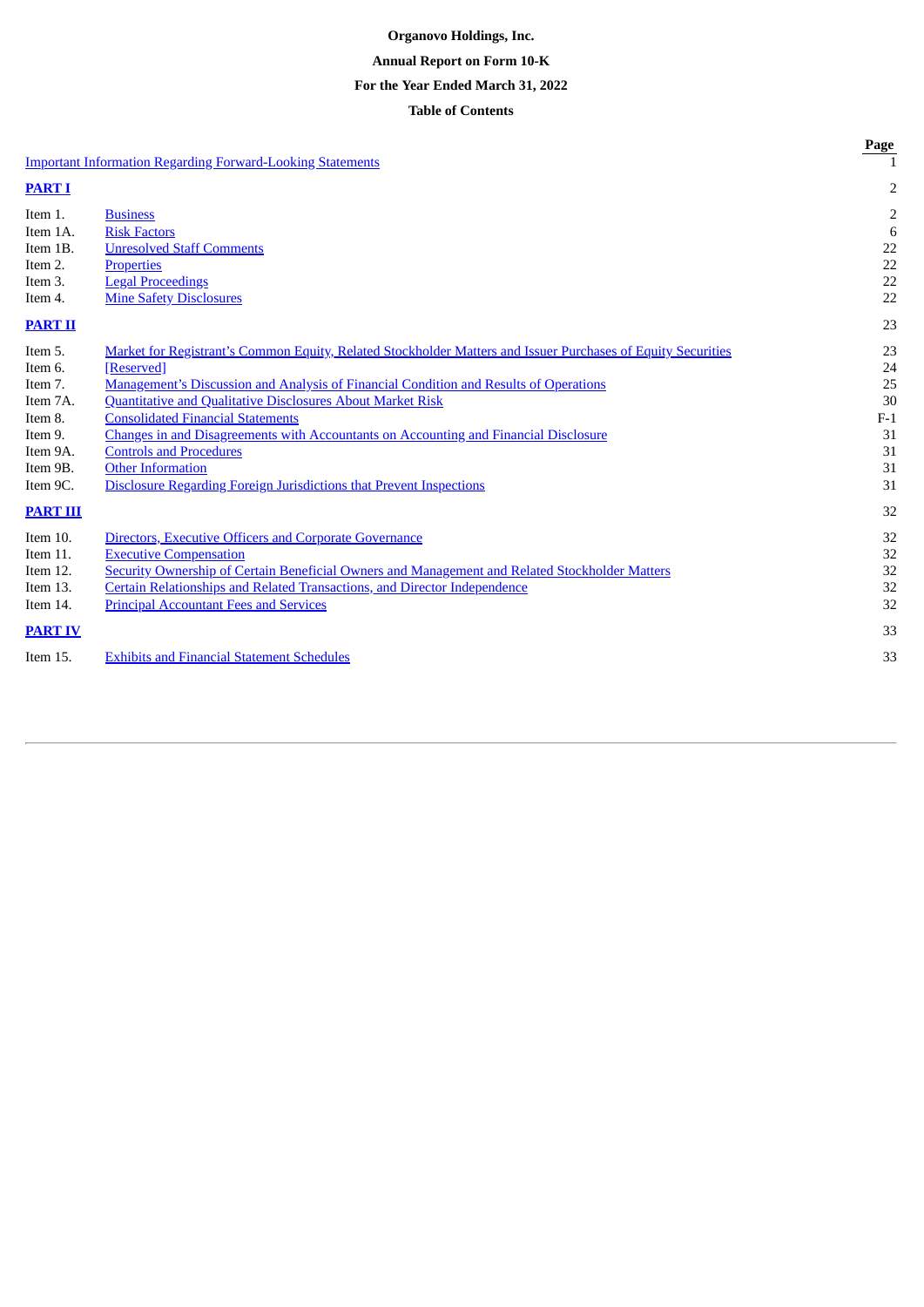**Organovo Holdings, Inc.**

**Annual Report on Form 10-K**

**For the Year Ended March 31, 2022**

**Table of Contents**

| | | Page |
|---|---|---|
| Important Information Regarding Forward-Looking Statements | | 1 |
| **PART I** | | 2 |
| Item 1. | Business | 2 |
| Item 1A. | Risk Factors | 6 |
| Item 1B. | Unresolved Staff Comments | 22 |
| Item 2. | Properties | 22 |
| Item 3. | Legal Proceedings | 22 |
| Item 4. | Mine Safety Disclosures | 22 |
| **PART II** | | 23 |
| Item 5. | Market for Registrant's Common Equity, Related Stockholder Matters and Issuer Purchases of Equity Securities | 23 |
| Item 6. | [Reserved] | 24 |
| Item 7. | Management's Discussion and Analysis of Financial Condition and Results of Operations | 25 |
| Item 7A. | Quantitative and Qualitative Disclosures About Market Risk | 30 |
| Item 8. | Consolidated Financial Statements | F-1 |
| Item 9. | Changes in and Disagreements with Accountants on Accounting and Financial Disclosure | 31 |
| Item 9A. | Controls and Procedures | 31 |
| Item 9B. | Other Information | 31 |
| Item 9C. | Disclosure Regarding Foreign Jurisdictions that Prevent Inspections | 31 |
| **PART III** | | 32 |
| Item 10. | Directors, Executive Officers and Corporate Governance | 32 |
| Item 11. | Executive Compensation | 32 |
| Item 12. | Security Ownership of Certain Beneficial Owners and Management and Related Stockholder Matters | 32 |
| Item 13. | Certain Relationships and Related Transactions, and Director Independence | 32 |
| Item 14. | Principal Accountant Fees and Services | 32 |
| **PART IV** | | 33 |
| Item 15. | Exhibits and Financial Statement Schedules | 33 |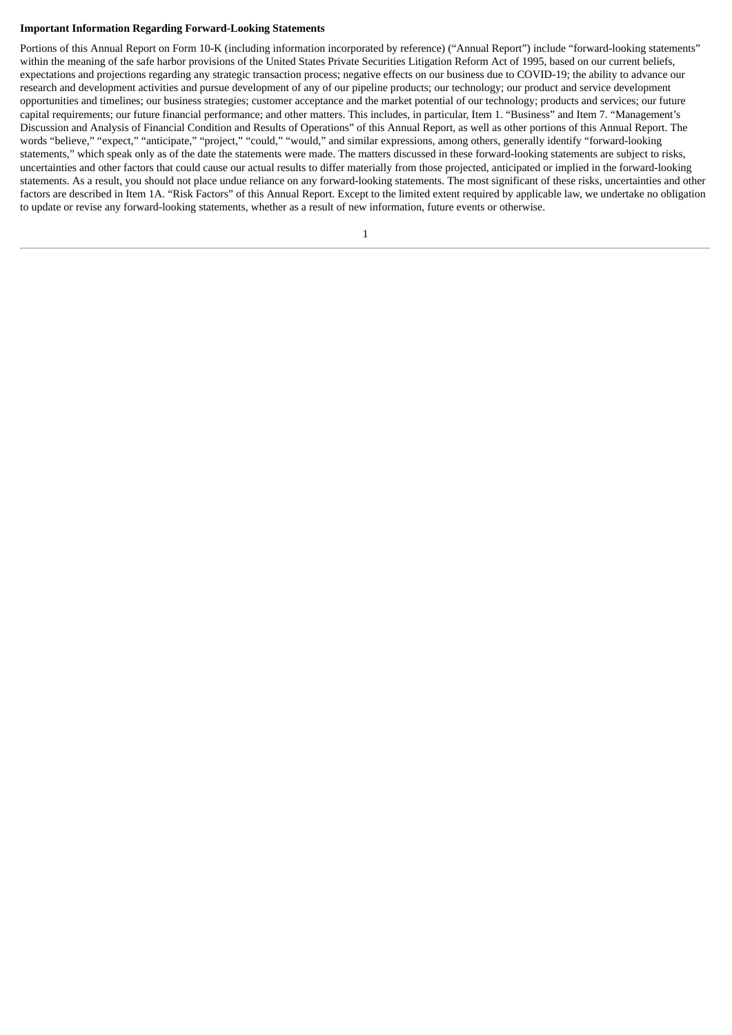**Important Information Regarding Forward-Looking Statements**

Portions of this Annual Report on Form 10-K (including information incorporated by reference) ("Annual Report") include "forward-looking statements" within the meaning of the safe harbor provisions of the United States Private Securities Litigation Reform Act of 1995, based on our current beliefs, expectations and projections regarding any strategic transaction process; negative effects on our business due to COVID-19; the ability to advance our research and development activities and pursue development of any of our pipeline products; our technology; our product and service development opportunities and timelines; our business strategies; customer acceptance and the market potential of our technology; products and services; our future capital requirements; our future financial performance; and other matters. This includes, in particular, Item 1. "Business" and Item 7. "Management's Discussion and Analysis of Financial Condition and Results of Operations" of this Annual Report, as well as other portions of this Annual Report. The words "believe," "expect," "anticipate," "project," "could," "would," and similar expressions, among others, generally identify "forward-looking statements," which speak only as of the date the statements were made. The matters discussed in these forward-looking statements are subject to risks, uncertainties and other factors that could cause our actual results to differ materially from those projected, anticipated or implied in the forward-looking statements. As a result, you should not place undue reliance on any forward-looking statements. The most significant of these risks, uncertainties and other factors are described in Item 1A. "Risk Factors" of this Annual Report. Except to the limited extent required by applicable law, we undertake no obligation to update or revise any forward-looking statements, whether as a result of new information, future events or otherwise.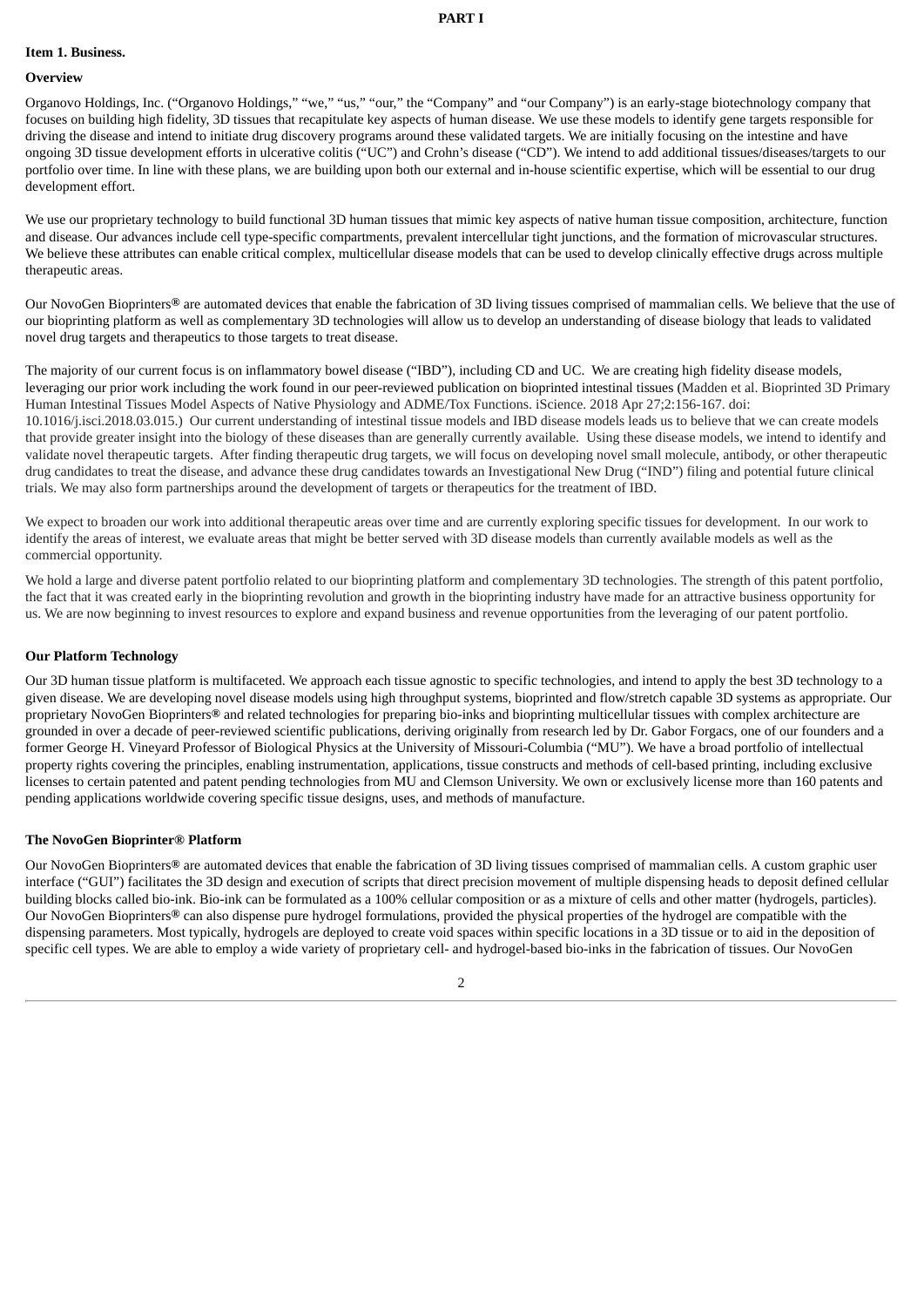# PART I

## Item 1. Business.

### Overview

Organovo Holdings, Inc. ("Organovo Holdings," "we," "us," "our," the "Company" and "our Company") is an early-stage biotechnology company that focuses on building high fidelity, 3D tissues that recapitulate key aspects of human disease. We use these models to identify gene targets responsible for driving the disease and intend to initiate drug discovery programs around these validated targets. We are initially focusing on the intestine and have ongoing 3D tissue development efforts in ulcerative colitis ("UC") and Crohn's disease ("CD"). We intend to add additional tissues/diseases/targets to our portfolio over time. In line with these plans, we are building upon both our external and in-house scientific expertise, which will be essential to our drug development effort.

We use our proprietary technology to build functional 3D human tissues that mimic key aspects of native human tissue composition, architecture, function and disease. Our advances include cell type-specific compartments, prevalent intercellular tight junctions, and the formation of microvascular structures. We believe these attributes can enable critical complex, multicellular disease models that can be used to develop clinically effective drugs across multiple therapeutic areas.

Our NovoGen Bioprinters**®** are automated devices that enable the fabrication of 3D living tissues comprised of mammalian cells. We believe that the use of our bioprinting platform as well as complementary 3D technologies will allow us to develop an understanding of disease biology that leads to validated novel drug targets and therapeutics to those targets to treat disease.

The majority of our current focus is on inflammatory bowel disease ("IBD"), including CD and UC. We are creating high fidelity disease models, leveraging our prior work including the work found in our peer-reviewed publication on bioprinted intestinal tissues (Madden et al. Bioprinted 3D Primary Human Intestinal Tissues Model Aspects of Native Physiology and ADME/Tox Functions. iScience. 2018 Apr 27;2:156-167. doi: 10.1016/j.isci.2018.03.015.) Our current understanding of intestinal tissue models and IBD disease models leads us to believe that we can create models that provide greater insight into the biology of these diseases than are generally currently available. Using these disease models, we intend to identify and validate novel therapeutic targets. After finding therapeutic drug targets, we will focus on developing novel small molecule, antibody, or other therapeutic drug candidates to treat the disease, and advance these drug candidates towards an Investigational New Drug ("IND") filing and potential future clinical trials. We may also form partnerships around the development of targets or therapeutics for the treatment of IBD.

We expect to broaden our work into additional therapeutic areas over time and are currently exploring specific tissues for development. In our work to identify the areas of interest, we evaluate areas that might be better served with 3D disease models than currently available models as well as the commercial opportunity.

We hold a large and diverse patent portfolio related to our bioprinting platform and complementary 3D technologies. The strength of this patent portfolio, the fact that it was created early in the bioprinting revolution and growth in the bioprinting industry have made for an attractive business opportunity for us. We are now beginning to invest resources to explore and expand business and revenue opportunities from the leveraging of our patent portfolio.

### Our Platform Technology

Our 3D human tissue platform is multifaceted. We approach each tissue agnostic to specific technologies, and intend to apply the best 3D technology to a given disease. We are developing novel disease models using high throughput systems, bioprinted and flow/stretch capable 3D systems as appropriate. Our proprietary NovoGen Bioprinters**®** and related technologies for preparing bio-inks and bioprinting multicellular tissues with complex architecture are grounded in over a decade of peer-reviewed scientific publications, deriving originally from research led by Dr. Gabor Forgacs, one of our founders and a former George H. Vineyard Professor of Biological Physics at the University of Missouri-Columbia ("MU"). We have a broad portfolio of intellectual property rights covering the principles, enabling instrumentation, applications, tissue constructs and methods of cell-based printing, including exclusive licenses to certain patented and patent pending technologies from MU and Clemson University. We own or exclusively license more than 160 patents and pending applications worldwide covering specific tissue designs, uses, and methods of manufacture.

### The NovoGen Bioprinter® Platform

Our NovoGen Bioprinters**®** are automated devices that enable the fabrication of 3D living tissues comprised of mammalian cells. A custom graphic user interface ("GUI") facilitates the 3D design and execution of scripts that direct precision movement of multiple dispensing heads to deposit defined cellular building blocks called bio-ink. Bio-ink can be formulated as a 100% cellular composition or as a mixture of cells and other matter (hydrogels, particles). Our NovoGen Bioprinters**®** can also dispense pure hydrogel formulations, provided the physical properties of the hydrogel are compatible with the dispensing parameters. Most typically, hydrogels are deployed to create void spaces within specific locations in a 3D tissue or to aid in the deposition of specific cell types. We are able to employ a wide variety of proprietary cell- and hydrogel-based bio-inks in the fabrication of tissues. Our NovoGen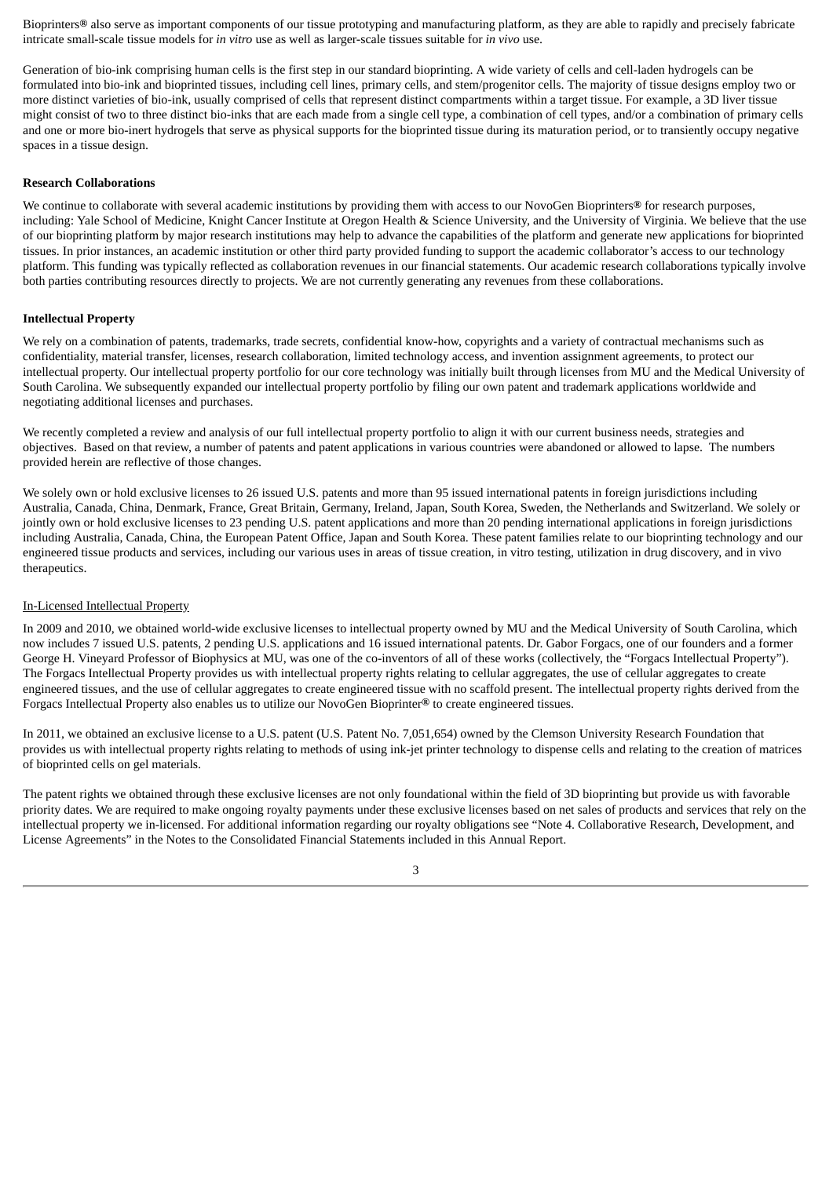Bioprinters**®** also serve as important components of our tissue prototyping and manufacturing platform, as they are able to rapidly and precisely fabricate intricate small-scale tissue models for *in vitro* use as well as larger-scale tissues suitable for *in vivo* use.

Generation of bio-ink comprising human cells is the first step in our standard bioprinting. A wide variety of cells and cell-laden hydrogels can be formulated into bio-ink and bioprinted tissues, including cell lines, primary cells, and stem/progenitor cells. The majority of tissue designs employ two or more distinct varieties of bio-ink, usually comprised of cells that represent distinct compartments within a target tissue. For example, a 3D liver tissue might consist of two to three distinct bio-inks that are each made from a single cell type, a combination of cell types, and/or a combination of primary cells and one or more bio-inert hydrogels that serve as physical supports for the bioprinted tissue during its maturation period, or to transiently occupy negative spaces in a tissue design.

**Research Collaborations**

We continue to collaborate with several academic institutions by providing them with access to our NovoGen Bioprinters**®** for research purposes, including: Yale School of Medicine, Knight Cancer Institute at Oregon Health & Science University, and the University of Virginia. We believe that the use of our bioprinting platform by major research institutions may help to advance the capabilities of the platform and generate new applications for bioprinted tissues. In prior instances, an academic institution or other third party provided funding to support the academic collaborator's access to our technology platform. This funding was typically reflected as collaboration revenues in our financial statements. Our academic research collaborations typically involve both parties contributing resources directly to projects. We are not currently generating any revenues from these collaborations.

**Intellectual Property**

We rely on a combination of patents, trademarks, trade secrets, confidential know-how, copyrights and a variety of contractual mechanisms such as confidentiality, material transfer, licenses, research collaboration, limited technology access, and invention assignment agreements, to protect our intellectual property. Our intellectual property portfolio for our core technology was initially built through licenses from MU and the Medical University of South Carolina. We subsequently expanded our intellectual property portfolio by filing our own patent and trademark applications worldwide and negotiating additional licenses and purchases.

We recently completed a review and analysis of our full intellectual property portfolio to align it with our current business needs, strategies and objectives. Based on that review, a number of patents and patent applications in various countries were abandoned or allowed to lapse. The numbers provided herein are reflective of those changes.

We solely own or hold exclusive licenses to 26 issued U.S. patents and more than 95 issued international patents in foreign jurisdictions including Australia, Canada, China, Denmark, France, Great Britain, Germany, Ireland, Japan, South Korea, Sweden, the Netherlands and Switzerland. We solely or jointly own or hold exclusive licenses to 23 pending U.S. patent applications and more than 20 pending international applications in foreign jurisdictions including Australia, Canada, China, the European Patent Office, Japan and South Korea. These patent families relate to our bioprinting technology and our engineered tissue products and services, including our various uses in areas of tissue creation, in vitro testing, utilization in drug discovery, and in vivo therapeutics.

In-Licensed Intellectual Property

In 2009 and 2010, we obtained world-wide exclusive licenses to intellectual property owned by MU and the Medical University of South Carolina, which now includes 7 issued U.S. patents, 2 pending U.S. applications and 16 issued international patents. Dr. Gabor Forgacs, one of our founders and a former George H. Vineyard Professor of Biophysics at MU, was one of the co-inventors of all of these works (collectively, the "Forgacs Intellectual Property"). The Forgacs Intellectual Property provides us with intellectual property rights relating to cellular aggregates, the use of cellular aggregates to create engineered tissues, and the use of cellular aggregates to create engineered tissue with no scaffold present. The intellectual property rights derived from the Forgacs Intellectual Property also enables us to utilize our NovoGen Bioprinter**®** to create engineered tissues.

In 2011, we obtained an exclusive license to a U.S. patent (U.S. Patent No. 7,051,654) owned by the Clemson University Research Foundation that provides us with intellectual property rights relating to methods of using ink-jet printer technology to dispense cells and relating to the creation of matrices of bioprinted cells on gel materials.

The patent rights we obtained through these exclusive licenses are not only foundational within the field of 3D bioprinting but provide us with favorable priority dates. We are required to make ongoing royalty payments under these exclusive licenses based on net sales of products and services that rely on the intellectual property we in-licensed. For additional information regarding our royalty obligations see "Note 4. Collaborative Research, Development, and License Agreements" in the Notes to the Consolidated Financial Statements included in this Annual Report.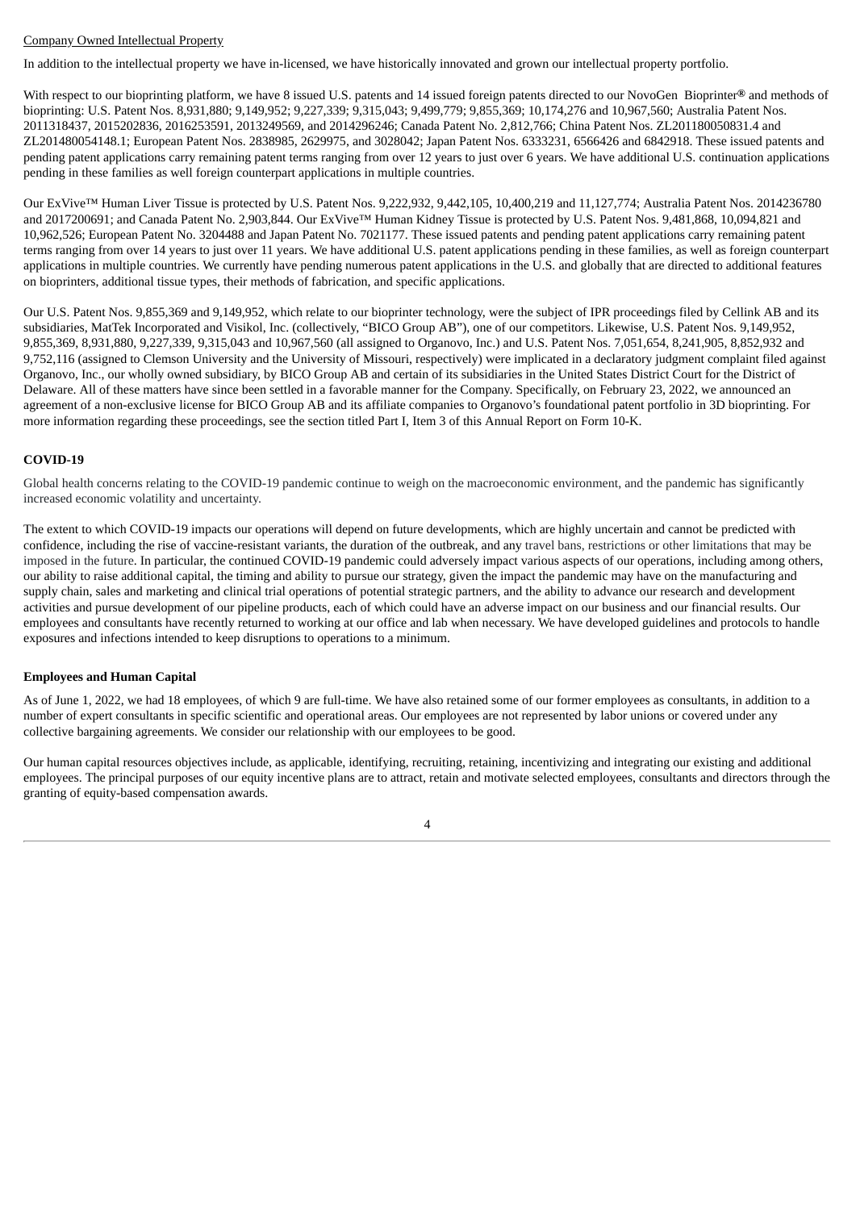Company Owned Intellectual Property

In addition to the intellectual property we have in-licensed, we have historically innovated and grown our intellectual property portfolio.

With respect to our bioprinting platform, we have 8 issued U.S. patents and 14 issued foreign patents directed to our NovoGen Bioprinter® and methods of bioprinting: U.S. Patent Nos. 8,931,880; 9,149,952; 9,227,339; 9,315,043; 9,499,779; 9,855,369; 10,174,276 and 10,967,560; Australia Patent Nos. 2011318437, 2015202836, 2016253591, 2013249569, and 2014296246; Canada Patent No. 2,812,766; China Patent Nos. ZL201180050831.4 and ZL201480054148.1; European Patent Nos. 2838985, 2629975, and 3028042; Japan Patent Nos. 6333231, 6566426 and 6842918. These issued patents and pending patent applications carry remaining patent terms ranging from over 12 years to just over 6 years. We have additional U.S. continuation applications pending in these families as well foreign counterpart applications in multiple countries.

Our ExVive™ Human Liver Tissue is protected by U.S. Patent Nos. 9,222,932, 9,442,105, 10,400,219 and 11,127,774; Australia Patent Nos. 2014236780 and 2017200691; and Canada Patent No. 2,903,844. Our ExVive™ Human Kidney Tissue is protected by U.S. Patent Nos. 9,481,868, 10,094,821 and 10,962,526; European Patent No. 3204488 and Japan Patent No. 7021177. These issued patents and pending patent applications carry remaining patent terms ranging from over 14 years to just over 11 years. We have additional U.S. patent applications pending in these families, as well as foreign counterpart applications in multiple countries. We currently have pending numerous patent applications in the U.S. and globally that are directed to additional features on bioprinters, additional tissue types, their methods of fabrication, and specific applications.

Our U.S. Patent Nos. 9,855,369 and 9,149,952, which relate to our bioprinter technology, were the subject of IPR proceedings filed by Cellink AB and its subsidiaries, MatTek Incorporated and Visikol, Inc. (collectively, "BICO Group AB"), one of our competitors. Likewise, U.S. Patent Nos. 9,149,952, 9,855,369, 8,931,880, 9,227,339, 9,315,043 and 10,967,560 (all assigned to Organovo, Inc.) and U.S. Patent Nos. 7,051,654, 8,241,905, 8,852,932 and 9,752,116 (assigned to Clemson University and the University of Missouri, respectively) were implicated in a declaratory judgment complaint filed against Organovo, Inc., our wholly owned subsidiary, by BICO Group AB and certain of its subsidiaries in the United States District Court for the District of Delaware. All of these matters have since been settled in a favorable manner for the Company. Specifically, on February 23, 2022, we announced an agreement of a non-exclusive license for BICO Group AB and its affiliate companies to Organovo's foundational patent portfolio in 3D bioprinting. For more information regarding these proceedings, see the section titled Part I, Item 3 of this Annual Report on Form 10-K.

## COVID-19

Global health concerns relating to the COVID-19 pandemic continue to weigh on the macroeconomic environment, and the pandemic has significantly increased economic volatility and uncertainty.

The extent to which COVID-19 impacts our operations will depend on future developments, which are highly uncertain and cannot be predicted with confidence, including the rise of vaccine-resistant variants, the duration of the outbreak, and any travel bans, restrictions or other limitations that may be imposed in the future. In particular, the continued COVID-19 pandemic could adversely impact various aspects of our operations, including among others, our ability to raise additional capital, the timing and ability to pursue our strategy, given the impact the pandemic may have on the manufacturing and supply chain, sales and marketing and clinical trial operations of potential strategic partners, and the ability to advance our research and development activities and pursue development of our pipeline products, each of which could have an adverse impact on our business and our financial results. Our employees and consultants have recently returned to working at our office and lab when necessary. We have developed guidelines and protocols to handle exposures and infections intended to keep disruptions to operations to a minimum.

## Employees and Human Capital

As of June 1, 2022, we had 18 employees, of which 9 are full-time. We have also retained some of our former employees as consultants, in addition to a number of expert consultants in specific scientific and operational areas. Our employees are not represented by labor unions or covered under any collective bargaining agreements. We consider our relationship with our employees to be good.

Our human capital resources objectives include, as applicable, identifying, recruiting, retaining, incentivizing and integrating our existing and additional employees. The principal purposes of our equity incentive plans are to attract, retain and motivate selected employees, consultants and directors through the granting of equity-based compensation awards.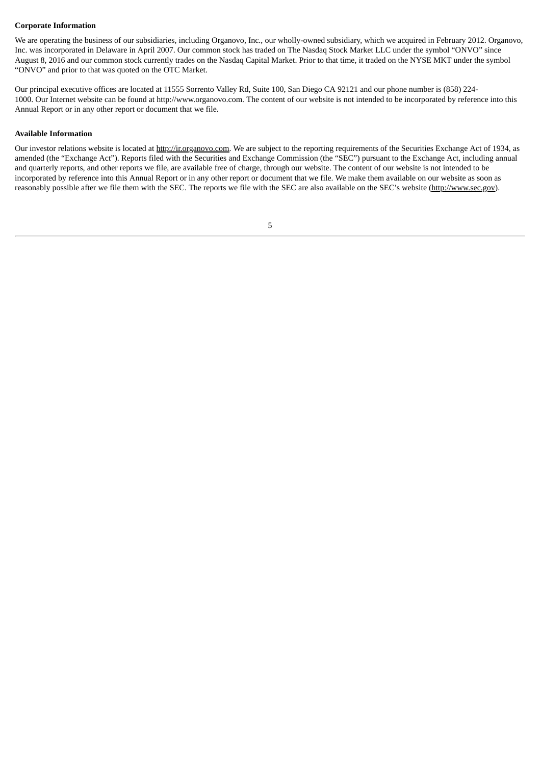**Corporate Information**

We are operating the business of our subsidiaries, including Organovo, Inc., our wholly-owned subsidiary, which we acquired in February 2012. Organovo, Inc. was incorporated in Delaware in April 2007. Our common stock has traded on The Nasdaq Stock Market LLC under the symbol "ONVO" since August 8, 2016 and our common stock currently trades on the Nasdaq Capital Market. Prior to that time, it traded on the NYSE MKT under the symbol "ONVO" and prior to that was quoted on the OTC Market.

Our principal executive offices are located at 11555 Sorrento Valley Rd, Suite 100, San Diego CA 92121 and our phone number is (858) 224-1000. Our Internet website can be found at http://www.organovo.com. The content of our website is not intended to be incorporated by reference into this Annual Report or in any other report or document that we file.

**Available Information**

Our investor relations website is located at http://ir.organovo.com. We are subject to the reporting requirements of the Securities Exchange Act of 1934, as amended (the "Exchange Act"). Reports filed with the Securities and Exchange Commission (the "SEC") pursuant to the Exchange Act, including annual and quarterly reports, and other reports we file, are available free of charge, through our website. The content of our website is not intended to be incorporated by reference into this Annual Report or in any other report or document that we file. We make them available on our website as soon as reasonably possible after we file them with the SEC. The reports we file with the SEC are also available on the SEC's website (http://www.sec.gov).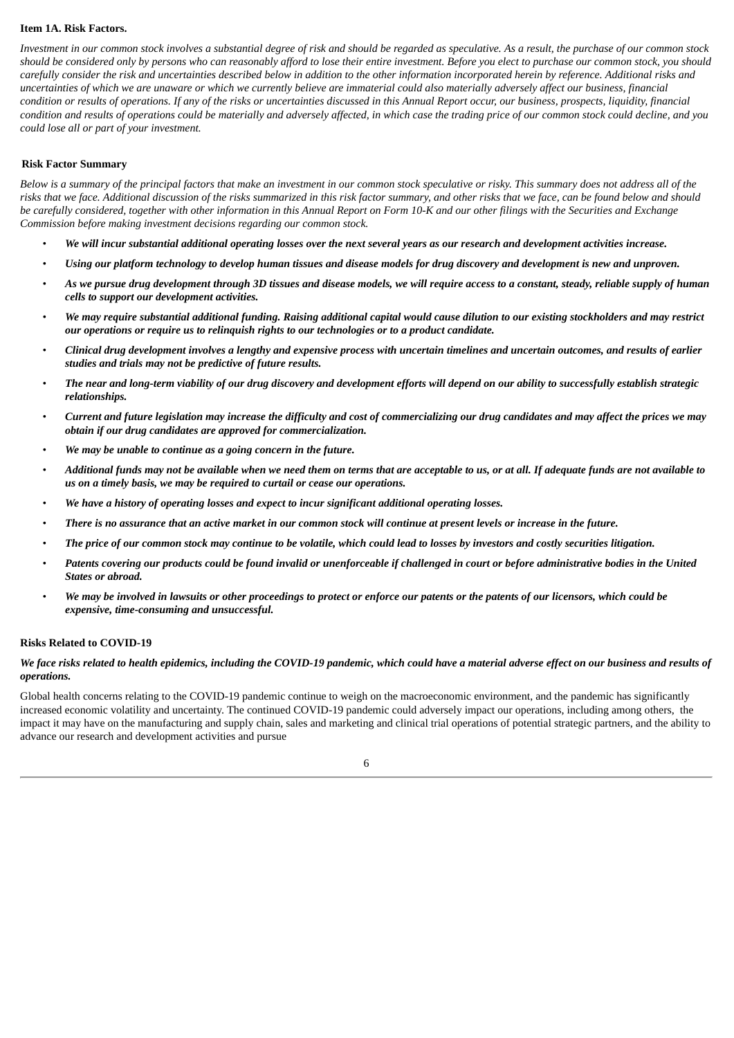### Item 1A. Risk Factors.

*Investment in our common stock involves a substantial degree of risk and should be regarded as speculative. As a result, the purchase of our common stock should be considered only by persons who can reasonably afford to lose their entire investment. Before you elect to purchase our common stock, you should carefully consider the risk and uncertainties described below in addition to the other information incorporated herein by reference. Additional risks and uncertainties of which we are unaware or which we currently believe are immaterial could also materially adversely affect our business, financial condition or results of operations. If any of the risks or uncertainties discussed in this Annual Report occur, our business, prospects, liquidity, financial condition and results of operations could be materially and adversely affected, in which case the trading price of our common stock could decline, and you could lose all or part of your investment.*

#### Risk Factor Summary

*Below is a summary of the principal factors that make an investment in our common stock speculative or risky. This summary does not address all of the risks that we face. Additional discussion of the risks summarized in this risk factor summary, and other risks that we face, can be found below and should be carefully considered, together with other information in this Annual Report on Form 10-K and our other filings with the Securities and Exchange Commission before making investment decisions regarding our common stock.*

- ***We will incur substantial additional operating losses over the next several years as our research and development activities increase.***
- ***Using our platform technology to develop human tissues and disease models for drug discovery and development is new and unproven.***
- ***As we pursue drug development through 3D tissues and disease models, we will require access to a constant, steady, reliable supply of human cells to support our development activities.***
- ***We may require substantial additional funding. Raising additional capital would cause dilution to our existing stockholders and may restrict our operations or require us to relinquish rights to our technologies or to a product candidate.***
- ***Clinical drug development involves a lengthy and expensive process with uncertain timelines and uncertain outcomes, and results of earlier studies and trials may not be predictive of future results.***
- ***The near and long-term viability of our drug discovery and development efforts will depend on our ability to successfully establish strategic relationships.***
- ***Current and future legislation may increase the difficulty and cost of commercializing our drug candidates and may affect the prices we may obtain if our drug candidates are approved for commercialization.***
- ***We may be unable to continue as a going concern in the future.***
- ***Additional funds may not be available when we need them on terms that are acceptable to us, or at all. If adequate funds are not available to us on a timely basis, we may be required to curtail or cease our operations.***
- ***We have a history of operating losses and expect to incur significant additional operating losses.***
- ***There is no assurance that an active market in our common stock will continue at present levels or increase in the future.***
- ***The price of our common stock may continue to be volatile, which could lead to losses by investors and costly securities litigation.***
- ***Patents covering our products could be found invalid or unenforceable if challenged in court or before administrative bodies in the United States or abroad.***
- ***We may be involved in lawsuits or other proceedings to protect or enforce our patents or the patents of our licensors, which could be expensive, time-consuming and unsuccessful.***

#### Risks Related to COVID-19

***We face risks related to health epidemics, including the COVID-19 pandemic, which could have a material adverse effect on our business and results of operations.***

Global health concerns relating to the COVID-19 pandemic continue to weigh on the macroeconomic environment, and the pandemic has significantly increased economic volatility and uncertainty. The continued COVID-19 pandemic could adversely impact our operations, including among others, the impact it may have on the manufacturing and supply chain, sales and marketing and clinical trial operations of potential strategic partners, and the ability to advance our research and development activities and pursue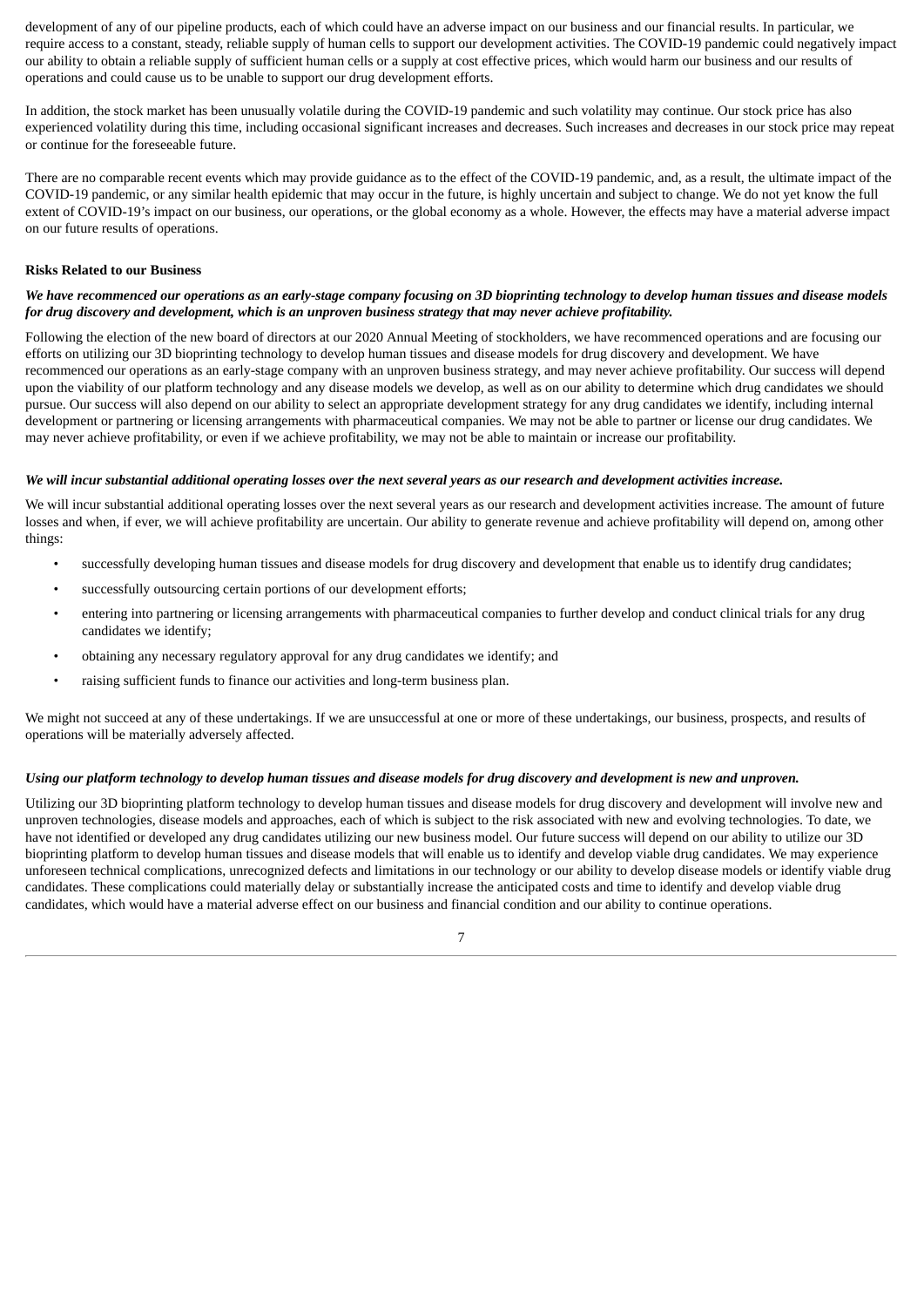development of any of our pipeline products, each of which could have an adverse impact on our business and our financial results. In particular, we require access to a constant, steady, reliable supply of human cells to support our development activities. The COVID-19 pandemic could negatively impact our ability to obtain a reliable supply of sufficient human cells or a supply at cost effective prices, which would harm our business and our results of operations and could cause us to be unable to support our drug development efforts.

In addition, the stock market has been unusually volatile during the COVID-19 pandemic and such volatility may continue. Our stock price has also experienced volatility during this time, including occasional significant increases and decreases. Such increases and decreases in our stock price may repeat or continue for the foreseeable future.

There are no comparable recent events which may provide guidance as to the effect of the COVID-19 pandemic, and, as a result, the ultimate impact of the COVID-19 pandemic, or any similar health epidemic that may occur in the future, is highly uncertain and subject to change. We do not yet know the full extent of COVID-19's impact on our business, our operations, or the global economy as a whole. However, the effects may have a material adverse impact on our future results of operations.

**Risks Related to our Business**

***We have recommenced our operations as an early-stage company focusing on 3D bioprinting technology to develop human tissues and disease models for drug discovery and development, which is an unproven business strategy that may never achieve profitability.***

Following the election of the new board of directors at our 2020 Annual Meeting of stockholders, we have recommenced operations and are focusing our efforts on utilizing our 3D bioprinting technology to develop human tissues and disease models for drug discovery and development. We have recommenced our operations as an early-stage company with an unproven business strategy, and may never achieve profitability. Our success will depend upon the viability of our platform technology and any disease models we develop, as well as on our ability to determine which drug candidates we should pursue. Our success will also depend on our ability to select an appropriate development strategy for any drug candidates we identify, including internal development or partnering or licensing arrangements with pharmaceutical companies. We may not be able to partner or license our drug candidates. We may never achieve profitability, or even if we achieve profitability, we may not be able to maintain or increase our profitability.

***We will incur substantial additional operating losses over the next several years as our research and development activities increase.***

We will incur substantial additional operating losses over the next several years as our research and development activities increase. The amount of future losses and when, if ever, we will achieve profitability are uncertain. Our ability to generate revenue and achieve profitability will depend on, among other things:

- successfully developing human tissues and disease models for drug discovery and development that enable us to identify drug candidates;
- successfully outsourcing certain portions of our development efforts;
- entering into partnering or licensing arrangements with pharmaceutical companies to further develop and conduct clinical trials for any drug candidates we identify;
- obtaining any necessary regulatory approval for any drug candidates we identify; and
- raising sufficient funds to finance our activities and long-term business plan.

We might not succeed at any of these undertakings. If we are unsuccessful at one or more of these undertakings, our business, prospects, and results of operations will be materially adversely affected.

***Using our platform technology to develop human tissues and disease models for drug discovery and development is new and unproven.***

Utilizing our 3D bioprinting platform technology to develop human tissues and disease models for drug discovery and development will involve new and unproven technologies, disease models and approaches, each of which is subject to the risk associated with new and evolving technologies. To date, we have not identified or developed any drug candidates utilizing our new business model. Our future success will depend on our ability to utilize our 3D bioprinting platform to develop human tissues and disease models that will enable us to identify and develop viable drug candidates. We may experience unforeseen technical complications, unrecognized defects and limitations in our technology or our ability to develop disease models or identify viable drug candidates. These complications could materially delay or substantially increase the anticipated costs and time to identify and develop viable drug candidates, which would have a material adverse effect on our business and financial condition and our ability to continue operations.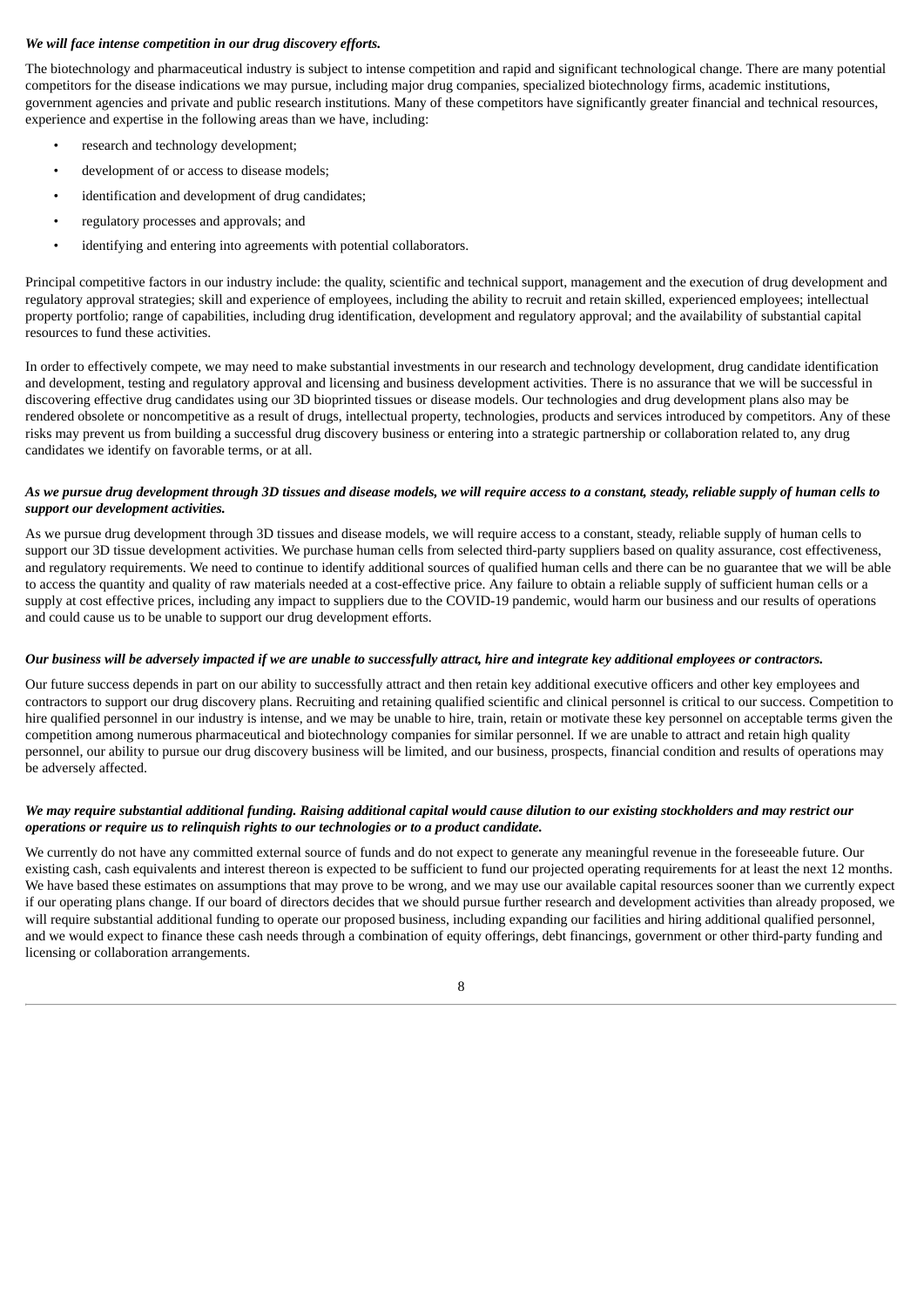***We will face intense competition in our drug discovery efforts.***

The biotechnology and pharmaceutical industry is subject to intense competition and rapid and significant technological change. There are many potential competitors for the disease indications we may pursue, including major drug companies, specialized biotechnology firms, academic institutions, government agencies and private and public research institutions. Many of these competitors have significantly greater financial and technical resources, experience and expertise in the following areas than we have, including:

- research and technology development;
- development of or access to disease models;
- identification and development of drug candidates;
- regulatory processes and approvals; and
- identifying and entering into agreements with potential collaborators.

Principal competitive factors in our industry include: the quality, scientific and technical support, management and the execution of drug development and regulatory approval strategies; skill and experience of employees, including the ability to recruit and retain skilled, experienced employees; intellectual property portfolio; range of capabilities, including drug identification, development and regulatory approval; and the availability of substantial capital resources to fund these activities.

In order to effectively compete, we may need to make substantial investments in our research and technology development, drug candidate identification and development, testing and regulatory approval and licensing and business development activities. There is no assurance that we will be successful in discovering effective drug candidates using our 3D bioprinted tissues or disease models. Our technologies and drug development plans also may be rendered obsolete or noncompetitive as a result of drugs, intellectual property, technologies, products and services introduced by competitors. Any of these risks may prevent us from building a successful drug discovery business or entering into a strategic partnership or collaboration related to, any drug candidates we identify on favorable terms, or at all.

***As we pursue drug development through 3D tissues and disease models, we will require access to a constant, steady, reliable supply of human cells to support our development activities.***

As we pursue drug development through 3D tissues and disease models, we will require access to a constant, steady, reliable supply of human cells to support our 3D tissue development activities. We purchase human cells from selected third-party suppliers based on quality assurance, cost effectiveness, and regulatory requirements. We need to continue to identify additional sources of qualified human cells and there can be no guarantee that we will be able to access the quantity and quality of raw materials needed at a cost-effective price. Any failure to obtain a reliable supply of sufficient human cells or a supply at cost effective prices, including any impact to suppliers due to the COVID-19 pandemic, would harm our business and our results of operations and could cause us to be unable to support our drug development efforts.

***Our business will be adversely impacted if we are unable to successfully attract, hire and integrate key additional employees or contractors.***

Our future success depends in part on our ability to successfully attract and then retain key additional executive officers and other key employees and contractors to support our drug discovery plans. Recruiting and retaining qualified scientific and clinical personnel is critical to our success. Competition to hire qualified personnel in our industry is intense, and we may be unable to hire, train, retain or motivate these key personnel on acceptable terms given the competition among numerous pharmaceutical and biotechnology companies for similar personnel. If we are unable to attract and retain high quality personnel, our ability to pursue our drug discovery business will be limited, and our business, prospects, financial condition and results of operations may be adversely affected.

***We may require substantial additional funding. Raising additional capital would cause dilution to our existing stockholders and may restrict our operations or require us to relinquish rights to our technologies or to a product candidate.***

We currently do not have any committed external source of funds and do not expect to generate any meaningful revenue in the foreseeable future. Our existing cash, cash equivalents and interest thereon is expected to be sufficient to fund our projected operating requirements for at least the next 12 months. We have based these estimates on assumptions that may prove to be wrong, and we may use our available capital resources sooner than we currently expect if our operating plans change. If our board of directors decides that we should pursue further research and development activities than already proposed, we will require substantial additional funding to operate our proposed business, including expanding our facilities and hiring additional qualified personnel, and we would expect to finance these cash needs through a combination of equity offerings, debt financings, government or other third-party funding and licensing or collaboration arrangements.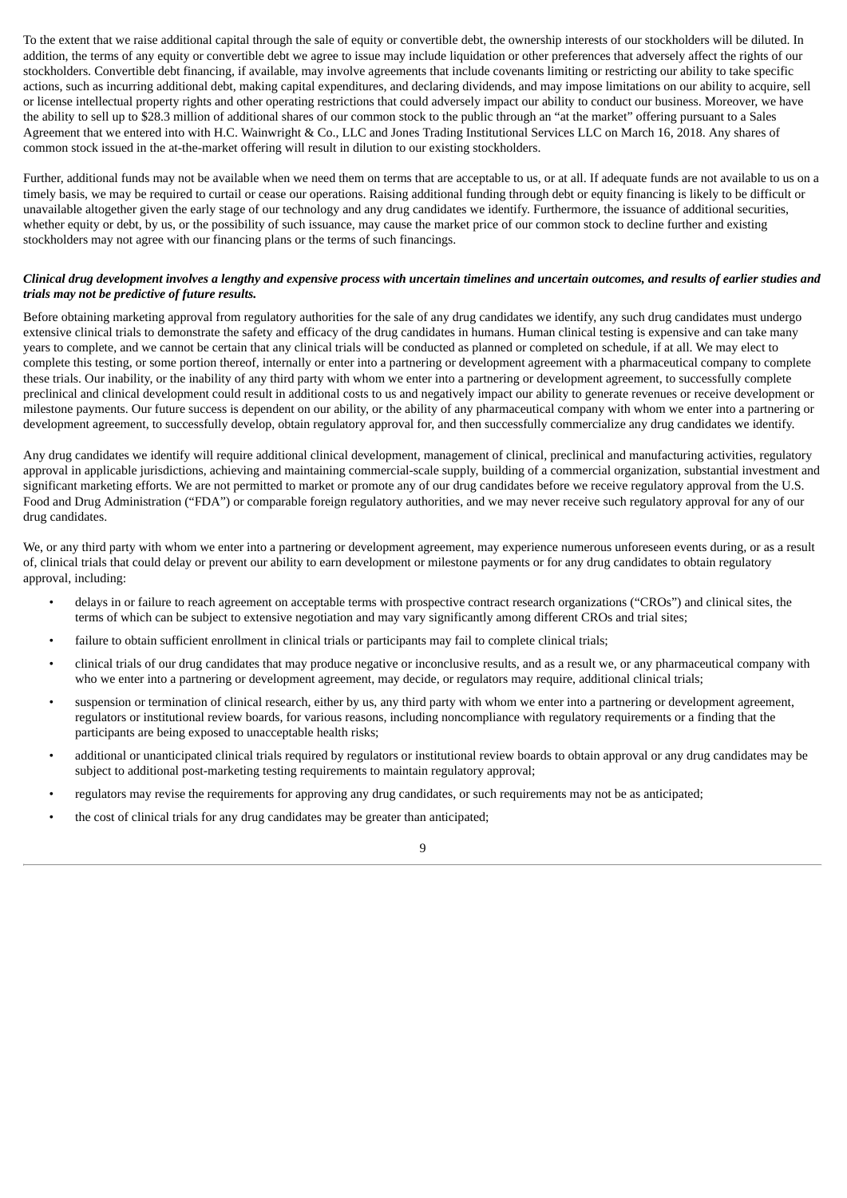To the extent that we raise additional capital through the sale of equity or convertible debt, the ownership interests of our stockholders will be diluted. In addition, the terms of any equity or convertible debt we agree to issue may include liquidation or other preferences that adversely affect the rights of our stockholders. Convertible debt financing, if available, may involve agreements that include covenants limiting or restricting our ability to take specific actions, such as incurring additional debt, making capital expenditures, and declaring dividends, and may impose limitations on our ability to acquire, sell or license intellectual property rights and other operating restrictions that could adversely impact our ability to conduct our business. Moreover, we have the ability to sell up to $28.3 million of additional shares of our common stock to the public through an "at the market" offering pursuant to a Sales Agreement that we entered into with H.C. Wainwright & Co., LLC and Jones Trading Institutional Services LLC on March 16, 2018. Any shares of common stock issued in the at-the-market offering will result in dilution to our existing stockholders.

Further, additional funds may not be available when we need them on terms that are acceptable to us, or at all. If adequate funds are not available to us on a timely basis, we may be required to curtail or cease our operations. Raising additional funding through debt or equity financing is likely to be difficult or unavailable altogether given the early stage of our technology and any drug candidates we identify. Furthermore, the issuance of additional securities, whether equity or debt, by us, or the possibility of such issuance, may cause the market price of our common stock to decline further and existing stockholders may not agree with our financing plans or the terms of such financings.

***Clinical drug development involves a lengthy and expensive process with uncertain timelines and uncertain outcomes, and results of earlier studies and trials may not be predictive of future results.***

Before obtaining marketing approval from regulatory authorities for the sale of any drug candidates we identify, any such drug candidates must undergo extensive clinical trials to demonstrate the safety and efficacy of the drug candidates in humans. Human clinical testing is expensive and can take many years to complete, and we cannot be certain that any clinical trials will be conducted as planned or completed on schedule, if at all. We may elect to complete this testing, or some portion thereof, internally or enter into a partnering or development agreement with a pharmaceutical company to complete these trials. Our inability, or the inability of any third party with whom we enter into a partnering or development agreement, to successfully complete preclinical and clinical development could result in additional costs to us and negatively impact our ability to generate revenues or receive development or milestone payments. Our future success is dependent on our ability, or the ability of any pharmaceutical company with whom we enter into a partnering or development agreement, to successfully develop, obtain regulatory approval for, and then successfully commercialize any drug candidates we identify.

Any drug candidates we identify will require additional clinical development, management of clinical, preclinical and manufacturing activities, regulatory approval in applicable jurisdictions, achieving and maintaining commercial-scale supply, building of a commercial organization, substantial investment and significant marketing efforts. We are not permitted to market or promote any of our drug candidates before we receive regulatory approval from the U.S. Food and Drug Administration ("FDA") or comparable foreign regulatory authorities, and we may never receive such regulatory approval for any of our drug candidates.

We, or any third party with whom we enter into a partnering or development agreement, may experience numerous unforeseen events during, or as a result of, clinical trials that could delay or prevent our ability to earn development or milestone payments or for any drug candidates to obtain regulatory approval, including:

- delays in or failure to reach agreement on acceptable terms with prospective contract research organizations ("CROs") and clinical sites, the terms of which can be subject to extensive negotiation and may vary significantly among different CROs and trial sites;
- failure to obtain sufficient enrollment in clinical trials or participants may fail to complete clinical trials;
- clinical trials of our drug candidates that may produce negative or inconclusive results, and as a result we, or any pharmaceutical company with who we enter into a partnering or development agreement, may decide, or regulators may require, additional clinical trials;
- suspension or termination of clinical research, either by us, any third party with whom we enter into a partnering or development agreement, regulators or institutional review boards, for various reasons, including noncompliance with regulatory requirements or a finding that the participants are being exposed to unacceptable health risks;
- additional or unanticipated clinical trials required by regulators or institutional review boards to obtain approval or any drug candidates may be subject to additional post-marketing testing requirements to maintain regulatory approval;
- regulators may revise the requirements for approving any drug candidates, or such requirements may not be as anticipated;
- the cost of clinical trials for any drug candidates may be greater than anticipated;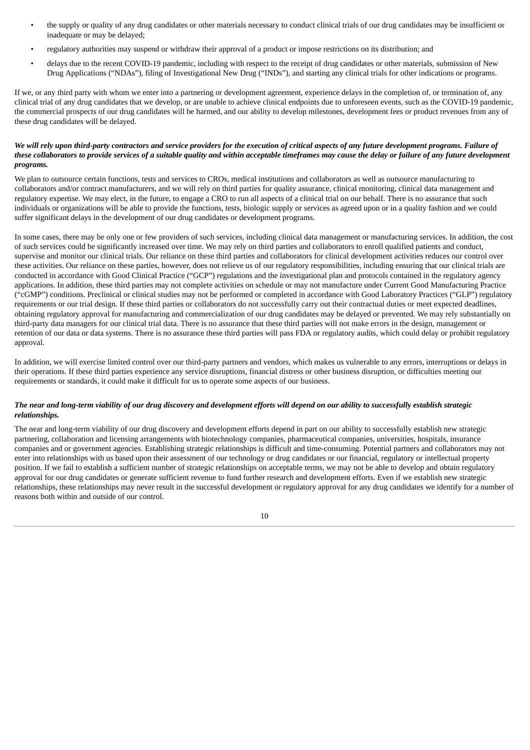- the supply or quality of any drug candidates or other materials necessary to conduct clinical trials of our drug candidates may be insufficient or inadequate or may be delayed;
- regulatory authorities may suspend or withdraw their approval of a product or impose restrictions on its distribution; and
- delays due to the recent COVID-19 pandemic, including with respect to the receipt of drug candidates or other materials, submission of New Drug Applications ("NDAs"), filing of Investigational New Drug ("INDs"), and starting any clinical trials for other indications or programs.

If we, or any third party with whom we enter into a partnering or development agreement, experience delays in the completion of, or termination of, any clinical trial of any drug candidates that we develop, or are unable to achieve clinical endpoints due to unforeseen events, such as the COVID-19 pandemic, the commercial prospects of our drug candidates will be harmed, and our ability to develop milestones, development fees or product revenues from any of these drug candidates will be delayed.

***We will rely upon third-party contractors and service providers for the execution of critical aspects of any future development programs. Failure of these collaborators to provide services of a suitable quality and within acceptable timeframes may cause the delay or failure of any future development programs.***

We plan to outsource certain functions, tests and services to CROs, medical institutions and collaborators as well as outsource manufacturing to collaborators and/or contract manufacturers, and we will rely on third parties for quality assurance, clinical monitoring, clinical data management and regulatory expertise. We may elect, in the future, to engage a CRO to run all aspects of a clinical trial on our behalf. There is no assurance that such individuals or organizations will be able to provide the functions, tests, biologic supply or services as agreed upon or in a quality fashion and we could suffer significant delays in the development of our drug candidates or development programs.

In some cases, there may be only one or few providers of such services, including clinical data management or manufacturing services. In addition, the cost of such services could be significantly increased over time. We may rely on third parties and collaborators to enroll qualified patients and conduct, supervise and monitor our clinical trials. Our reliance on these third parties and collaborators for clinical development activities reduces our control over these activities. Our reliance on these parties, however, does not relieve us of our regulatory responsibilities, including ensuring that our clinical trials are conducted in accordance with Good Clinical Practice ("GCP") regulations and the investigational plan and protocols contained in the regulatory agency applications. In addition, these third parties may not complete activities on schedule or may not manufacture under Current Good Manufacturing Practice ("cGMP") conditions. Preclinical or clinical studies may not be performed or completed in accordance with Good Laboratory Practices ("GLP") regulatory requirements or our trial design. If these third parties or collaborators do not successfully carry out their contractual duties or meet expected deadlines, obtaining regulatory approval for manufacturing and commercialization of our drug candidates may be delayed or prevented. We may rely substantially on third-party data managers for our clinical trial data. There is no assurance that these third parties will not make errors in the design, management or retention of our data or data systems. There is no assurance these third parties will pass FDA or regulatory audits, which could delay or prohibit regulatory approval.

In addition, we will exercise limited control over our third-party partners and vendors, which makes us vulnerable to any errors, interruptions or delays in their operations. If these third parties experience any service disruptions, financial distress or other business disruption, or difficulties meeting our requirements or standards, it could make it difficult for us to operate some aspects of our business.

***The near and long-term viability of our drug discovery and development efforts will depend on our ability to successfully establish strategic relationships.***

The near and long-term viability of our drug discovery and development efforts depend in part on our ability to successfully establish new strategic partnering, collaboration and licensing arrangements with biotechnology companies, pharmaceutical companies, universities, hospitals, insurance companies and or government agencies. Establishing strategic relationships is difficult and time-consuming. Potential partners and collaborators may not enter into relationships with us based upon their assessment of our technology or drug candidates or our financial, regulatory or intellectual property position. If we fail to establish a sufficient number of strategic relationships on acceptable terms, we may not be able to develop and obtain regulatory approval for our drug candidates or generate sufficient revenue to fund further research and development efforts. Even if we establish new strategic relationships, these relationships may never result in the successful development or regulatory approval for any drug candidates we identify for a number of reasons both within and outside of our control.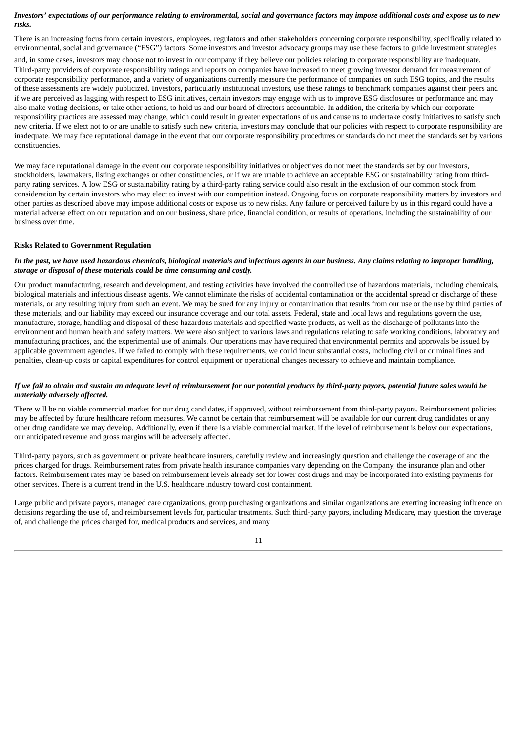***Investors' expectations of our performance relating to environmental, social and governance factors may impose additional costs and expose us to new risks.***

There is an increasing focus from certain investors, employees, regulators and other stakeholders concerning corporate responsibility, specifically related to environmental, social and governance ("ESG") factors. Some investors and investor advocacy groups may use these factors to guide investment strategies and, in some cases, investors may choose not to invest in our company if they believe our policies relating to corporate responsibility are inadequate. Third-party providers of corporate responsibility ratings and reports on companies have increased to meet growing investor demand for measurement of corporate responsibility performance, and a variety of organizations currently measure the performance of companies on such ESG topics, and the results of these assessments are widely publicized. Investors, particularly institutional investors, use these ratings to benchmark companies against their peers and if we are perceived as lagging with respect to ESG initiatives, certain investors may engage with us to improve ESG disclosures or performance and may also make voting decisions, or take other actions, to hold us and our board of directors accountable. In addition, the criteria by which our corporate responsibility practices are assessed may change, which could result in greater expectations of us and cause us to undertake costly initiatives to satisfy such new criteria. If we elect not to or are unable to satisfy such new criteria, investors may conclude that our policies with respect to corporate responsibility are inadequate. We may face reputational damage in the event that our corporate responsibility procedures or standards do not meet the standards set by various constituencies.

We may face reputational damage in the event our corporate responsibility initiatives or objectives do not meet the standards set by our investors, stockholders, lawmakers, listing exchanges or other constituencies, or if we are unable to achieve an acceptable ESG or sustainability rating from third-party rating services. A low ESG or sustainability rating by a third-party rating service could also result in the exclusion of our common stock from consideration by certain investors who may elect to invest with our competition instead. Ongoing focus on corporate responsibility matters by investors and other parties as described above may impose additional costs or expose us to new risks. Any failure or perceived failure by us in this regard could have a material adverse effect on our reputation and on our business, share price, financial condition, or results of operations, including the sustainability of our business over time.

**Risks Related to Government Regulation**

***In the past, we have used hazardous chemicals, biological materials and infectious agents in our business. Any claims relating to improper handling, storage or disposal of these materials could be time consuming and costly.***

Our product manufacturing, research and development, and testing activities have involved the controlled use of hazardous materials, including chemicals, biological materials and infectious disease agents. We cannot eliminate the risks of accidental contamination or the accidental spread or discharge of these materials, or any resulting injury from such an event. We may be sued for any injury or contamination that results from our use or the use by third parties of these materials, and our liability may exceed our insurance coverage and our total assets. Federal, state and local laws and regulations govern the use, manufacture, storage, handling and disposal of these hazardous materials and specified waste products, as well as the discharge of pollutants into the environment and human health and safety matters. We were also subject to various laws and regulations relating to safe working conditions, laboratory and manufacturing practices, and the experimental use of animals. Our operations may have required that environmental permits and approvals be issued by applicable government agencies. If we failed to comply with these requirements, we could incur substantial costs, including civil or criminal fines and penalties, clean-up costs or capital expenditures for control equipment or operational changes necessary to achieve and maintain compliance.

***If we fail to obtain and sustain an adequate level of reimbursement for our potential products by third-party payors, potential future sales would be materially adversely affected.***

There will be no viable commercial market for our drug candidates, if approved, without reimbursement from third-party payors. Reimbursement policies may be affected by future healthcare reform measures. We cannot be certain that reimbursement will be available for our current drug candidates or any other drug candidate we may develop. Additionally, even if there is a viable commercial market, if the level of reimbursement is below our expectations, our anticipated revenue and gross margins will be adversely affected.

Third-party payors, such as government or private healthcare insurers, carefully review and increasingly question and challenge the coverage of and the prices charged for drugs. Reimbursement rates from private health insurance companies vary depending on the Company, the insurance plan and other factors. Reimbursement rates may be based on reimbursement levels already set for lower cost drugs and may be incorporated into existing payments for other services. There is a current trend in the U.S. healthcare industry toward cost containment.

Large public and private payors, managed care organizations, group purchasing organizations and similar organizations are exerting increasing influence on decisions regarding the use of, and reimbursement levels for, particular treatments. Such third-party payors, including Medicare, may question the coverage of, and challenge the prices charged for, medical products and services, and many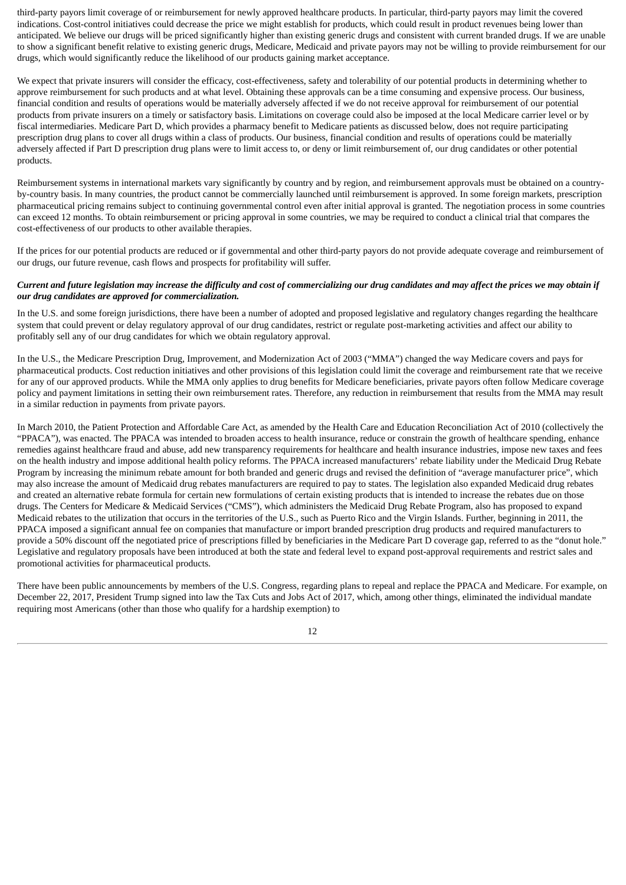third-party payors limit coverage of or reimbursement for newly approved healthcare products. In particular, third-party payors may limit the covered indications. Cost-control initiatives could decrease the price we might establish for products, which could result in product revenues being lower than anticipated. We believe our drugs will be priced significantly higher than existing generic drugs and consistent with current branded drugs. If we are unable to show a significant benefit relative to existing generic drugs, Medicare, Medicaid and private payors may not be willing to provide reimbursement for our drugs, which would significantly reduce the likelihood of our products gaining market acceptance.

We expect that private insurers will consider the efficacy, cost-effectiveness, safety and tolerability of our potential products in determining whether to approve reimbursement for such products and at what level. Obtaining these approvals can be a time consuming and expensive process. Our business, financial condition and results of operations would be materially adversely affected if we do not receive approval for reimbursement of our potential products from private insurers on a timely or satisfactory basis. Limitations on coverage could also be imposed at the local Medicare carrier level or by fiscal intermediaries. Medicare Part D, which provides a pharmacy benefit to Medicare patients as discussed below, does not require participating prescription drug plans to cover all drugs within a class of products. Our business, financial condition and results of operations could be materially adversely affected if Part D prescription drug plans were to limit access to, or deny or limit reimbursement of, our drug candidates or other potential products.

Reimbursement systems in international markets vary significantly by country and by region, and reimbursement approvals must be obtained on a country-by-country basis. In many countries, the product cannot be commercially launched until reimbursement is approved. In some foreign markets, prescription pharmaceutical pricing remains subject to continuing governmental control even after initial approval is granted. The negotiation process in some countries can exceed 12 months. To obtain reimbursement or pricing approval in some countries, we may be required to conduct a clinical trial that compares the cost-effectiveness of our products to other available therapies.

If the prices for our potential products are reduced or if governmental and other third-party payors do not provide adequate coverage and reimbursement of our drugs, our future revenue, cash flows and prospects for profitability will suffer.

***Current and future legislation may increase the difficulty and cost of commercializing our drug candidates and may affect the prices we may obtain if our drug candidates are approved for commercialization.***

In the U.S. and some foreign jurisdictions, there have been a number of adopted and proposed legislative and regulatory changes regarding the healthcare system that could prevent or delay regulatory approval of our drug candidates, restrict or regulate post-marketing activities and affect our ability to profitably sell any of our drug candidates for which we obtain regulatory approval.

In the U.S., the Medicare Prescription Drug, Improvement, and Modernization Act of 2003 ("MMA") changed the way Medicare covers and pays for pharmaceutical products. Cost reduction initiatives and other provisions of this legislation could limit the coverage and reimbursement rate that we receive for any of our approved products. While the MMA only applies to drug benefits for Medicare beneficiaries, private payors often follow Medicare coverage policy and payment limitations in setting their own reimbursement rates. Therefore, any reduction in reimbursement that results from the MMA may result in a similar reduction in payments from private payors.

In March 2010, the Patient Protection and Affordable Care Act, as amended by the Health Care and Education Reconciliation Act of 2010 (collectively the "PPACA"), was enacted. The PPACA was intended to broaden access to health insurance, reduce or constrain the growth of healthcare spending, enhance remedies against healthcare fraud and abuse, add new transparency requirements for healthcare and health insurance industries, impose new taxes and fees on the health industry and impose additional health policy reforms. The PPACA increased manufacturers' rebate liability under the Medicaid Drug Rebate Program by increasing the minimum rebate amount for both branded and generic drugs and revised the definition of "average manufacturer price", which may also increase the amount of Medicaid drug rebates manufacturers are required to pay to states. The legislation also expanded Medicaid drug rebates and created an alternative rebate formula for certain new formulations of certain existing products that is intended to increase the rebates due on those drugs. The Centers for Medicare & Medicaid Services ("CMS"), which administers the Medicaid Drug Rebate Program, also has proposed to expand Medicaid rebates to the utilization that occurs in the territories of the U.S., such as Puerto Rico and the Virgin Islands. Further, beginning in 2011, the PPACA imposed a significant annual fee on companies that manufacture or import branded prescription drug products and required manufacturers to provide a 50% discount off the negotiated price of prescriptions filled by beneficiaries in the Medicare Part D coverage gap, referred to as the "donut hole." Legislative and regulatory proposals have been introduced at both the state and federal level to expand post-approval requirements and restrict sales and promotional activities for pharmaceutical products.

There have been public announcements by members of the U.S. Congress, regarding plans to repeal and replace the PPACA and Medicare. For example, on December 22, 2017, President Trump signed into law the Tax Cuts and Jobs Act of 2017, which, among other things, eliminated the individual mandate requiring most Americans (other than those who qualify for a hardship exemption) to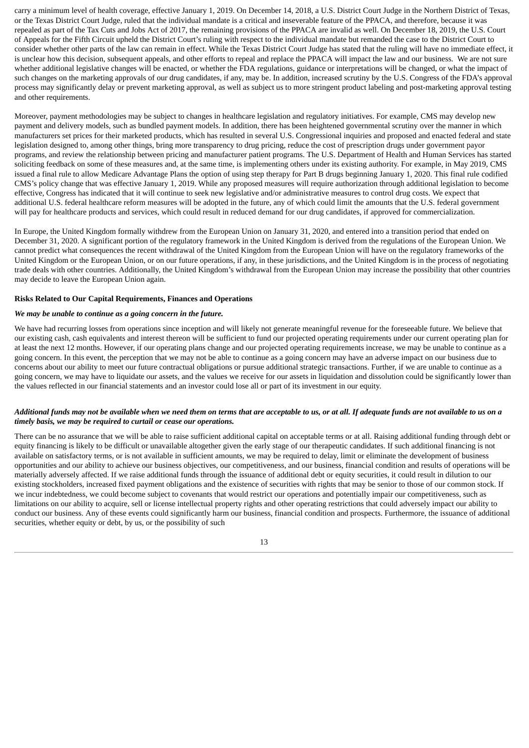carry a minimum level of health coverage, effective January 1, 2019. On December 14, 2018, a U.S. District Court Judge in the Northern District of Texas, or the Texas District Court Judge, ruled that the individual mandate is a critical and inseverable feature of the PPACA, and therefore, because it was repealed as part of the Tax Cuts and Jobs Act of 2017, the remaining provisions of the PPACA are invalid as well. On December 18, 2019, the U.S. Court of Appeals for the Fifth Circuit upheld the District Court's ruling with respect to the individual mandate but remanded the case to the District Court to consider whether other parts of the law can remain in effect. While the Texas District Court Judge has stated that the ruling will have no immediate effect, it is unclear how this decision, subsequent appeals, and other efforts to repeal and replace the PPACA will impact the law and our business. We are not sure whether additional legislative changes will be enacted, or whether the FDA regulations, guidance or interpretations will be changed, or what the impact of such changes on the marketing approvals of our drug candidates, if any, may be. In addition, increased scrutiny by the U.S. Congress of the FDA's approval process may significantly delay or prevent marketing approval, as well as subject us to more stringent product labeling and post-marketing approval testing and other requirements.

Moreover, payment methodologies may be subject to changes in healthcare legislation and regulatory initiatives. For example, CMS may develop new payment and delivery models, such as bundled payment models. In addition, there has been heightened governmental scrutiny over the manner in which manufacturers set prices for their marketed products, which has resulted in several U.S. Congressional inquiries and proposed and enacted federal and state legislation designed to, among other things, bring more transparency to drug pricing, reduce the cost of prescription drugs under government payor programs, and review the relationship between pricing and manufacturer patient programs. The U.S. Department of Health and Human Services has started soliciting feedback on some of these measures and, at the same time, is implementing others under its existing authority. For example, in May 2019, CMS issued a final rule to allow Medicare Advantage Plans the option of using step therapy for Part B drugs beginning January 1, 2020. This final rule codified CMS's policy change that was effective January 1, 2019. While any proposed measures will require authorization through additional legislation to become effective, Congress has indicated that it will continue to seek new legislative and/or administrative measures to control drug costs. We expect that additional U.S. federal healthcare reform measures will be adopted in the future, any of which could limit the amounts that the U.S. federal government will pay for healthcare products and services, which could result in reduced demand for our drug candidates, if approved for commercialization.

In Europe, the United Kingdom formally withdrew from the European Union on January 31, 2020, and entered into a transition period that ended on December 31, 2020. A significant portion of the regulatory framework in the United Kingdom is derived from the regulations of the European Union. We cannot predict what consequences the recent withdrawal of the United Kingdom from the European Union will have on the regulatory frameworks of the United Kingdom or the European Union, or on our future operations, if any, in these jurisdictions, and the United Kingdom is in the process of negotiating trade deals with other countries. Additionally, the United Kingdom's withdrawal from the European Union may increase the possibility that other countries may decide to leave the European Union again.

**Risks Related to Our Capital Requirements, Finances and Operations**

***We may be unable to continue as a going concern in the future.***

We have had recurring losses from operations since inception and will likely not generate meaningful revenue for the foreseeable future. We believe that our existing cash, cash equivalents and interest thereon will be sufficient to fund our projected operating requirements under our current operating plan for at least the next 12 months. However, if our operating plans change and our projected operating requirements increase, we may be unable to continue as a going concern. In this event, the perception that we may not be able to continue as a going concern may have an adverse impact on our business due to concerns about our ability to meet our future contractual obligations or pursue additional strategic transactions. Further, if we are unable to continue as a going concern, we may have to liquidate our assets, and the values we receive for our assets in liquidation and dissolution could be significantly lower than the values reflected in our financial statements and an investor could lose all or part of its investment in our equity.

***Additional funds may not be available when we need them on terms that are acceptable to us, or at all. If adequate funds are not available to us on a timely basis, we may be required to curtail or cease our operations.***

There can be no assurance that we will be able to raise sufficient additional capital on acceptable terms or at all. Raising additional funding through debt or equity financing is likely to be difficult or unavailable altogether given the early stage of our therapeutic candidates. If such additional financing is not available on satisfactory terms, or is not available in sufficient amounts, we may be required to delay, limit or eliminate the development of business opportunities and our ability to achieve our business objectives, our competitiveness, and our business, financial condition and results of operations will be materially adversely affected. If we raise additional funds through the issuance of additional debt or equity securities, it could result in dilution to our existing stockholders, increased fixed payment obligations and the existence of securities with rights that may be senior to those of our common stock. If we incur indebtedness, we could become subject to covenants that would restrict our operations and potentially impair our competitiveness, such as limitations on our ability to acquire, sell or license intellectual property rights and other operating restrictions that could adversely impact our ability to conduct our business. Any of these events could significantly harm our business, financial condition and prospects. Furthermore, the issuance of additional securities, whether equity or debt, by us, or the possibility of such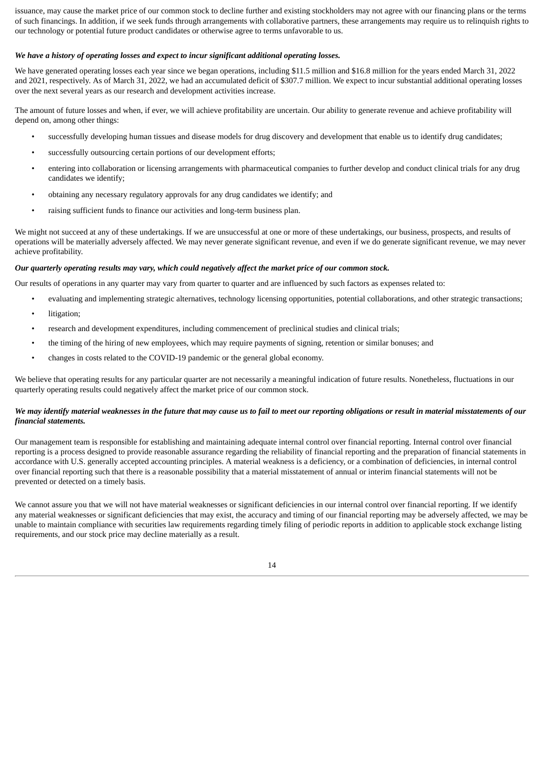issuance, may cause the market price of our common stock to decline further and existing stockholders may not agree with our financing plans or the terms of such financings. In addition, if we seek funds through arrangements with collaborative partners, these arrangements may require us to relinquish rights to our technology or potential future product candidates or otherwise agree to terms unfavorable to us.

***We have a history of operating losses and expect to incur significant additional operating losses.***

We have generated operating losses each year since we began operations, including $11.5 million and $16.8 million for the years ended March 31, 2022 and 2021, respectively. As of March 31, 2022, we had an accumulated deficit of $307.7 million. We expect to incur substantial additional operating losses over the next several years as our research and development activities increase.

The amount of future losses and when, if ever, we will achieve profitability are uncertain. Our ability to generate revenue and achieve profitability will depend on, among other things:

- successfully developing human tissues and disease models for drug discovery and development that enable us to identify drug candidates;
- successfully outsourcing certain portions of our development efforts;
- entering into collaboration or licensing arrangements with pharmaceutical companies to further develop and conduct clinical trials for any drug candidates we identify;
- obtaining any necessary regulatory approvals for any drug candidates we identify; and
- raising sufficient funds to finance our activities and long-term business plan.

We might not succeed at any of these undertakings. If we are unsuccessful at one or more of these undertakings, our business, prospects, and results of operations will be materially adversely affected. We may never generate significant revenue, and even if we do generate significant revenue, we may never achieve profitability.

***Our quarterly operating results may vary, which could negatively affect the market price of our common stock.***

Our results of operations in any quarter may vary from quarter to quarter and are influenced by such factors as expenses related to:

- evaluating and implementing strategic alternatives, technology licensing opportunities, potential collaborations, and other strategic transactions;
- litigation;
- research and development expenditures, including commencement of preclinical studies and clinical trials;
- the timing of the hiring of new employees, which may require payments of signing, retention or similar bonuses; and
- changes in costs related to the COVID-19 pandemic or the general global economy.

We believe that operating results for any particular quarter are not necessarily a meaningful indication of future results. Nonetheless, fluctuations in our quarterly operating results could negatively affect the market price of our common stock.

***We may identify material weaknesses in the future that may cause us to fail to meet our reporting obligations or result in material misstatements of our financial statements.***

Our management team is responsible for establishing and maintaining adequate internal control over financial reporting. Internal control over financial reporting is a process designed to provide reasonable assurance regarding the reliability of financial reporting and the preparation of financial statements in accordance with U.S. generally accepted accounting principles. A material weakness is a deficiency, or a combination of deficiencies, in internal control over financial reporting such that there is a reasonable possibility that a material misstatement of annual or interim financial statements will not be prevented or detected on a timely basis.

We cannot assure you that we will not have material weaknesses or significant deficiencies in our internal control over financial reporting. If we identify any material weaknesses or significant deficiencies that may exist, the accuracy and timing of our financial reporting may be adversely affected, we may be unable to maintain compliance with securities law requirements regarding timely filing of periodic reports in addition to applicable stock exchange listing requirements, and our stock price may decline materially as a result.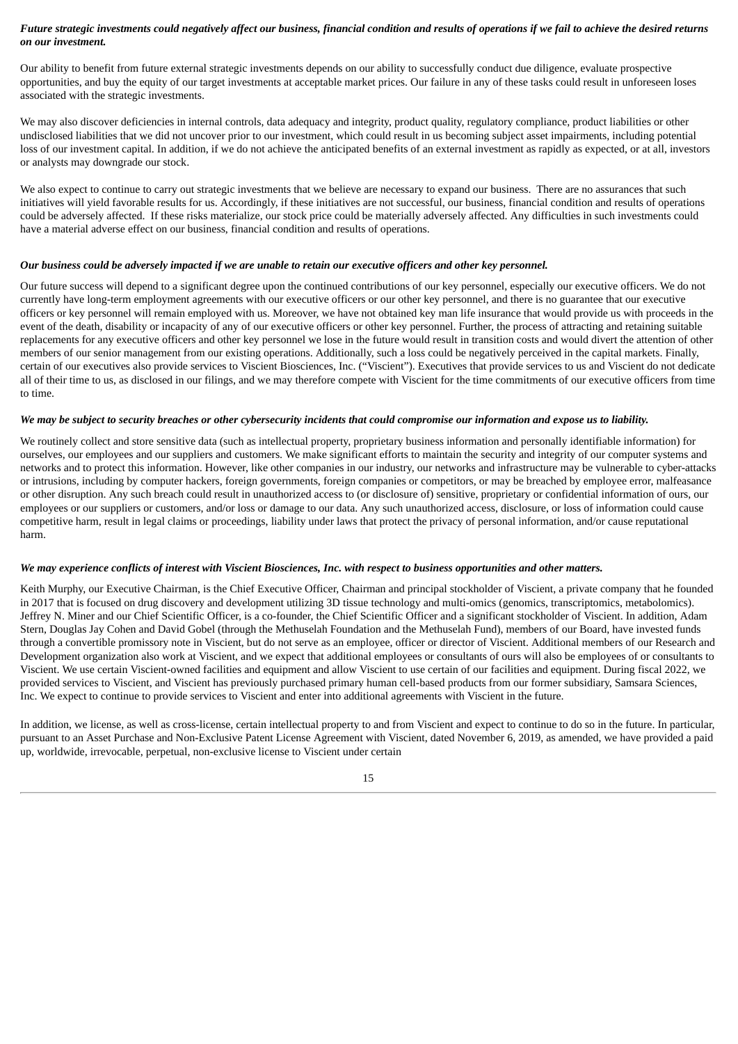***Future strategic investments could negatively affect our business, financial condition and results of operations if we fail to achieve the desired returns on our investment.***

Our ability to benefit from future external strategic investments depends on our ability to successfully conduct due diligence, evaluate prospective opportunities, and buy the equity of our target investments at acceptable market prices. Our failure in any of these tasks could result in unforeseen loses associated with the strategic investments.

We may also discover deficiencies in internal controls, data adequacy and integrity, product quality, regulatory compliance, product liabilities or other undisclosed liabilities that we did not uncover prior to our investment, which could result in us becoming subject asset impairments, including potential loss of our investment capital. In addition, if we do not achieve the anticipated benefits of an external investment as rapidly as expected, or at all, investors or analysts may downgrade our stock.

We also expect to continue to carry out strategic investments that we believe are necessary to expand our business. There are no assurances that such initiatives will yield favorable results for us. Accordingly, if these initiatives are not successful, our business, financial condition and results of operations could be adversely affected. If these risks materialize, our stock price could be materially adversely affected. Any difficulties in such investments could have a material adverse effect on our business, financial condition and results of operations.

***Our business could be adversely impacted if we are unable to retain our executive officers and other key personnel.***

Our future success will depend to a significant degree upon the continued contributions of our key personnel, especially our executive officers. We do not currently have long-term employment agreements with our executive officers or our other key personnel, and there is no guarantee that our executive officers or key personnel will remain employed with us. Moreover, we have not obtained key man life insurance that would provide us with proceeds in the event of the death, disability or incapacity of any of our executive officers or other key personnel. Further, the process of attracting and retaining suitable replacements for any executive officers and other key personnel we lose in the future would result in transition costs and would divert the attention of other members of our senior management from our existing operations. Additionally, such a loss could be negatively perceived in the capital markets. Finally, certain of our executives also provide services to Viscient Biosciences, Inc. ("Viscient"). Executives that provide services to us and Viscient do not dedicate all of their time to us, as disclosed in our filings, and we may therefore compete with Viscient for the time commitments of our executive officers from time to time.

***We may be subject to security breaches or other cybersecurity incidents that could compromise our information and expose us to liability.***

We routinely collect and store sensitive data (such as intellectual property, proprietary business information and personally identifiable information) for ourselves, our employees and our suppliers and customers. We make significant efforts to maintain the security and integrity of our computer systems and networks and to protect this information. However, like other companies in our industry, our networks and infrastructure may be vulnerable to cyber-attacks or intrusions, including by computer hackers, foreign governments, foreign companies or competitors, or may be breached by employee error, malfeasance or other disruption. Any such breach could result in unauthorized access to (or disclosure of) sensitive, proprietary or confidential information of ours, our employees or our suppliers or customers, and/or loss or damage to our data. Any such unauthorized access, disclosure, or loss of information could cause competitive harm, result in legal claims or proceedings, liability under laws that protect the privacy of personal information, and/or cause reputational harm.

***We may experience conflicts of interest with Viscient Biosciences, Inc. with respect to business opportunities and other matters.***

Keith Murphy, our Executive Chairman, is the Chief Executive Officer, Chairman and principal stockholder of Viscient, a private company that he founded in 2017 that is focused on drug discovery and development utilizing 3D tissue technology and multi-omics (genomics, transcriptomics, metabolomics). Jeffrey N. Miner and our Chief Scientific Officer, is a co-founder, the Chief Scientific Officer and a significant stockholder of Viscient. In addition, Adam Stern, Douglas Jay Cohen and David Gobel (through the Methuselah Foundation and the Methuselah Fund), members of our Board, have invested funds through a convertible promissory note in Viscient, but do not serve as an employee, officer or director of Viscient. Additional members of our Research and Development organization also work at Viscient, and we expect that additional employees or consultants of ours will also be employees of or consultants to Viscient. We use certain Viscient-owned facilities and equipment and allow Viscient to use certain of our facilities and equipment. During fiscal 2022, we provided services to Viscient, and Viscient has previously purchased primary human cell-based products from our former subsidiary, Samsara Sciences, Inc. We expect to continue to provide services to Viscient and enter into additional agreements with Viscient in the future.

In addition, we license, as well as cross-license, certain intellectual property to and from Viscient and expect to continue to do so in the future. In particular, pursuant to an Asset Purchase and Non-Exclusive Patent License Agreement with Viscient, dated November 6, 2019, as amended, we have provided a paid up, worldwide, irrevocable, perpetual, non-exclusive license to Viscient under certain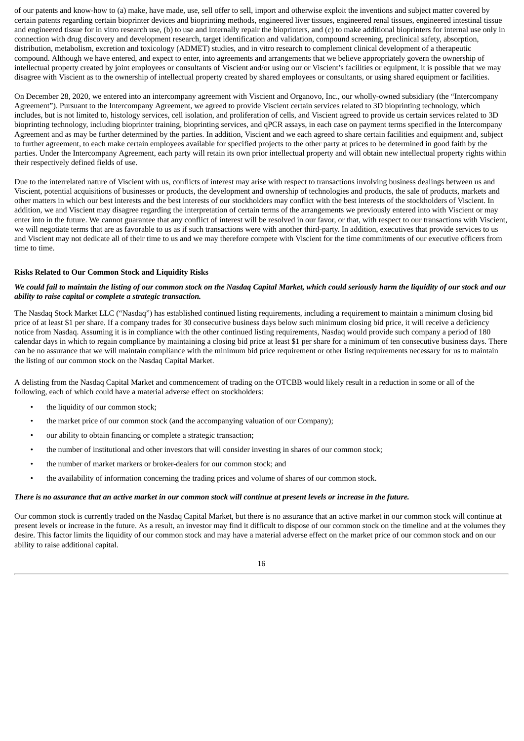of our patents and know-how to (a) make, have made, use, sell offer to sell, import and otherwise exploit the inventions and subject matter covered by certain patents regarding certain bioprinter devices and bioprinting methods, engineered liver tissues, engineered renal tissues, engineered intestinal tissue and engineered tissue for in vitro research use, (b) to use and internally repair the bioprinters, and (c) to make additional bioprinters for internal use only in connection with drug discovery and development research, target identification and validation, compound screening, preclinical safety, absorption, distribution, metabolism, excretion and toxicology (ADMET) studies, and in vitro research to complement clinical development of a therapeutic compound. Although we have entered, and expect to enter, into agreements and arrangements that we believe appropriately govern the ownership of intellectual property created by joint employees or consultants of Viscient and/or using our or Viscient's facilities or equipment, it is possible that we may disagree with Viscient as to the ownership of intellectual property created by shared employees or consultants, or using shared equipment or facilities.

On December 28, 2020, we entered into an intercompany agreement with Viscient and Organovo, Inc., our wholly-owned subsidiary (the "Intercompany Agreement"). Pursuant to the Intercompany Agreement, we agreed to provide Viscient certain services related to 3D bioprinting technology, which includes, but is not limited to, histology services, cell isolation, and proliferation of cells, and Viscient agreed to provide us certain services related to 3D bioprinting technology, including bioprinter training, bioprinting services, and qPCR assays, in each case on payment terms specified in the Intercompany Agreement and as may be further determined by the parties. In addition, Viscient and we each agreed to share certain facilities and equipment and, subject to further agreement, to each make certain employees available for specified projects to the other party at prices to be determined in good faith by the parties. Under the Intercompany Agreement, each party will retain its own prior intellectual property and will obtain new intellectual property rights within their respectively defined fields of use.

Due to the interrelated nature of Viscient with us, conflicts of interest may arise with respect to transactions involving business dealings between us and Viscient, potential acquisitions of businesses or products, the development and ownership of technologies and products, the sale of products, markets and other matters in which our best interests and the best interests of our stockholders may conflict with the best interests of the stockholders of Viscient. In addition, we and Viscient may disagree regarding the interpretation of certain terms of the arrangements we previously entered into with Viscient or may enter into in the future. We cannot guarantee that any conflict of interest will be resolved in our favor, or that, with respect to our transactions with Viscient, we will negotiate terms that are as favorable to us as if such transactions were with another third-party. In addition, executives that provide services to us and Viscient may not dedicate all of their time to us and we may therefore compete with Viscient for the time commitments of our executive officers from time to time.

**Risks Related to Our Common Stock and Liquidity Risks**

***We could fail to maintain the listing of our common stock on the Nasdaq Capital Market, which could seriously harm the liquidity of our stock and our ability to raise capital or complete a strategic transaction.***

The Nasdaq Stock Market LLC ("Nasdaq") has established continued listing requirements, including a requirement to maintain a minimum closing bid price of at least $1 per share. If a company trades for 30 consecutive business days below such minimum closing bid price, it will receive a deficiency notice from Nasdaq. Assuming it is in compliance with the other continued listing requirements, Nasdaq would provide such company a period of 180 calendar days in which to regain compliance by maintaining a closing bid price at least $1 per share for a minimum of ten consecutive business days. There can be no assurance that we will maintain compliance with the minimum bid price requirement or other listing requirements necessary for us to maintain the listing of our common stock on the Nasdaq Capital Market.

A delisting from the Nasdaq Capital Market and commencement of trading on the OTCBB would likely result in a reduction in some or all of the following, each of which could have a material adverse effect on stockholders:

- the liquidity of our common stock;
- the market price of our common stock (and the accompanying valuation of our Company);
- our ability to obtain financing or complete a strategic transaction;
- the number of institutional and other investors that will consider investing in shares of our common stock;
- the number of market markers or broker-dealers for our common stock; and
- the availability of information concerning the trading prices and volume of shares of our common stock.

***There is no assurance that an active market in our common stock will continue at present levels or increase in the future.***

Our common stock is currently traded on the Nasdaq Capital Market, but there is no assurance that an active market in our common stock will continue at present levels or increase in the future. As a result, an investor may find it difficult to dispose of our common stock on the timeline and at the volumes they desire. This factor limits the liquidity of our common stock and may have a material adverse effect on the market price of our common stock and on our ability to raise additional capital.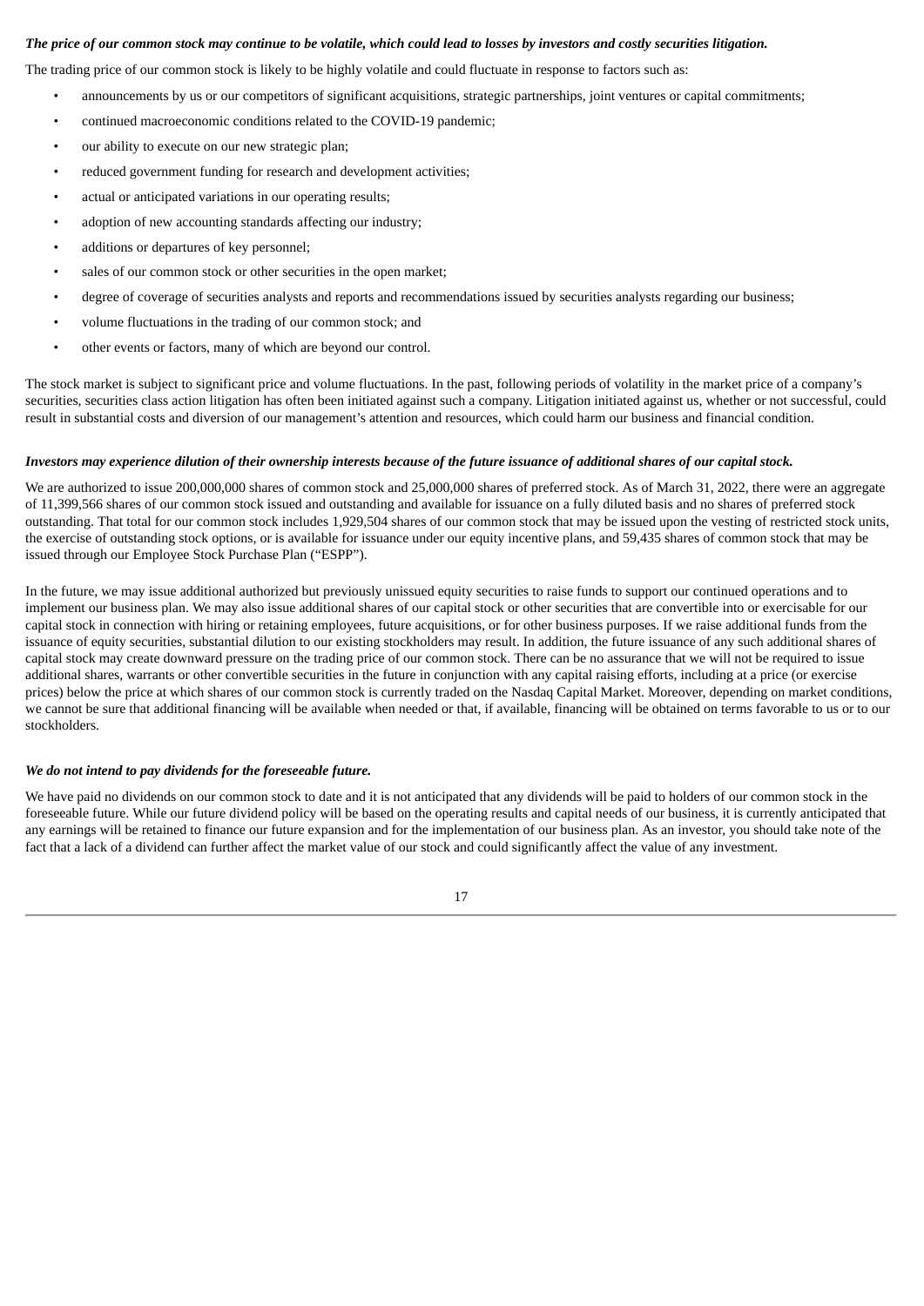***The price of our common stock may continue to be volatile, which could lead to losses by investors and costly securities litigation.***

The trading price of our common stock is likely to be highly volatile and could fluctuate in response to factors such as:

- announcements by us or our competitors of significant acquisitions, strategic partnerships, joint ventures or capital commitments;
- continued macroeconomic conditions related to the COVID-19 pandemic;
- our ability to execute on our new strategic plan;
- reduced government funding for research and development activities;
- actual or anticipated variations in our operating results;
- adoption of new accounting standards affecting our industry;
- additions or departures of key personnel;
- sales of our common stock or other securities in the open market;
- degree of coverage of securities analysts and reports and recommendations issued by securities analysts regarding our business;
- volume fluctuations in the trading of our common stock; and
- other events or factors, many of which are beyond our control.

The stock market is subject to significant price and volume fluctuations. In the past, following periods of volatility in the market price of a company's securities, securities class action litigation has often been initiated against such a company. Litigation initiated against us, whether or not successful, could result in substantial costs and diversion of our management's attention and resources, which could harm our business and financial condition.

***Investors may experience dilution of their ownership interests because of the future issuance of additional shares of our capital stock.***

We are authorized to issue 200,000,000 shares of common stock and 25,000,000 shares of preferred stock. As of March 31, 2022, there were an aggregate of 11,399,566 shares of our common stock issued and outstanding and available for issuance on a fully diluted basis and no shares of preferred stock outstanding. That total for our common stock includes 1,929,504 shares of our common stock that may be issued upon the vesting of restricted stock units, the exercise of outstanding stock options, or is available for issuance under our equity incentive plans, and 59,435 shares of common stock that may be issued through our Employee Stock Purchase Plan ("ESPP").

In the future, we may issue additional authorized but previously unissued equity securities to raise funds to support our continued operations and to implement our business plan. We may also issue additional shares of our capital stock or other securities that are convertible into or exercisable for our capital stock in connection with hiring or retaining employees, future acquisitions, or for other business purposes. If we raise additional funds from the issuance of equity securities, substantial dilution to our existing stockholders may result. In addition, the future issuance of any such additional shares of capital stock may create downward pressure on the trading price of our common stock. There can be no assurance that we will not be required to issue additional shares, warrants or other convertible securities in the future in conjunction with any capital raising efforts, including at a price (or exercise prices) below the price at which shares of our common stock is currently traded on the Nasdaq Capital Market. Moreover, depending on market conditions, we cannot be sure that additional financing will be available when needed or that, if available, financing will be obtained on terms favorable to us or to our stockholders.

***We do not intend to pay dividends for the foreseeable future.***

We have paid no dividends on our common stock to date and it is not anticipated that any dividends will be paid to holders of our common stock in the foreseeable future. While our future dividend policy will be based on the operating results and capital needs of our business, it is currently anticipated that any earnings will be retained to finance our future expansion and for the implementation of our business plan. As an investor, you should take note of the fact that a lack of a dividend can further affect the market value of our stock and could significantly affect the value of any investment.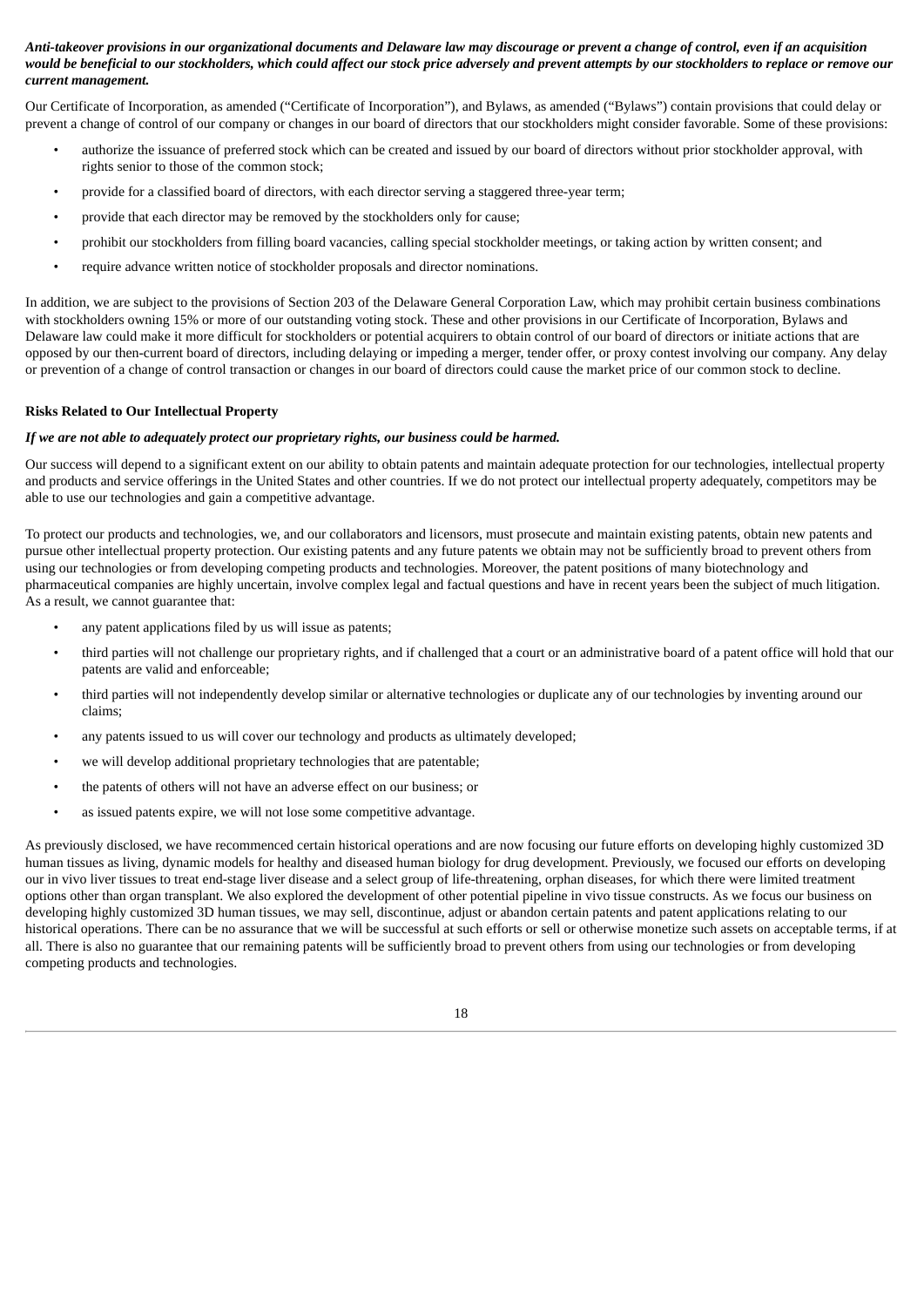***Anti-takeover provisions in our organizational documents and Delaware law may discourage or prevent a change of control, even if an acquisition would be beneficial to our stockholders, which could affect our stock price adversely and prevent attempts by our stockholders to replace or remove our current management.***

Our Certificate of Incorporation, as amended ("Certificate of Incorporation"), and Bylaws, as amended ("Bylaws") contain provisions that could delay or prevent a change of control of our company or changes in our board of directors that our stockholders might consider favorable. Some of these provisions:

- authorize the issuance of preferred stock which can be created and issued by our board of directors without prior stockholder approval, with rights senior to those of the common stock;
- provide for a classified board of directors, with each director serving a staggered three-year term;
- provide that each director may be removed by the stockholders only for cause;
- prohibit our stockholders from filling board vacancies, calling special stockholder meetings, or taking action by written consent; and
- require advance written notice of stockholder proposals and director nominations.

In addition, we are subject to the provisions of Section 203 of the Delaware General Corporation Law, which may prohibit certain business combinations with stockholders owning 15% or more of our outstanding voting stock. These and other provisions in our Certificate of Incorporation, Bylaws and Delaware law could make it more difficult for stockholders or potential acquirers to obtain control of our board of directors or initiate actions that are opposed by our then-current board of directors, including delaying or impeding a merger, tender offer, or proxy contest involving our company. Any delay or prevention of a change of control transaction or changes in our board of directors could cause the market price of our common stock to decline.

**Risks Related to Our Intellectual Property**

***If we are not able to adequately protect our proprietary rights, our business could be harmed.***

Our success will depend to a significant extent on our ability to obtain patents and maintain adequate protection for our technologies, intellectual property and products and service offerings in the United States and other countries. If we do not protect our intellectual property adequately, competitors may be able to use our technologies and gain a competitive advantage.

To protect our products and technologies, we, and our collaborators and licensors, must prosecute and maintain existing patents, obtain new patents and pursue other intellectual property protection. Our existing patents and any future patents we obtain may not be sufficiently broad to prevent others from using our technologies or from developing competing products and technologies. Moreover, the patent positions of many biotechnology and pharmaceutical companies are highly uncertain, involve complex legal and factual questions and have in recent years been the subject of much litigation. As a result, we cannot guarantee that:

- any patent applications filed by us will issue as patents;
- third parties will not challenge our proprietary rights, and if challenged that a court or an administrative board of a patent office will hold that our patents are valid and enforceable;
- third parties will not independently develop similar or alternative technologies or duplicate any of our technologies by inventing around our claims;
- any patents issued to us will cover our technology and products as ultimately developed;
- we will develop additional proprietary technologies that are patentable;
- the patents of others will not have an adverse effect on our business; or
- as issued patents expire, we will not lose some competitive advantage.

As previously disclosed, we have recommenced certain historical operations and are now focusing our future efforts on developing highly customized 3D human tissues as living, dynamic models for healthy and diseased human biology for drug development. Previously, we focused our efforts on developing our in vivo liver tissues to treat end-stage liver disease and a select group of life-threatening, orphan diseases, for which there were limited treatment options other than organ transplant. We also explored the development of other potential pipeline in vivo tissue constructs. As we focus our business on developing highly customized 3D human tissues, we may sell, discontinue, adjust or abandon certain patents and patent applications relating to our historical operations. There can be no assurance that we will be successful at such efforts or sell or otherwise monetize such assets on acceptable terms, if at all. There is also no guarantee that our remaining patents will be sufficiently broad to prevent others from using our technologies or from developing competing products and technologies.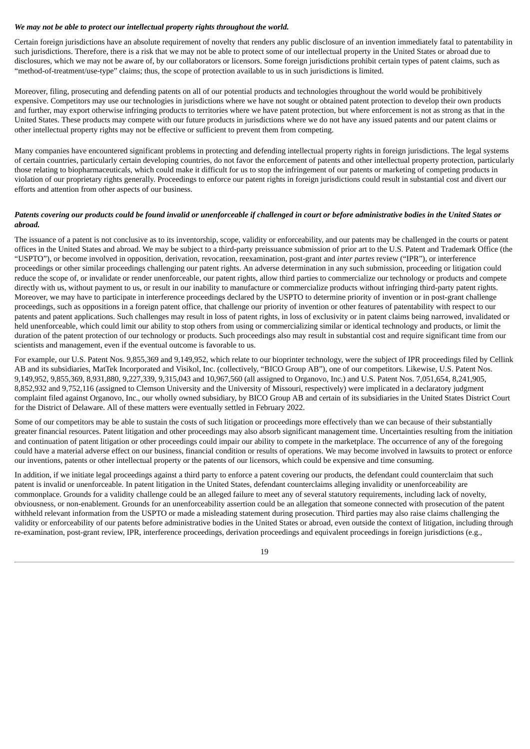***We may not be able to protect our intellectual property rights throughout the world.***

Certain foreign jurisdictions have an absolute requirement of novelty that renders any public disclosure of an invention immediately fatal to patentability in such jurisdictions. Therefore, there is a risk that we may not be able to protect some of our intellectual property in the United States or abroad due to disclosures, which we may not be aware of, by our collaborators or licensors. Some foreign jurisdictions prohibit certain types of patent claims, such as "method-of-treatment/use-type" claims; thus, the scope of protection available to us in such jurisdictions is limited.

Moreover, filing, prosecuting and defending patents on all of our potential products and technologies throughout the world would be prohibitively expensive. Competitors may use our technologies in jurisdictions where we have not sought or obtained patent protection to develop their own products and further, may export otherwise infringing products to territories where we have patent protection, but where enforcement is not as strong as that in the United States. These products may compete with our future products in jurisdictions where we do not have any issued patents and our patent claims or other intellectual property rights may not be effective or sufficient to prevent them from competing.

Many companies have encountered significant problems in protecting and defending intellectual property rights in foreign jurisdictions. The legal systems of certain countries, particularly certain developing countries, do not favor the enforcement of patents and other intellectual property protection, particularly those relating to biopharmaceuticals, which could make it difficult for us to stop the infringement of our patents or marketing of competing products in violation of our proprietary rights generally. Proceedings to enforce our patent rights in foreign jurisdictions could result in substantial cost and divert our efforts and attention from other aspects of our business.

***Patents covering our products could be found invalid or unenforceable if challenged in court or before administrative bodies in the United States or abroad.***

The issuance of a patent is not conclusive as to its inventorship, scope, validity or enforceability, and our patents may be challenged in the courts or patent offices in the United States and abroad. We may be subject to a third-party preissuance submission of prior art to the U.S. Patent and Trademark Office (the "USPTO"), or become involved in opposition, derivation, revocation, reexamination, post-grant and *inter partes* review ("IPR"), or interference proceedings or other similar proceedings challenging our patent rights. An adverse determination in any such submission, proceeding or litigation could reduce the scope of, or invalidate or render unenforceable, our patent rights, allow third parties to commercialize our technology or products and compete directly with us, without payment to us, or result in our inability to manufacture or commercialize products without infringing third-party patent rights. Moreover, we may have to participate in interference proceedings declared by the USPTO to determine priority of invention or in post-grant challenge proceedings, such as oppositions in a foreign patent office, that challenge our priority of invention or other features of patentability with respect to our patents and patent applications. Such challenges may result in loss of patent rights, in loss of exclusivity or in patent claims being narrowed, invalidated or held unenforceable, which could limit our ability to stop others from using or commercializing similar or identical technology and products, or limit the duration of the patent protection of our technology or products. Such proceedings also may result in substantial cost and require significant time from our scientists and management, even if the eventual outcome is favorable to us.

For example, our U.S. Patent Nos. 9,855,369 and 9,149,952, which relate to our bioprinter technology, were the subject of IPR proceedings filed by Cellink AB and its subsidiaries, MatTek Incorporated and Visikol, Inc. (collectively, "BICO Group AB"), one of our competitors. Likewise, U.S. Patent Nos. 9,149,952, 9,855,369, 8,931,880, 9,227,339, 9,315,043 and 10,967,560 (all assigned to Organovo, Inc.) and U.S. Patent Nos. 7,051,654, 8,241,905, 8,852,932 and 9,752,116 (assigned to Clemson University and the University of Missouri, respectively) were implicated in a declaratory judgment complaint filed against Organovo, Inc., our wholly owned subsidiary, by BICO Group AB and certain of its subsidiaries in the United States District Court for the District of Delaware. All of these matters were eventually settled in February 2022.

Some of our competitors may be able to sustain the costs of such litigation or proceedings more effectively than we can because of their substantially greater financial resources. Patent litigation and other proceedings may also absorb significant management time. Uncertainties resulting from the initiation and continuation of patent litigation or other proceedings could impair our ability to compete in the marketplace. The occurrence of any of the foregoing could have a material adverse effect on our business, financial condition or results of operations. We may become involved in lawsuits to protect or enforce our inventions, patents or other intellectual property or the patents of our licensors, which could be expensive and time consuming.

In addition, if we initiate legal proceedings against a third party to enforce a patent covering our products, the defendant could counterclaim that such patent is invalid or unenforceable. In patent litigation in the United States, defendant counterclaims alleging invalidity or unenforceability are commonplace. Grounds for a validity challenge could be an alleged failure to meet any of several statutory requirements, including lack of novelty, obviousness, or non-enablement. Grounds for an unenforceability assertion could be an allegation that someone connected with prosecution of the patent withheld relevant information from the USPTO or made a misleading statement during prosecution. Third parties may also raise claims challenging the validity or enforceability of our patents before administrative bodies in the United States or abroad, even outside the context of litigation, including through re-examination, post-grant review, IPR, interference proceedings, derivation proceedings and equivalent proceedings in foreign jurisdictions (e.g.,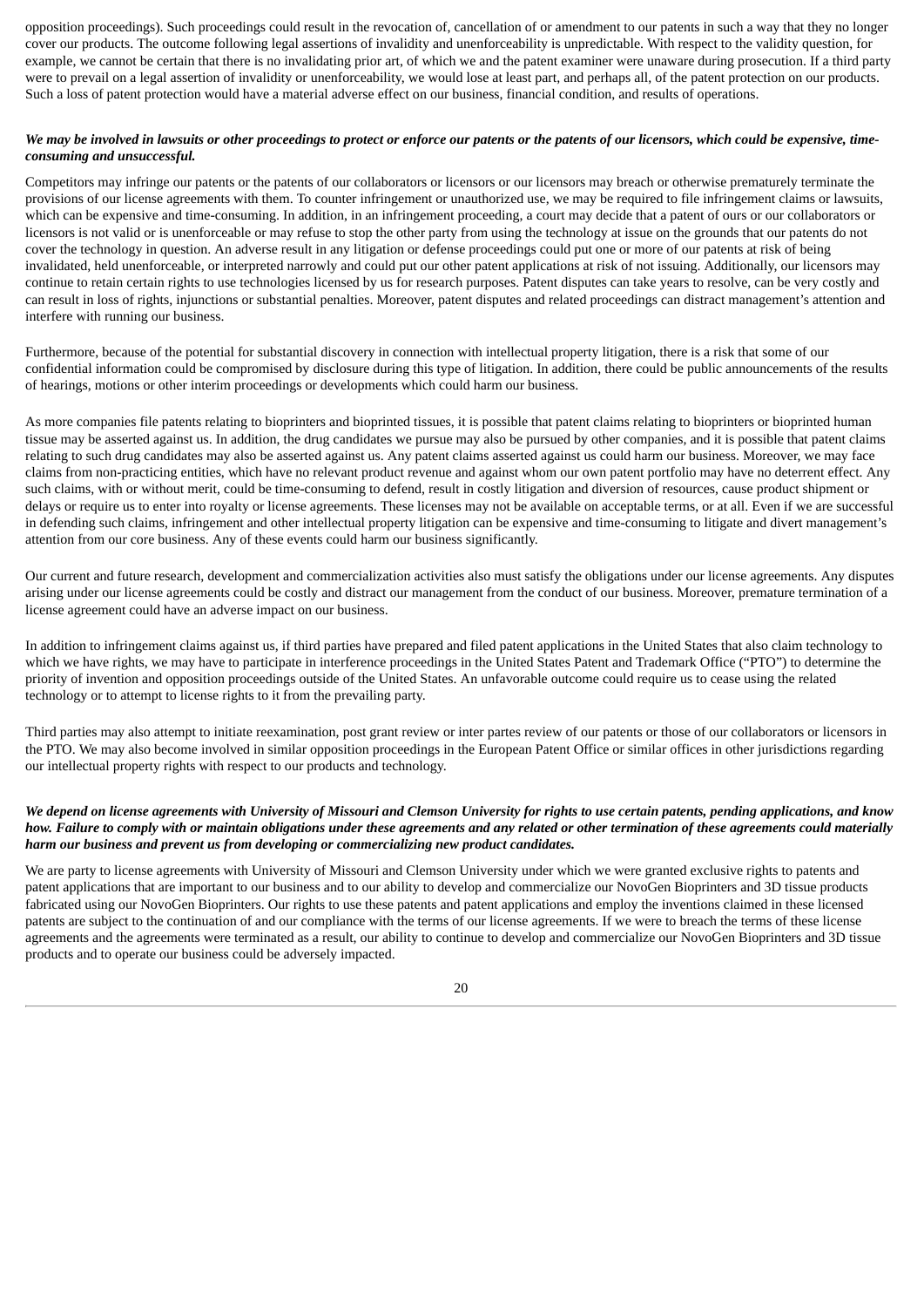opposition proceedings). Such proceedings could result in the revocation of, cancellation of or amendment to our patents in such a way that they no longer cover our products. The outcome following legal assertions of invalidity and unenforceability is unpredictable. With respect to the validity question, for example, we cannot be certain that there is no invalidating prior art, of which we and the patent examiner were unaware during prosecution. If a third party were to prevail on a legal assertion of invalidity or unenforceability, we would lose at least part, and perhaps all, of the patent protection on our products. Such a loss of patent protection would have a material adverse effect on our business, financial condition, and results of operations.

***We may be involved in lawsuits or other proceedings to protect or enforce our patents or the patents of our licensors, which could be expensive, time-consuming and unsuccessful.***

Competitors may infringe our patents or the patents of our collaborators or licensors or our licensors may breach or otherwise prematurely terminate the provisions of our license agreements with them. To counter infringement or unauthorized use, we may be required to file infringement claims or lawsuits, which can be expensive and time-consuming. In addition, in an infringement proceeding, a court may decide that a patent of ours or our collaborators or licensors is not valid or is unenforceable or may refuse to stop the other party from using the technology at issue on the grounds that our patents do not cover the technology in question. An adverse result in any litigation or defense proceedings could put one or more of our patents at risk of being invalidated, held unenforceable, or interpreted narrowly and could put our other patent applications at risk of not issuing. Additionally, our licensors may continue to retain certain rights to use technologies licensed by us for research purposes. Patent disputes can take years to resolve, can be very costly and can result in loss of rights, injunctions or substantial penalties. Moreover, patent disputes and related proceedings can distract management's attention and interfere with running our business.

Furthermore, because of the potential for substantial discovery in connection with intellectual property litigation, there is a risk that some of our confidential information could be compromised by disclosure during this type of litigation. In addition, there could be public announcements of the results of hearings, motions or other interim proceedings or developments which could harm our business.

As more companies file patents relating to bioprinters and bioprinted tissues, it is possible that patent claims relating to bioprinters or bioprinted human tissue may be asserted against us. In addition, the drug candidates we pursue may also be pursued by other companies, and it is possible that patent claims relating to such drug candidates may also be asserted against us. Any patent claims asserted against us could harm our business. Moreover, we may face claims from non-practicing entities, which have no relevant product revenue and against whom our own patent portfolio may have no deterrent effect. Any such claims, with or without merit, could be time-consuming to defend, result in costly litigation and diversion of resources, cause product shipment or delays or require us to enter into royalty or license agreements. These licenses may not be available on acceptable terms, or at all. Even if we are successful in defending such claims, infringement and other intellectual property litigation can be expensive and time-consuming to litigate and divert management's attention from our core business. Any of these events could harm our business significantly.

Our current and future research, development and commercialization activities also must satisfy the obligations under our license agreements. Any disputes arising under our license agreements could be costly and distract our management from the conduct of our business. Moreover, premature termination of a license agreement could have an adverse impact on our business.

In addition to infringement claims against us, if third parties have prepared and filed patent applications in the United States that also claim technology to which we have rights, we may have to participate in interference proceedings in the United States Patent and Trademark Office ("PTO") to determine the priority of invention and opposition proceedings outside of the United States. An unfavorable outcome could require us to cease using the related technology or to attempt to license rights to it from the prevailing party.

Third parties may also attempt to initiate reexamination, post grant review or inter partes review of our patents or those of our collaborators or licensors in the PTO. We may also become involved in similar opposition proceedings in the European Patent Office or similar offices in other jurisdictions regarding our intellectual property rights with respect to our products and technology.

***We depend on license agreements with University of Missouri and Clemson University for rights to use certain patents, pending applications, and know how. Failure to comply with or maintain obligations under these agreements and any related or other termination of these agreements could materially harm our business and prevent us from developing or commercializing new product candidates.***

We are party to license agreements with University of Missouri and Clemson University under which we were granted exclusive rights to patents and patent applications that are important to our business and to our ability to develop and commercialize our NovoGen Bioprinters and 3D tissue products fabricated using our NovoGen Bioprinters. Our rights to use these patents and patent applications and employ the inventions claimed in these licensed patents are subject to the continuation of and our compliance with the terms of our license agreements. If we were to breach the terms of these license agreements and the agreements were terminated as a result, our ability to continue to develop and commercialize our NovoGen Bioprinters and 3D tissue products and to operate our business could be adversely impacted.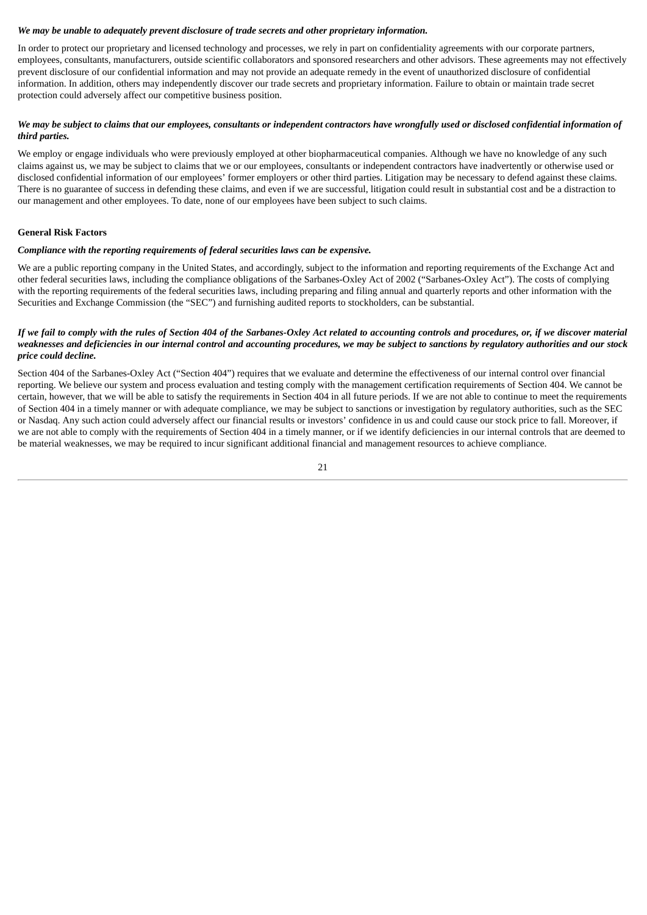***We may be unable to adequately prevent disclosure of trade secrets and other proprietary information.***

In order to protect our proprietary and licensed technology and processes, we rely in part on confidentiality agreements with our corporate partners, employees, consultants, manufacturers, outside scientific collaborators and sponsored researchers and other advisors. These agreements may not effectively prevent disclosure of our confidential information and may not provide an adequate remedy in the event of unauthorized disclosure of confidential information. In addition, others may independently discover our trade secrets and proprietary information. Failure to obtain or maintain trade secret protection could adversely affect our competitive business position.

***We may be subject to claims that our employees, consultants or independent contractors have wrongfully used or disclosed confidential information of third parties.***

We employ or engage individuals who were previously employed at other biopharmaceutical companies. Although we have no knowledge of any such claims against us, we may be subject to claims that we or our employees, consultants or independent contractors have inadvertently or otherwise used or disclosed confidential information of our employees' former employers or other third parties. Litigation may be necessary to defend against these claims. There is no guarantee of success in defending these claims, and even if we are successful, litigation could result in substantial cost and be a distraction to our management and other employees. To date, none of our employees have been subject to such claims.

**General Risk Factors**

***Compliance with the reporting requirements of federal securities laws can be expensive.***

We are a public reporting company in the United States, and accordingly, subject to the information and reporting requirements of the Exchange Act and other federal securities laws, including the compliance obligations of the Sarbanes-Oxley Act of 2002 ("Sarbanes-Oxley Act"). The costs of complying with the reporting requirements of the federal securities laws, including preparing and filing annual and quarterly reports and other information with the Securities and Exchange Commission (the "SEC") and furnishing audited reports to stockholders, can be substantial.

***If we fail to comply with the rules of Section 404 of the Sarbanes-Oxley Act related to accounting controls and procedures, or, if we discover material weaknesses and deficiencies in our internal control and accounting procedures, we may be subject to sanctions by regulatory authorities and our stock price could decline.***

Section 404 of the Sarbanes-Oxley Act ("Section 404") requires that we evaluate and determine the effectiveness of our internal control over financial reporting. We believe our system and process evaluation and testing comply with the management certification requirements of Section 404. We cannot be certain, however, that we will be able to satisfy the requirements in Section 404 in all future periods. If we are not able to continue to meet the requirements of Section 404 in a timely manner or with adequate compliance, we may be subject to sanctions or investigation by regulatory authorities, such as the SEC or Nasdaq. Any such action could adversely affect our financial results or investors' confidence in us and could cause our stock price to fall. Moreover, if we are not able to comply with the requirements of Section 404 in a timely manner, or if we identify deficiencies in our internal controls that are deemed to be material weaknesses, we may be required to incur significant additional financial and management resources to achieve compliance.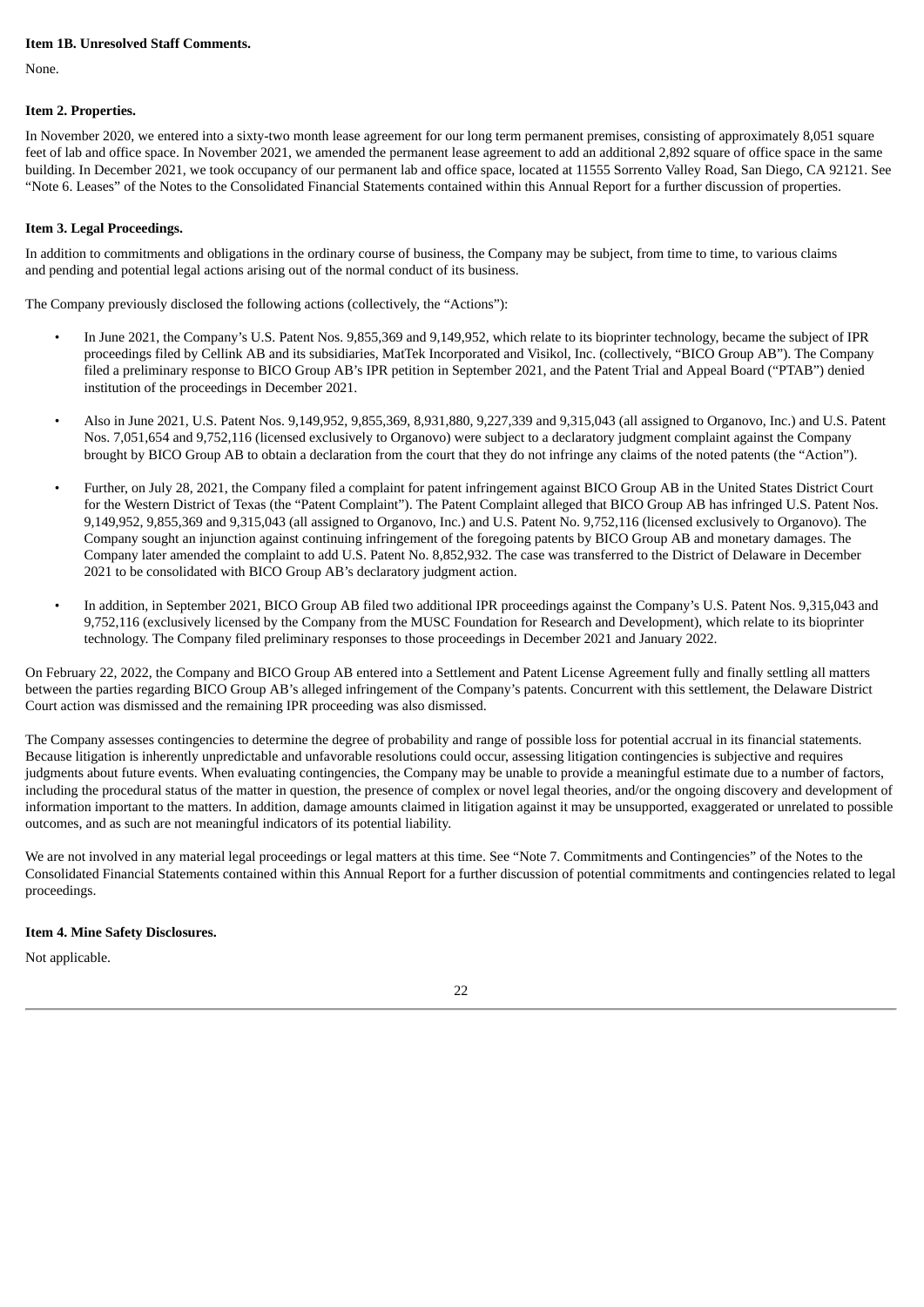**Item 1B. Unresolved Staff Comments.**

None.

**Item 2. Properties.**

In November 2020, we entered into a sixty-two month lease agreement for our long term permanent premises, consisting of approximately 8,051 square feet of lab and office space. In November 2021, we amended the permanent lease agreement to add an additional 2,892 square of office space in the same building. In December 2021, we took occupancy of our permanent lab and office space, located at 11555 Sorrento Valley Road, San Diego, CA 92121. See "Note 6. Leases" of the Notes to the Consolidated Financial Statements contained within this Annual Report for a further discussion of properties.

**Item 3. Legal Proceedings.**

In addition to commitments and obligations in the ordinary course of business, the Company may be subject, from time to time, to various claims and pending and potential legal actions arising out of the normal conduct of its business.

The Company previously disclosed the following actions (collectively, the "Actions"):

- In June 2021, the Company's U.S. Patent Nos. 9,855,369 and 9,149,952, which relate to its bioprinter technology, became the subject of IPR proceedings filed by Cellink AB and its subsidiaries, MatTek Incorporated and Visikol, Inc. (collectively, "BICO Group AB"). The Company filed a preliminary response to BICO Group AB's IPR petition in September 2021, and the Patent Trial and Appeal Board ("PTAB") denied institution of the proceedings in December 2021.
- Also in June 2021, U.S. Patent Nos. 9,149,952, 9,855,369, 8,931,880, 9,227,339 and 9,315,043 (all assigned to Organovo, Inc.) and U.S. Patent Nos. 7,051,654 and 9,752,116 (licensed exclusively to Organovo) were subject to a declaratory judgment complaint against the Company brought by BICO Group AB to obtain a declaration from the court that they do not infringe any claims of the noted patents (the "Action").
- Further, on July 28, 2021, the Company filed a complaint for patent infringement against BICO Group AB in the United States District Court for the Western District of Texas (the "Patent Complaint"). The Patent Complaint alleged that BICO Group AB has infringed U.S. Patent Nos. 9,149,952, 9,855,369 and 9,315,043 (all assigned to Organovo, Inc.) and U.S. Patent No. 9,752,116 (licensed exclusively to Organovo). The Company sought an injunction against continuing infringement of the foregoing patents by BICO Group AB and monetary damages. The Company later amended the complaint to add U.S. Patent No. 8,852,932. The case was transferred to the District of Delaware in December 2021 to be consolidated with BICO Group AB's declaratory judgment action.
- In addition, in September 2021, BICO Group AB filed two additional IPR proceedings against the Company's U.S. Patent Nos. 9,315,043 and 9,752,116 (exclusively licensed by the Company from the MUSC Foundation for Research and Development), which relate to its bioprinter technology. The Company filed preliminary responses to those proceedings in December 2021 and January 2022.

On February 22, 2022, the Company and BICO Group AB entered into a Settlement and Patent License Agreement fully and finally settling all matters between the parties regarding BICO Group AB's alleged infringement of the Company's patents. Concurrent with this settlement, the Delaware District Court action was dismissed and the remaining IPR proceeding was also dismissed.

The Company assesses contingencies to determine the degree of probability and range of possible loss for potential accrual in its financial statements. Because litigation is inherently unpredictable and unfavorable resolutions could occur, assessing litigation contingencies is subjective and requires judgments about future events. When evaluating contingencies, the Company may be unable to provide a meaningful estimate due to a number of factors, including the procedural status of the matter in question, the presence of complex or novel legal theories, and/or the ongoing discovery and development of information important to the matters. In addition, damage amounts claimed in litigation against it may be unsupported, exaggerated or unrelated to possible outcomes, and as such are not meaningful indicators of its potential liability.

We are not involved in any material legal proceedings or legal matters at this time. See "Note 7. Commitments and Contingencies" of the Notes to the Consolidated Financial Statements contained within this Annual Report for a further discussion of potential commitments and contingencies related to legal proceedings.

**Item 4. Mine Safety Disclosures.**

Not applicable.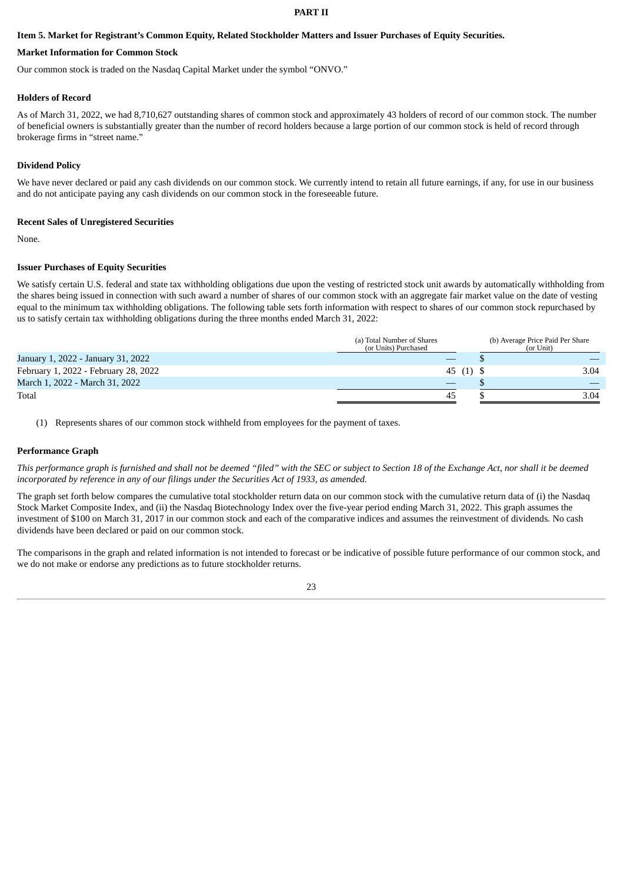**PART II**

### Item 5. Market for Registrant's Common Equity, Related Stockholder Matters and Issuer Purchases of Equity Securities.

**Market Information for Common Stock**

Our common stock is traded on the Nasdaq Capital Market under the symbol "ONVO."

**Holders of Record**

As of March 31, 2022, we had 8,710,627 outstanding shares of common stock and approximately 43 holders of record of our common stock. The number of beneficial owners is substantially greater than the number of record holders because a large portion of our common stock is held of record through brokerage firms in "street name."

**Dividend Policy**

We have never declared or paid any cash dividends on our common stock. We currently intend to retain all future earnings, if any, for use in our business and do not anticipate paying any cash dividends on our common stock in the foreseeable future.

**Recent Sales of Unregistered Securities**

None.

**Issuer Purchases of Equity Securities**

We satisfy certain U.S. federal and state tax withholding obligations due upon the vesting of restricted stock unit awards by automatically withholding from the shares being issued in connection with such award a number of shares of our common stock with an aggregate fair market value on the date of vesting equal to the minimum tax withholding obligations. The following table sets forth information with respect to shares of our common stock repurchased by us to satisfy certain tax withholding obligations during the three months ended March 31, 2022:

| | (a) Total Number of Shares (or Units) Purchased | (b) Average Price Paid Per Share (or Unit) |
|---|---|---|
| January 1, 2022 - January 31, 2022 | — | $ — |
| February 1, 2022 - February 28, 2022 | 45 (1) | $ 3.04 |
| March 1, 2022 - March 31, 2022 | — | $ — |
| Total | 45 | $ 3.04 |

(1) Represents shares of our common stock withheld from employees for the payment of taxes.

**Performance Graph**

*This performance graph is furnished and shall not be deemed "filed" with the SEC or subject to Section 18 of the Exchange Act, nor shall it be deemed incorporated by reference in any of our filings under the Securities Act of 1933, as amended.*

The graph set forth below compares the cumulative total stockholder return data on our common stock with the cumulative return data of (i) the Nasdaq Stock Market Composite Index, and (ii) the Nasdaq Biotechnology Index over the five-year period ending March 31, 2022. This graph assumes the investment of $100 on March 31, 2017 in our common stock and each of the comparative indices and assumes the reinvestment of dividends. No cash dividends have been declared or paid on our common stock.

The comparisons in the graph and related information is not intended to forecast or be indicative of possible future performance of our common stock, and we do not make or endorse any predictions as to future stockholder returns.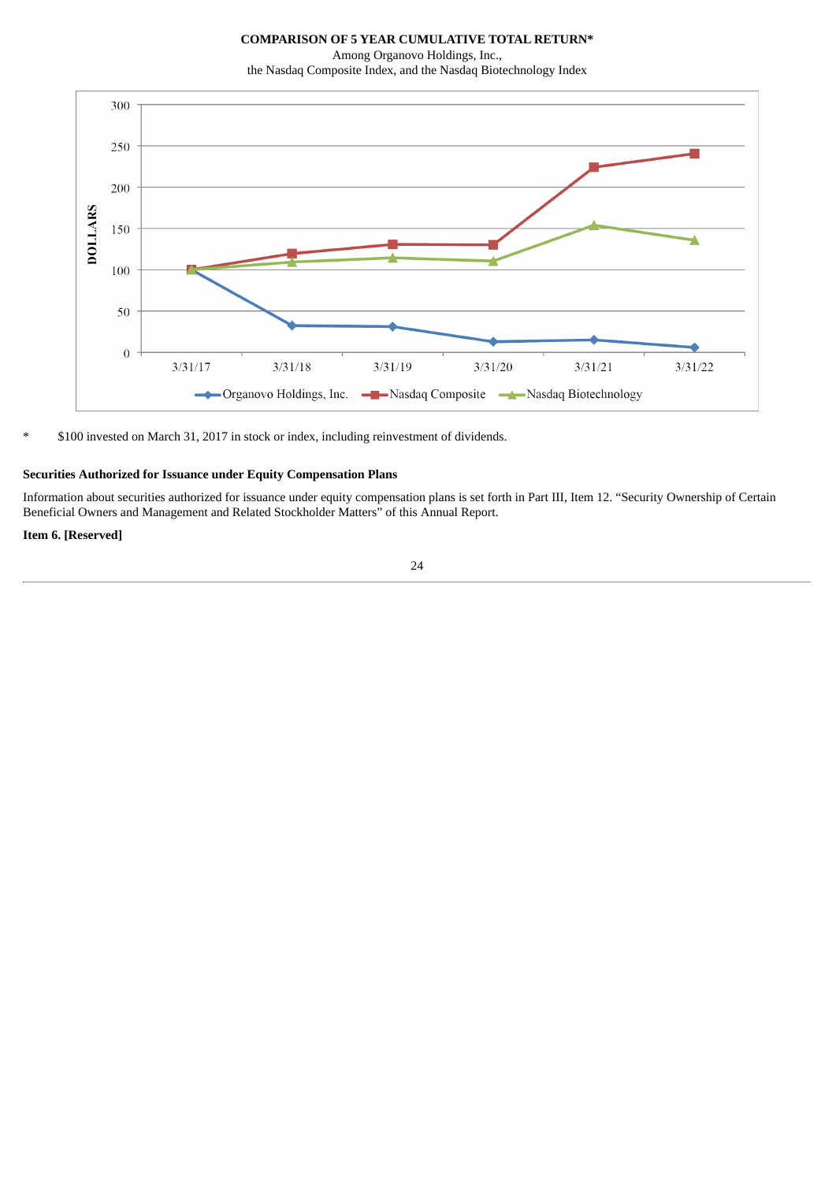**COMPARISON OF 5 YEAR CUMULATIVE TOTAL RETURN***

Among Organovo Holdings, Inc.,

the Nasdaq Composite Index, and the Nasdaq Biotechnology Index

\* $100 invested on March 31, 2017 in stock or index, including reinvestment of dividends.

**Securities Authorized for Issuance under Equity Compensation Plans**

Information about securities authorized for issuance under equity compensation plans is set forth in Part III, Item 12. "Security Ownership of Certain Beneficial Owners and Management and Related Stockholder Matters" of this Annual Report.

**Item 6. [Reserved]**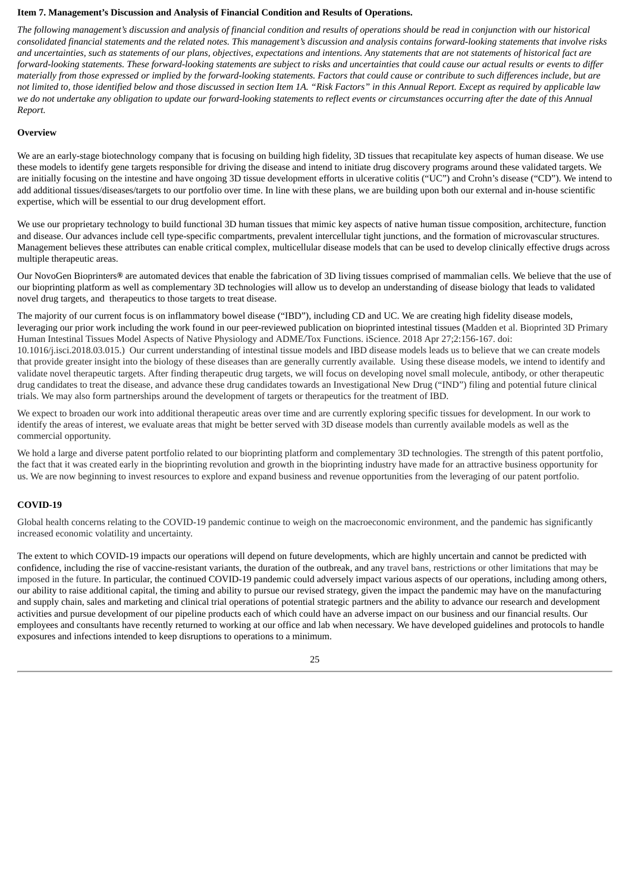**Item 7. Management's Discussion and Analysis of Financial Condition and Results of Operations.**

*The following management's discussion and analysis of financial condition and results of operations should be read in conjunction with our historical consolidated financial statements and the related notes. This management's discussion and analysis contains forward-looking statements that involve risks and uncertainties, such as statements of our plans, objectives, expectations and intentions. Any statements that are not statements of historical fact are forward-looking statements. These forward-looking statements are subject to risks and uncertainties that could cause our actual results or events to differ materially from those expressed or implied by the forward-looking statements. Factors that could cause or contribute to such differences include, but are not limited to, those identified below and those discussed in section Item 1A. "Risk Factors" in this Annual Report. Except as required by applicable law we do not undertake any obligation to update our forward-looking statements to reflect events or circumstances occurring after the date of this Annual Report.*

**Overview**

We are an early-stage biotechnology company that is focusing on building high fidelity, 3D tissues that recapitulate key aspects of human disease. We use these models to identify gene targets responsible for driving the disease and intend to initiate drug discovery programs around these validated targets. We are initially focusing on the intestine and have ongoing 3D tissue development efforts in ulcerative colitis ("UC") and Crohn's disease ("CD"). We intend to add additional tissues/diseases/targets to our portfolio over time. In line with these plans, we are building upon both our external and in-house scientific expertise, which will be essential to our drug development effort.

We use our proprietary technology to build functional 3D human tissues that mimic key aspects of native human tissue composition, architecture, function and disease. Our advances include cell type-specific compartments, prevalent intercellular tight junctions, and the formation of microvascular structures. Management believes these attributes can enable critical complex, multicellular disease models that can be used to develop clinically effective drugs across multiple therapeutic areas.

Our NovoGen Bioprinters® are automated devices that enable the fabrication of 3D living tissues comprised of mammalian cells. We believe that the use of our bioprinting platform as well as complementary 3D technologies will allow us to develop an understanding of disease biology that leads to validated novel drug targets, and therapeutics to those targets to treat disease.

The majority of our current focus is on inflammatory bowel disease ("IBD"), including CD and UC. We are creating high fidelity disease models, leveraging our prior work including the work found in our peer-reviewed publication on bioprinted intestinal tissues (Madden et al. Bioprinted 3D Primary Human Intestinal Tissues Model Aspects of Native Physiology and ADME/Tox Functions. iScience. 2018 Apr 27;2:156-167. doi: 10.1016/j.isci.2018.03.015.) Our current understanding of intestinal tissue models and IBD disease models leads us to believe that we can create models that provide greater insight into the biology of these diseases than are generally currently available. Using these disease models, we intend to identify and validate novel therapeutic targets. After finding therapeutic drug targets, we will focus on developing novel small molecule, antibody, or other therapeutic drug candidates to treat the disease, and advance these drug candidates towards an Investigational New Drug ("IND") filing and potential future clinical trials. We may also form partnerships around the development of targets or therapeutics for the treatment of IBD.

We expect to broaden our work into additional therapeutic areas over time and are currently exploring specific tissues for development. In our work to identify the areas of interest, we evaluate areas that might be better served with 3D disease models than currently available models as well as the commercial opportunity.

We hold a large and diverse patent portfolio related to our bioprinting platform and complementary 3D technologies. The strength of this patent portfolio, the fact that it was created early in the bioprinting revolution and growth in the bioprinting industry have made for an attractive business opportunity for us. We are now beginning to invest resources to explore and expand business and revenue opportunities from the leveraging of our patent portfolio.

**COVID-19**

Global health concerns relating to the COVID-19 pandemic continue to weigh on the macroeconomic environment, and the pandemic has significantly increased economic volatility and uncertainty.

The extent to which COVID-19 impacts our operations will depend on future developments, which are highly uncertain and cannot be predicted with confidence, including the rise of vaccine-resistant variants, the duration of the outbreak, and any travel bans, restrictions or other limitations that may be imposed in the future. In particular, the continued COVID-19 pandemic could adversely impact various aspects of our operations, including among others, our ability to raise additional capital, the timing and ability to pursue our revised strategy, given the impact the pandemic may have on the manufacturing and supply chain, sales and marketing and clinical trial operations of potential strategic partners and the ability to advance our research and development activities and pursue development of our pipeline products each of which could have an adverse impact on our business and our financial results. Our employees and consultants have recently returned to working at our office and lab when necessary. We have developed guidelines and protocols to handle exposures and infections intended to keep disruptions to operations to a minimum.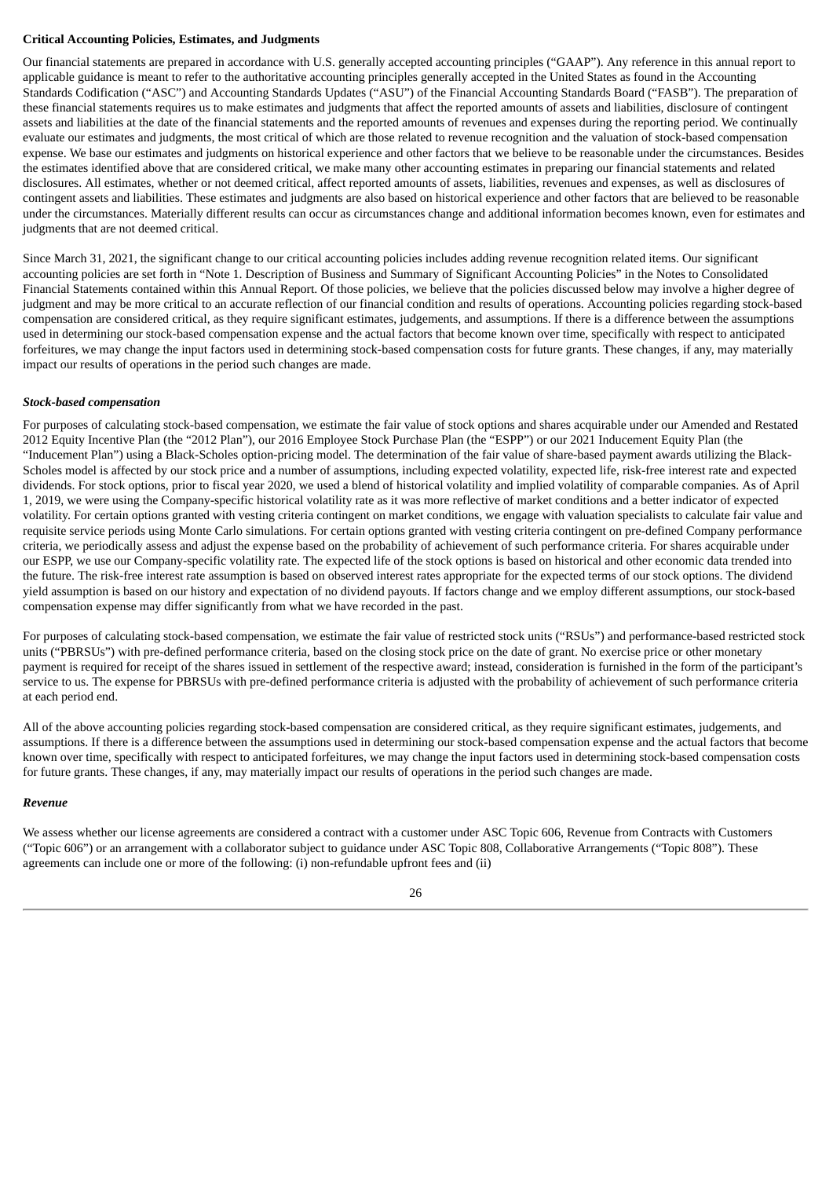**Critical Accounting Policies, Estimates, and Judgments**

Our financial statements are prepared in accordance with U.S. generally accepted accounting principles ("GAAP"). Any reference in this annual report to applicable guidance is meant to refer to the authoritative accounting principles generally accepted in the United States as found in the Accounting Standards Codification ("ASC") and Accounting Standards Updates ("ASU") of the Financial Accounting Standards Board ("FASB"). The preparation of these financial statements requires us to make estimates and judgments that affect the reported amounts of assets and liabilities, disclosure of contingent assets and liabilities at the date of the financial statements and the reported amounts of revenues and expenses during the reporting period. We continually evaluate our estimates and judgments, the most critical of which are those related to revenue recognition and the valuation of stock-based compensation expense. We base our estimates and judgments on historical experience and other factors that we believe to be reasonable under the circumstances. Besides the estimates identified above that are considered critical, we make many other accounting estimates in preparing our financial statements and related disclosures. All estimates, whether or not deemed critical, affect reported amounts of assets, liabilities, revenues and expenses, as well as disclosures of contingent assets and liabilities. These estimates and judgments are also based on historical experience and other factors that are believed to be reasonable under the circumstances. Materially different results can occur as circumstances change and additional information becomes known, even for estimates and judgments that are not deemed critical.

Since March 31, 2021, the significant change to our critical accounting policies includes adding revenue recognition related items. Our significant accounting policies are set forth in "Note 1. Description of Business and Summary of Significant Accounting Policies" in the Notes to Consolidated Financial Statements contained within this Annual Report. Of those policies, we believe that the policies discussed below may involve a higher degree of judgment and may be more critical to an accurate reflection of our financial condition and results of operations. Accounting policies regarding stock-based compensation are considered critical, as they require significant estimates, judgements, and assumptions. If there is a difference between the assumptions used in determining our stock-based compensation expense and the actual factors that become known over time, specifically with respect to anticipated forfeitures, we may change the input factors used in determining stock-based compensation costs for future grants. These changes, if any, may materially impact our results of operations in the period such changes are made.

***Stock-based compensation***

For purposes of calculating stock-based compensation, we estimate the fair value of stock options and shares acquirable under our Amended and Restated 2012 Equity Incentive Plan (the "2012 Plan"), our 2016 Employee Stock Purchase Plan (the "ESPP") or our 2021 Inducement Equity Plan (the "Inducement Plan") using a Black-Scholes option-pricing model. The determination of the fair value of share-based payment awards utilizing the Black-Scholes model is affected by our stock price and a number of assumptions, including expected volatility, expected life, risk-free interest rate and expected dividends. For stock options, prior to fiscal year 2020, we used a blend of historical volatility and implied volatility of comparable companies. As of April 1, 2019, we were using the Company-specific historical volatility rate as it was more reflective of market conditions and a better indicator of expected volatility. For certain options granted with vesting criteria contingent on market conditions, we engage with valuation specialists to calculate fair value and requisite service periods using Monte Carlo simulations. For certain options granted with vesting criteria contingent on pre-defined Company performance criteria, we periodically assess and adjust the expense based on the probability of achievement of such performance criteria. For shares acquirable under our ESPP, we use our Company-specific volatility rate. The expected life of the stock options is based on historical and other economic data trended into the future. The risk-free interest rate assumption is based on observed interest rates appropriate for the expected terms of our stock options. The dividend yield assumption is based on our history and expectation of no dividend payouts. If factors change and we employ different assumptions, our stock-based compensation expense may differ significantly from what we have recorded in the past.

For purposes of calculating stock-based compensation, we estimate the fair value of restricted stock units ("RSUs") and performance-based restricted stock units ("PBRSUs") with pre-defined performance criteria, based on the closing stock price on the date of grant. No exercise price or other monetary payment is required for receipt of the shares issued in settlement of the respective award; instead, consideration is furnished in the form of the participant's service to us. The expense for PBRSUs with pre-defined performance criteria is adjusted with the probability of achievement of such performance criteria at each period end.

All of the above accounting policies regarding stock-based compensation are considered critical, as they require significant estimates, judgements, and assumptions. If there is a difference between the assumptions used in determining our stock-based compensation expense and the actual factors that become known over time, specifically with respect to anticipated forfeitures, we may change the input factors used in determining stock-based compensation costs for future grants. These changes, if any, may materially impact our results of operations in the period such changes are made.

***Revenue***

We assess whether our license agreements are considered a contract with a customer under ASC Topic 606, Revenue from Contracts with Customers ("Topic 606") or an arrangement with a collaborator subject to guidance under ASC Topic 808, Collaborative Arrangements ("Topic 808"). These agreements can include one or more of the following: (i) non-refundable upfront fees and (ii)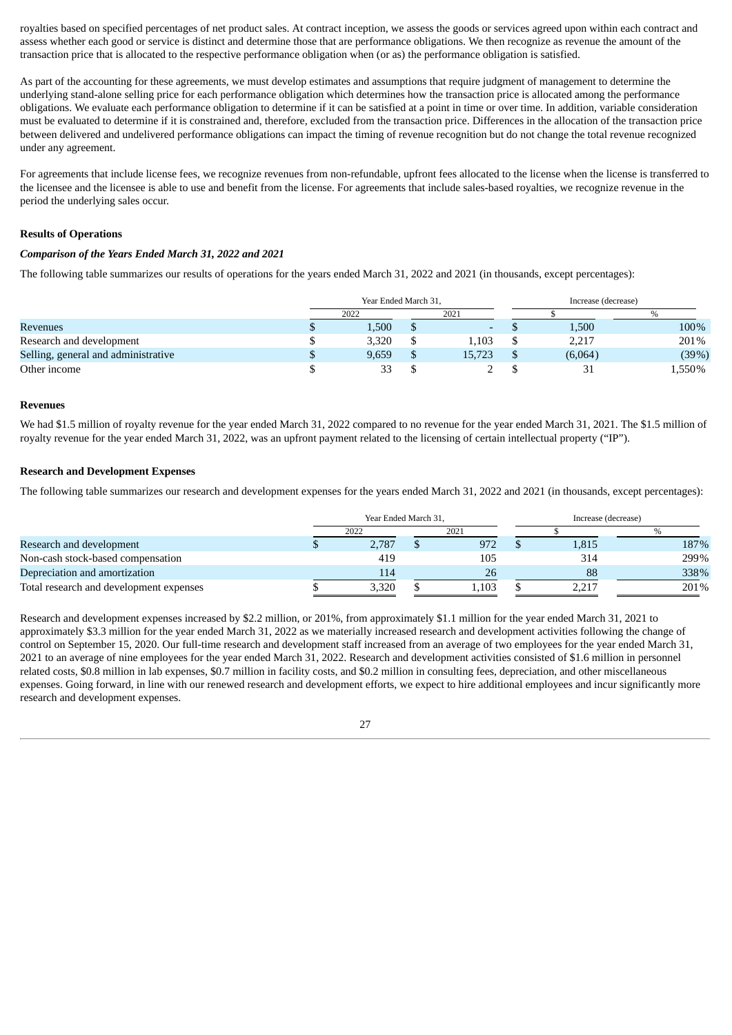royalties based on specified percentages of net product sales. At contract inception, we assess the goods or services agreed upon within each contract and assess whether each good or service is distinct and determine those that are performance obligations. We then recognize as revenue the amount of the transaction price that is allocated to the respective performance obligation when (or as) the performance obligation is satisfied.

As part of the accounting for these agreements, we must develop estimates and assumptions that require judgment of management to determine the underlying stand-alone selling price for each performance obligation which determines how the transaction price is allocated among the performance obligations. We evaluate each performance obligation to determine if it can be satisfied at a point in time or over time. In addition, variable consideration must be evaluated to determine if it is constrained and, therefore, excluded from the transaction price. Differences in the allocation of the transaction price between delivered and undelivered performance obligations can impact the timing of revenue recognition but do not change the total revenue recognized under any agreement.

For agreements that include license fees, we recognize revenues from non-refundable, upfront fees allocated to the license when the license is transferred to the licensee and the licensee is able to use and benefit from the license. For agreements that include sales-based royalties, we recognize revenue in the period the underlying sales occur.

**Results of Operations**

***Comparison of the Years Ended March 31, 2022 and 2021***

The following table summarizes our results of operations for the years ended March 31, 2022 and 2021 (in thousands, except percentages):

| | Year Ended March 31, | | Increase (decrease) | |
|---|---|---|---|---|
| | 2022 | 2021 | $ | % |
| Revenues | $ 1,500 | $ - | $ 1,500 | 100% |
| Research and development | $ 3,320 | $ 1,103 | $ 2,217 | 201% |
| Selling, general and administrative | $ 9,659 | $ 15,723 | $ (6,064) | (39%) |
| Other income | $ 33 | $ 2 | $ 31 | 1,550% |

**Revenues**

We had $1.5 million of royalty revenue for the year ended March 31, 2022 compared to no revenue for the year ended March 31, 2021. The $1.5 million of royalty revenue for the year ended March 31, 2022, was an upfront payment related to the licensing of certain intellectual property ("IP").

**Research and Development Expenses**

The following table summarizes our research and development expenses for the years ended March 31, 2022 and 2021 (in thousands, except percentages):

| | Year Ended March 31, | | Increase (decrease) | |
|---|---|---|---|---|
| | 2022 | 2021 | $ | % |
| Research and development | $ 2,787 | $ 972 | $ 1,815 | 187% |
| Non-cash stock-based compensation | 419 | 105 | 314 | 299% |
| Depreciation and amortization | 114 | 26 | 88 | 338% |
| Total research and development expenses | $ 3,320 | $ 1,103 | $ 2,217 | 201% |

Research and development expenses increased by $2.2 million, or 201%, from approximately $1.1 million for the year ended March 31, 2021 to approximately $3.3 million for the year ended March 31, 2022 as we materially increased research and development activities following the change of control on September 15, 2020. Our full-time research and development staff increased from an average of two employees for the year ended March 31, 2021 to an average of nine employees for the year ended March 31, 2022. Research and development activities consisted of $1.6 million in personnel related costs, $0.8 million in lab expenses, $0.7 million in facility costs, and $0.2 million in consulting fees, depreciation, and other miscellaneous expenses. Going forward, in line with our renewed research and development efforts, we expect to hire additional employees and incur significantly more research and development expenses.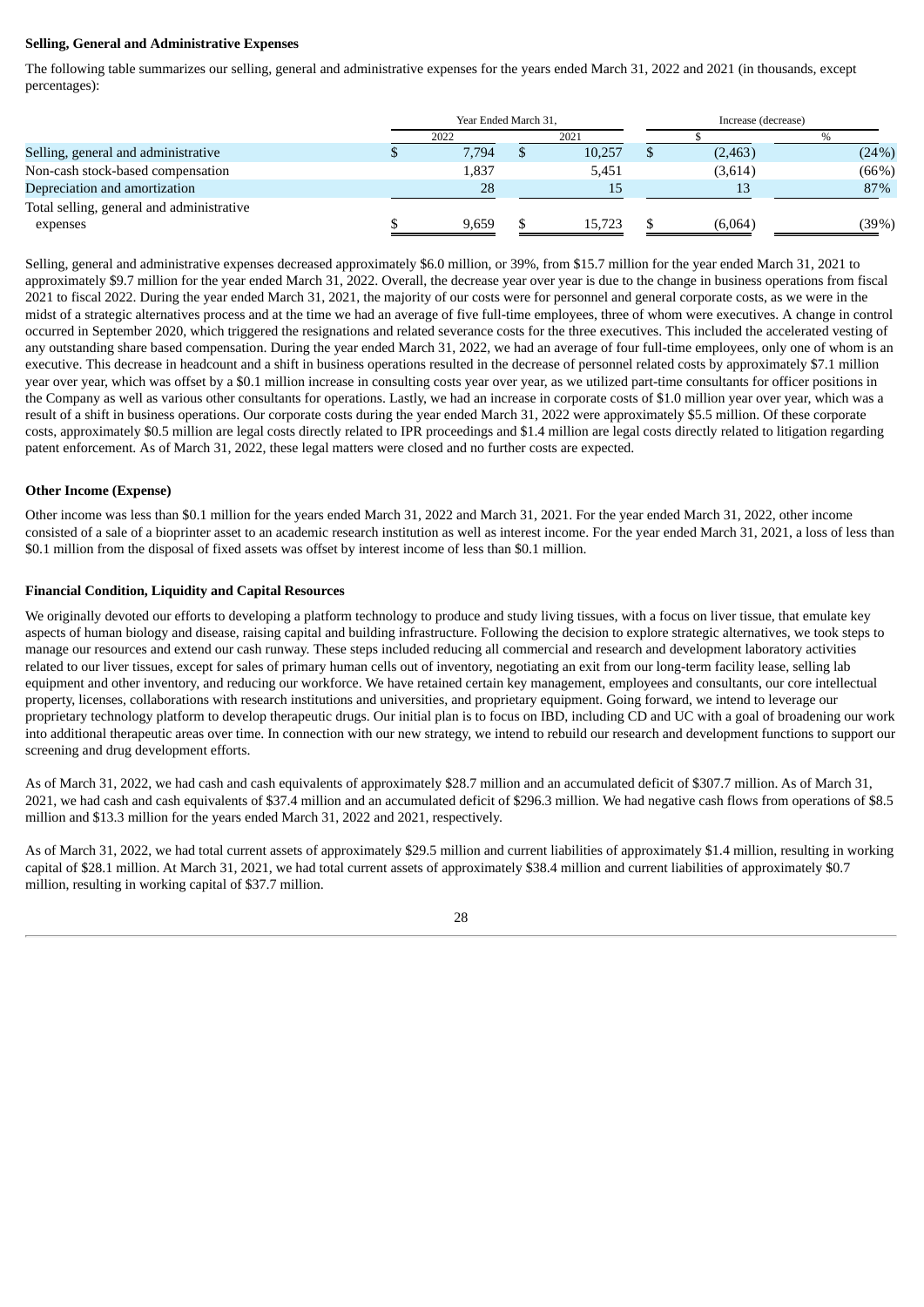**Selling, General and Administrative Expenses**

The following table summarizes our selling, general and administrative expenses for the years ended March 31, 2022 and 2021 (in thousands, except percentages):

| | Year Ended March 31, | | Increase (decrease) | |
|---|---|---|---|---|
| | 2022 | 2021 | $ | % |
| Selling, general and administrative | $ 7,794 | $ 10,257 | $ (2,463) | (24%) |
| Non-cash stock-based compensation | 1,837 | 5,451 | (3,614) | (66%) |
| Depreciation and amortization | 28 | 15 | 13 | 87% |
| Total selling, general and administrative expenses | $ 9,659 | $ 15,723 | $ (6,064) | (39%) |

Selling, general and administrative expenses decreased approximately $6.0 million, or 39%, from $15.7 million for the year ended March 31, 2021 to approximately $9.7 million for the year ended March 31, 2022. Overall, the decrease year over year is due to the change in business operations from fiscal 2021 to fiscal 2022. During the year ended March 31, 2021, the majority of our costs were for personnel and general corporate costs, as we were in the midst of a strategic alternatives process and at the time we had an average of five full-time employees, three of whom were executives. A change in control occurred in September 2020, which triggered the resignations and related severance costs for the three executives. This included the accelerated vesting of any outstanding share based compensation. During the year ended March 31, 2022, we had an average of four full-time employees, only one of whom is an executive. This decrease in headcount and a shift in business operations resulted in the decrease of personnel related costs by approximately $7.1 million year over year, which was offset by a $0.1 million increase in consulting costs year over year, as we utilized part-time consultants for officer positions in the Company as well as various other consultants for operations. Lastly, we had an increase in corporate costs of $1.0 million year over year, which was a result of a shift in business operations. Our corporate costs during the year ended March 31, 2022 were approximately $5.5 million. Of these corporate costs, approximately $0.5 million are legal costs directly related to IPR proceedings and $1.4 million are legal costs directly related to litigation regarding patent enforcement. As of March 31, 2022, these legal matters were closed and no further costs are expected.

**Other Income (Expense)**

Other income was less than $0.1 million for the years ended March 31, 2022 and March 31, 2021. For the year ended March 31, 2022, other income consisted of a sale of a bioprinter asset to an academic research institution as well as interest income. For the year ended March 31, 2021, a loss of less than $0.1 million from the disposal of fixed assets was offset by interest income of less than $0.1 million.

**Financial Condition, Liquidity and Capital Resources**

We originally devoted our efforts to developing a platform technology to produce and study living tissues, with a focus on liver tissue, that emulate key aspects of human biology and disease, raising capital and building infrastructure. Following the decision to explore strategic alternatives, we took steps to manage our resources and extend our cash runway. These steps included reducing all commercial and research and development laboratory activities related to our liver tissues, except for sales of primary human cells out of inventory, negotiating an exit from our long-term facility lease, selling lab equipment and other inventory, and reducing our workforce. We have retained certain key management, employees and consultants, our core intellectual property, licenses, collaborations with research institutions and universities, and proprietary equipment. Going forward, we intend to leverage our proprietary technology platform to develop therapeutic drugs. Our initial plan is to focus on IBD, including CD and UC with a goal of broadening our work into additional therapeutic areas over time. In connection with our new strategy, we intend to rebuild our research and development functions to support our screening and drug development efforts.

As of March 31, 2022, we had cash and cash equivalents of approximately $28.7 million and an accumulated deficit of $307.7 million. As of March 31, 2021, we had cash and cash equivalents of $37.4 million and an accumulated deficit of $296.3 million. We had negative cash flows from operations of $8.5 million and $13.3 million for the years ended March 31, 2022 and 2021, respectively.

As of March 31, 2022, we had total current assets of approximately $29.5 million and current liabilities of approximately $1.4 million, resulting in working capital of $28.1 million. At March 31, 2021, we had total current assets of approximately $38.4 million and current liabilities of approximately $0.7 million, resulting in working capital of $37.7 million.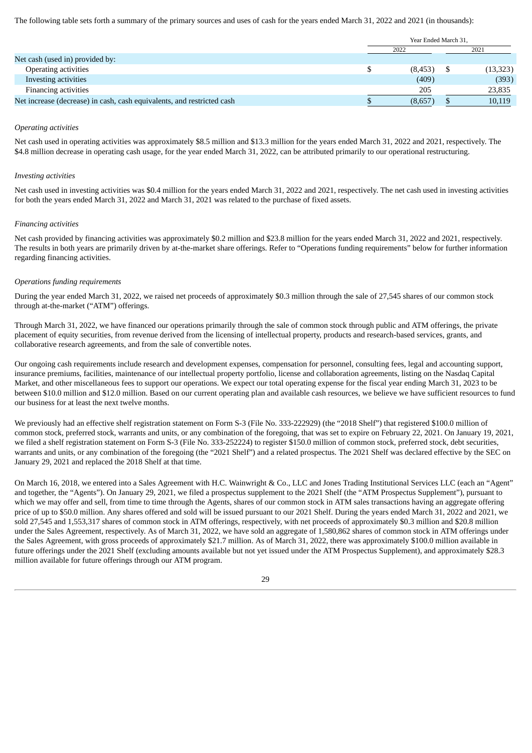The following table sets forth a summary of the primary sources and uses of cash for the years ended March 31, 2022 and 2021 (in thousands):

| | Year Ended March 31, | |
|---|---|---|
| | 2022 | 2021 |
| Net cash (used in) provided by: | | |
| Operating activities | $ (8,453) | $ (13,323) |
| Investing activities | (409) | (393) |
| Financing activities | 205 | 23,835 |
| Net increase (decrease) in cash, cash equivalents, and restricted cash | $ (8,657) | $ 10,119 |

*Operating activities*

Net cash used in operating activities was approximately $8.5 million and $13.3 million for the years ended March 31, 2022 and 2021, respectively. The $4.8 million decrease in operating cash usage, for the year ended March 31, 2022, can be attributed primarily to our operational restructuring.

*Investing activities*

Net cash used in investing activities was $0.4 million for the years ended March 31, 2022 and 2021, respectively. The net cash used in investing activities for both the years ended March 31, 2022 and March 31, 2021 was related to the purchase of fixed assets.

*Financing activities*

Net cash provided by financing activities was approximately $0.2 million and $23.8 million for the years ended March 31, 2022 and 2021, respectively. The results in both years are primarily driven by at-the-market share offerings. Refer to "Operations funding requirements" below for further information regarding financing activities.

*Operations funding requirements*

During the year ended March 31, 2022, we raised net proceeds of approximately $0.3 million through the sale of 27,545 shares of our common stock through at-the-market ("ATM") offerings.

Through March 31, 2022, we have financed our operations primarily through the sale of common stock through public and ATM offerings, the private placement of equity securities, from revenue derived from the licensing of intellectual property, products and research-based services, grants, and collaborative research agreements, and from the sale of convertible notes.

Our ongoing cash requirements include research and development expenses, compensation for personnel, consulting fees, legal and accounting support, insurance premiums, facilities, maintenance of our intellectual property portfolio, license and collaboration agreements, listing on the Nasdaq Capital Market, and other miscellaneous fees to support our operations. We expect our total operating expense for the fiscal year ending March 31, 2023 to be between $10.0 million and $12.0 million. Based on our current operating plan and available cash resources, we believe we have sufficient resources to fund our business for at least the next twelve months.

We previously had an effective shelf registration statement on Form S-3 (File No. 333-222929) (the "2018 Shelf") that registered $100.0 million of common stock, preferred stock, warrants and units, or any combination of the foregoing, that was set to expire on February 22, 2021. On January 19, 2021, we filed a shelf registration statement on Form S-3 (File No. 333-252224) to register $150.0 million of common stock, preferred stock, debt securities, warrants and units, or any combination of the foregoing (the "2021 Shelf") and a related prospectus. The 2021 Shelf was declared effective by the SEC on January 29, 2021 and replaced the 2018 Shelf at that time.

On March 16, 2018, we entered into a Sales Agreement with H.C. Wainwright & Co., LLC and Jones Trading Institutional Services LLC (each an "Agent" and together, the "Agents"). On January 29, 2021, we filed a prospectus supplement to the 2021 Shelf (the "ATM Prospectus Supplement"), pursuant to which we may offer and sell, from time to time through the Agents, shares of our common stock in ATM sales transactions having an aggregate offering price of up to $50.0 million. Any shares offered and sold will be issued pursuant to our 2021 Shelf. During the years ended March 31, 2022 and 2021, we sold 27,545 and 1,553,317 shares of common stock in ATM offerings, respectively, with net proceeds of approximately $0.3 million and $20.8 million under the Sales Agreement, respectively. As of March 31, 2022, we have sold an aggregate of 1,580,862 shares of common stock in ATM offerings under the Sales Agreement, with gross proceeds of approximately $21.7 million. As of March 31, 2022, there was approximately $100.0 million available in future offerings under the 2021 Shelf (excluding amounts available but not yet issued under the ATM Prospectus Supplement), and approximately $28.3 million available for future offerings through our ATM program.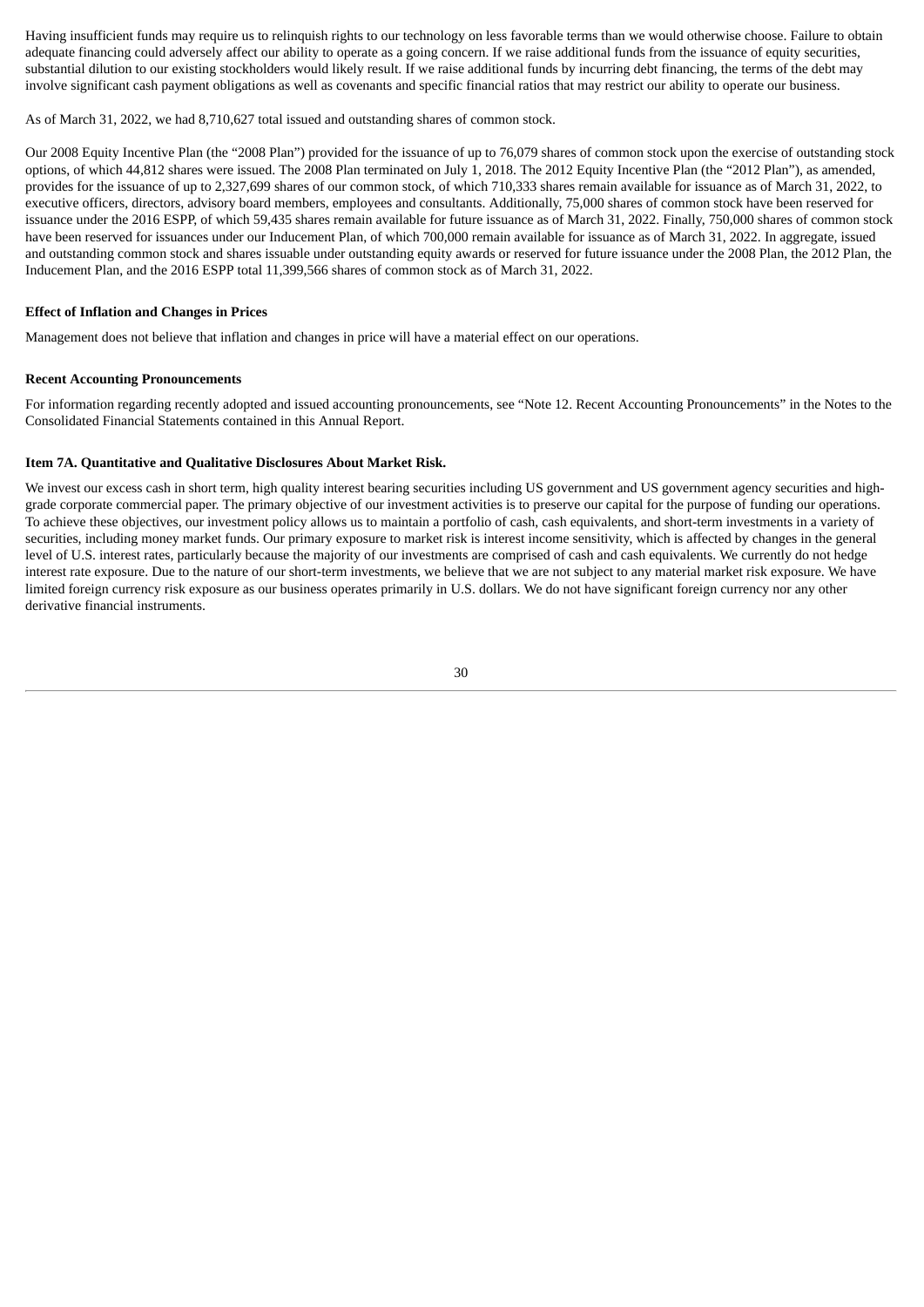Having insufficient funds may require us to relinquish rights to our technology on less favorable terms than we would otherwise choose. Failure to obtain adequate financing could adversely affect our ability to operate as a going concern. If we raise additional funds from the issuance of equity securities, substantial dilution to our existing stockholders would likely result. If we raise additional funds by incurring debt financing, the terms of the debt may involve significant cash payment obligations as well as covenants and specific financial ratios that may restrict our ability to operate our business.

As of March 31, 2022, we had 8,710,627 total issued and outstanding shares of common stock.

Our 2008 Equity Incentive Plan (the "2008 Plan") provided for the issuance of up to 76,079 shares of common stock upon the exercise of outstanding stock options, of which 44,812 shares were issued. The 2008 Plan terminated on July 1, 2018. The 2012 Equity Incentive Plan (the "2012 Plan"), as amended, provides for the issuance of up to 2,327,699 shares of our common stock, of which 710,333 shares remain available for issuance as of March 31, 2022, to executive officers, directors, advisory board members, employees and consultants. Additionally, 75,000 shares of common stock have been reserved for issuance under the 2016 ESPP, of which 59,435 shares remain available for future issuance as of March 31, 2022. Finally, 750,000 shares of common stock have been reserved for issuances under our Inducement Plan, of which 700,000 remain available for issuance as of March 31, 2022. In aggregate, issued and outstanding common stock and shares issuable under outstanding equity awards or reserved for future issuance under the 2008 Plan, the 2012 Plan, the Inducement Plan, and the 2016 ESPP total 11,399,566 shares of common stock as of March 31, 2022.

**Effect of Inflation and Changes in Prices**

Management does not believe that inflation and changes in price will have a material effect on our operations.

**Recent Accounting Pronouncements**

For information regarding recently adopted and issued accounting pronouncements, see "Note 12. Recent Accounting Pronouncements" in the Notes to the Consolidated Financial Statements contained in this Annual Report.

**Item 7A. Quantitative and Qualitative Disclosures About Market Risk.**

We invest our excess cash in short term, high quality interest bearing securities including US government and US government agency securities and high-grade corporate commercial paper. The primary objective of our investment activities is to preserve our capital for the purpose of funding our operations. To achieve these objectives, our investment policy allows us to maintain a portfolio of cash, cash equivalents, and short-term investments in a variety of securities, including money market funds. Our primary exposure to market risk is interest income sensitivity, which is affected by changes in the general level of U.S. interest rates, particularly because the majority of our investments are comprised of cash and cash equivalents. We currently do not hedge interest rate exposure. Due to the nature of our short-term investments, we believe that we are not subject to any material market risk exposure. We have limited foreign currency risk exposure as our business operates primarily in U.S. dollars. We do not have significant foreign currency nor any other derivative financial instruments.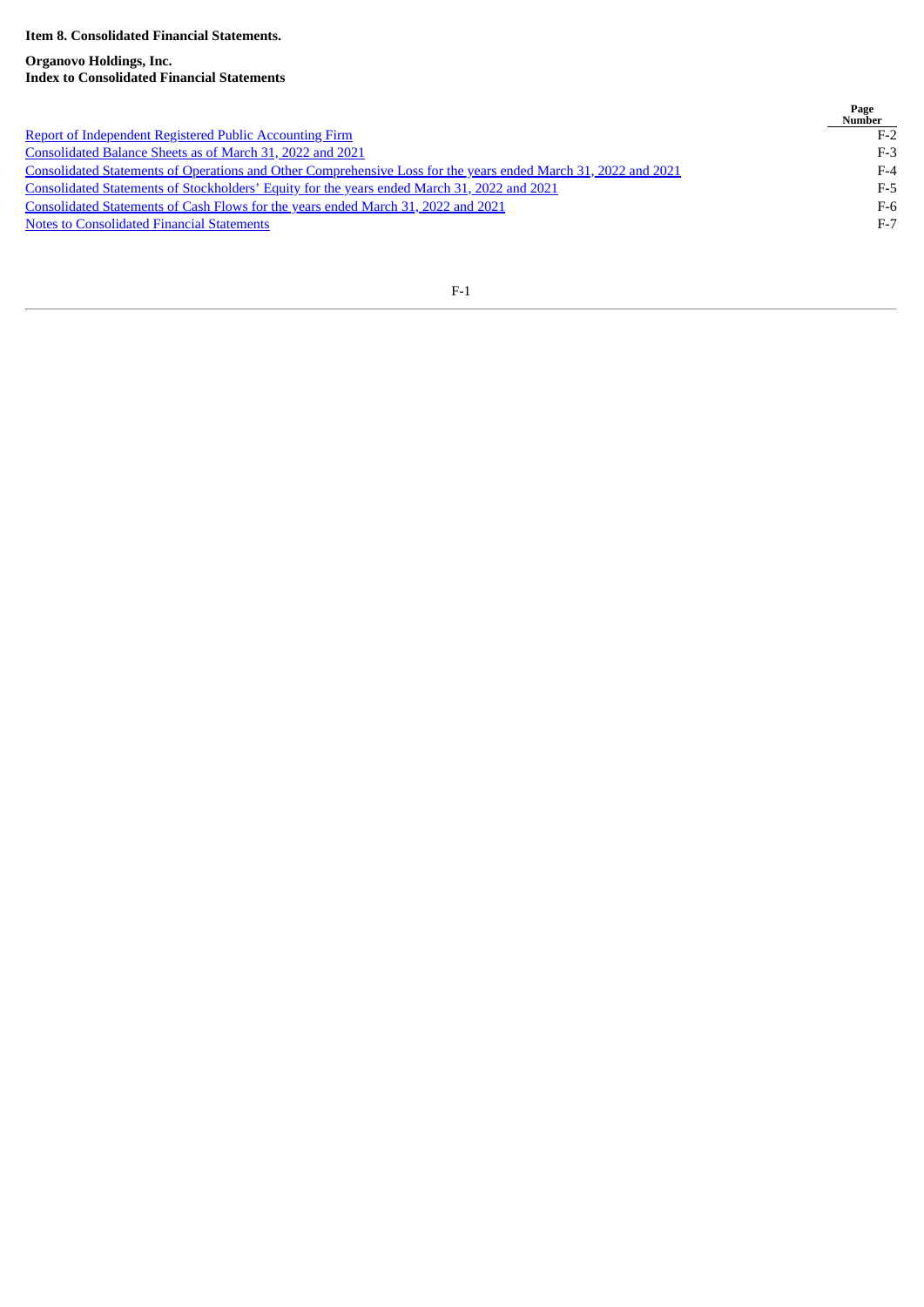**Item 8. Consolidated Financial Statements.**

**Organovo Holdings, Inc.**
**Index to Consolidated Financial Statements**

| | Page Number |
|---|---|
| Report of Independent Registered Public Accounting Firm | F-2 |
| Consolidated Balance Sheets as of March 31, 2022 and 2021 | F-3 |
| Consolidated Statements of Operations and Other Comprehensive Loss for the years ended March 31, 2022 and 2021 | F-4 |
| Consolidated Statements of Stockholders' Equity for the years ended March 31, 2022 and 2021 | F-5 |
| Consolidated Statements of Cash Flows for the years ended March 31, 2022 and 2021 | F-6 |
| Notes to Consolidated Financial Statements | F-7 |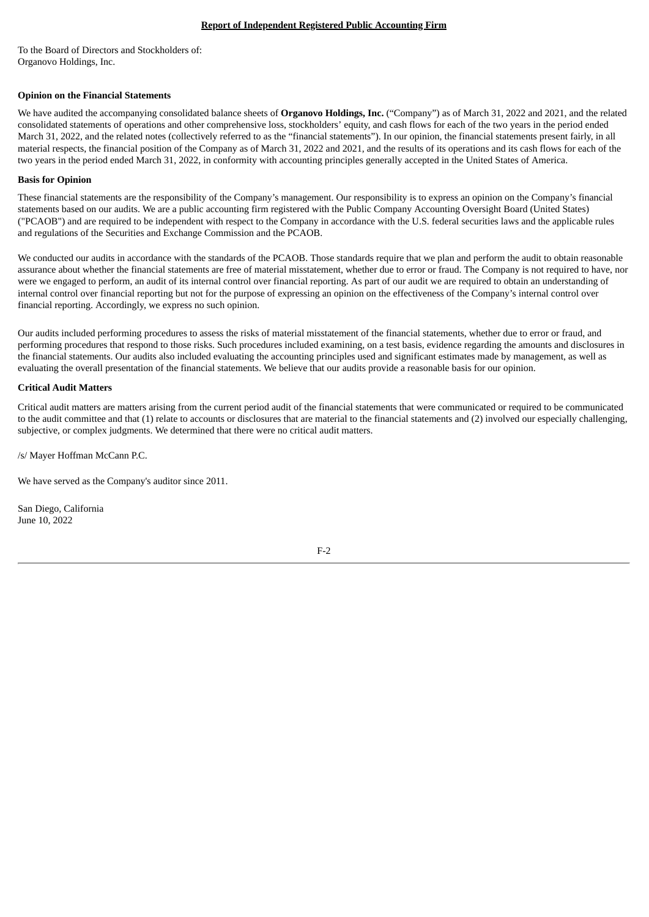## Report of Independent Registered Public Accounting Firm

To the Board of Directors and Stockholders of:
Organovo Holdings, Inc.

**Opinion on the Financial Statements**

We have audited the accompanying consolidated balance sheets of **Organovo Holdings, Inc.** ("Company") as of March 31, 2022 and 2021, and the related consolidated statements of operations and other comprehensive loss, stockholders' equity, and cash flows for each of the two years in the period ended March 31, 2022, and the related notes (collectively referred to as the "financial statements"). In our opinion, the financial statements present fairly, in all material respects, the financial position of the Company as of March 31, 2022 and 2021, and the results of its operations and its cash flows for each of the two years in the period ended March 31, 2022, in conformity with accounting principles generally accepted in the United States of America.

**Basis for Opinion**

These financial statements are the responsibility of the Company's management. Our responsibility is to express an opinion on the Company's financial statements based on our audits. We are a public accounting firm registered with the Public Company Accounting Oversight Board (United States) ("PCAOB") and are required to be independent with respect to the Company in accordance with the U.S. federal securities laws and the applicable rules and regulations of the Securities and Exchange Commission and the PCAOB.

We conducted our audits in accordance with the standards of the PCAOB. Those standards require that we plan and perform the audit to obtain reasonable assurance about whether the financial statements are free of material misstatement, whether due to error or fraud. The Company is not required to have, nor were we engaged to perform, an audit of its internal control over financial reporting. As part of our audit we are required to obtain an understanding of internal control over financial reporting but not for the purpose of expressing an opinion on the effectiveness of the Company's internal control over financial reporting. Accordingly, we express no such opinion.

Our audits included performing procedures to assess the risks of material misstatement of the financial statements, whether due to error or fraud, and performing procedures that respond to those risks. Such procedures included examining, on a test basis, evidence regarding the amounts and disclosures in the financial statements. Our audits also included evaluating the accounting principles used and significant estimates made by management, as well as evaluating the overall presentation of the financial statements. We believe that our audits provide a reasonable basis for our opinion.

**Critical Audit Matters**

Critical audit matters are matters arising from the current period audit of the financial statements that were communicated or required to be communicated to the audit committee and that (1) relate to accounts or disclosures that are material to the financial statements and (2) involved our especially challenging, subjective, or complex judgments. We determined that there were no critical audit matters.

/s/ Mayer Hoffman McCann P.C.

We have served as the Company's auditor since 2011.

San Diego, California
June 10, 2022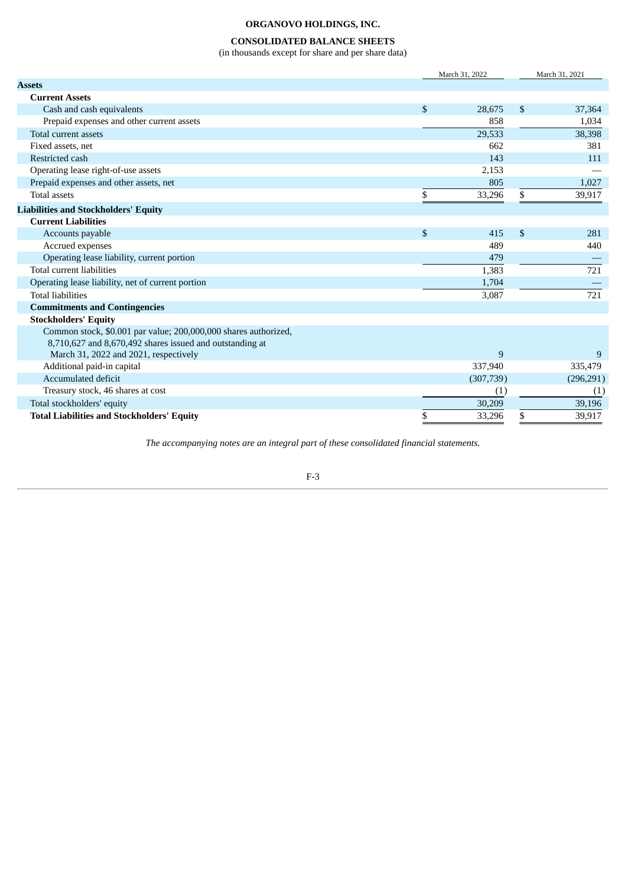# ORGANOVO HOLDINGS, INC.

## CONSOLIDATED BALANCE SHEETS

(in thousands except for share and per share data)

| | March 31, 2022 | March 31, 2021 |
|---|---|---|
| **Assets** | | |
| **Current Assets** | | |
| Cash and cash equivalents | $ 28,675 | $ 37,364 |
| Prepaid expenses and other current assets | 858 | 1,034 |
| Total current assets | 29,533 | 38,398 |
| Fixed assets, net | 662 | 381 |
| Restricted cash | 143 | 111 |
| Operating lease right-of-use assets | 2,153 | — |
| Prepaid expenses and other assets, net | 805 | 1,027 |
| Total assets | $ 33,296 | $ 39,917 |
| **Liabilities and Stockholders' Equity** | | |
| **Current Liabilities** | | |
| Accounts payable | $ 415 | $ 281 |
| Accrued expenses | 489 | 440 |
| Operating lease liability, current portion | 479 | — |
| Total current liabilities | 1,383 | 721 |
| Operating lease liability, net of current portion | 1,704 | — |
| Total liabilities | 3,087 | 721 |
| **Commitments and Contingencies** | | |
| **Stockholders' Equity** | | |
| Common stock, $0.001 par value; 200,000,000 shares authorized, 8,710,627 and 8,670,492 shares issued and outstanding at March 31, 2022 and 2021, respectively | 9 | 9 |
| Additional paid-in capital | 337,940 | 335,479 |
| Accumulated deficit | (307,739) | (296,291) |
| Treasury stock, 46 shares at cost | (1) | (1) |
| Total stockholders' equity | 30,209 | 39,196 |
| **Total Liabilities and Stockholders' Equity** | $ 33,296 | $ 39,917 |

*The accompanying notes are an integral part of these consolidated financial statements.*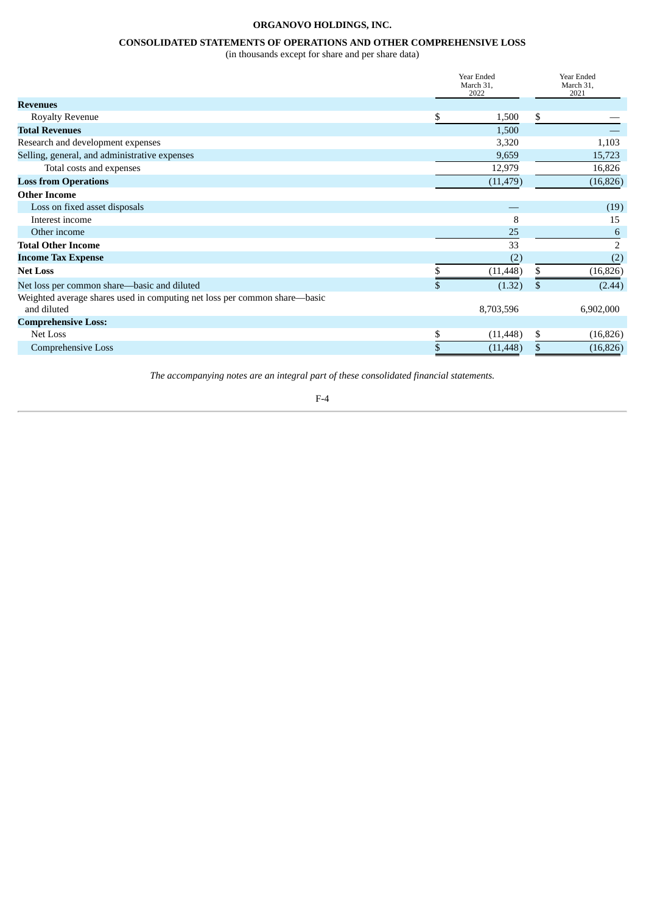# ORGANOVO HOLDINGS, INC.

## CONSOLIDATED STATEMENTS OF OPERATIONS AND OTHER COMPREHENSIVE LOSS

(in thousands except for share and per share data)

| | Year Ended March 31, 2022 | Year Ended March 31, 2021 |
|---|---|---|
| **Revenues** | | |
| Royalty Revenue | $ 1,500 | $ — |
| **Total Revenues** | 1,500 | — |
| Research and development expenses | 3,320 | 1,103 |
| Selling, general, and administrative expenses | 9,659 | 15,723 |
| Total costs and expenses | 12,979 | 16,826 |
| **Loss from Operations** | (11,479) | (16,826) |
| **Other Income** | | |
| Loss on fixed asset disposals | — | (19) |
| Interest income | 8 | 15 |
| Other income | 25 | 6 |
| **Total Other Income** | 33 | 2 |
| **Income Tax Expense** | (2) | (2) |
| **Net Loss** | $ (11,448) | $ (16,826) |
| Net loss per common share—basic and diluted | $ (1.32) | $ (2.44) |
| Weighted average shares used in computing net loss per common share—basic and diluted | 8,703,596 | 6,902,000 |
| **Comprehensive Loss:** | | |
| Net Loss | $ (11,448) | $ (16,826) |
| Comprehensive Loss | $ (11,448) | $ (16,826) |

*The accompanying notes are an integral part of these consolidated financial statements.*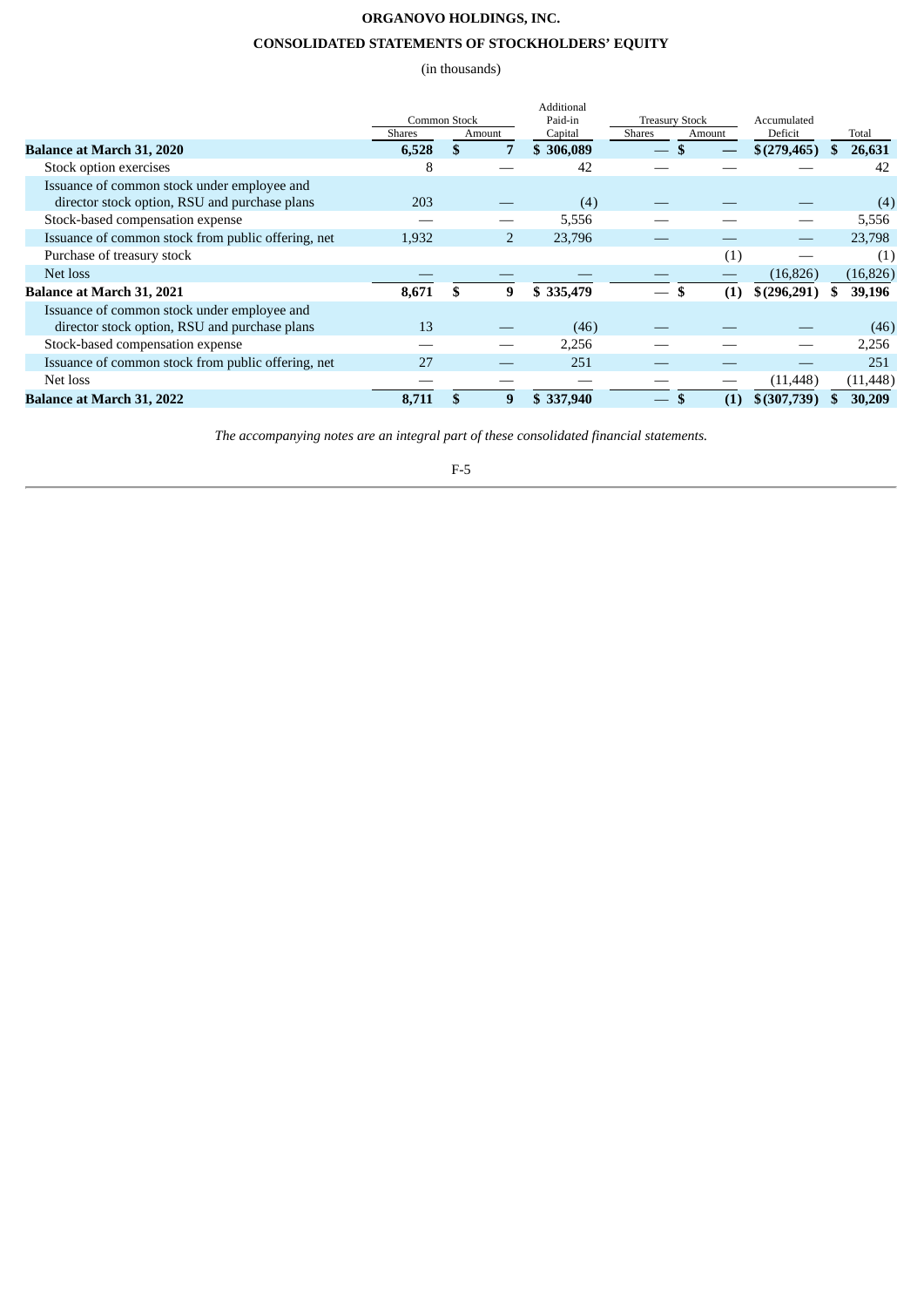**ORGANOVO HOLDINGS, INC.**

**CONSOLIDATED STATEMENTS OF STOCKHOLDERS' EQUITY**

(in thousands)

| | Common Stock | | Additional Paid-in Capital | Treasury Stock | | Accumulated Deficit | Total |
|---|---|---|---|---|---|---|---|
| | Shares | Amount | | Shares | Amount | | |
| **Balance at March 31, 2020** | **6,528** | **$ 7** | **$ 306,089** | **—** | **$ —** | **$ (279,465)** | **$ 26,631** |
| Stock option exercises | 8 | — | 42 | — | — | — | 42 |
| Issuance of common stock under employee and director stock option, RSU and purchase plans | 203 | — | (4) | — | — | — | (4) |
| Stock-based compensation expense | — | — | 5,556 | — | — | — | 5,556 |
| Issuance of common stock from public offering, net | 1,932 | 2 | 23,796 | — | — | — | 23,798 |
| Purchase of treasury stock | | | | | (1) | — | (1) |
| Net loss | — | — | — | — | — | (16,826) | (16,826) |
| **Balance at March 31, 2021** | **8,671** | **$ 9** | **$ 335,479** | **—** | **$ (1)** | **$ (296,291)** | **$ 39,196** |
| Issuance of common stock under employee and director stock option, RSU and purchase plans | 13 | — | (46) | — | — | — | (46) |
| Stock-based compensation expense | — | — | 2,256 | — | — | — | 2,256 |
| Issuance of common stock from public offering, net | 27 | — | 251 | — | — | — | 251 |
| Net loss | — | — | — | — | — | (11,448) | (11,448) |
| **Balance at March 31, 2022** | **8,711** | **$ 9** | **$ 337,940** | **—** | **$ (1)** | **$ (307,739)** | **$ 30,209** |

*The accompanying notes are an integral part of these consolidated financial statements.*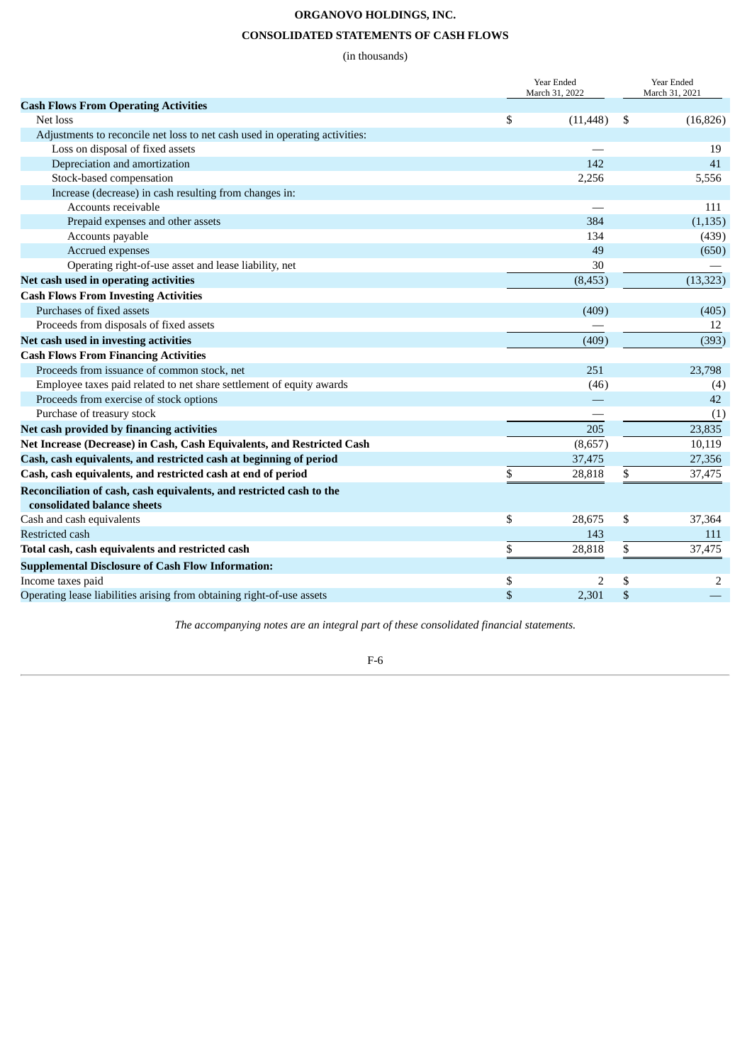# ORGANOVO HOLDINGS, INC.

## CONSOLIDATED STATEMENTS OF CASH FLOWS

(in thousands)

| | Year Ended March 31, 2022 | Year Ended March 31, 2021 |
|---|---|---|
| **Cash Flows From Operating Activities** | | |
| Net loss | $ (11,448) | $ (16,826) |
| Adjustments to reconcile net loss to net cash used in operating activities: | | |
| Loss on disposal of fixed assets | — | 19 |
| Depreciation and amortization | 142 | 41 |
| Stock-based compensation | 2,256 | 5,556 |
| Increase (decrease) in cash resulting from changes in: | | |
| Accounts receivable | — | 111 |
| Prepaid expenses and other assets | 384 | (1,135) |
| Accounts payable | 134 | (439) |
| Accrued expenses | 49 | (650) |
| Operating right-of-use asset and lease liability, net | 30 | — |
| **Net cash used in operating activities** | (8,453) | (13,323) |
| **Cash Flows From Investing Activities** | | |
| Purchases of fixed assets | (409) | (405) |
| Proceeds from disposals of fixed assets | — | 12 |
| **Net cash used in investing activities** | (409) | (393) |
| **Cash Flows From Financing Activities** | | |
| Proceeds from issuance of common stock, net | 251 | 23,798 |
| Employee taxes paid related to net share settlement of equity awards | (46) | (4) |
| Proceeds from exercise of stock options | — | 42 |
| Purchase of treasury stock | — | (1) |
| **Net cash provided by financing activities** | 205 | 23,835 |
| **Net Increase (Decrease) in Cash, Cash Equivalents, and Restricted Cash** | (8,657) | 10,119 |
| **Cash, cash equivalents, and restricted cash at beginning of period** | 37,475 | 27,356 |
| **Cash, cash equivalents, and restricted cash at end of period** | $ 28,818 | $ 37,475 |
| **Reconciliation of cash, cash equivalents, and restricted cash to the consolidated balance sheets** | | |
| Cash and cash equivalents | $ 28,675 | $ 37,364 |
| Restricted cash | 143 | 111 |
| **Total cash, cash equivalents and restricted cash** | $ 28,818 | $ 37,475 |
| **Supplemental Disclosure of Cash Flow Information:** | | |
| Income taxes paid | $ 2 | $ 2 |
| Operating lease liabilities arising from obtaining right-of-use assets | $ 2,301 | $ — |

*The accompanying notes are an integral part of these consolidated financial statements.*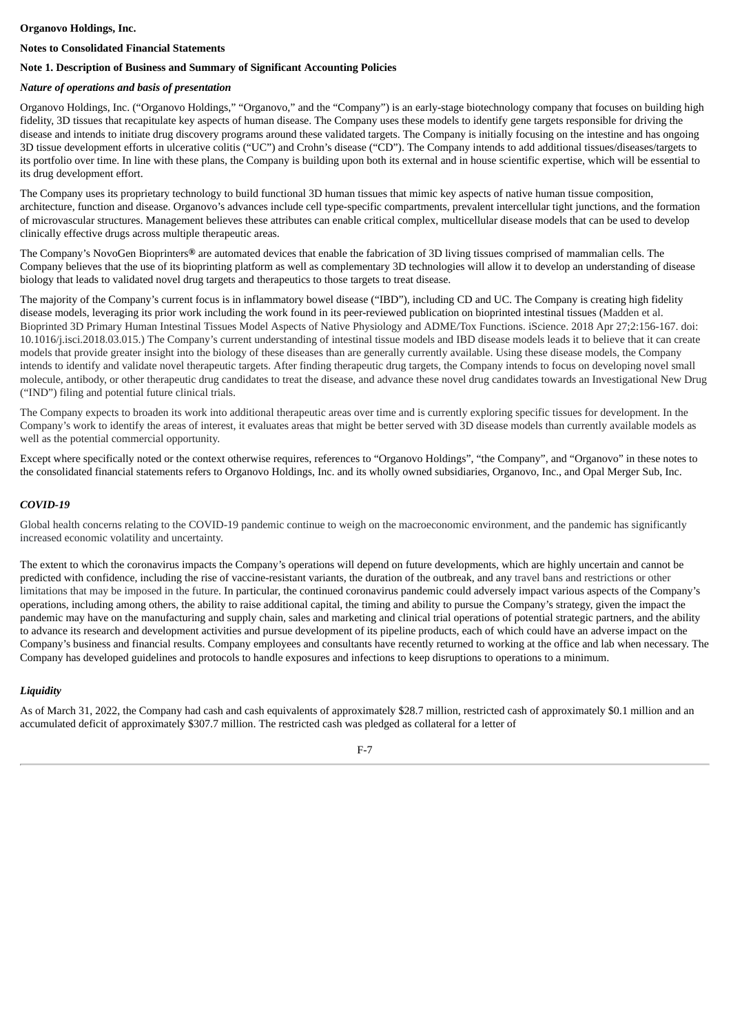**Organovo Holdings, Inc.**

**Notes to Consolidated Financial Statements**

**Note 1. Description of Business and Summary of Significant Accounting Policies**

***Nature of operations and basis of presentation***

Organovo Holdings, Inc. ("Organovo Holdings," "Organovo," and the "Company") is an early-stage biotechnology company that focuses on building high fidelity, 3D tissues that recapitulate key aspects of human disease. The Company uses these models to identify gene targets responsible for driving the disease and intends to initiate drug discovery programs around these validated targets. The Company is initially focusing on the intestine and has ongoing 3D tissue development efforts in ulcerative colitis ("UC") and Crohn's disease ("CD"). The Company intends to add additional tissues/diseases/targets to its portfolio over time. In line with these plans, the Company is building upon both its external and in house scientific expertise, which will be essential to its drug development effort.

The Company uses its proprietary technology to build functional 3D human tissues that mimic key aspects of native human tissue composition, architecture, function and disease. Organovo's advances include cell type-specific compartments, prevalent intercellular tight junctions, and the formation of microvascular structures. Management believes these attributes can enable critical complex, multicellular disease models that can be used to develop clinically effective drugs across multiple therapeutic areas.

The Company's NovoGen Bioprinters**®** are automated devices that enable the fabrication of 3D living tissues comprised of mammalian cells. The Company believes that the use of its bioprinting platform as well as complementary 3D technologies will allow it to develop an understanding of disease biology that leads to validated novel drug targets and therapeutics to those targets to treat disease.

The majority of the Company's current focus is in inflammatory bowel disease ("IBD"), including CD and UC. The Company is creating high fidelity disease models, leveraging its prior work including the work found in its peer-reviewed publication on bioprinted intestinal tissues (Madden et al. Bioprinted 3D Primary Human Intestinal Tissues Model Aspects of Native Physiology and ADME/Tox Functions. iScience. 2018 Apr 27;2:156-167. doi: 10.1016/j.isci.2018.03.015.) The Company's current understanding of intestinal tissue models and IBD disease models leads it to believe that it can create models that provide greater insight into the biology of these diseases than are generally currently available. Using these disease models, the Company intends to identify and validate novel therapeutic targets. After finding therapeutic drug targets, the Company intends to focus on developing novel small molecule, antibody, or other therapeutic drug candidates to treat the disease, and advance these novel drug candidates towards an Investigational New Drug ("IND") filing and potential future clinical trials.

The Company expects to broaden its work into additional therapeutic areas over time and is currently exploring specific tissues for development. In the Company's work to identify the areas of interest, it evaluates areas that might be better served with 3D disease models than currently available models as well as the potential commercial opportunity.

Except where specifically noted or the context otherwise requires, references to "Organovo Holdings", "the Company", and "Organovo" in these notes to the consolidated financial statements refers to Organovo Holdings, Inc. and its wholly owned subsidiaries, Organovo, Inc., and Opal Merger Sub, Inc.

***COVID-19***

Global health concerns relating to the COVID-19 pandemic continue to weigh on the macroeconomic environment, and the pandemic has significantly increased economic volatility and uncertainty.

The extent to which the coronavirus impacts the Company's operations will depend on future developments, which are highly uncertain and cannot be predicted with confidence, including the rise of vaccine-resistant variants, the duration of the outbreak, and any travel bans and restrictions or other limitations that may be imposed in the future. In particular, the continued coronavirus pandemic could adversely impact various aspects of the Company's operations, including among others, the ability to raise additional capital, the timing and ability to pursue the Company's strategy, given the impact the pandemic may have on the manufacturing and supply chain, sales and marketing and clinical trial operations of potential strategic partners, and the ability to advance its research and development activities and pursue development of its pipeline products, each of which could have an adverse impact on the Company's business and financial results. Company employees and consultants have recently returned to working at the office and lab when necessary. The Company has developed guidelines and protocols to handle exposures and infections to keep disruptions to operations to a minimum.

***Liquidity***

As of March 31, 2022, the Company had cash and cash equivalents of approximately $28.7 million, restricted cash of approximately $0.1 million and an accumulated deficit of approximately $307.7 million. The restricted cash was pledged as collateral for a letter of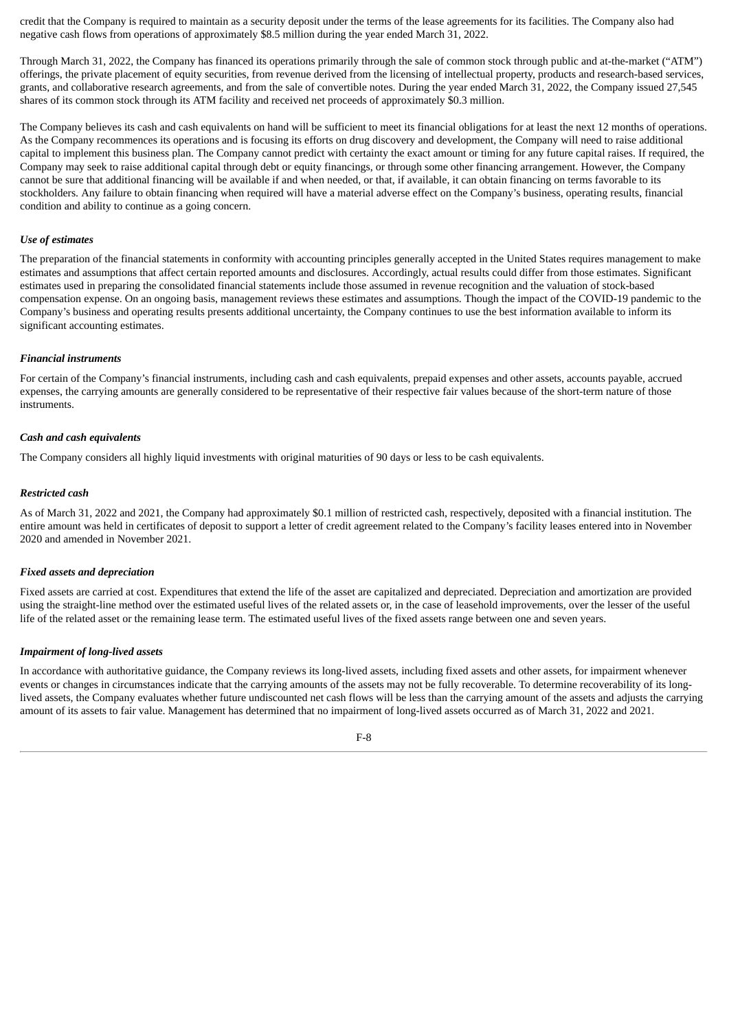credit that the Company is required to maintain as a security deposit under the terms of the lease agreements for its facilities. The Company also had negative cash flows from operations of approximately $8.5 million during the year ended March 31, 2022.

Through March 31, 2022, the Company has financed its operations primarily through the sale of common stock through public and at-the-market ("ATM") offerings, the private placement of equity securities, from revenue derived from the licensing of intellectual property, products and research-based services, grants, and collaborative research agreements, and from the sale of convertible notes. During the year ended March 31, 2022, the Company issued 27,545 shares of its common stock through its ATM facility and received net proceeds of approximately $0.3 million.

The Company believes its cash and cash equivalents on hand will be sufficient to meet its financial obligations for at least the next 12 months of operations. As the Company recommences its operations and is focusing its efforts on drug discovery and development, the Company will need to raise additional capital to implement this business plan. The Company cannot predict with certainty the exact amount or timing for any future capital raises. If required, the Company may seek to raise additional capital through debt or equity financings, or through some other financing arrangement. However, the Company cannot be sure that additional financing will be available if and when needed, or that, if available, it can obtain financing on terms favorable to its stockholders. Any failure to obtain financing when required will have a material adverse effect on the Company's business, operating results, financial condition and ability to continue as a going concern.

***Use of estimates***

The preparation of the financial statements in conformity with accounting principles generally accepted in the United States requires management to make estimates and assumptions that affect certain reported amounts and disclosures. Accordingly, actual results could differ from those estimates. Significant estimates used in preparing the consolidated financial statements include those assumed in revenue recognition and the valuation of stock-based compensation expense. On an ongoing basis, management reviews these estimates and assumptions. Though the impact of the COVID-19 pandemic to the Company's business and operating results presents additional uncertainty, the Company continues to use the best information available to inform its significant accounting estimates.

***Financial instruments***

For certain of the Company's financial instruments, including cash and cash equivalents, prepaid expenses and other assets, accounts payable, accrued expenses, the carrying amounts are generally considered to be representative of their respective fair values because of the short-term nature of those instruments.

***Cash and cash equivalents***

The Company considers all highly liquid investments with original maturities of 90 days or less to be cash equivalents.

***Restricted cash***

As of March 31, 2022 and 2021, the Company had approximately $0.1 million of restricted cash, respectively, deposited with a financial institution. The entire amount was held in certificates of deposit to support a letter of credit agreement related to the Company's facility leases entered into in November 2020 and amended in November 2021.

***Fixed assets and depreciation***

Fixed assets are carried at cost. Expenditures that extend the life of the asset are capitalized and depreciated. Depreciation and amortization are provided using the straight-line method over the estimated useful lives of the related assets or, in the case of leasehold improvements, over the lesser of the useful life of the related asset or the remaining lease term. The estimated useful lives of the fixed assets range between one and seven years.

***Impairment of long-lived assets***

In accordance with authoritative guidance, the Company reviews its long-lived assets, including fixed assets and other assets, for impairment whenever events or changes in circumstances indicate that the carrying amounts of the assets may not be fully recoverable. To determine recoverability of its long-lived assets, the Company evaluates whether future undiscounted net cash flows will be less than the carrying amount of the assets and adjusts the carrying amount of its assets to fair value. Management has determined that no impairment of long-lived assets occurred as of March 31, 2022 and 2021.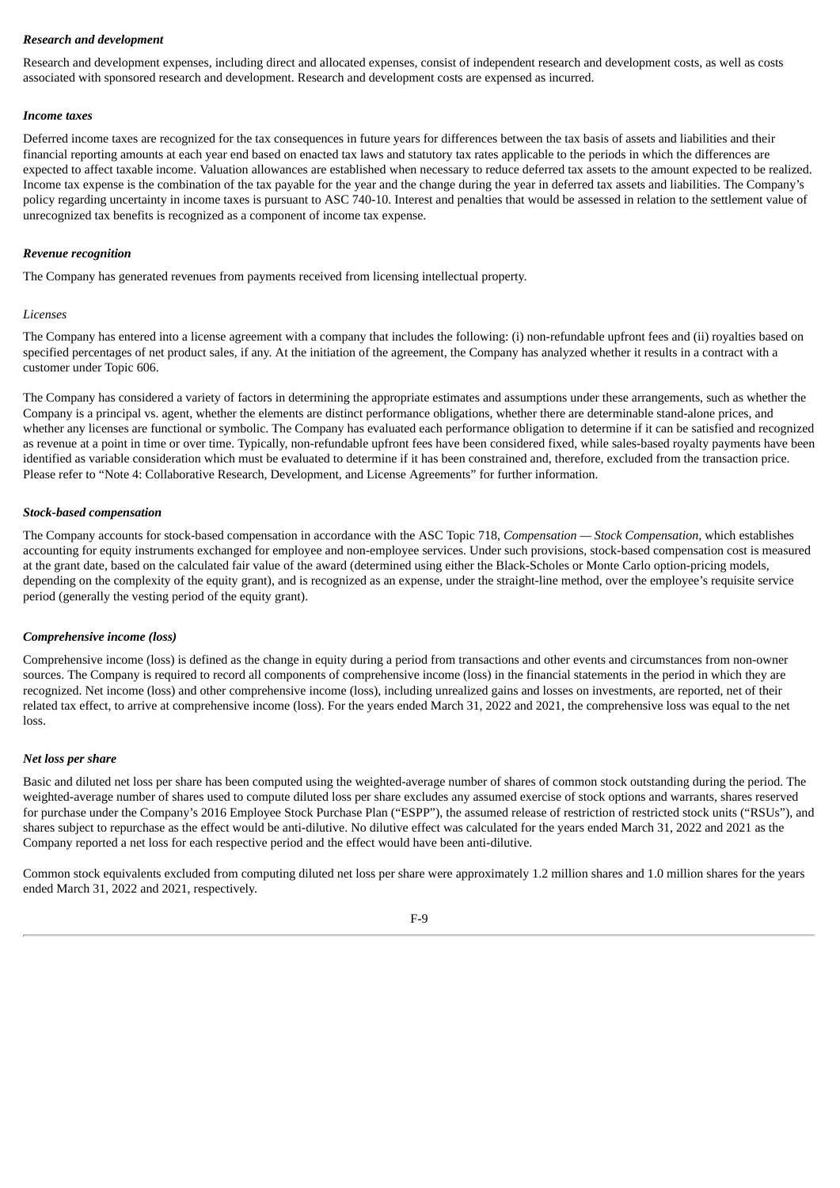***Research and development***

Research and development expenses, including direct and allocated expenses, consist of independent research and development costs, as well as costs associated with sponsored research and development. Research and development costs are expensed as incurred.

***Income taxes***

Deferred income taxes are recognized for the tax consequences in future years for differences between the tax basis of assets and liabilities and their financial reporting amounts at each year end based on enacted tax laws and statutory tax rates applicable to the periods in which the differences are expected to affect taxable income. Valuation allowances are established when necessary to reduce deferred tax assets to the amount expected to be realized. Income tax expense is the combination of the tax payable for the year and the change during the year in deferred tax assets and liabilities. The Company's policy regarding uncertainty in income taxes is pursuant to ASC 740-10. Interest and penalties that would be assessed in relation to the settlement value of unrecognized tax benefits is recognized as a component of income tax expense.

***Revenue recognition***

The Company has generated revenues from payments received from licensing intellectual property.

*Licenses*

The Company has entered into a license agreement with a company that includes the following: (i) non-refundable upfront fees and (ii) royalties based on specified percentages of net product sales, if any. At the initiation of the agreement, the Company has analyzed whether it results in a contract with a customer under Topic 606.

The Company has considered a variety of factors in determining the appropriate estimates and assumptions under these arrangements, such as whether the Company is a principal vs. agent, whether the elements are distinct performance obligations, whether there are determinable stand-alone prices, and whether any licenses are functional or symbolic. The Company has evaluated each performance obligation to determine if it can be satisfied and recognized as revenue at a point in time or over time. Typically, non-refundable upfront fees have been considered fixed, while sales-based royalty payments have been identified as variable consideration which must be evaluated to determine if it has been constrained and, therefore, excluded from the transaction price. Please refer to "Note 4: Collaborative Research, Development, and License Agreements" for further information.

***Stock-based compensation***

The Company accounts for stock-based compensation in accordance with the ASC Topic 718, *Compensation — Stock Compensation*, which establishes accounting for equity instruments exchanged for employee and non-employee services. Under such provisions, stock-based compensation cost is measured at the grant date, based on the calculated fair value of the award (determined using either the Black-Scholes or Monte Carlo option-pricing models, depending on the complexity of the equity grant), and is recognized as an expense, under the straight-line method, over the employee's requisite service period (generally the vesting period of the equity grant).

***Comprehensive income (loss)***

Comprehensive income (loss) is defined as the change in equity during a period from transactions and other events and circumstances from non-owner sources. The Company is required to record all components of comprehensive income (loss) in the financial statements in the period in which they are recognized. Net income (loss) and other comprehensive income (loss), including unrealized gains and losses on investments, are reported, net of their related tax effect, to arrive at comprehensive income (loss). For the years ended March 31, 2022 and 2021, the comprehensive loss was equal to the net loss.

***Net loss per share***

Basic and diluted net loss per share has been computed using the weighted-average number of shares of common stock outstanding during the period. The weighted-average number of shares used to compute diluted loss per share excludes any assumed exercise of stock options and warrants, shares reserved for purchase under the Company's 2016 Employee Stock Purchase Plan ("ESPP"), the assumed release of restriction of restricted stock units ("RSUs"), and shares subject to repurchase as the effect would be anti-dilutive. No dilutive effect was calculated for the years ended March 31, 2022 and 2021 as the Company reported a net loss for each respective period and the effect would have been anti-dilutive.

Common stock equivalents excluded from computing diluted net loss per share were approximately 1.2 million shares and 1.0 million shares for the years ended March 31, 2022 and 2021, respectively.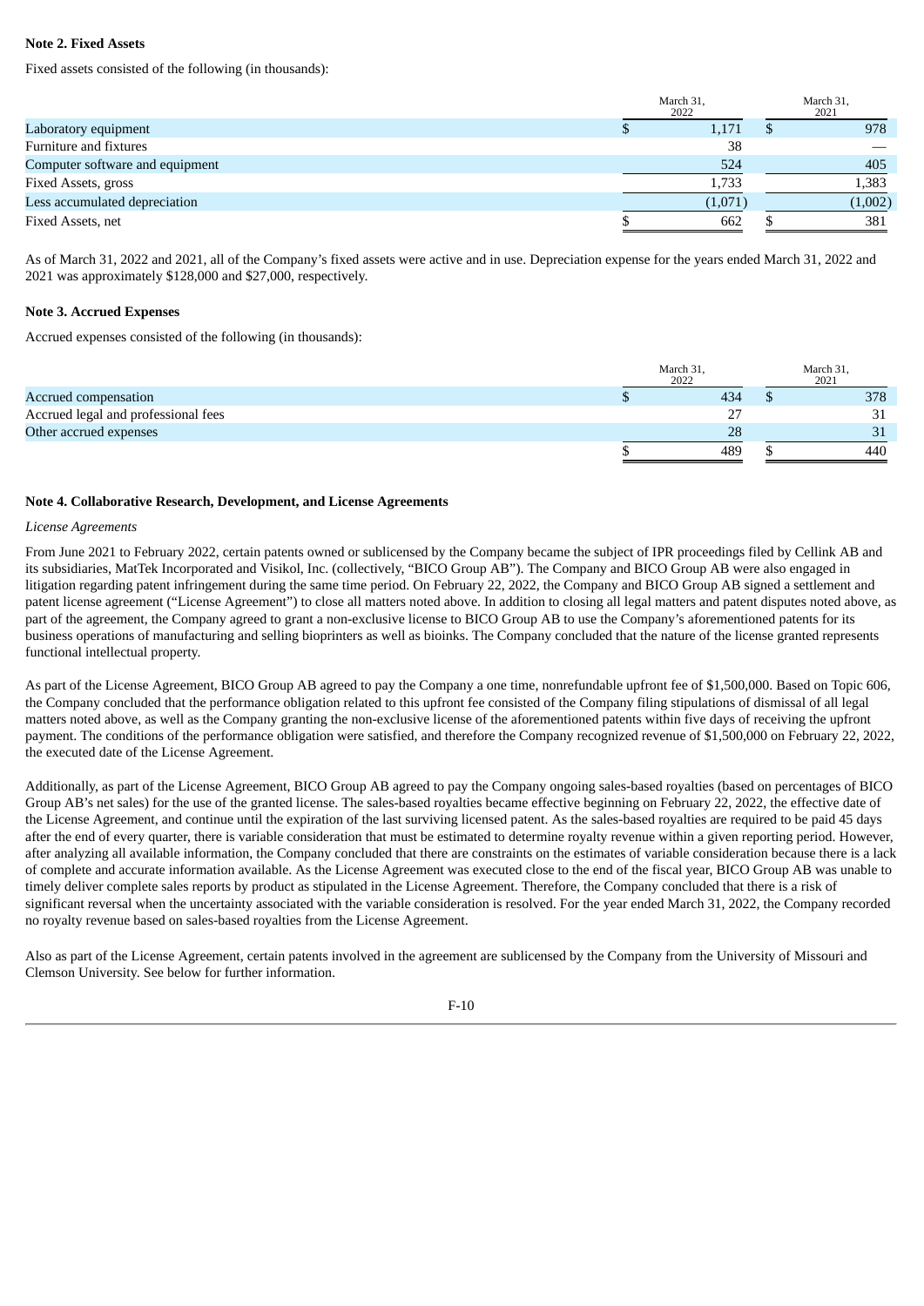**Note 2. Fixed Assets**

Fixed assets consisted of the following (in thousands):

| | March 31, 2022 | March 31, 2021 |
|---|---|---|
| Laboratory equipment | $ 1,171 | $ 978 |
| Furniture and fixtures | 38 | — |
| Computer software and equipment | 524 | 405 |
| Fixed Assets, gross | 1,733 | 1,383 |
| Less accumulated depreciation | (1,071) | (1,002) |
| Fixed Assets, net | $ 662 | $ 381 |

As of March 31, 2022 and 2021, all of the Company's fixed assets were active and in use. Depreciation expense for the years ended March 31, 2022 and 2021 was approximately $128,000 and $27,000, respectively.

**Note 3. Accrued Expenses**

Accrued expenses consisted of the following (in thousands):

| | March 31, 2022 | March 31, 2021 |
|---|---|---|
| Accrued compensation | $ 434 | $ 378 |
| Accrued legal and professional fees | 27 | 31 |
| Other accrued expenses | 28 | 31 |
| | $ 489 | $ 440 |

**Note 4. Collaborative Research, Development, and License Agreements**

*License Agreements*

From June 2021 to February 2022, certain patents owned or sublicensed by the Company became the subject of IPR proceedings filed by Cellink AB and its subsidiaries, MatTek Incorporated and Visikol, Inc. (collectively, "BICO Group AB"). The Company and BICO Group AB were also engaged in litigation regarding patent infringement during the same time period. On February 22, 2022, the Company and BICO Group AB signed a settlement and patent license agreement ("License Agreement") to close all matters noted above. In addition to closing all legal matters and patent disputes noted above, as part of the agreement, the Company agreed to grant a non-exclusive license to BICO Group AB to use the Company's aforementioned patents for its business operations of manufacturing and selling bioprinters as well as bioinks. The Company concluded that the nature of the license granted represents functional intellectual property.

As part of the License Agreement, BICO Group AB agreed to pay the Company a one time, nonrefundable upfront fee of $1,500,000. Based on Topic 606, the Company concluded that the performance obligation related to this upfront fee consisted of the Company filing stipulations of dismissal of all legal matters noted above, as well as the Company granting the non-exclusive license of the aforementioned patents within five days of receiving the upfront payment. The conditions of the performance obligation were satisfied, and therefore the Company recognized revenue of $1,500,000 on February 22, 2022, the executed date of the License Agreement.

Additionally, as part of the License Agreement, BICO Group AB agreed to pay the Company ongoing sales-based royalties (based on percentages of BICO Group AB's net sales) for the use of the granted license. The sales-based royalties became effective beginning on February 22, 2022, the effective date of the License Agreement, and continue until the expiration of the last surviving licensed patent. As the sales-based royalties are required to be paid 45 days after the end of every quarter, there is variable consideration that must be estimated to determine royalty revenue within a given reporting period. However, after analyzing all available information, the Company concluded that there are constraints on the estimates of variable consideration because there is a lack of complete and accurate information available. As the License Agreement was executed close to the end of the fiscal year, BICO Group AB was unable to timely deliver complete sales reports by product as stipulated in the License Agreement. Therefore, the Company concluded that there is a risk of significant reversal when the uncertainty associated with the variable consideration is resolved. For the year ended March 31, 2022, the Company recorded no royalty revenue based on sales-based royalties from the License Agreement.

Also as part of the License Agreement, certain patents involved in the agreement are sublicensed by the Company from the University of Missouri and Clemson University. See below for further information.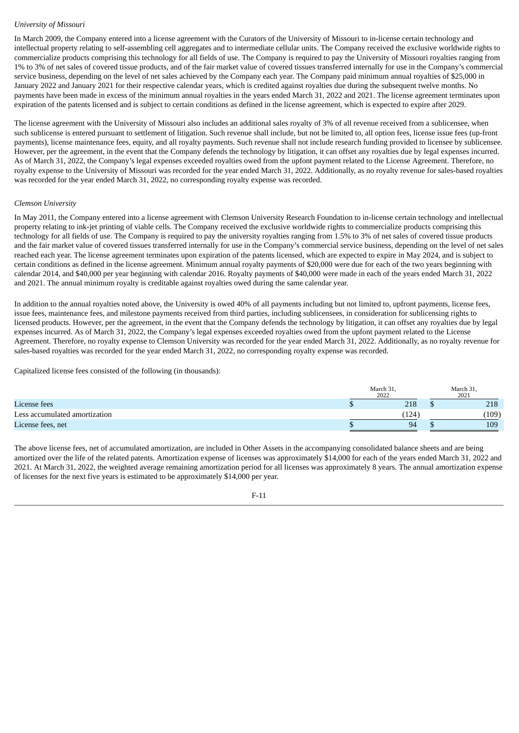*University of Missouri*

In March 2009, the Company entered into a license agreement with the Curators of the University of Missouri to in-license certain technology and intellectual property relating to self-assembling cell aggregates and to intermediate cellular units. The Company received the exclusive worldwide rights to commercialize products comprising this technology for all fields of use. The Company is required to pay the University of Missouri royalties ranging from 1% to 3% of net sales of covered tissue products, and of the fair market value of covered tissues transferred internally for use in the Company's commercial service business, depending on the level of net sales achieved by the Company each year. The Company paid minimum annual royalties of $25,000 in January 2022 and January 2021 for their respective calendar years, which is credited against royalties due during the subsequent twelve months. No payments have been made in excess of the minimum annual royalties in the years ended March 31, 2022 and 2021. The license agreement terminates upon expiration of the patents licensed and is subject to certain conditions as defined in the license agreement, which is expected to expire after 2029.

The license agreement with the University of Missouri also includes an additional sales royalty of 3% of all revenue received from a sublicensee, when such sublicense is entered pursuant to settlement of litigation. Such revenue shall include, but not be limited to, all option fees, license issue fees (up-front payments), license maintenance fees, equity, and all royalty payments. Such revenue shall not include research funding provided to licensee by sublicensee. However, per the agreement, in the event that the Company defends the technology by litigation, it can offset any royalties due by legal expenses incurred. As of March 31, 2022, the Company's legal expenses exceeded royalties owed from the upfont payment related to the License Agreement. Therefore, no royalty expense to the University of Missouri was recorded for the year ended March 31, 2022. Additionally, as no royalty revenue for sales-based royalties was recorded for the year ended March 31, 2022, no corresponding royalty expense was recorded.

*Clemson University*

In May 2011, the Company entered into a license agreement with Clemson University Research Foundation to in-license certain technology and intellectual property relating to ink-jet printing of viable cells. The Company received the exclusive worldwide rights to commercialize products comprising this technology for all fields of use. The Company is required to pay the university royalties ranging from 1.5% to 3% of net sales of covered tissue products and the fair market value of covered tissues transferred internally for use in the Company's commercial service business, depending on the level of net sales reached each year. The license agreement terminates upon expiration of the patents licensed, which are expected to expire in May 2024, and is subject to certain conditions as defined in the license agreement. Minimum annual royalty payments of $20,000 were due for each of the two years beginning with calendar 2014, and $40,000 per year beginning with calendar 2016. Royalty payments of $40,000 were made in each of the years ended March 31, 2022 and 2021. The annual minimum royalty is creditable against royalties owed during the same calendar year.

In addition to the annual royalties noted above, the University is owed 40% of all payments including but not limited to, upfront payments, license fees, issue fees, maintenance fees, and milestone payments received from third parties, including sublicensees, in consideration for sublicensing rights to licensed products. However, per the agreement, in the event that the Company defends the technology by litigation, it can offset any royalties due by legal expenses incurred. As of March 31, 2022, the Company's legal expenses exceeded royalties owed from the upfont payment related to the License Agreement. Therefore, no royalty expense to Clemson University was recorded for the year ended March 31, 2022. Additionally, as no royalty revenue for sales-based royalties was recorded for the year ended March 31, 2022, no corresponding royalty expense was recorded.

Capitalized license fees consisted of the following (in thousands):

| | March 31, 2022 | March 31, 2021 |
|---|---|---|
| License fees | $ 218 | $ 218 |
| Less accumulated amortization | (124) | (109) |
| License fees, net | $ 94 | $ 109 |

The above license fees, net of accumulated amortization, are included in Other Assets in the accompanying consolidated balance sheets and are being amortized over the life of the related patents. Amortization expense of licenses was approximately $14,000 for each of the years ended March 31, 2022 and 2021. At March 31, 2022, the weighted average remaining amortization period for all licenses was approximately 8 years. The annual amortization expense of licenses for the next five years is estimated to be approximately $14,000 per year.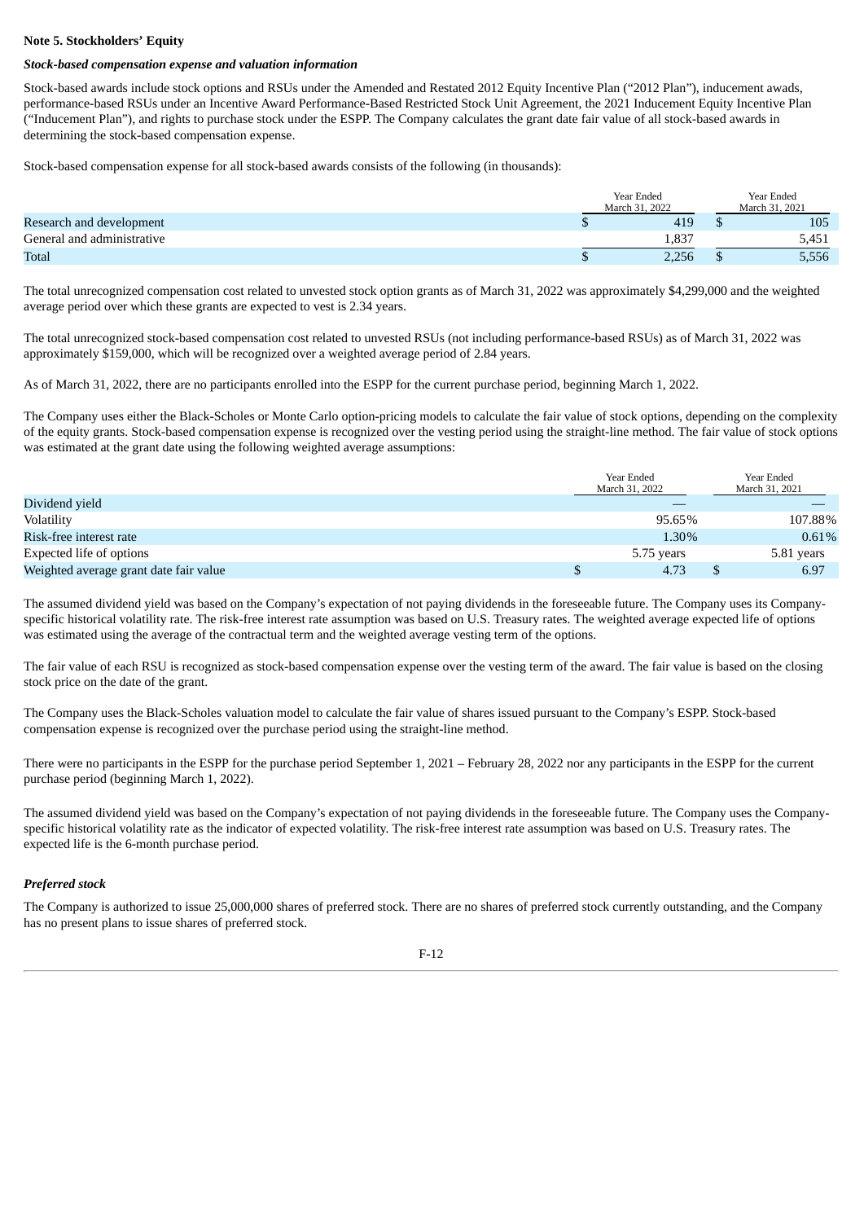**Note 5. Stockholders' Equity**

***Stock-based compensation expense and valuation information***

Stock-based awards include stock options and RSUs under the Amended and Restated 2012 Equity Incentive Plan ("2012 Plan"), inducement awads, performance-based RSUs under an Incentive Award Performance-Based Restricted Stock Unit Agreement, the 2021 Inducement Equity Incentive Plan ("Inducement Plan"), and rights to purchase stock under the ESPP. The Company calculates the grant date fair value of all stock-based awards in determining the stock-based compensation expense.

Stock-based compensation expense for all stock-based awards consists of the following (in thousands):

| | Year Ended March 31, 2022 | Year Ended March 31, 2021 |
|---|---|---|
| Research and development | $ 419 | $ 105 |
| General and administrative | 1,837 | 5,451 |
| Total | $ 2,256 | $ 5,556 |

The total unrecognized compensation cost related to unvested stock option grants as of March 31, 2022 was approximately $4,299,000 and the weighted average period over which these grants are expected to vest is 2.34 years.

The total unrecognized stock-based compensation cost related to unvested RSUs (not including performance-based RSUs) as of March 31, 2022 was approximately $159,000, which will be recognized over a weighted average period of 2.84 years.

As of March 31, 2022, there are no participants enrolled into the ESPP for the current purchase period, beginning March 1, 2022.

The Company uses either the Black-Scholes or Monte Carlo option-pricing models to calculate the fair value of stock options, depending on the complexity of the equity grants. Stock-based compensation expense is recognized over the vesting period using the straight-line method. The fair value of stock options was estimated at the grant date using the following weighted average assumptions:

| | Year Ended March 31, 2022 | Year Ended March 31, 2021 |
|---|---|---|
| Dividend yield | — | — |
| Volatility | 95.65% | 107.88% |
| Risk-free interest rate | 1.30% | 0.61% |
| Expected life of options | 5.75 years | 5.81 years |
| Weighted average grant date fair value | $ 4.73 | $ 6.97 |

The assumed dividend yield was based on the Company's expectation of not paying dividends in the foreseeable future. The Company uses its Company-specific historical volatility rate. The risk-free interest rate assumption was based on U.S. Treasury rates. The weighted average expected life of options was estimated using the average of the contractual term and the weighted average vesting term of the options.

The fair value of each RSU is recognized as stock-based compensation expense over the vesting term of the award. The fair value is based on the closing stock price on the date of the grant.

The Company uses the Black-Scholes valuation model to calculate the fair value of shares issued pursuant to the Company's ESPP. Stock-based compensation expense is recognized over the purchase period using the straight-line method.

There were no participants in the ESPP for the purchase period September 1, 2021 – February 28, 2022 nor any participants in the ESPP for the current purchase period (beginning March 1, 2022).

The assumed dividend yield was based on the Company's expectation of not paying dividends in the foreseeable future. The Company uses the Company-specific historical volatility rate as the indicator of expected volatility. The risk-free interest rate assumption was based on U.S. Treasury rates. The expected life is the 6-month purchase period.

***Preferred stock***

The Company is authorized to issue 25,000,000 shares of preferred stock. There are no shares of preferred stock currently outstanding, and the Company has no present plans to issue shares of preferred stock.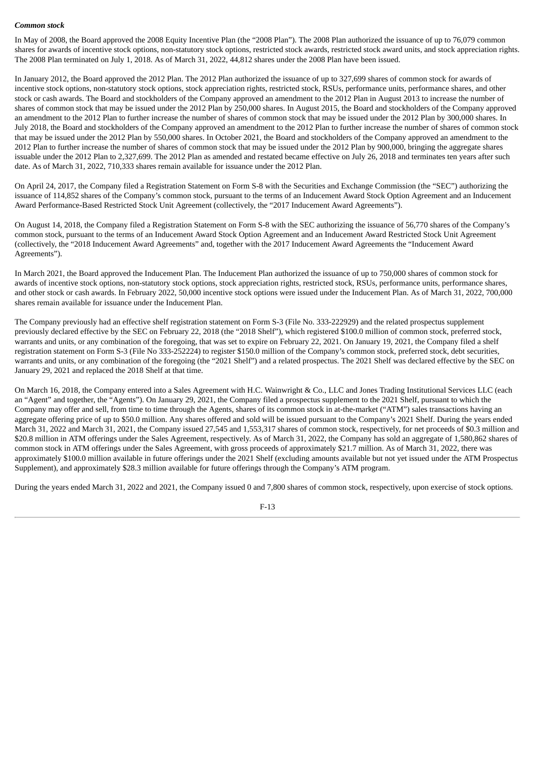***Common stock***

In May of 2008, the Board approved the 2008 Equity Incentive Plan (the "2008 Plan"). The 2008 Plan authorized the issuance of up to 76,079 common shares for awards of incentive stock options, non-statutory stock options, restricted stock awards, restricted stock award units, and stock appreciation rights. The 2008 Plan terminated on July 1, 2018. As of March 31, 2022, 44,812 shares under the 2008 Plan have been issued.

In January 2012, the Board approved the 2012 Plan. The 2012 Plan authorized the issuance of up to 327,699 shares of common stock for awards of incentive stock options, non-statutory stock options, stock appreciation rights, restricted stock, RSUs, performance units, performance shares, and other stock or cash awards. The Board and stockholders of the Company approved an amendment to the 2012 Plan in August 2013 to increase the number of shares of common stock that may be issued under the 2012 Plan by 250,000 shares. In August 2015, the Board and stockholders of the Company approved an amendment to the 2012 Plan to further increase the number of shares of common stock that may be issued under the 2012 Plan by 300,000 shares. In July 2018, the Board and stockholders of the Company approved an amendment to the 2012 Plan to further increase the number of shares of common stock that may be issued under the 2012 Plan by 550,000 shares. In October 2021, the Board and stockholders of the Company approved an amendment to the 2012 Plan to further increase the number of shares of common stock that may be issued under the 2012 Plan by 900,000, bringing the aggregate shares issuable under the 2012 Plan to 2,327,699. The 2012 Plan as amended and restated became effective on July 26, 2018 and terminates ten years after such date. As of March 31, 2022, 710,333 shares remain available for issuance under the 2012 Plan.

On April 24, 2017, the Company filed a Registration Statement on Form S-8 with the Securities and Exchange Commission (the "SEC") authorizing the issuance of 114,852 shares of the Company's common stock, pursuant to the terms of an Inducement Award Stock Option Agreement and an Inducement Award Performance-Based Restricted Stock Unit Agreement (collectively, the "2017 Inducement Award Agreements").

On August 14, 2018, the Company filed a Registration Statement on Form S-8 with the SEC authorizing the issuance of 56,770 shares of the Company's common stock, pursuant to the terms of an Inducement Award Stock Option Agreement and an Inducement Award Restricted Stock Unit Agreement (collectively, the "2018 Inducement Award Agreements" and, together with the 2017 Inducement Award Agreements the "Inducement Award Agreements").

In March 2021, the Board approved the Inducement Plan. The Inducement Plan authorized the issuance of up to 750,000 shares of common stock for awards of incentive stock options, non-statutory stock options, stock appreciation rights, restricted stock, RSUs, performance units, performance shares, and other stock or cash awards. In February 2022, 50,000 incentive stock options were issued under the Inducement Plan. As of March 31, 2022, 700,000 shares remain available for issuance under the Inducement Plan.

The Company previously had an effective shelf registration statement on Form S-3 (File No. 333-222929) and the related prospectus supplement previously declared effective by the SEC on February 22, 2018 (the "2018 Shelf"), which registered $100.0 million of common stock, preferred stock, warrants and units, or any combination of the foregoing, that was set to expire on February 22, 2021. On January 19, 2021, the Company filed a shelf registration statement on Form S-3 (File No 333-252224) to register $150.0 million of the Company's common stock, preferred stock, debt securities, warrants and units, or any combination of the foregoing (the "2021 Shelf") and a related prospectus. The 2021 Shelf was declared effective by the SEC on January 29, 2021 and replaced the 2018 Shelf at that time.

On March 16, 2018, the Company entered into a Sales Agreement with H.C. Wainwright & Co., LLC and Jones Trading Institutional Services LLC (each an "Agent" and together, the "Agents"). On January 29, 2021, the Company filed a prospectus supplement to the 2021 Shelf, pursuant to which the Company may offer and sell, from time to time through the Agents, shares of its common stock in at-the-market ("ATM") sales transactions having an aggregate offering price of up to $50.0 million. Any shares offered and sold will be issued pursuant to the Company's 2021 Shelf. During the years ended March 31, 2022 and March 31, 2021, the Company issued 27,545 and 1,553,317 shares of common stock, respectively, for net proceeds of $0.3 million and $20.8 million in ATM offerings under the Sales Agreement, respectively. As of March 31, 2022, the Company has sold an aggregate of 1,580,862 shares of common stock in ATM offerings under the Sales Agreement, with gross proceeds of approximately $21.7 million. As of March 31, 2022, there was approximately $100.0 million available in future offerings under the 2021 Shelf (excluding amounts available but not yet issued under the ATM Prospectus Supplement), and approximately $28.3 million available for future offerings through the Company's ATM program.

During the years ended March 31, 2022 and 2021, the Company issued 0 and 7,800 shares of common stock, respectively, upon exercise of stock options.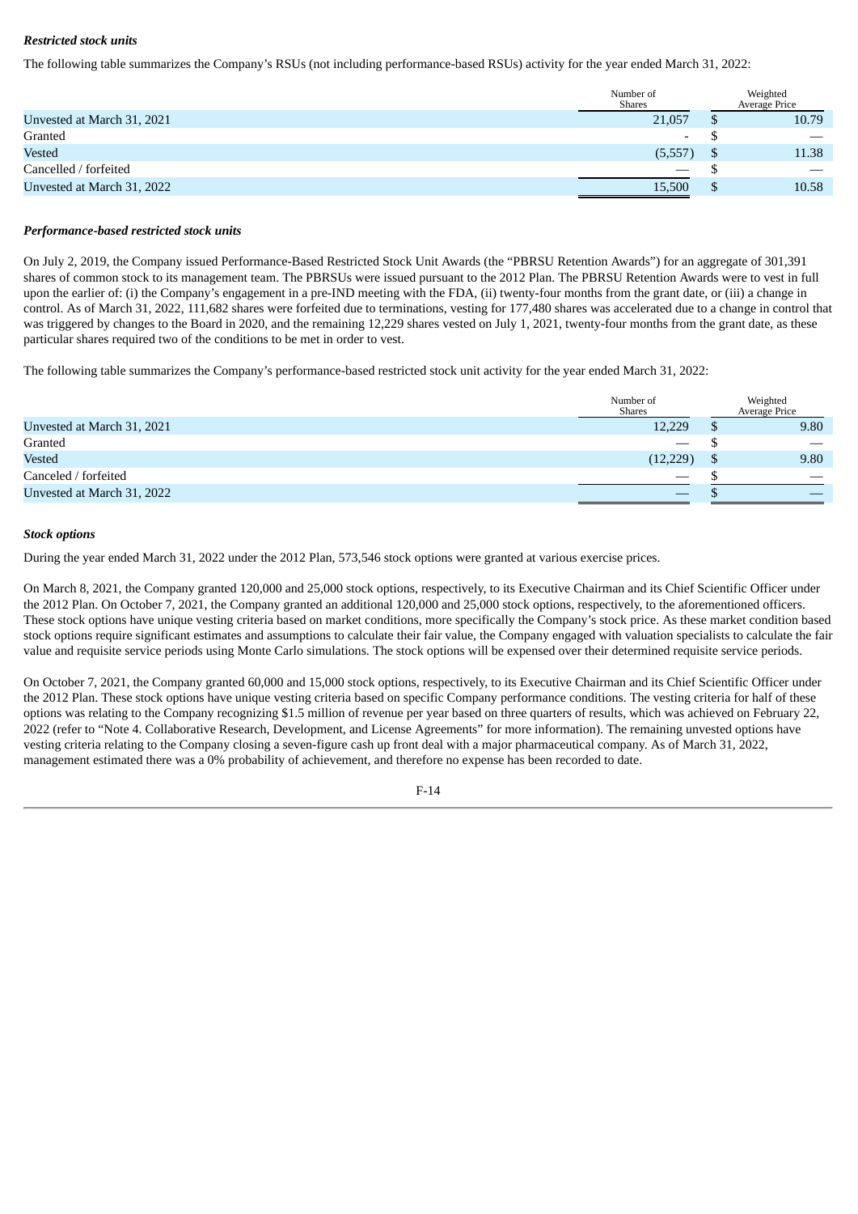***Restricted stock units***

The following table summarizes the Company's RSUs (not including performance-based RSUs) activity for the year ended March 31, 2022:

| | Number of Shares | Weighted Average Price |
|---|---|---|
| Unvested at March 31, 2021 | 21,057 | $ 10.79 |
| Granted | - | $ — |
| Vested | (5,557) | $ 11.38 |
| Cancelled / forfeited | — | $ — |
| Unvested at March 31, 2022 | 15,500 | $ 10.58 |

***Performance-based restricted stock units***

On July 2, 2019, the Company issued Performance-Based Restricted Stock Unit Awards (the "PBRSU Retention Awards") for an aggregate of 301,391 shares of common stock to its management team. The PBRSUs were issued pursuant to the 2012 Plan. The PBRSU Retention Awards were to vest in full upon the earlier of: (i) the Company's engagement in a pre-IND meeting with the FDA, (ii) twenty-four months from the grant date, or (iii) a change in control. As of March 31, 2022, 111,682 shares were forfeited due to terminations, vesting for 177,480 shares was accelerated due to a change in control that was triggered by changes to the Board in 2020, and the remaining 12,229 shares vested on July 1, 2021, twenty-four months from the grant date, as these particular shares required two of the conditions to be met in order to vest.

The following table summarizes the Company's performance-based restricted stock unit activity for the year ended March 31, 2022:

| | Number of Shares | Weighted Average Price |
|---|---|---|
| Unvested at March 31, 2021 | 12,229 | $ 9.80 |
| Granted | — | $ — |
| Vested | (12,229) | $ 9.80 |
| Canceled / forfeited | — | $ — |
| Unvested at March 31, 2022 | — | $ — |

***Stock options***

During the year ended March 31, 2022 under the 2012 Plan, 573,546 stock options were granted at various exercise prices.

On March 8, 2021, the Company granted 120,000 and 25,000 stock options, respectively, to its Executive Chairman and its Chief Scientific Officer under the 2012 Plan. On October 7, 2021, the Company granted an additional 120,000 and 25,000 stock options, respectively, to the aforementioned officers. These stock options have unique vesting criteria based on market conditions, more specifically the Company's stock price. As these market condition based stock options require significant estimates and assumptions to calculate their fair value, the Company engaged with valuation specialists to calculate the fair value and requisite service periods using Monte Carlo simulations. The stock options will be expensed over their determined requisite service periods.

On October 7, 2021, the Company granted 60,000 and 15,000 stock options, respectively, to its Executive Chairman and its Chief Scientific Officer under the 2012 Plan. These stock options have unique vesting criteria based on specific Company performance conditions. The vesting criteria for half of these options was relating to the Company recognizing $1.5 million of revenue per year based on three quarters of results, which was achieved on February 22, 2022 (refer to "Note 4. Collaborative Research, Development, and License Agreements" for more information). The remaining unvested options have vesting criteria relating to the Company closing a seven-figure cash up front deal with a major pharmaceutical company. As of March 31, 2022, management estimated there was a 0% probability of achievement, and therefore no expense has been recorded to date.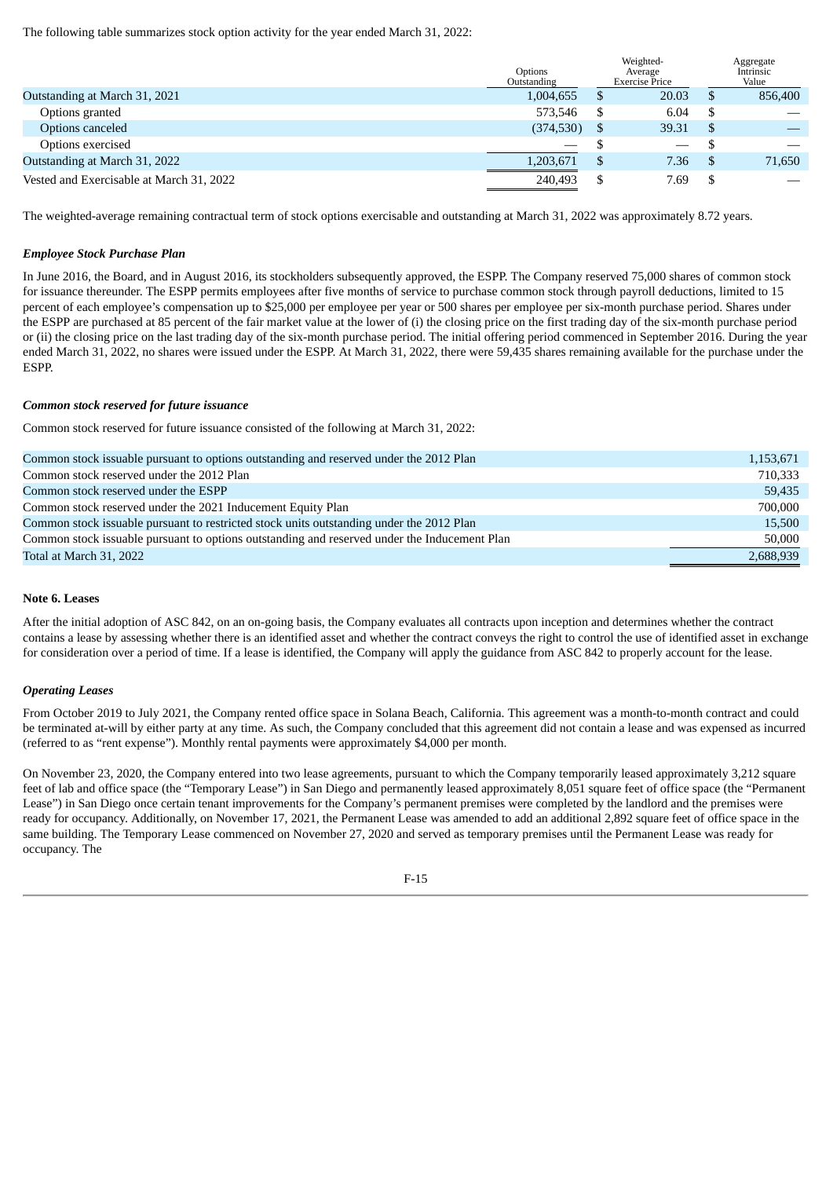The following table summarizes stock option activity for the year ended March 31, 2022:

| | Options Outstanding | Weighted-Average Exercise Price | Aggregate Intrinsic Value |
|---|---|---|---|
| Outstanding at March 31, 2021 | 1,004,655 | $ 20.03 | $ 856,400 |
| Options granted | 573,546 | $ 6.04 | $ — |
| Options canceled | (374,530) | $ 39.31 | $ — |
| Options exercised | — | $ — | $ — |
| Outstanding at March 31, 2022 | 1,203,671 | $ 7.36 | $ 71,650 |
| Vested and Exercisable at March 31, 2022 | 240,493 | $ 7.69 | $ — |

The weighted-average remaining contractual term of stock options exercisable and outstanding at March 31, 2022 was approximately 8.72 years.

***Employee Stock Purchase Plan***

In June 2016, the Board, and in August 2016, its stockholders subsequently approved, the ESPP. The Company reserved 75,000 shares of common stock for issuance thereunder. The ESPP permits employees after five months of service to purchase common stock through payroll deductions, limited to 15 percent of each employee's compensation up to $25,000 per employee per year or 500 shares per employee per six-month purchase period. Shares under the ESPP are purchased at 85 percent of the fair market value at the lower of (i) the closing price on the first trading day of the six-month purchase period or (ii) the closing price on the last trading day of the six-month purchase period. The initial offering period commenced in September 2016. During the year ended March 31, 2022, no shares were issued under the ESPP. At March 31, 2022, there were 59,435 shares remaining available for the purchase under the ESPP.

***Common stock reserved for future issuance***

Common stock reserved for future issuance consisted of the following at March 31, 2022:

| | |
|---|---|
| Common stock issuable pursuant to options outstanding and reserved under the 2012 Plan | 1,153,671 |
| Common stock reserved under the 2012 Plan | 710,333 |
| Common stock reserved under the ESPP | 59,435 |
| Common stock reserved under the 2021 Inducement Equity Plan | 700,000 |
| Common stock issuable pursuant to restricted stock units outstanding under the 2012 Plan | 15,500 |
| Common stock issuable pursuant to options outstanding and reserved under the Inducement Plan | 50,000 |
| Total at March 31, 2022 | 2,688,939 |

**Note 6. Leases**

After the initial adoption of ASC 842, on an on-going basis, the Company evaluates all contracts upon inception and determines whether the contract contains a lease by assessing whether there is an identified asset and whether the contract conveys the right to control the use of identified asset in exchange for consideration over a period of time. If a lease is identified, the Company will apply the guidance from ASC 842 to properly account for the lease.

***Operating Leases***

From October 2019 to July 2021, the Company rented office space in Solana Beach, California. This agreement was a month-to-month contract and could be terminated at-will by either party at any time. As such, the Company concluded that this agreement did not contain a lease and was expensed as incurred (referred to as "rent expense"). Monthly rental payments were approximately $4,000 per month.

On November 23, 2020, the Company entered into two lease agreements, pursuant to which the Company temporarily leased approximately 3,212 square feet of lab and office space (the "Temporary Lease") in San Diego and permanently leased approximately 8,051 square feet of office space (the "Permanent Lease") in San Diego once certain tenant improvements for the Company's permanent premises were completed by the landlord and the premises were ready for occupancy. Additionally, on November 17, 2021, the Permanent Lease was amended to add an additional 2,892 square feet of office space in the same building. The Temporary Lease commenced on November 27, 2020 and served as temporary premises until the Permanent Lease was ready for occupancy. The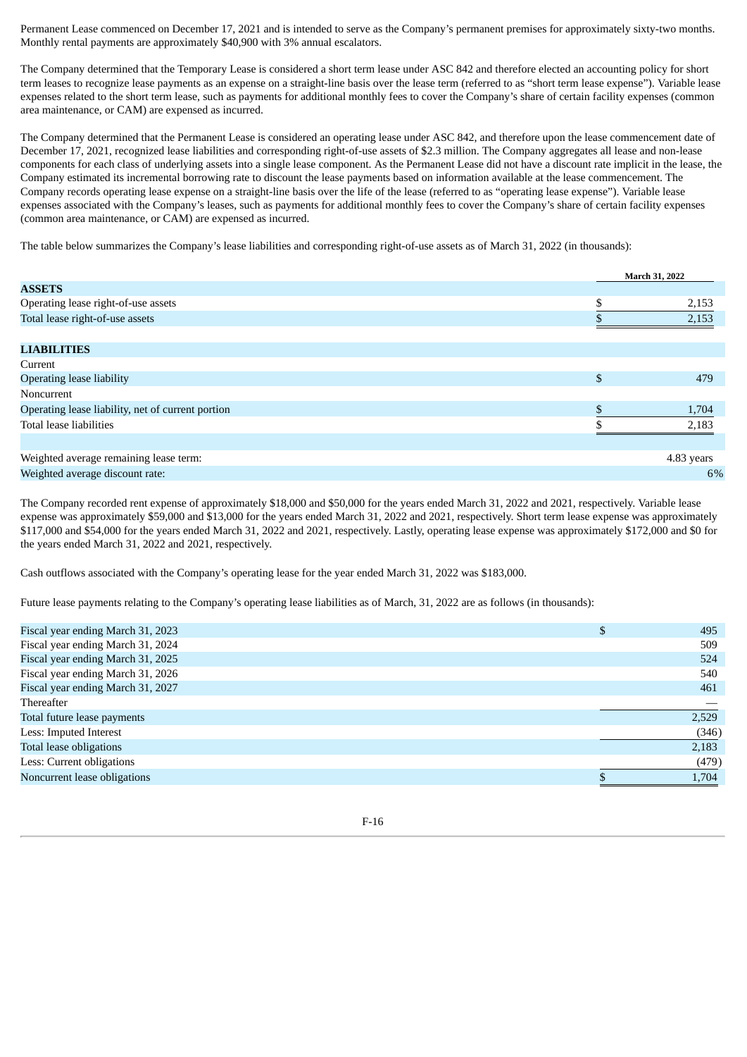Permanent Lease commenced on December 17, 2021 and is intended to serve as the Company's permanent premises for approximately sixty-two months. Monthly rental payments are approximately $40,900 with 3% annual escalators.

The Company determined that the Temporary Lease is considered a short term lease under ASC 842 and therefore elected an accounting policy for short term leases to recognize lease payments as an expense on a straight-line basis over the lease term (referred to as "short term lease expense"). Variable lease expenses related to the short term lease, such as payments for additional monthly fees to cover the Company's share of certain facility expenses (common area maintenance, or CAM) are expensed as incurred.

The Company determined that the Permanent Lease is considered an operating lease under ASC 842, and therefore upon the lease commencement date of December 17, 2021, recognized lease liabilities and corresponding right-of-use assets of $2.3 million. The Company aggregates all lease and non-lease components for each class of underlying assets into a single lease component. As the Permanent Lease did not have a discount rate implicit in the lease, the Company estimated its incremental borrowing rate to discount the lease payments based on information available at the lease commencement. The Company records operating lease expense on a straight-line basis over the life of the lease (referred to as "operating lease expense"). Variable lease expenses associated with the Company's leases, such as payments for additional monthly fees to cover the Company's share of certain facility expenses (common area maintenance, or CAM) are expensed as incurred.

The table below summarizes the Company's lease liabilities and corresponding right-of-use assets as of March 31, 2022 (in thousands):

| | March 31, 2022 |
|---|---|
| **ASSETS** | |
| Operating lease right-of-use assets | $ 2,153 |
| Total lease right-of-use assets | $ 2,153 |
| | |
| **LIABILITIES** | |
| Current | |
| Operating lease liability | $ 479 |
| Noncurrent | |
| Operating lease liability, net of current portion | $ 1,704 |
| Total lease liabilities | $ 2,183 |
| | |
| Weighted average remaining lease term: | 4.83 years |
| Weighted average discount rate: | 6% |

The Company recorded rent expense of approximately $18,000 and $50,000 for the years ended March 31, 2022 and 2021, respectively. Variable lease expense was approximately $59,000 and $13,000 for the years ended March 31, 2022 and 2021, respectively. Short term lease expense was approximately $117,000 and $54,000 for the years ended March 31, 2022 and 2021, respectively. Lastly, operating lease expense was approximately $172,000 and $0 for the years ended March 31, 2022 and 2021, respectively.

Cash outflows associated with the Company's operating lease for the year ended March 31, 2022 was $183,000.

Future lease payments relating to the Company's operating lease liabilities as of March, 31, 2022 are as follows (in thousands):

| | |
|---|---|
| Fiscal year ending March 31, 2023 | $ 495 |
| Fiscal year ending March 31, 2024 | 509 |
| Fiscal year ending March 31, 2025 | 524 |
| Fiscal year ending March 31, 2026 | 540 |
| Fiscal year ending March 31, 2027 | 461 |
| Thereafter | — |
| Total future lease payments | 2,529 |
| Less: Imputed Interest | (346) |
| Total lease obligations | 2,183 |
| Less: Current obligations | (479) |
| Noncurrent lease obligations | $ 1,704 |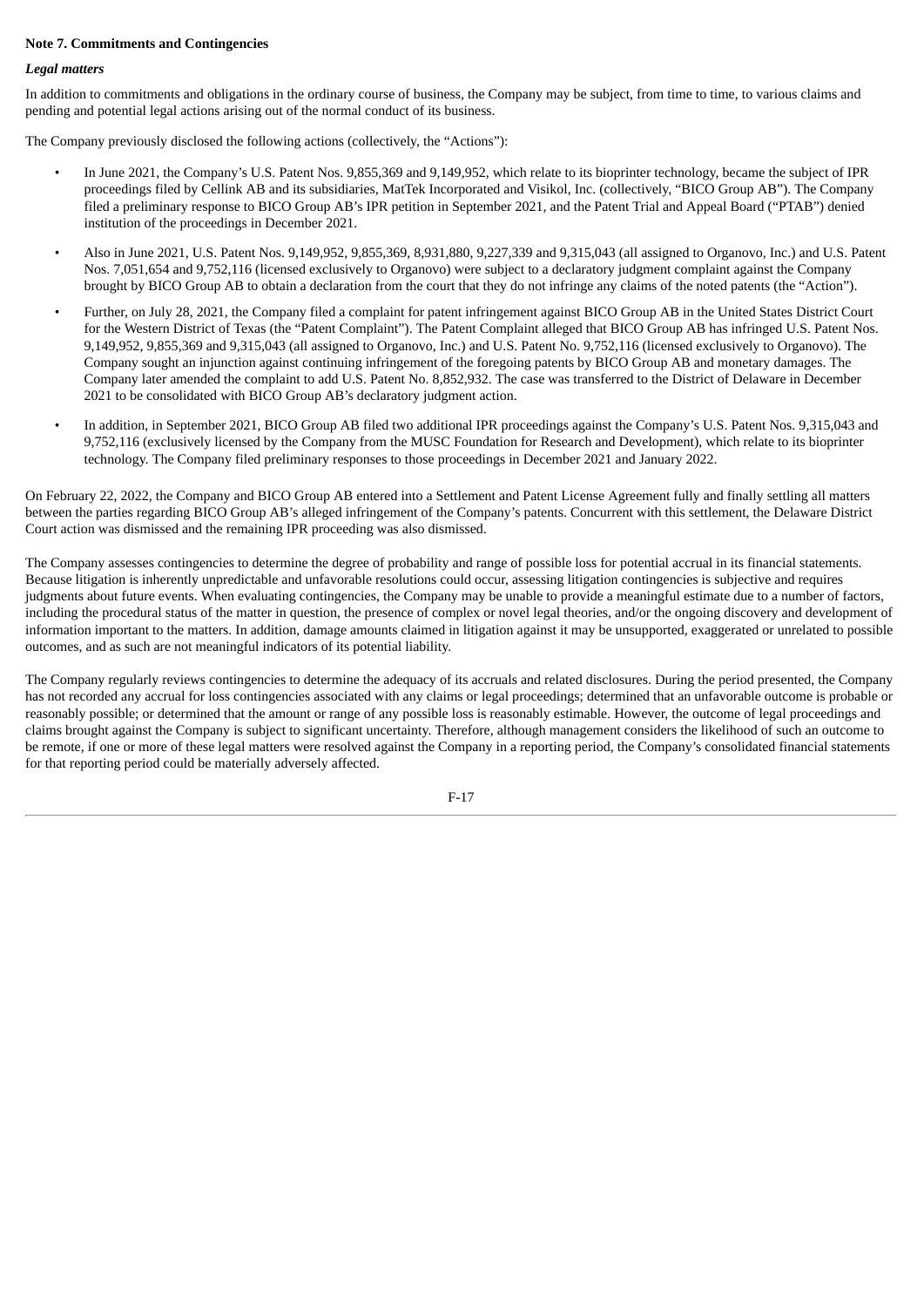**Note 7. Commitments and Contingencies**

***Legal matters***

In addition to commitments and obligations in the ordinary course of business, the Company may be subject, from time to time, to various claims and pending and potential legal actions arising out of the normal conduct of its business.

The Company previously disclosed the following actions (collectively, the "Actions"):

- In June 2021, the Company's U.S. Patent Nos. 9,855,369 and 9,149,952, which relate to its bioprinter technology, became the subject of IPR proceedings filed by Cellink AB and its subsidiaries, MatTek Incorporated and Visikol, Inc. (collectively, "BICO Group AB"). The Company filed a preliminary response to BICO Group AB's IPR petition in September 2021, and the Patent Trial and Appeal Board ("PTAB") denied institution of the proceedings in December 2021.
- Also in June 2021, U.S. Patent Nos. 9,149,952, 9,855,369, 8,931,880, 9,227,339 and 9,315,043 (all assigned to Organovo, Inc.) and U.S. Patent Nos. 7,051,654 and 9,752,116 (licensed exclusively to Organovo) were subject to a declaratory judgment complaint against the Company brought by BICO Group AB to obtain a declaration from the court that they do not infringe any claims of the noted patents (the "Action").
- Further, on July 28, 2021, the Company filed a complaint for patent infringement against BICO Group AB in the United States District Court for the Western District of Texas (the "Patent Complaint"). The Patent Complaint alleged that BICO Group AB has infringed U.S. Patent Nos. 9,149,952, 9,855,369 and 9,315,043 (all assigned to Organovo, Inc.) and U.S. Patent No. 9,752,116 (licensed exclusively to Organovo). The Company sought an injunction against continuing infringement of the foregoing patents by BICO Group AB and monetary damages. The Company later amended the complaint to add U.S. Patent No. 8,852,932. The case was transferred to the District of Delaware in December 2021 to be consolidated with BICO Group AB's declaratory judgment action.
- In addition, in September 2021, BICO Group AB filed two additional IPR proceedings against the Company's U.S. Patent Nos. 9,315,043 and 9,752,116 (exclusively licensed by the Company from the MUSC Foundation for Research and Development), which relate to its bioprinter technology. The Company filed preliminary responses to those proceedings in December 2021 and January 2022.

On February 22, 2022, the Company and BICO Group AB entered into a Settlement and Patent License Agreement fully and finally settling all matters between the parties regarding BICO Group AB's alleged infringement of the Company's patents. Concurrent with this settlement, the Delaware District Court action was dismissed and the remaining IPR proceeding was also dismissed.

The Company assesses contingencies to determine the degree of probability and range of possible loss for potential accrual in its financial statements. Because litigation is inherently unpredictable and unfavorable resolutions could occur, assessing litigation contingencies is subjective and requires judgments about future events. When evaluating contingencies, the Company may be unable to provide a meaningful estimate due to a number of factors, including the procedural status of the matter in question, the presence of complex or novel legal theories, and/or the ongoing discovery and development of information important to the matters. In addition, damage amounts claimed in litigation against it may be unsupported, exaggerated or unrelated to possible outcomes, and as such are not meaningful indicators of its potential liability.

The Company regularly reviews contingencies to determine the adequacy of its accruals and related disclosures. During the period presented, the Company has not recorded any accrual for loss contingencies associated with any claims or legal proceedings; determined that an unfavorable outcome is probable or reasonably possible; or determined that the amount or range of any possible loss is reasonably estimable. However, the outcome of legal proceedings and claims brought against the Company is subject to significant uncertainty. Therefore, although management considers the likelihood of such an outcome to be remote, if one or more of these legal matters were resolved against the Company in a reporting period, the Company's consolidated financial statements for that reporting period could be materially adversely affected.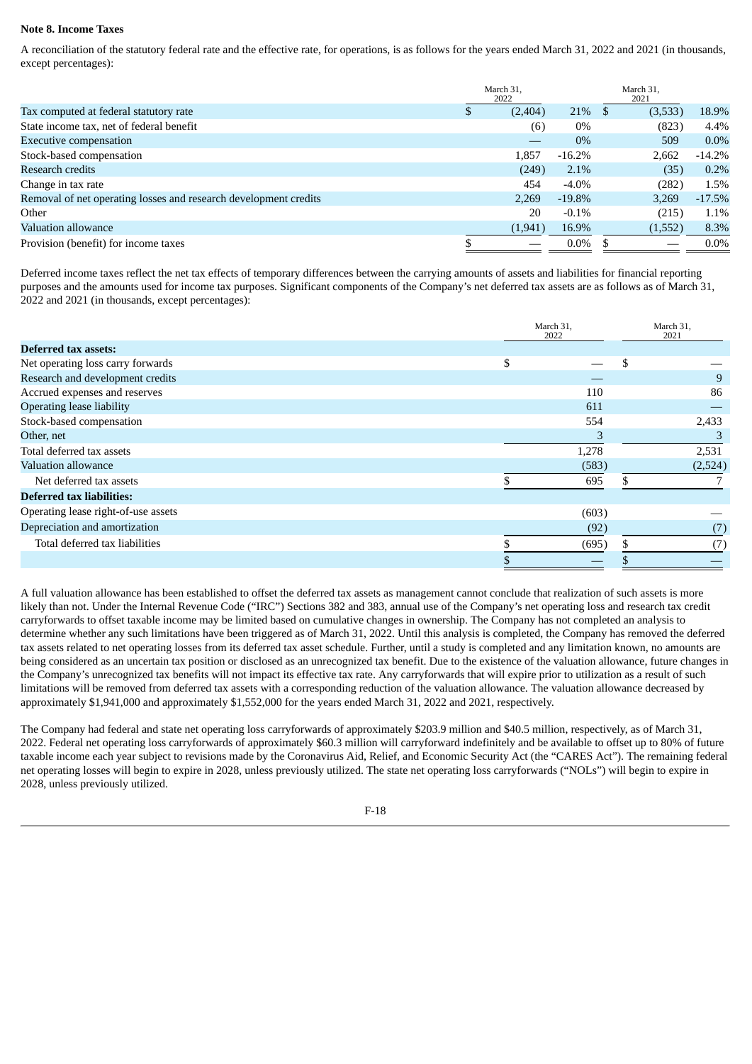**Note 8. Income Taxes**

A reconciliation of the statutory federal rate and the effective rate, for operations, is as follows for the years ended March 31, 2022 and 2021 (in thousands, except percentages):

| | March 31, 2022 | | March 31, 2021 | |
|---|---|---|---|---|
| Tax computed at federal statutory rate | $ (2,404) | 21% | $ (3,533) | 18.9% |
| State income tax, net of federal benefit | (6) | 0% | (823) | 4.4% |
| Executive compensation | — | 0% | 509 | 0.0% |
| Stock-based compensation | 1,857 | -16.2% | 2,662 | -14.2% |
| Research credits | (249) | 2.1% | (35) | 0.2% |
| Change in tax rate | 454 | -4.0% | (282) | 1.5% |
| Removal of net operating losses and research development credits | 2,269 | -19.8% | 3,269 | -17.5% |
| Other | 20 | -0.1% | (215) | 1.1% |
| Valuation allowance | (1,941) | 16.9% | (1,552) | 8.3% |
| Provision (benefit) for income taxes | $ — | 0.0% | $ — | 0.0% |

Deferred income taxes reflect the net tax effects of temporary differences between the carrying amounts of assets and liabilities for financial reporting purposes and the amounts used for income tax purposes. Significant components of the Company's net deferred tax assets are as follows as of March 31, 2022 and 2021 (in thousands, except percentages):

| | March 31, 2022 | March 31, 2021 |
|---|---|---|
| **Deferred tax assets:** | | |
| Net operating loss carry forwards | $ — | $ — |
| Research and development credits | — | 9 |
| Accrued expenses and reserves | 110 | 86 |
| Operating lease liability | 611 | — |
| Stock-based compensation | 554 | 2,433 |
| Other, net | 3 | 3 |
| Total deferred tax assets | 1,278 | 2,531 |
| Valuation allowance | (583) | (2,524) |
| Net deferred tax assets | $ 695 | $ 7 |
| **Deferred tax liabilities:** | | |
| Operating lease right-of-use assets | (603) | — |
| Depreciation and amortization | (92) | (7) |
| Total deferred tax liabilities | $ (695) | $ (7) |
| | $ — | $ — |

A full valuation allowance has been established to offset the deferred tax assets as management cannot conclude that realization of such assets is more likely than not. Under the Internal Revenue Code ("IRC") Sections 382 and 383, annual use of the Company's net operating loss and research tax credit carryforwards to offset taxable income may be limited based on cumulative changes in ownership. The Company has not completed an analysis to determine whether any such limitations have been triggered as of March 31, 2022. Until this analysis is completed, the Company has removed the deferred tax assets related to net operating losses from its deferred tax asset schedule. Further, until a study is completed and any limitation known, no amounts are being considered as an uncertain tax position or disclosed as an unrecognized tax benefit. Due to the existence of the valuation allowance, future changes in the Company's unrecognized tax benefits will not impact its effective tax rate. Any carryforwards that will expire prior to utilization as a result of such limitations will be removed from deferred tax assets with a corresponding reduction of the valuation allowance. The valuation allowance decreased by approximately $1,941,000 and approximately $1,552,000 for the years ended March 31, 2022 and 2021, respectively.

The Company had federal and state net operating loss carryforwards of approximately $203.9 million and $40.5 million, respectively, as of March 31, 2022. Federal net operating loss carryforwards of approximately $60.3 million will carryforward indefinitely and be available to offset up to 80% of future taxable income each year subject to revisions made by the Coronavirus Aid, Relief, and Economic Security Act (the "CARES Act"). The remaining federal net operating losses will begin to expire in 2028, unless previously utilized. The state net operating loss carryforwards ("NOLs") will begin to expire in 2028, unless previously utilized.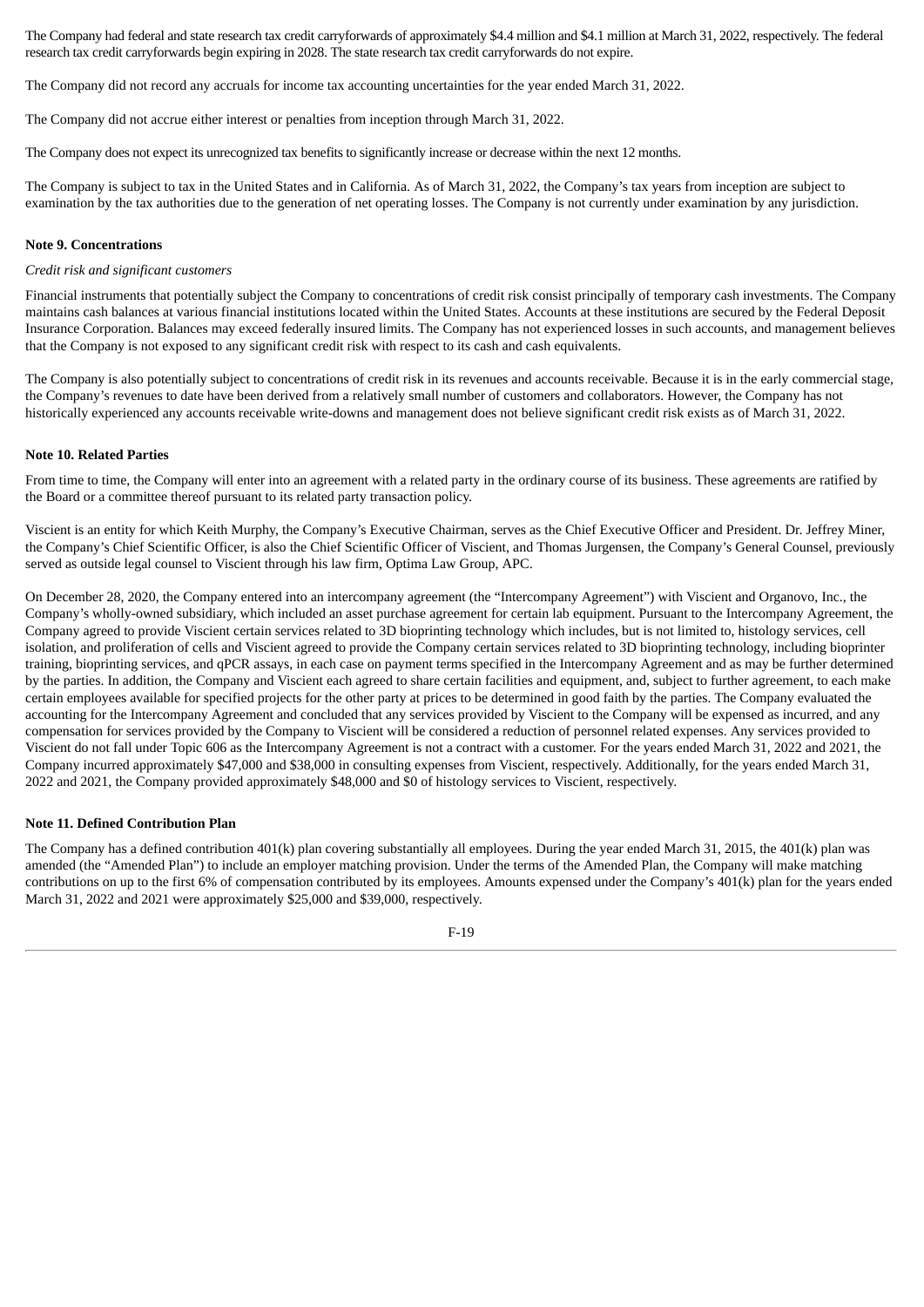The Company had federal and state research tax credit carryforwards of approximately $4.4 million and $4.1 million at March 31, 2022, respectively. The federal research tax credit carryforwards begin expiring in 2028. The state research tax credit carryforwards do not expire.

The Company did not record any accruals for income tax accounting uncertainties for the year ended March 31, 2022.

The Company did not accrue either interest or penalties from inception through March 31, 2022.

The Company does not expect its unrecognized tax benefits to significantly increase or decrease within the next 12 months.

The Company is subject to tax in the United States and in California. As of March 31, 2022, the Company's tax years from inception are subject to examination by the tax authorities due to the generation of net operating losses. The Company is not currently under examination by any jurisdiction.

**Note 9. Concentrations**

*Credit risk and significant customers*

Financial instruments that potentially subject the Company to concentrations of credit risk consist principally of temporary cash investments. The Company maintains cash balances at various financial institutions located within the United States. Accounts at these institutions are secured by the Federal Deposit Insurance Corporation. Balances may exceed federally insured limits. The Company has not experienced losses in such accounts, and management believes that the Company is not exposed to any significant credit risk with respect to its cash and cash equivalents.

The Company is also potentially subject to concentrations of credit risk in its revenues and accounts receivable. Because it is in the early commercial stage, the Company's revenues to date have been derived from a relatively small number of customers and collaborators. However, the Company has not historically experienced any accounts receivable write-downs and management does not believe significant credit risk exists as of March 31, 2022.

**Note 10. Related Parties**

From time to time, the Company will enter into an agreement with a related party in the ordinary course of its business. These agreements are ratified by the Board or a committee thereof pursuant to its related party transaction policy.

Viscient is an entity for which Keith Murphy, the Company's Executive Chairman, serves as the Chief Executive Officer and President. Dr. Jeffrey Miner, the Company's Chief Scientific Officer, is also the Chief Scientific Officer of Viscient, and Thomas Jurgensen, the Company's General Counsel, previously served as outside legal counsel to Viscient through his law firm, Optima Law Group, APC.

On December 28, 2020, the Company entered into an intercompany agreement (the "Intercompany Agreement") with Viscient and Organovo, Inc., the Company's wholly-owned subsidiary, which included an asset purchase agreement for certain lab equipment. Pursuant to the Intercompany Agreement, the Company agreed to provide Viscient certain services related to 3D bioprinting technology which includes, but is not limited to, histology services, cell isolation, and proliferation of cells and Viscient agreed to provide the Company certain services related to 3D bioprinting technology, including bioprinter training, bioprinting services, and qPCR assays, in each case on payment terms specified in the Intercompany Agreement and as may be further determined by the parties. In addition, the Company and Viscient each agreed to share certain facilities and equipment, and, subject to further agreement, to each make certain employees available for specified projects for the other party at prices to be determined in good faith by the parties. The Company evaluated the accounting for the Intercompany Agreement and concluded that any services provided by Viscient to the Company will be expensed as incurred, and any compensation for services provided by the Company to Viscient will be considered a reduction of personnel related expenses. Any services provided to Viscient do not fall under Topic 606 as the Intercompany Agreement is not a contract with a customer. For the years ended March 31, 2022 and 2021, the Company incurred approximately $47,000 and $38,000 in consulting expenses from Viscient, respectively. Additionally, for the years ended March 31, 2022 and 2021, the Company provided approximately $48,000 and $0 of histology services to Viscient, respectively.

**Note 11. Defined Contribution Plan**

The Company has a defined contribution 401(k) plan covering substantially all employees. During the year ended March 31, 2015, the 401(k) plan was amended (the "Amended Plan") to include an employer matching provision. Under the terms of the Amended Plan, the Company will make matching contributions on up to the first 6% of compensation contributed by its employees. Amounts expensed under the Company's 401(k) plan for the years ended March 31, 2022 and 2021 were approximately $25,000 and $39,000, respectively.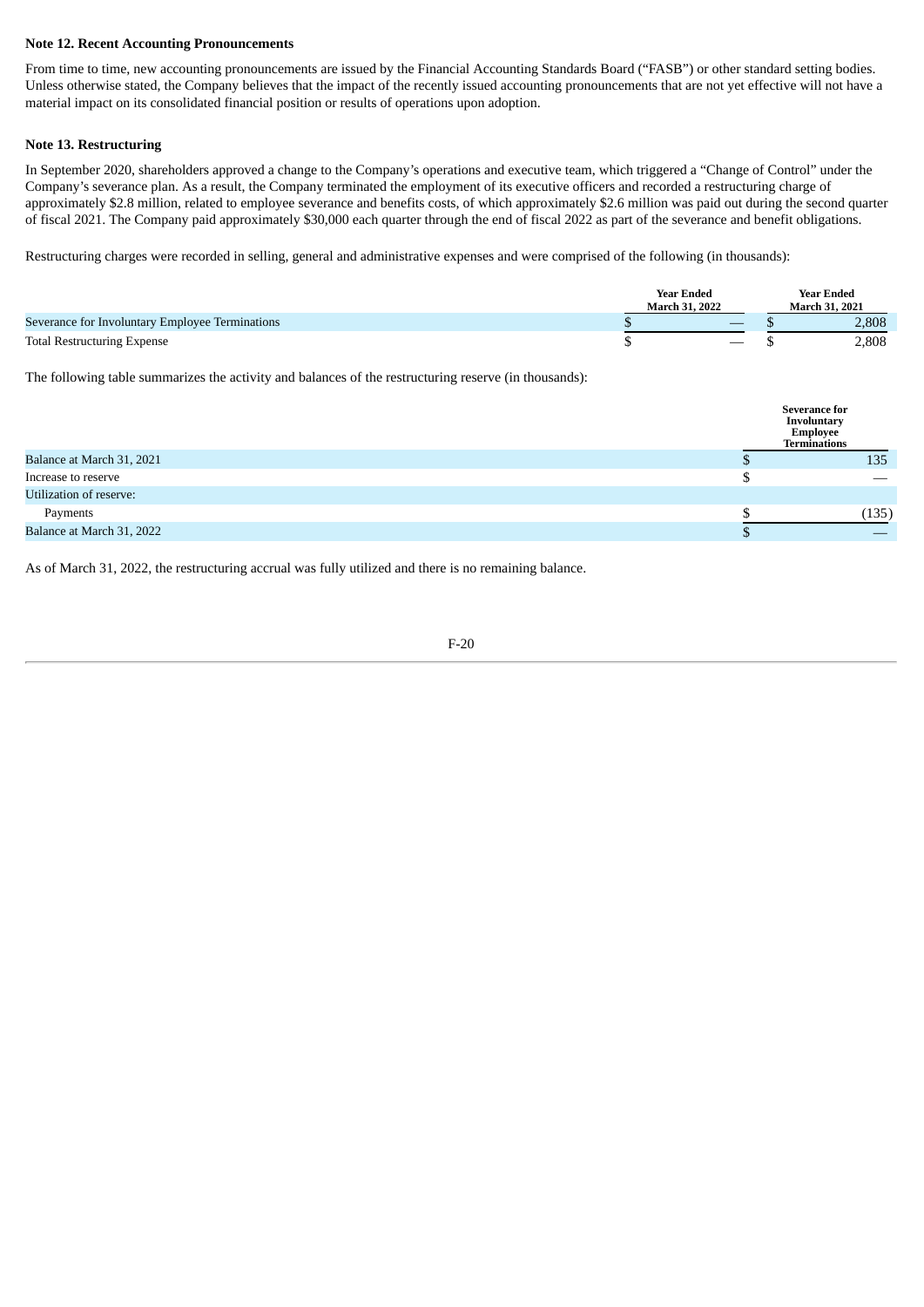**Note 12. Recent Accounting Pronouncements**

From time to time, new accounting pronouncements are issued by the Financial Accounting Standards Board ("FASB") or other standard setting bodies. Unless otherwise stated, the Company believes that the impact of the recently issued accounting pronouncements that are not yet effective will not have a material impact on its consolidated financial position or results of operations upon adoption.

**Note 13. Restructuring**

In September 2020, shareholders approved a change to the Company's operations and executive team, which triggered a "Change of Control" under the Company's severance plan. As a result, the Company terminated the employment of its executive officers and recorded a restructuring charge of approximately $2.8 million, related to employee severance and benefits costs, of which approximately $2.6 million was paid out during the second quarter of fiscal 2021. The Company paid approximately $30,000 each quarter through the end of fiscal 2022 as part of the severance and benefit obligations.

Restructuring charges were recorded in selling, general and administrative expenses and were comprised of the following (in thousands):

| | Year Ended March 31, 2022 | Year Ended March 31, 2021 |
|---|---|---|
| Severance for Involuntary Employee Terminations | $ — | $ 2,808 |
| Total Restructuring Expense | $ — | $ 2,808 |

The following table summarizes the activity and balances of the restructuring reserve (in thousands):

| | Severance for Involuntary Employee Terminations |
|---|---|
| Balance at March 31, 2021 | $ 135 |
| Increase to reserve | $ — |
| Utilization of reserve: | |
| Payments | $ (135) |
| Balance at March 31, 2022 | $ — |

As of March 31, 2022, the restructuring accrual was fully utilized and there is no remaining balance.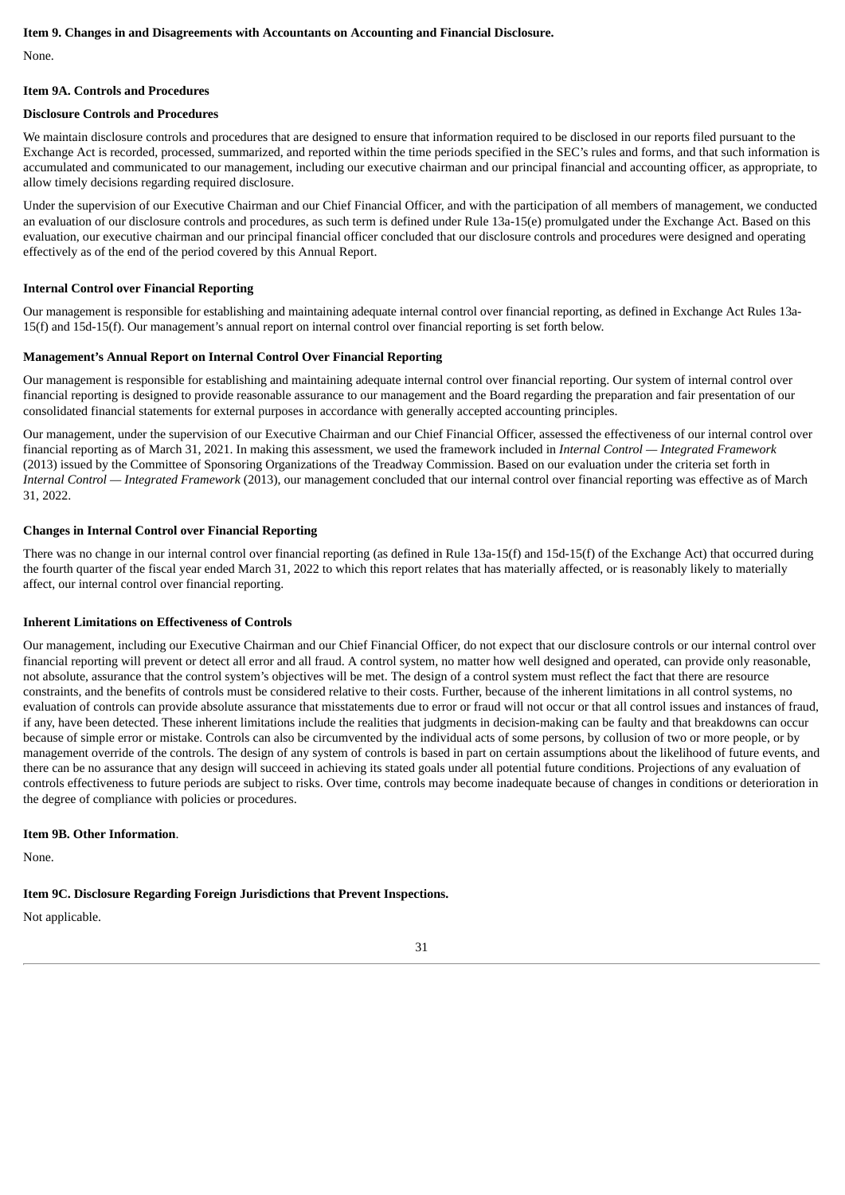**Item 9. Changes in and Disagreements with Accountants on Accounting and Financial Disclosure.**

None.

**Item 9A. Controls and Procedures**

**Disclosure Controls and Procedures**

We maintain disclosure controls and procedures that are designed to ensure that information required to be disclosed in our reports filed pursuant to the Exchange Act is recorded, processed, summarized, and reported within the time periods specified in the SEC's rules and forms, and that such information is accumulated and communicated to our management, including our executive chairman and our principal financial and accounting officer, as appropriate, to allow timely decisions regarding required disclosure.

Under the supervision of our Executive Chairman and our Chief Financial Officer, and with the participation of all members of management, we conducted an evaluation of our disclosure controls and procedures, as such term is defined under Rule 13a-15(e) promulgated under the Exchange Act. Based on this evaluation, our executive chairman and our principal financial officer concluded that our disclosure controls and procedures were designed and operating effectively as of the end of the period covered by this Annual Report.

**Internal Control over Financial Reporting**

Our management is responsible for establishing and maintaining adequate internal control over financial reporting, as defined in Exchange Act Rules 13a-15(f) and 15d-15(f). Our management's annual report on internal control over financial reporting is set forth below.

**Management's Annual Report on Internal Control Over Financial Reporting**

Our management is responsible for establishing and maintaining adequate internal control over financial reporting. Our system of internal control over financial reporting is designed to provide reasonable assurance to our management and the Board regarding the preparation and fair presentation of our consolidated financial statements for external purposes in accordance with generally accepted accounting principles.

Our management, under the supervision of our Executive Chairman and our Chief Financial Officer, assessed the effectiveness of our internal control over financial reporting as of March 31, 2021. In making this assessment, we used the framework included in *Internal Control — Integrated Framework* (2013) issued by the Committee of Sponsoring Organizations of the Treadway Commission. Based on our evaluation under the criteria set forth in *Internal Control — Integrated Framework* (2013), our management concluded that our internal control over financial reporting was effective as of March 31, 2022.

**Changes in Internal Control over Financial Reporting**

There was no change in our internal control over financial reporting (as defined in Rule 13a-15(f) and 15d-15(f) of the Exchange Act) that occurred during the fourth quarter of the fiscal year ended March 31, 2022 to which this report relates that has materially affected, or is reasonably likely to materially affect, our internal control over financial reporting.

**Inherent Limitations on Effectiveness of Controls**

Our management, including our Executive Chairman and our Chief Financial Officer, do not expect that our disclosure controls or our internal control over financial reporting will prevent or detect all error and all fraud. A control system, no matter how well designed and operated, can provide only reasonable, not absolute, assurance that the control system's objectives will be met. The design of a control system must reflect the fact that there are resource constraints, and the benefits of controls must be considered relative to their costs. Further, because of the inherent limitations in all control systems, no evaluation of controls can provide absolute assurance that misstatements due to error or fraud will not occur or that all control issues and instances of fraud, if any, have been detected. These inherent limitations include the realities that judgments in decision-making can be faulty and that breakdowns can occur because of simple error or mistake. Controls can also be circumvented by the individual acts of some persons, by collusion of two or more people, or by management override of the controls. The design of any system of controls is based in part on certain assumptions about the likelihood of future events, and there can be no assurance that any design will succeed in achieving its stated goals under all potential future conditions. Projections of any evaluation of controls effectiveness to future periods are subject to risks. Over time, controls may become inadequate because of changes in conditions or deterioration in the degree of compliance with policies or procedures.

**Item 9B. Other Information**.

None.

**Item 9C. Disclosure Regarding Foreign Jurisdictions that Prevent Inspections.**

Not applicable.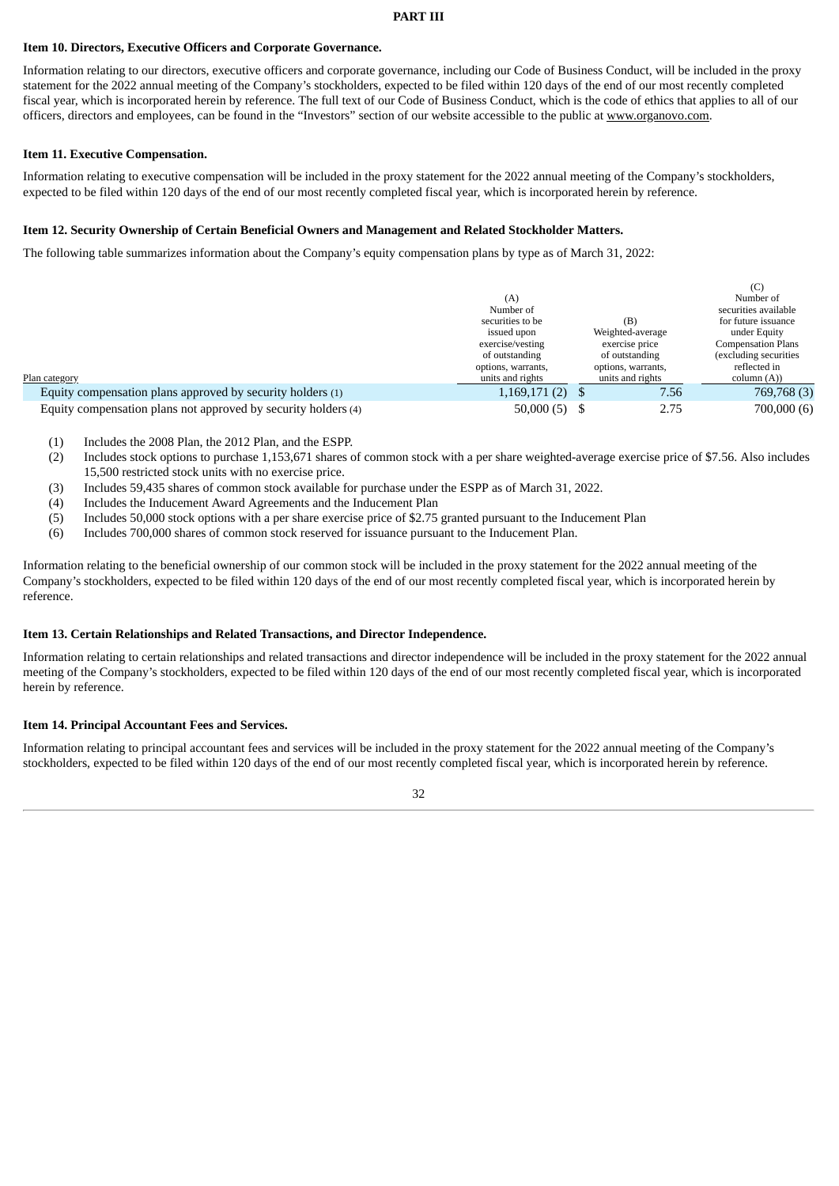# PART III

### Item 10. Directors, Executive Officers and Corporate Governance.

Information relating to our directors, executive officers and corporate governance, including our Code of Business Conduct, will be included in the proxy statement for the 2022 annual meeting of the Company's stockholders, expected to be filed within 120 days of the end of our most recently completed fiscal year, which is incorporated herein by reference. The full text of our Code of Business Conduct, which is the code of ethics that applies to all of our officers, directors and employees, can be found in the "Investors" section of our website accessible to the public at www.organovo.com.

### Item 11. Executive Compensation.

Information relating to executive compensation will be included in the proxy statement for the 2022 annual meeting of the Company's stockholders, expected to be filed within 120 days of the end of our most recently completed fiscal year, which is incorporated herein by reference.

### Item 12. Security Ownership of Certain Beneficial Owners and Management and Related Stockholder Matters.

The following table summarizes information about the Company's equity compensation plans by type as of March 31, 2022:

| Plan category | (A) Number of securities to be issued upon exercise/vesting of outstanding options, warrants, units and rights | (B) Weighted-average exercise price of outstanding options, warrants, units and rights | (C) Number of securities available for future issuance under Equity Compensation Plans (excluding securities reflected in column (A)) |
|---|---|---|---|
| Equity compensation plans approved by security holders (1) | 1,169,171 (2) | $ 7.56 | 769,768 (3) |
| Equity compensation plans not approved by security holders (4) | 50,000 (5) | $ 2.75 | 700,000 (6) |

(1) Includes the 2008 Plan, the 2012 Plan, and the ESPP.

(2) Includes stock options to purchase 1,153,671 shares of common stock with a per share weighted-average exercise price of $7.56. Also includes 15,500 restricted stock units with no exercise price.

(3) Includes 59,435 shares of common stock available for purchase under the ESPP as of March 31, 2022.

(4) Includes the Inducement Award Agreements and the Inducement Plan

(5) Includes 50,000 stock options with a per share exercise price of $2.75 granted pursuant to the Inducement Plan

(6) Includes 700,000 shares of common stock reserved for issuance pursuant to the Inducement Plan.

Information relating to the beneficial ownership of our common stock will be included in the proxy statement for the 2022 annual meeting of the Company's stockholders, expected to be filed within 120 days of the end of our most recently completed fiscal year, which is incorporated herein by reference.

### Item 13. Certain Relationships and Related Transactions, and Director Independence.

Information relating to certain relationships and related transactions and director independence will be included in the proxy statement for the 2022 annual meeting of the Company's stockholders, expected to be filed within 120 days of the end of our most recently completed fiscal year, which is incorporated herein by reference.

### Item 14. Principal Accountant Fees and Services.

Information relating to principal accountant fees and services will be included in the proxy statement for the 2022 annual meeting of the Company's stockholders, expected to be filed within 120 days of the end of our most recently completed fiscal year, which is incorporated herein by reference.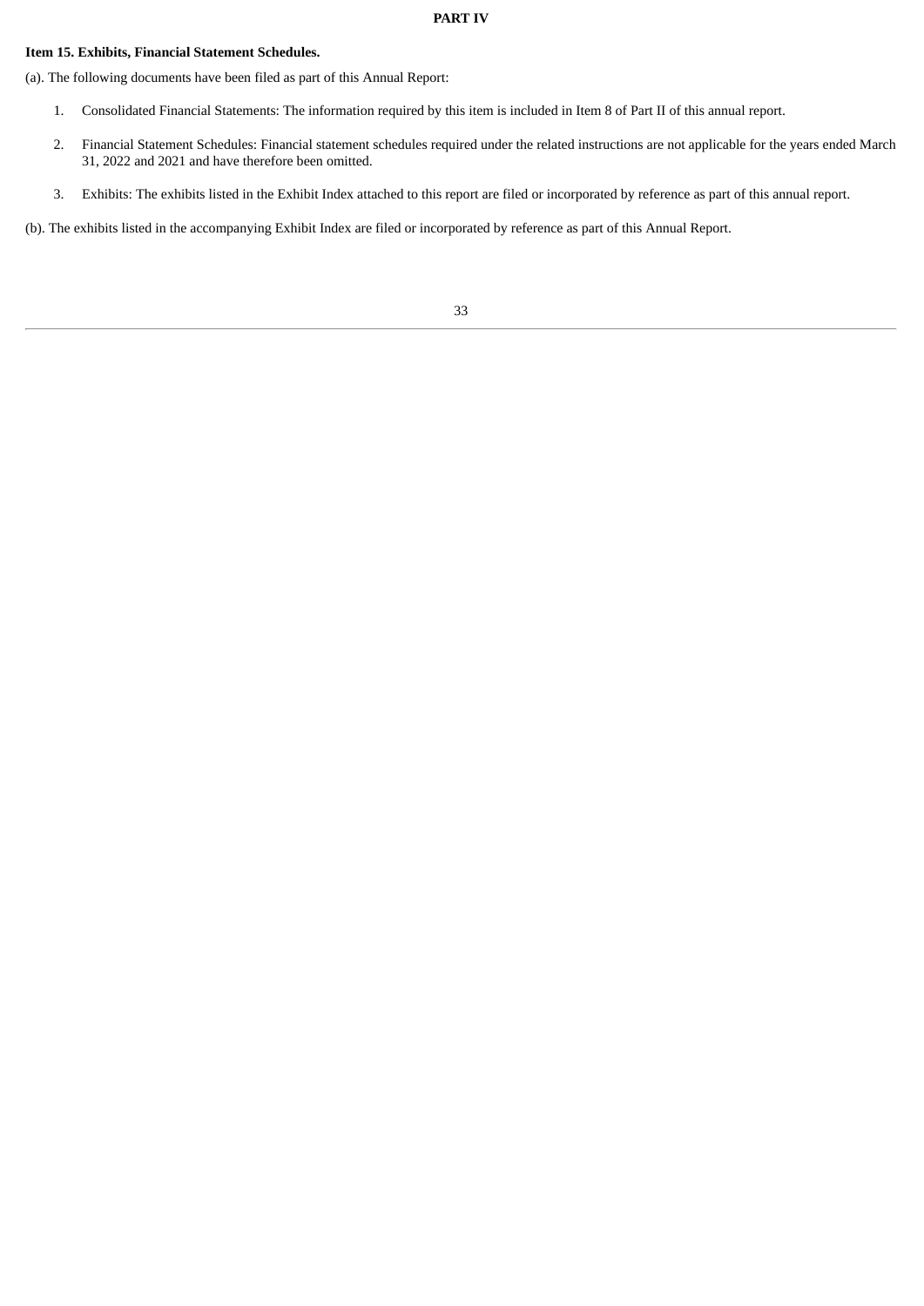# PART IV

## Item 15. Exhibits, Financial Statement Schedules.

(a). The following documents have been filed as part of this Annual Report:

1. Consolidated Financial Statements: The information required by this item is included in Item 8 of Part II of this annual report.

2. Financial Statement Schedules: Financial statement schedules required under the related instructions are not applicable for the years ended March 31, 2022 and 2021 and have therefore been omitted.

3. Exhibits: The exhibits listed in the Exhibit Index attached to this report are filed or incorporated by reference as part of this annual report.

(b). The exhibits listed in the accompanying Exhibit Index are filed or incorporated by reference as part of this Annual Report.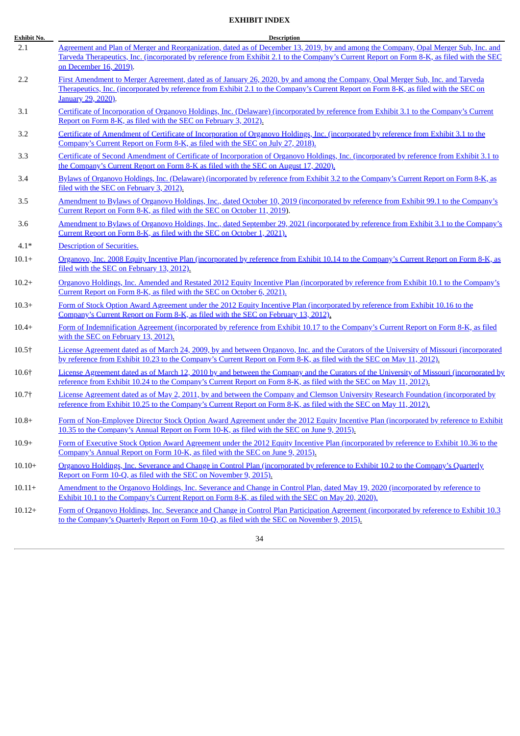# EXHIBIT INDEX

| Exhibit No. | Description |
|---|---|
| 2.1 | Agreement and Plan of Merger and Reorganization, dated as of December 13, 2019, by and among the Company, Opal Merger Sub, Inc. and Tarveda Therapeutics, Inc. (incorporated by reference from Exhibit 2.1 to the Company's Current Report on Form 8-K, as filed with the SEC on December 16, 2019). |
| 2.2 | First Amendment to Merger Agreement, dated as of January 26, 2020, by and among the Company, Opal Merger Sub, Inc. and Tarveda Therapeutics, Inc. (incorporated by reference from Exhibit 2.1 to the Company's Current Report on Form 8-K, as filed with the SEC on January 29, 2020). |
| 3.1 | Certificate of Incorporation of Organovo Holdings, Inc. (Delaware) (incorporated by reference from Exhibit 3.1 to the Company's Current Report on Form 8-K, as filed with the SEC on February 3, 2012). |
| 3.2 | Certificate of Amendment of Certificate of Incorporation of Organovo Holdings, Inc. (incorporated by reference from Exhibit 3.1 to the Company's Current Report on Form 8-K, as filed with the SEC on July 27, 2018). |
| 3.3 | Certificate of Second Amendment of Certificate of Incorporation of Organovo Holdings, Inc. (incorporated by reference from Exhibit 3.1 to the Company's Current Report on Form 8-K as filed with the SEC on August 17, 2020). |
| 3.4 | Bylaws of Organovo Holdings, Inc. (Delaware) (incorporated by reference from Exhibit 3.2 to the Company's Current Report on Form 8-K, as filed with the SEC on February 3, 2012). |
| 3.5 | Amendment to Bylaws of Organovo Holdings, Inc., dated October 10, 2019 (incorporated by reference from Exhibit 99.1 to the Company's Current Report on Form 8-K, as filed with the SEC on October 11, 2019). |
| 3.6 | Amendment to Bylaws of Organovo Holdings, Inc., dated September 29, 2021 (incorporated by reference from Exhibit 3.1 to the Company's Current Report on Form 8-K, as filed with the SEC on October 1, 2021). |
| 4.1* | Description of Securities. |
| 10.1+ | Organovo, Inc. 2008 Equity Incentive Plan (incorporated by reference from Exhibit 10.14 to the Company's Current Report on Form 8-K, as filed with the SEC on February 13, 2012). |
| 10.2+ | Organovo Holdings, Inc. Amended and Restated 2012 Equity Incentive Plan (incorporated by reference from Exhibit 10.1 to the Company's Current Report on Form 8-K, as filed with the SEC on October 6, 2021). |
| 10.3+ | Form of Stock Option Award Agreement under the 2012 Equity Incentive Plan (incorporated by reference from Exhibit 10.16 to the Company's Current Report on Form 8-K, as filed with the SEC on February 13, 2012). |
| 10.4+ | Form of Indemnification Agreement (incorporated by reference from Exhibit 10.17 to the Company's Current Report on Form 8-K, as filed with the SEC on February 13, 2012). |
| 10.5† | License Agreement dated as of March 24, 2009, by and between Organovo, Inc. and the Curators of the University of Missouri (incorporated by reference from Exhibit 10.23 to the Company's Current Report on Form 8-K, as filed with the SEC on May 11, 2012). |
| 10.6† | License Agreement dated as of March 12, 2010 by and between the Company and the Curators of the University of Missouri (incorporated by reference from Exhibit 10.24 to the Company's Current Report on Form 8-K, as filed with the SEC on May 11, 2012). |
| 10.7† | License Agreement dated as of May 2, 2011, by and between the Company and Clemson University Research Foundation (incorporated by reference from Exhibit 10.25 to the Company's Current Report on Form 8-K, as filed with the SEC on May 11, 2012). |
| 10.8+ | Form of Non-Employee Director Stock Option Award Agreement under the 2012 Equity Incentive Plan (incorporated by reference to Exhibit 10.35 to the Company's Annual Report on Form 10-K, as filed with the SEC on June 9, 2015). |
| 10.9+ | Form of Executive Stock Option Award Agreement under the 2012 Equity Incentive Plan (incorporated by reference to Exhibit 10.36 to the Company's Annual Report on Form 10-K, as filed with the SEC on June 9, 2015). |
| 10.10+ | Organovo Holdings, Inc. Severance and Change in Control Plan (incorporated by reference to Exhibit 10.2 to the Company's Quarterly Report on Form 10-Q, as filed with the SEC on November 9, 2015). |
| 10.11+ | Amendment to the Organovo Holdings, Inc. Severance and Change in Control Plan, dated May 19, 2020 (incorporated by reference to Exhibit 10.1 to the Company's Current Report on Form 8-K, as filed with the SEC on May 20, 2020). |
| 10.12+ | Form of Organovo Holdings, Inc. Severance and Change in Control Plan Participation Agreement (incorporated by reference to Exhibit 10.3 to the Company's Quarterly Report on Form 10-Q, as filed with the SEC on November 9, 2015). |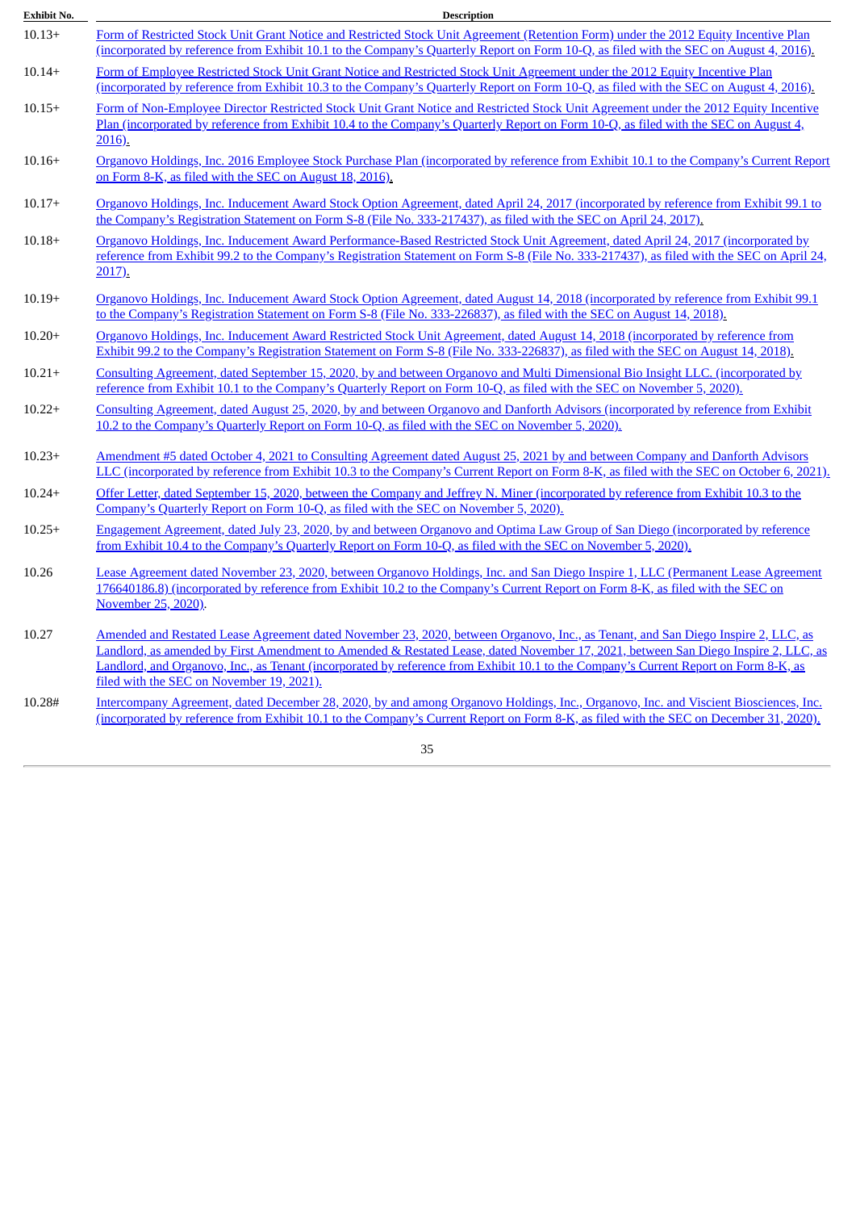| Exhibit No. | Description |
|---|---|
| 10.13+ | Form of Restricted Stock Unit Grant Notice and Restricted Stock Unit Agreement (Retention Form) under the 2012 Equity Incentive Plan (incorporated by reference from Exhibit 10.1 to the Company's Quarterly Report on Form 10-Q, as filed with the SEC on August 4, 2016). |
| 10.14+ | Form of Employee Restricted Stock Unit Grant Notice and Restricted Stock Unit Agreement under the 2012 Equity Incentive Plan (incorporated by reference from Exhibit 10.3 to the Company's Quarterly Report on Form 10-Q, as filed with the SEC on August 4, 2016). |
| 10.15+ | Form of Non-Employee Director Restricted Stock Unit Grant Notice and Restricted Stock Unit Agreement under the 2012 Equity Incentive Plan (incorporated by reference from Exhibit 10.4 to the Company's Quarterly Report on Form 10-Q, as filed with the SEC on August 4, 2016). |
| 10.16+ | Organovo Holdings, Inc. 2016 Employee Stock Purchase Plan (incorporated by reference from Exhibit 10.1 to the Company's Current Report on Form 8-K, as filed with the SEC on August 18, 2016). |
| 10.17+ | Organovo Holdings, Inc. Inducement Award Stock Option Agreement, dated April 24, 2017 (incorporated by reference from Exhibit 99.1 to the Company's Registration Statement on Form S-8 (File No. 333-217437), as filed with the SEC on April 24, 2017). |
| 10.18+ | Organovo Holdings, Inc. Inducement Award Performance-Based Restricted Stock Unit Agreement, dated April 24, 2017 (incorporated by reference from Exhibit 99.2 to the Company's Registration Statement on Form S-8 (File No. 333-217437), as filed with the SEC on April 24, 2017). |
| 10.19+ | Organovo Holdings, Inc. Inducement Award Stock Option Agreement, dated August 14, 2018 (incorporated by reference from Exhibit 99.1 to the Company's Registration Statement on Form S-8 (File No. 333-226837), as filed with the SEC on August 14, 2018). |
| 10.20+ | Organovo Holdings, Inc. Inducement Award Restricted Stock Unit Agreement, dated August 14, 2018 (incorporated by reference from Exhibit 99.2 to the Company's Registration Statement on Form S-8 (File No. 333-226837), as filed with the SEC on August 14, 2018). |
| 10.21+ | Consulting Agreement, dated September 15, 2020, by and between Organovo and Multi Dimensional Bio Insight LLC. (incorporated by reference from Exhibit 10.1 to the Company's Quarterly Report on Form 10-Q, as filed with the SEC on November 5, 2020). |
| 10.22+ | Consulting Agreement, dated August 25, 2020, by and between Organovo and Danforth Advisors (incorporated by reference from Exhibit 10.2 to the Company's Quarterly Report on Form 10-Q, as filed with the SEC on November 5, 2020). |
| 10.23+ | Amendment #5 dated October 4, 2021 to Consulting Agreement dated August 25, 2021 by and between Company and Danforth Advisors LLC (incorporated by reference from Exhibit 10.3 to the Company's Current Report on Form 8-K, as filed with the SEC on October 6, 2021). |
| 10.24+ | Offer Letter, dated September 15, 2020, between the Company and Jeffrey N. Miner (incorporated by reference from Exhibit 10.3 to the Company's Quarterly Report on Form 10-Q, as filed with the SEC on November 5, 2020). |
| 10.25+ | Engagement Agreement, dated July 23, 2020, by and between Organovo and Optima Law Group of San Diego (incorporated by reference from Exhibit 10.4 to the Company's Quarterly Report on Form 10-Q, as filed with the SEC on November 5, 2020). |
| 10.26 | Lease Agreement dated November 23, 2020, between Organovo Holdings, Inc. and San Diego Inspire 1, LLC (Permanent Lease Agreement 176640186.8) (incorporated by reference from Exhibit 10.2 to the Company's Current Report on Form 8-K, as filed with the SEC on November 25, 2020). |
| 10.27 | Amended and Restated Lease Agreement dated November 23, 2020, between Organovo, Inc., as Tenant, and San Diego Inspire 2, LLC, as Landlord, as amended by First Amendment to Amended & Restated Lease, dated November 17, 2021, between San Diego Inspire 2, LLC, as Landlord, and Organovo, Inc., as Tenant (incorporated by reference from Exhibit 10.1 to the Company's Current Report on Form 8-K, as filed with the SEC on November 19, 2021). |
| 10.28# | Intercompany Agreement, dated December 28, 2020, by and among Organovo Holdings, Inc., Organovo, Inc. and Viscient Biosciences, Inc. (incorporated by reference from Exhibit 10.1 to the Company's Current Report on Form 8-K, as filed with the SEC on December 31, 2020). |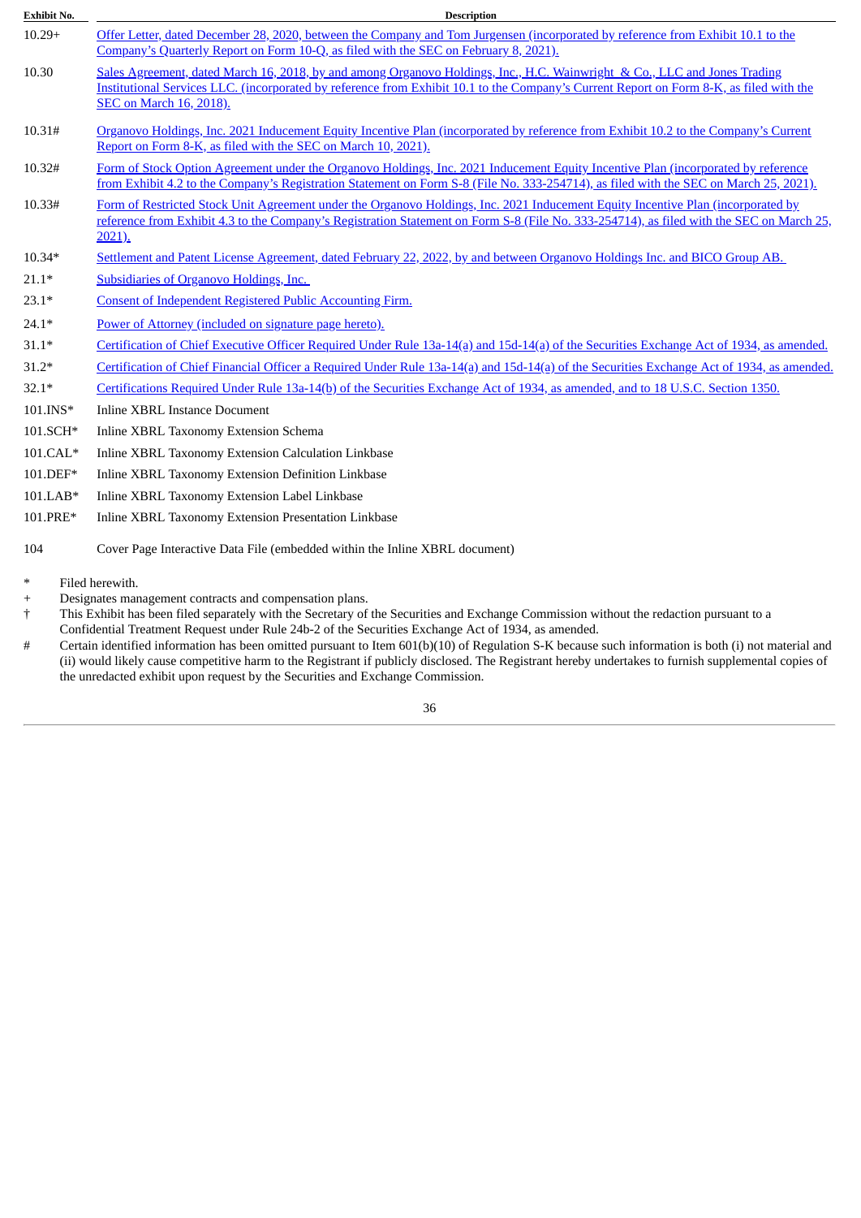| Exhibit No. | Description |
| --- | --- |
| 10.29+ | Offer Letter, dated December 28, 2020, between the Company and Tom Jurgensen (incorporated by reference from Exhibit 10.1 to the Company's Quarterly Report on Form 10-Q, as filed with the SEC on February 8, 2021). |
| 10.30 | Sales Agreement, dated March 16, 2018, by and among Organovo Holdings, Inc., H.C. Wainwright & Co., LLC and Jones Trading Institutional Services LLC. (incorporated by reference from Exhibit 10.1 to the Company's Current Report on Form 8-K, as filed with the SEC on March 16, 2018). |
| 10.31# | Organovo Holdings, Inc. 2021 Inducement Equity Incentive Plan (incorporated by reference from Exhibit 10.2 to the Company's Current Report on Form 8-K, as filed with the SEC on March 10, 2021). |
| 10.32# | Form of Stock Option Agreement under the Organovo Holdings, Inc. 2021 Inducement Equity Incentive Plan (incorporated by reference from Exhibit 4.2 to the Company's Registration Statement on Form S-8 (File No. 333-254714), as filed with the SEC on March 25, 2021). |
| 10.33# | Form of Restricted Stock Unit Agreement under the Organovo Holdings, Inc. 2021 Inducement Equity Incentive Plan (incorporated by reference from Exhibit 4.3 to the Company's Registration Statement on Form S-8 (File No. 333-254714), as filed with the SEC on March 25, 2021). |
| 10.34* | Settlement and Patent License Agreement, dated February 22, 2022, by and between Organovo Holdings Inc. and BICO Group AB. |
| 21.1* | Subsidiaries of Organovo Holdings, Inc. |
| 23.1* | Consent of Independent Registered Public Accounting Firm. |
| 24.1* | Power of Attorney (included on signature page hereto). |
| 31.1* | Certification of Chief Executive Officer Required Under Rule 13a-14(a) and 15d-14(a) of the Securities Exchange Act of 1934, as amended. |
| 31.2* | Certification of Chief Financial Officer a Required Under Rule 13a-14(a) and 15d-14(a) of the Securities Exchange Act of 1934, as amended. |
| 32.1* | Certifications Required Under Rule 13a-14(b) of the Securities Exchange Act of 1934, as amended, and to 18 U.S.C. Section 1350. |
| 101.INS* | Inline XBRL Instance Document |
| 101.SCH* | Inline XBRL Taxonomy Extension Schema |
| 101.CAL* | Inline XBRL Taxonomy Extension Calculation Linkbase |
| 101.DEF* | Inline XBRL Taxonomy Extension Definition Linkbase |
| 101.LAB* | Inline XBRL Taxonomy Extension Label Linkbase |
| 101.PRE* | Inline XBRL Taxonomy Extension Presentation Linkbase |
| 104 | Cover Page Interactive Data File (embedded within the Inline XBRL document) |

\* Filed herewith.

\+ Designates management contracts and compensation plans.

† This Exhibit has been filed separately with the Secretary of the Securities and Exchange Commission without the redaction pursuant to a Confidential Treatment Request under Rule 24b-2 of the Securities Exchange Act of 1934, as amended.

\# Certain identified information has been omitted pursuant to Item 601(b)(10) of Regulation S-K because such information is both (i) not material and (ii) would likely cause competitive harm to the Registrant if publicly disclosed. The Registrant hereby undertakes to furnish supplemental copies of the unredacted exhibit upon request by the Securities and Exchange Commission.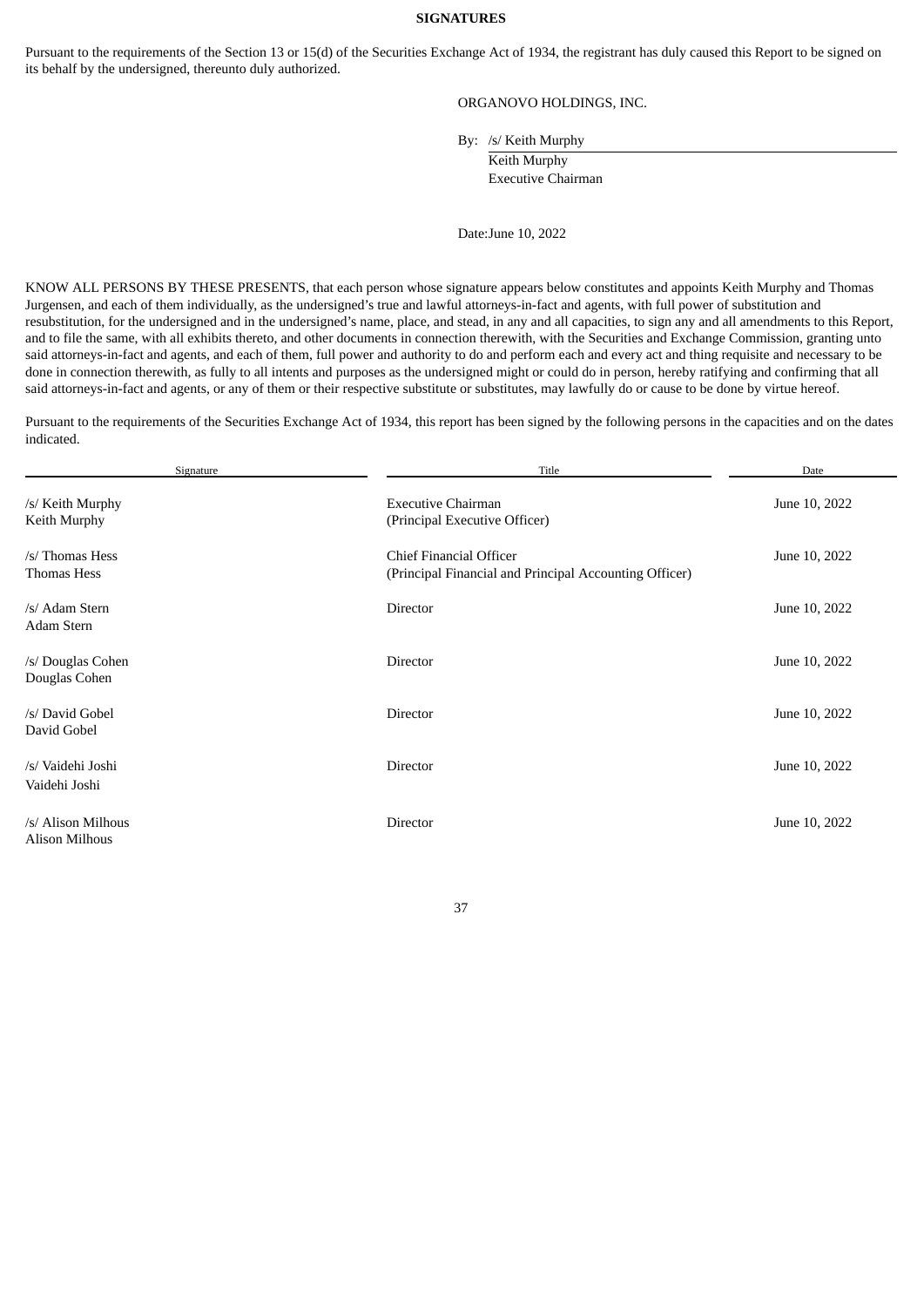## SIGNATURES

Pursuant to the requirements of the Section 13 or 15(d) of the Securities Exchange Act of 1934, the registrant has duly caused this Report to be signed on its behalf by the undersigned, thereunto duly authorized.

ORGANOVO HOLDINGS, INC.

By: /s/ Keith Murphy
Keith Murphy
Executive Chairman

Date: June 10, 2022

KNOW ALL PERSONS BY THESE PRESENTS, that each person whose signature appears below constitutes and appoints Keith Murphy and Thomas Jurgensen, and each of them individually, as the undersigned's true and lawful attorneys-in-fact and agents, with full power of substitution and resubstitution, for the undersigned and in the undersigned's name, place, and stead, in any and all capacities, to sign any and all amendments to this Report, and to file the same, with all exhibits thereto, and other documents in connection therewith, with the Securities and Exchange Commission, granting unto said attorneys-in-fact and agents, and each of them, full power and authority to do and perform each and every act and thing requisite and necessary to be done in connection therewith, as fully to all intents and purposes as the undersigned might or could do in person, hereby ratifying and confirming that all said attorneys-in-fact and agents, or any of them or their respective substitute or substitutes, may lawfully do or cause to be done by virtue hereof.

Pursuant to the requirements of the Securities Exchange Act of 1934, this report has been signed by the following persons in the capacities and on the dates indicated.

| Signature | Title | Date |
|---|---|---|
| /s/ Keith Murphy<br>Keith Murphy | Executive Chairman<br>(Principal Executive Officer) | June 10, 2022 |
| /s/ Thomas Hess<br>Thomas Hess | Chief Financial Officer<br>(Principal Financial and Principal Accounting Officer) | June 10, 2022 |
| /s/ Adam Stern<br>Adam Stern | Director | June 10, 2022 |
| /s/ Douglas Cohen<br>Douglas Cohen | Director | June 10, 2022 |
| /s/ David Gobel<br>David Gobel | Director | June 10, 2022 |
| /s/ Vaidehi Joshi<br>Vaidehi Joshi | Director | June 10, 2022 |
| /s/ Alison Milhous<br>Alison Milhous | Director | June 10, 2022 |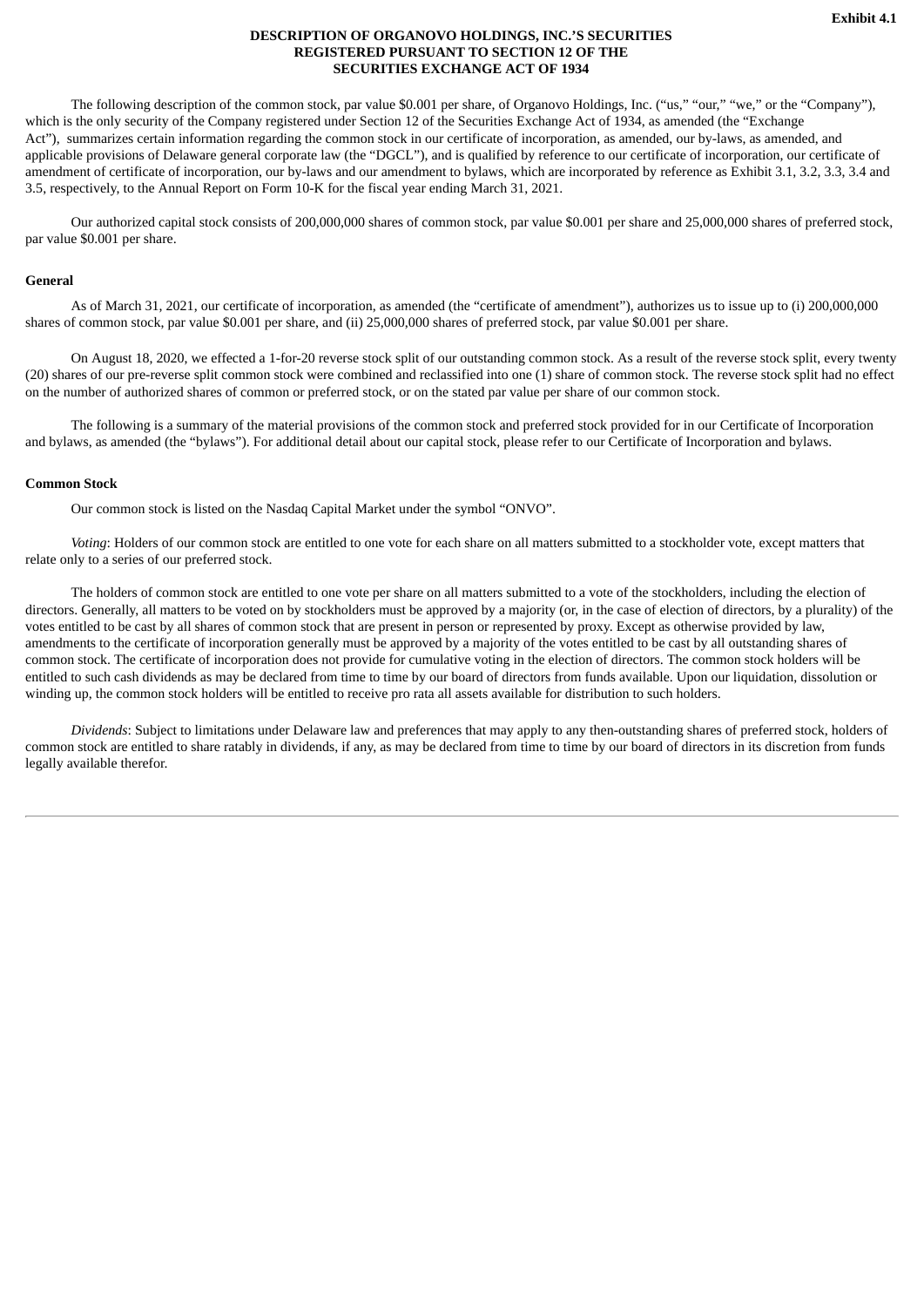Exhibit 4.1

**DESCRIPTION OF ORGANOVO HOLDINGS, INC.'S SECURITIES REGISTERED PURSUANT TO SECTION 12 OF THE SECURITIES EXCHANGE ACT OF 1934**

The following description of the common stock, par value $0.001 per share, of Organovo Holdings, Inc. ("us," "our," "we," or the "Company"), which is the only security of the Company registered under Section 12 of the Securities Exchange Act of 1934, as amended (the "Exchange Act"), summarizes certain information regarding the common stock in our certificate of incorporation, as amended, our by-laws, as amended, and applicable provisions of Delaware general corporate law (the "DGCL"), and is qualified by reference to our certificate of incorporation, our certificate of amendment of certificate of incorporation, our by-laws and our amendment to bylaws, which are incorporated by reference as Exhibit 3.1, 3.2, 3.3, 3.4 and 3.5, respectively, to the Annual Report on Form 10-K for the fiscal year ending March 31, 2021.

Our authorized capital stock consists of 200,000,000 shares of common stock, par value $0.001 per share and 25,000,000 shares of preferred stock, par value $0.001 per share.

**General**

As of March 31, 2021, our certificate of incorporation, as amended (the "certificate of amendment"), authorizes us to issue up to (i) 200,000,000 shares of common stock, par value $0.001 per share, and (ii) 25,000,000 shares of preferred stock, par value $0.001 per share.

On August 18, 2020, we effected a 1-for-20 reverse stock split of our outstanding common stock. As a result of the reverse stock split, every twenty (20) shares of our pre-reverse split common stock were combined and reclassified into one (1) share of common stock. The reverse stock split had no effect on the number of authorized shares of common or preferred stock, or on the stated par value per share of our common stock.

The following is a summary of the material provisions of the common stock and preferred stock provided for in our Certificate of Incorporation and bylaws, as amended (the "bylaws"). For additional detail about our capital stock, please refer to our Certificate of Incorporation and bylaws.

**Common Stock**

Our common stock is listed on the Nasdaq Capital Market under the symbol "ONVO".

*Voting*: Holders of our common stock are entitled to one vote for each share on all matters submitted to a stockholder vote, except matters that relate only to a series of our preferred stock.

The holders of common stock are entitled to one vote per share on all matters submitted to a vote of the stockholders, including the election of directors. Generally, all matters to be voted on by stockholders must be approved by a majority (or, in the case of election of directors, by a plurality) of the votes entitled to be cast by all shares of common stock that are present in person or represented by proxy. Except as otherwise provided by law, amendments to the certificate of incorporation generally must be approved by a majority of the votes entitled to be cast by all outstanding shares of common stock. The certificate of incorporation does not provide for cumulative voting in the election of directors. The common stock holders will be entitled to such cash dividends as may be declared from time to time by our board of directors from funds available. Upon our liquidation, dissolution or winding up, the common stock holders will be entitled to receive pro rata all assets available for distribution to such holders.

*Dividends*: Subject to limitations under Delaware law and preferences that may apply to any then-outstanding shares of preferred stock, holders of common stock are entitled to share ratably in dividends, if any, as may be declared from time to time by our board of directors in its discretion from funds legally available therefor.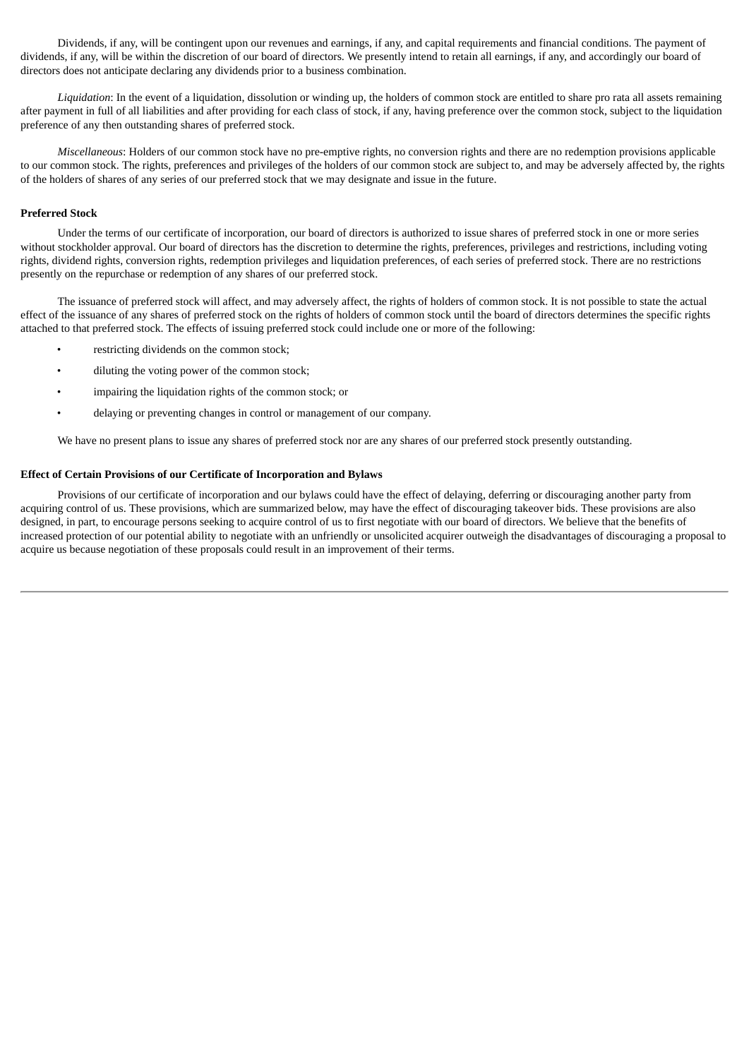Dividends, if any, will be contingent upon our revenues and earnings, if any, and capital requirements and financial conditions. The payment of dividends, if any, will be within the discretion of our board of directors. We presently intend to retain all earnings, if any, and accordingly our board of directors does not anticipate declaring any dividends prior to a business combination.

*Liquidation*: In the event of a liquidation, dissolution or winding up, the holders of common stock are entitled to share pro rata all assets remaining after payment in full of all liabilities and after providing for each class of stock, if any, having preference over the common stock, subject to the liquidation preference of any then outstanding shares of preferred stock.

*Miscellaneous*: Holders of our common stock have no pre-emptive rights, no conversion rights and there are no redemption provisions applicable to our common stock. The rights, preferences and privileges of the holders of our common stock are subject to, and may be adversely affected by, the rights of the holders of shares of any series of our preferred stock that we may designate and issue in the future.

**Preferred Stock**

Under the terms of our certificate of incorporation, our board of directors is authorized to issue shares of preferred stock in one or more series without stockholder approval. Our board of directors has the discretion to determine the rights, preferences, privileges and restrictions, including voting rights, dividend rights, conversion rights, redemption privileges and liquidation preferences, of each series of preferred stock. There are no restrictions presently on the repurchase or redemption of any shares of our preferred stock.

The issuance of preferred stock will affect, and may adversely affect, the rights of holders of common stock. It is not possible to state the actual effect of the issuance of any shares of preferred stock on the rights of holders of common stock until the board of directors determines the specific rights attached to that preferred stock. The effects of issuing preferred stock could include one or more of the following:

- restricting dividends on the common stock;
- diluting the voting power of the common stock;
- impairing the liquidation rights of the common stock; or
- delaying or preventing changes in control or management of our company.

We have no present plans to issue any shares of preferred stock nor are any shares of our preferred stock presently outstanding.

**Effect of Certain Provisions of our Certificate of Incorporation and Bylaws**

Provisions of our certificate of incorporation and our bylaws could have the effect of delaying, deferring or discouraging another party from acquiring control of us. These provisions, which are summarized below, may have the effect of discouraging takeover bids. These provisions are also designed, in part, to encourage persons seeking to acquire control of us to first negotiate with our board of directors. We believe that the benefits of increased protection of our potential ability to negotiate with an unfriendly or unsolicited acquirer outweigh the disadvantages of discouraging a proposal to acquire us because negotiation of these proposals could result in an improvement of their terms.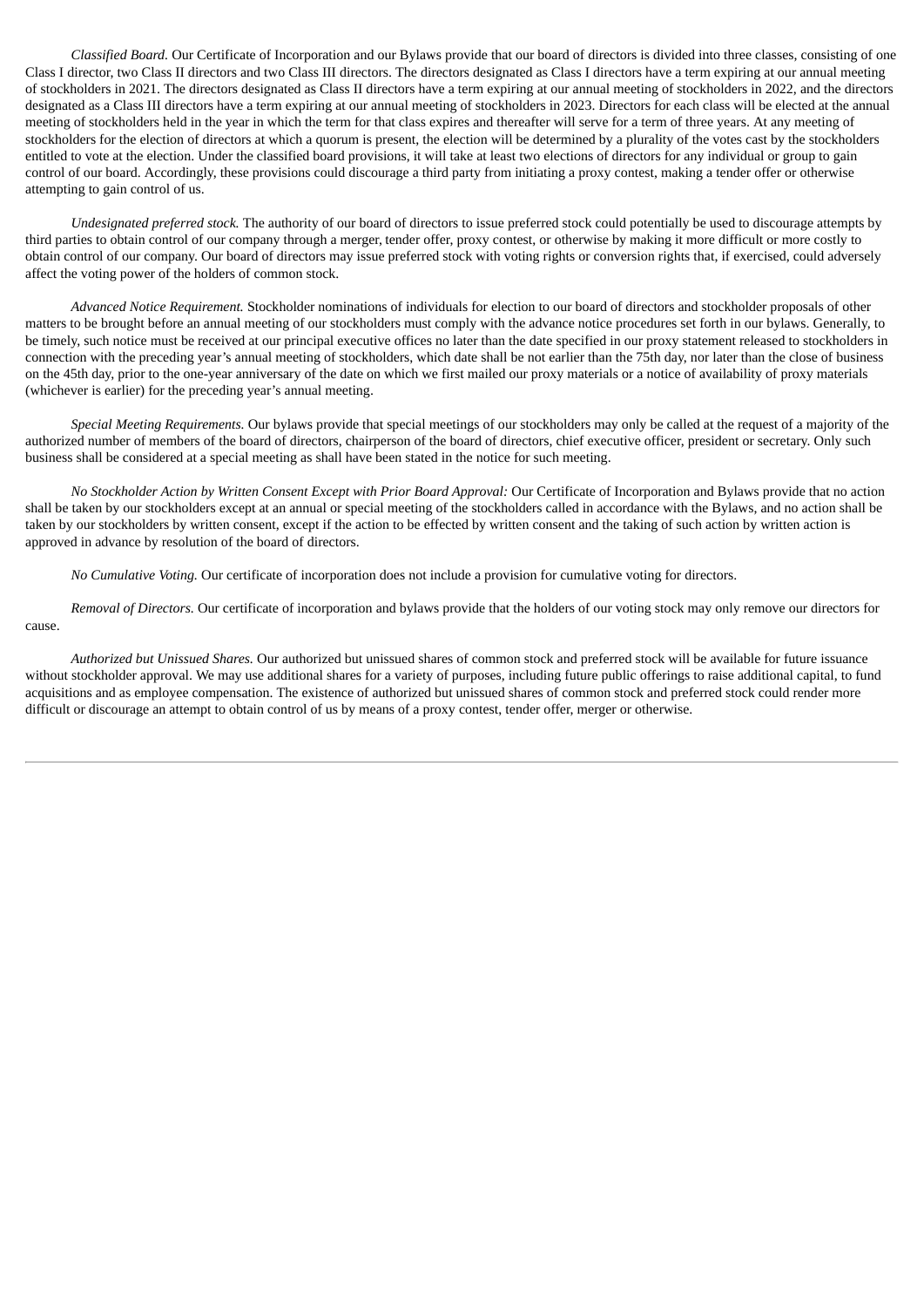*Classified Board.* Our Certificate of Incorporation and our Bylaws provide that our board of directors is divided into three classes, consisting of one Class I director, two Class II directors and two Class III directors. The directors designated as Class I directors have a term expiring at our annual meeting of stockholders in 2021. The directors designated as Class II directors have a term expiring at our annual meeting of stockholders in 2022, and the directors designated as a Class III directors have a term expiring at our annual meeting of stockholders in 2023. Directors for each class will be elected at the annual meeting of stockholders held in the year in which the term for that class expires and thereafter will serve for a term of three years. At any meeting of stockholders for the election of directors at which a quorum is present, the election will be determined by a plurality of the votes cast by the stockholders entitled to vote at the election. Under the classified board provisions, it will take at least two elections of directors for any individual or group to gain control of our board. Accordingly, these provisions could discourage a third party from initiating a proxy contest, making a tender offer or otherwise attempting to gain control of us.

*Undesignated preferred stock.* The authority of our board of directors to issue preferred stock could potentially be used to discourage attempts by third parties to obtain control of our company through a merger, tender offer, proxy contest, or otherwise by making it more difficult or more costly to obtain control of our company. Our board of directors may issue preferred stock with voting rights or conversion rights that, if exercised, could adversely affect the voting power of the holders of common stock.

*Advanced Notice Requirement.* Stockholder nominations of individuals for election to our board of directors and stockholder proposals of other matters to be brought before an annual meeting of our stockholders must comply with the advance notice procedures set forth in our bylaws. Generally, to be timely, such notice must be received at our principal executive offices no later than the date specified in our proxy statement released to stockholders in connection with the preceding year's annual meeting of stockholders, which date shall be not earlier than the 75th day, nor later than the close of business on the 45th day, prior to the one-year anniversary of the date on which we first mailed our proxy materials or a notice of availability of proxy materials (whichever is earlier) for the preceding year's annual meeting.

*Special Meeting Requirements.* Our bylaws provide that special meetings of our stockholders may only be called at the request of a majority of the authorized number of members of the board of directors, chairperson of the board of directors, chief executive officer, president or secretary. Only such business shall be considered at a special meeting as shall have been stated in the notice for such meeting.

*No Stockholder Action by Written Consent Except with Prior Board Approval:* Our Certificate of Incorporation and Bylaws provide that no action shall be taken by our stockholders except at an annual or special meeting of the stockholders called in accordance with the Bylaws, and no action shall be taken by our stockholders by written consent, except if the action to be effected by written consent and the taking of such action by written action is approved in advance by resolution of the board of directors.

*No Cumulative Voting.* Our certificate of incorporation does not include a provision for cumulative voting for directors.

*Removal of Directors.* Our certificate of incorporation and bylaws provide that the holders of our voting stock may only remove our directors for cause.

*Authorized but Unissued Shares.* Our authorized but unissued shares of common stock and preferred stock will be available for future issuance without stockholder approval. We may use additional shares for a variety of purposes, including future public offerings to raise additional capital, to fund acquisitions and as employee compensation. The existence of authorized but unissued shares of common stock and preferred stock could render more difficult or discourage an attempt to obtain control of us by means of a proxy contest, tender offer, merger or otherwise.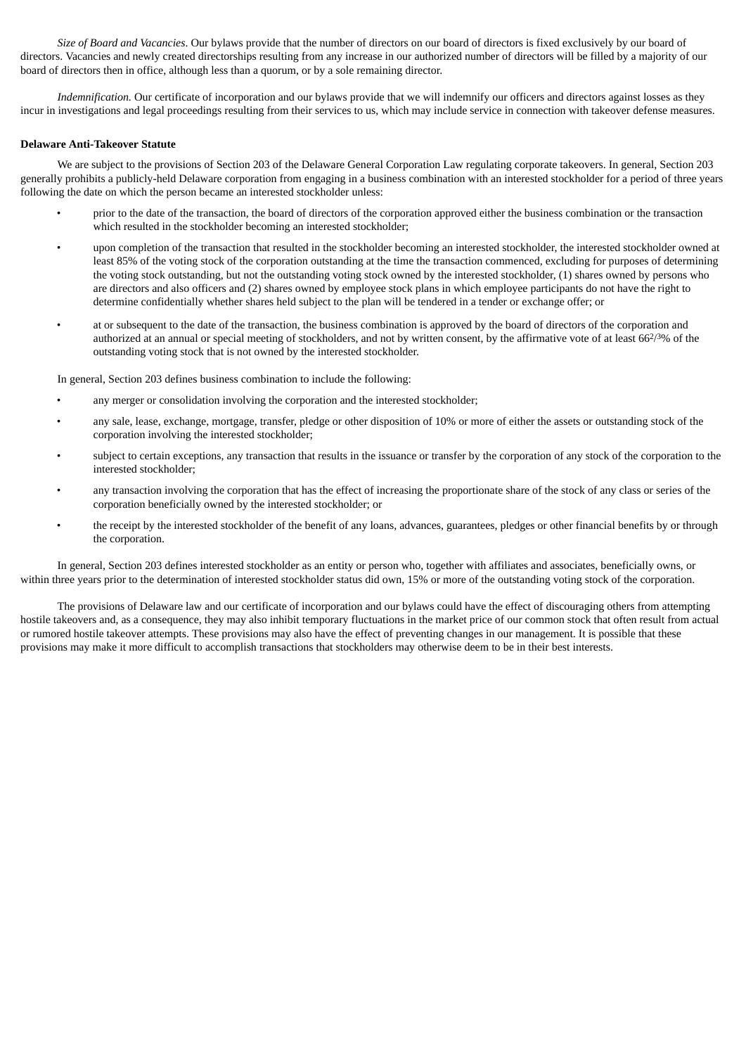*Size of Board and Vacancies*. Our bylaws provide that the number of directors on our board of directors is fixed exclusively by our board of directors. Vacancies and newly created directorships resulting from any increase in our authorized number of directors will be filled by a majority of our board of directors then in office, although less than a quorum, or by a sole remaining director.

*Indemnification.* Our certificate of incorporation and our bylaws provide that we will indemnify our officers and directors against losses as they incur in investigations and legal proceedings resulting from their services to us, which may include service in connection with takeover defense measures.

**Delaware Anti-Takeover Statute**

We are subject to the provisions of Section 203 of the Delaware General Corporation Law regulating corporate takeovers. In general, Section 203 generally prohibits a publicly-held Delaware corporation from engaging in a business combination with an interested stockholder for a period of three years following the date on which the person became an interested stockholder unless:

- prior to the date of the transaction, the board of directors of the corporation approved either the business combination or the transaction which resulted in the stockholder becoming an interested stockholder;
- upon completion of the transaction that resulted in the stockholder becoming an interested stockholder, the interested stockholder owned at least 85% of the voting stock of the corporation outstanding at the time the transaction commenced, excluding for purposes of determining the voting stock outstanding, but not the outstanding voting stock owned by the interested stockholder, (1) shares owned by persons who are directors and also officers and (2) shares owned by employee stock plans in which employee participants do not have the right to determine confidentially whether shares held subject to the plan will be tendered in a tender or exchange offer; or
- at or subsequent to the date of the transaction, the business combination is approved by the board of directors of the corporation and authorized at an annual or special meeting of stockholders, and not by written consent, by the affirmative vote of at least 66 2/3% of the outstanding voting stock that is not owned by the interested stockholder.

In general, Section 203 defines business combination to include the following:

- any merger or consolidation involving the corporation and the interested stockholder;
- any sale, lease, exchange, mortgage, transfer, pledge or other disposition of 10% or more of either the assets or outstanding stock of the corporation involving the interested stockholder;
- subject to certain exceptions, any transaction that results in the issuance or transfer by the corporation of any stock of the corporation to the interested stockholder;
- any transaction involving the corporation that has the effect of increasing the proportionate share of the stock of any class or series of the corporation beneficially owned by the interested stockholder; or
- the receipt by the interested stockholder of the benefit of any loans, advances, guarantees, pledges or other financial benefits by or through the corporation.

In general, Section 203 defines interested stockholder as an entity or person who, together with affiliates and associates, beneficially owns, or within three years prior to the determination of interested stockholder status did own, 15% or more of the outstanding voting stock of the corporation.

The provisions of Delaware law and our certificate of incorporation and our bylaws could have the effect of discouraging others from attempting hostile takeovers and, as a consequence, they may also inhibit temporary fluctuations in the market price of our common stock that often result from actual or rumored hostile takeover attempts. These provisions may also have the effect of preventing changes in our management. It is possible that these provisions may make it more difficult to accomplish transactions that stockholders may otherwise deem to be in their best interests.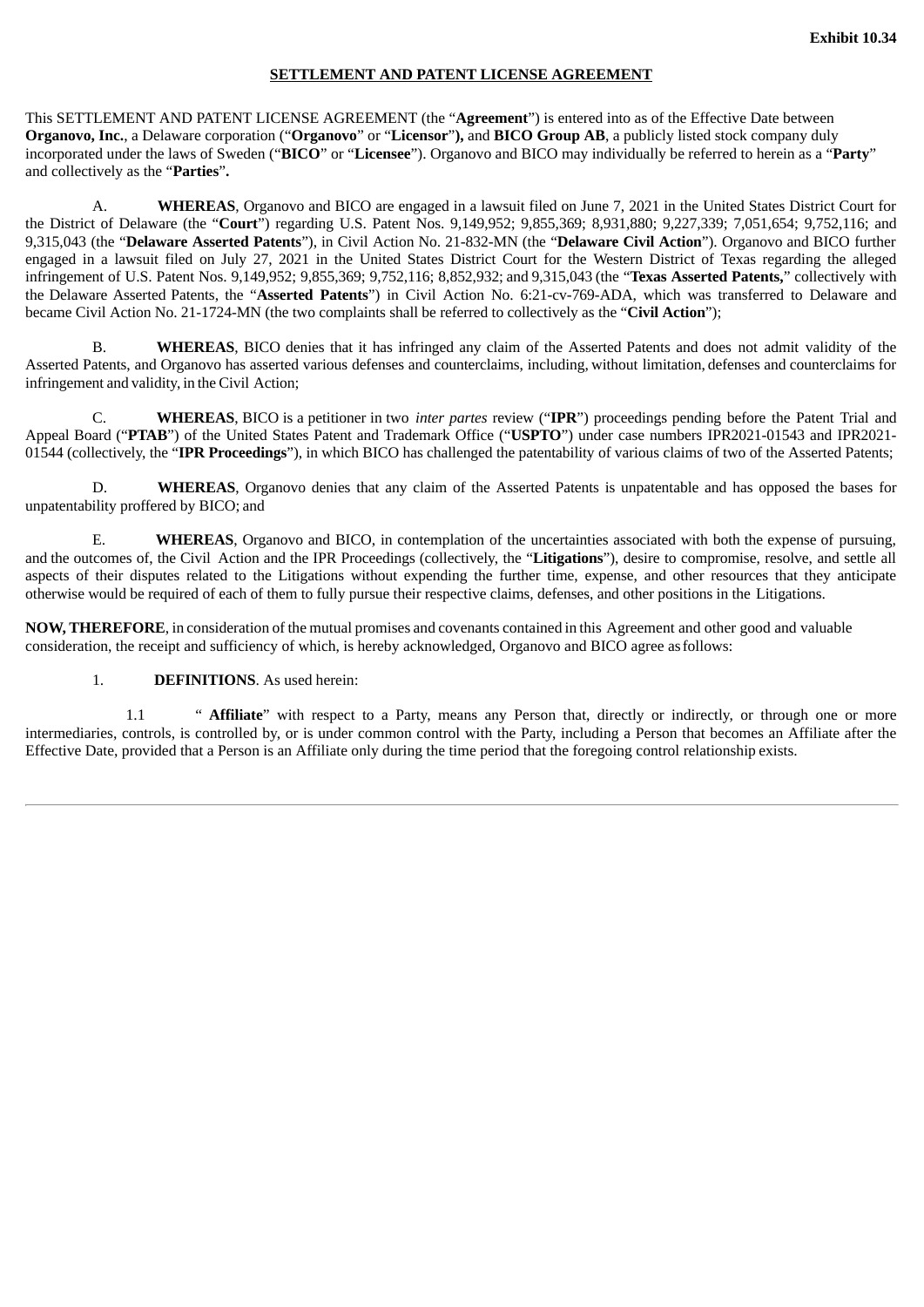**Exhibit 10.34**

**SETTLEMENT AND PATENT LICENSE AGREEMENT**

This SETTLEMENT AND PATENT LICENSE AGREEMENT (the "**Agreement**") is entered into as of the Effective Date between **Organovo, Inc.**, a Delaware corporation ("**Organovo**" or "**Licensor**"**),** and **BICO Group AB**, a publicly listed stock company duly incorporated under the laws of Sweden ("**BICO**" or "**Licensee**"). Organovo and BICO may individually be referred to herein as a "**Party**" and collectively as the "**Parties**"**.**

A. **WHEREAS**, Organovo and BICO are engaged in a lawsuit filed on June 7, 2021 in the United States District Court for the District of Delaware (the "**Court**") regarding U.S. Patent Nos. 9,149,952; 9,855,369; 8,931,880; 9,227,339; 7,051,654; 9,752,116; and 9,315,043 (the "**Delaware Asserted Patents**"), in Civil Action No. 21-832-MN (the "**Delaware Civil Action**"). Organovo and BICO further engaged in a lawsuit filed on July 27, 2021 in the United States District Court for the Western District of Texas regarding the alleged infringement of U.S. Patent Nos. 9,149,952; 9,855,369; 9,752,116; 8,852,932; and 9,315,043 (the "**Texas Asserted Patents,**" collectively with the Delaware Asserted Patents, the "**Asserted Patents**") in Civil Action No. 6:21-cv-769-ADA, which was transferred to Delaware and became Civil Action No. 21-1724-MN (the two complaints shall be referred to collectively as the "**Civil Action**");

B. **WHEREAS**, BICO denies that it has infringed any claim of the Asserted Patents and does not admit validity of the Asserted Patents, and Organovo has asserted various defenses and counterclaims, including, without limitation, defenses and counterclaims for infringement and validity, in the Civil Action;

C. **WHEREAS**, BICO is a petitioner in two *inter partes* review ("**IPR**") proceedings pending before the Patent Trial and Appeal Board ("**PTAB**") of the United States Patent and Trademark Office ("**USPTO**") under case numbers IPR2021-01543 and IPR2021-01544 (collectively, the "**IPR Proceedings**"), in which BICO has challenged the patentability of various claims of two of the Asserted Patents;

D. **WHEREAS**, Organovo denies that any claim of the Asserted Patents is unpatentable and has opposed the bases for unpatentability proffered by BICO; and

E. **WHEREAS**, Organovo and BICO, in contemplation of the uncertainties associated with both the expense of pursuing, and the outcomes of, the Civil Action and the IPR Proceedings (collectively, the "**Litigations**"), desire to compromise, resolve, and settle all aspects of their disputes related to the Litigations without expending the further time, expense, and other resources that they anticipate otherwise would be required of each of them to fully pursue their respective claims, defenses, and other positions in the Litigations.

**NOW, THEREFORE**, in consideration of the mutual promises and covenants contained in this Agreement and other good and valuable consideration, the receipt and sufficiency of which, is hereby acknowledged, Organovo and BICO agree as follows:

1. **DEFINITIONS**. As used herein:

1.1 "**Affiliate**" with respect to a Party, means any Person that, directly or indirectly, or through one or more intermediaries, controls, is controlled by, or is under common control with the Party, including a Person that becomes an Affiliate after the Effective Date, provided that a Person is an Affiliate only during the time period that the foregoing control relationship exists.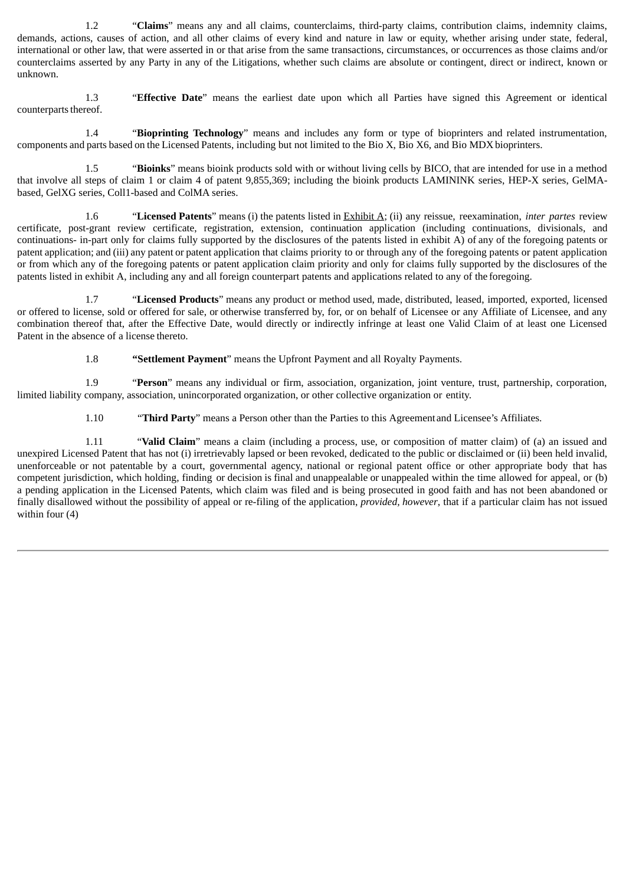1.2 "**Claims**" means any and all claims, counterclaims, third-party claims, contribution claims, indemnity claims, demands, actions, causes of action, and all other claims of every kind and nature in law or equity, whether arising under state, federal, international or other law, that were asserted in or that arise from the same transactions, circumstances, or occurrences as those claims and/or counterclaims asserted by any Party in any of the Litigations, whether such claims are absolute or contingent, direct or indirect, known or unknown.

1.3 "**Effective Date**" means the earliest date upon which all Parties have signed this Agreement or identical counterparts thereof.

1.4 "**Bioprinting Technology**" means and includes any form or type of bioprinters and related instrumentation, components and parts based on the Licensed Patents, including but not limited to the Bio X, Bio X6, and Bio MDX bioprinters.

1.5 "**Bioinks**" means bioink products sold with or without living cells by BICO, that are intended for use in a method that involve all steps of claim 1 or claim 4 of patent 9,855,369; including the bioink products LAMININK series, HEP-X series, GelMA-based, GelXG series, Coll1-based and ColMA series.

1.6 "**Licensed Patents**" means (i) the patents listed in Exhibit A; (ii) any reissue, reexamination, *inter partes* review certificate, post-grant review certificate, registration, extension, continuation application (including continuations, divisionals, and continuations- in-part only for claims fully supported by the disclosures of the patents listed in exhibit A) of any of the foregoing patents or patent application; and (iii) any patent or patent application that claims priority to or through any of the foregoing patents or patent application or from which any of the foregoing patents or patent application claim priority and only for claims fully supported by the disclosures of the patents listed in exhibit A, including any and all foreign counterpart patents and applications related to any of the foregoing.

1.7 "**Licensed Products**" means any product or method used, made, distributed, leased, imported, exported, licensed or offered to license, sold or offered for sale, or otherwise transferred by, for, or on behalf of Licensee or any Affiliate of Licensee, and any combination thereof that, after the Effective Date, would directly or indirectly infringe at least one Valid Claim of at least one Licensed Patent in the absence of a license thereto.

1.8 **"Settlement Payment**" means the Upfront Payment and all Royalty Payments.

1.9 "**Person**" means any individual or firm, association, organization, joint venture, trust, partnership, corporation, limited liability company, association, unincorporated organization, or other collective organization or entity.

1.10 "**Third Party**" means a Person other than the Parties to this Agreement and Licensee's Affiliates.

1.11 "**Valid Claim**" means a claim (including a process, use, or composition of matter claim) of (a) an issued and unexpired Licensed Patent that has not (i) irretrievably lapsed or been revoked, dedicated to the public or disclaimed or (ii) been held invalid, unenforceable or not patentable by a court, governmental agency, national or regional patent office or other appropriate body that has competent jurisdiction, which holding, finding or decision is final and unappealable or unappealed within the time allowed for appeal, or (b) a pending application in the Licensed Patents, which claim was filed and is being prosecuted in good faith and has not been abandoned or finally disallowed without the possibility of appeal or re-filing of the application, *provided, however*, that if a particular claim has not issued within four (4)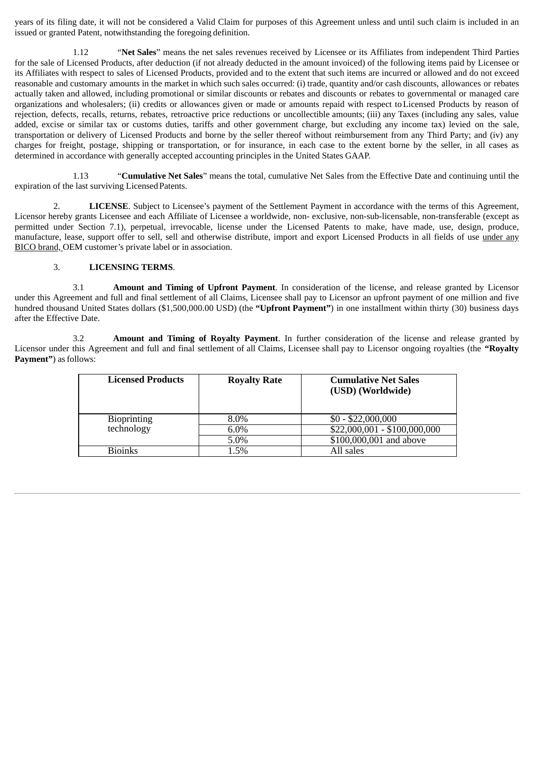years of its filing date, it will not be considered a Valid Claim for purposes of this Agreement unless and until such claim is included in an issued or granted Patent, notwithstanding the foregoing definition.

1.12 "**Net Sales**" means the net sales revenues received by Licensee or its Affiliates from independent Third Parties for the sale of Licensed Products, after deduction (if not already deducted in the amount invoiced) of the following items paid by Licensee or its Affiliates with respect to sales of Licensed Products, provided and to the extent that such items are incurred or allowed and do not exceed reasonable and customary amounts in the market in which such sales occurred: (i) trade, quantity and/or cash discounts, allowances or rebates actually taken and allowed, including promotional or similar discounts or rebates and discounts or rebates to governmental or managed care organizations and wholesalers; (ii) credits or allowances given or made or amounts repaid with respect to Licensed Products by reason of rejection, defects, recalls, returns, rebates, retroactive price reductions or uncollectible amounts; (iii) any Taxes (including any sales, value added, excise or similar tax or customs duties, tariffs and other government charge, but excluding any income tax) levied on the sale, transportation or delivery of Licensed Products and borne by the seller thereof without reimbursement from any Third Party; and (iv) any charges for freight, postage, shipping or transportation, or for insurance, in each case to the extent borne by the seller, in all cases as determined in accordance with generally accepted accounting principles in the United States GAAP.

1.13 "**Cumulative Net Sales**" means the total, cumulative Net Sales from the Effective Date and continuing until the expiration of the last surviving Licensed Patents.

2. **LICENSE**. Subject to Licensee's payment of the Settlement Payment in accordance with the terms of this Agreement, Licensor hereby grants Licensee and each Affiliate of Licensee a worldwide, non- exclusive, non-sub-licensable, non-transferable (except as permitted under Section 7.1), perpetual, irrevocable, license under the Licensed Patents to make, have made, use, design, produce, manufacture, lease, support offer to sell, sell and otherwise distribute, import and export Licensed Products in all fields of use under any BICO brand, OEM customer's private label or in association.

3. **LICENSING TERMS**.

3.1 **Amount and Timing of Upfront Payment**. In consideration of the license, and release granted by Licensor under this Agreement and full and final settlement of all Claims, Licensee shall pay to Licensor an upfront payment of one million and five hundred thousand United States dollars ($1,500,000.00 USD) (the **"Upfront Payment"**) in one installment within thirty (30) business days after the Effective Date.

3.2 **Amount and Timing of Royalty Payment**. In further consideration of the license and release granted by Licensor under this Agreement and full and final settlement of all Claims, Licensee shall pay to Licensor ongoing royalties (the **"Royalty Payment"**) as follows:

| **Licensed Products** | **Royalty Rate** | **Cumulative Net Sales (USD) (Worldwide)** |
|---|---|---|
| Bioprinting technology | 8.0% | $0 - $22,000,000 |
| | 6.0% | $22,000,001 - $100,000,000 |
| | 5.0% | $100,000,001 and above |
| Bioinks | 1.5% | All sales |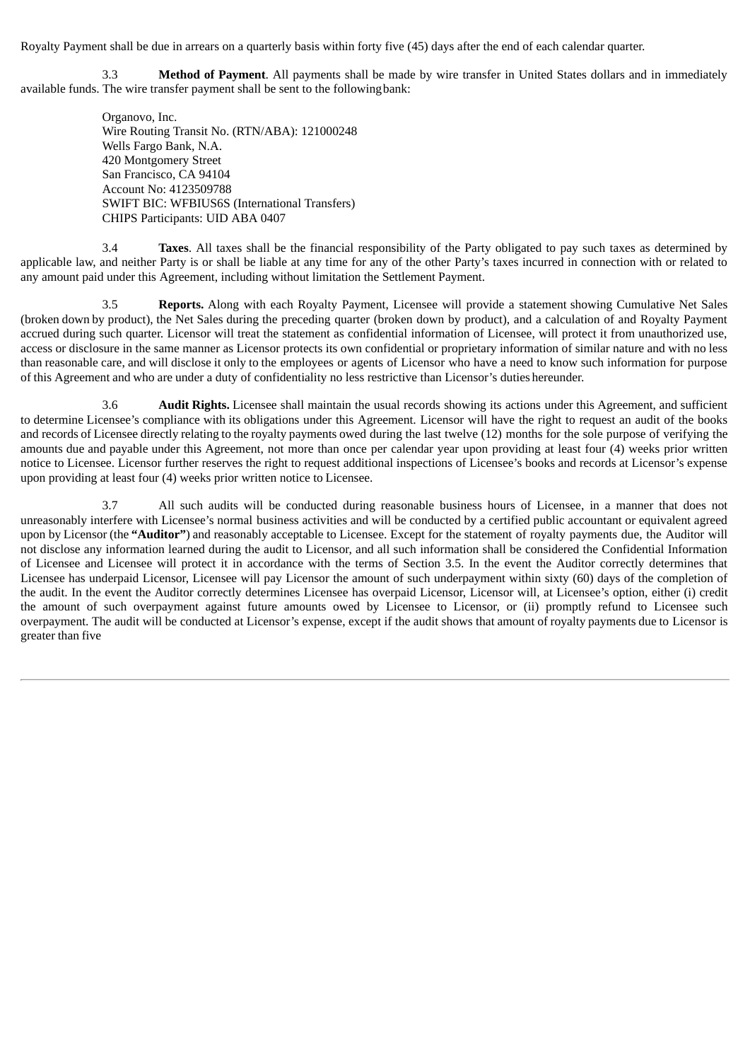Royalty Payment shall be due in arrears on a quarterly basis within forty five (45) days after the end of each calendar quarter.

3.3 **Method of Payment**. All payments shall be made by wire transfer in United States dollars and in immediately available funds. The wire transfer payment shall be sent to the following bank:

Organovo, Inc.
Wire Routing Transit No. (RTN/ABA): 121000248
Wells Fargo Bank, N.A.
420 Montgomery Street
San Francisco, CA 94104
Account No: 4123509788
SWIFT BIC: WFBIUS6S (International Transfers)
CHIPS Participants: UID ABA 0407

3.4 **Taxes**. All taxes shall be the financial responsibility of the Party obligated to pay such taxes as determined by applicable law, and neither Party is or shall be liable at any time for any of the other Party's taxes incurred in connection with or related to any amount paid under this Agreement, including without limitation the Settlement Payment.

3.5 **Reports.** Along with each Royalty Payment, Licensee will provide a statement showing Cumulative Net Sales (broken down by product), the Net Sales during the preceding quarter (broken down by product), and a calculation of and Royalty Payment accrued during such quarter. Licensor will treat the statement as confidential information of Licensee, will protect it from unauthorized use, access or disclosure in the same manner as Licensor protects its own confidential or proprietary information of similar nature and with no less than reasonable care, and will disclose it only to the employees or agents of Licensor who have a need to know such information for purpose of this Agreement and who are under a duty of confidentiality no less restrictive than Licensor's duties hereunder.

3.6 **Audit Rights.** Licensee shall maintain the usual records showing its actions under this Agreement, and sufficient to determine Licensee's compliance with its obligations under this Agreement. Licensor will have the right to request an audit of the books and records of Licensee directly relating to the royalty payments owed during the last twelve (12) months for the sole purpose of verifying the amounts due and payable under this Agreement, not more than once per calendar year upon providing at least four (4) weeks prior written notice to Licensee. Licensor further reserves the right to request additional inspections of Licensee's books and records at Licensor's expense upon providing at least four (4) weeks prior written notice to Licensee.

3.7 All such audits will be conducted during reasonable business hours of Licensee, in a manner that does not unreasonably interfere with Licensee's normal business activities and will be conducted by a certified public accountant or equivalent agreed upon by Licensor (the **"Auditor"**) and reasonably acceptable to Licensee. Except for the statement of royalty payments due, the Auditor will not disclose any information learned during the audit to Licensor, and all such information shall be considered the Confidential Information of Licensee and Licensee will protect it in accordance with the terms of Section 3.5. In the event the Auditor correctly determines that Licensee has underpaid Licensor, Licensee will pay Licensor the amount of such underpayment within sixty (60) days of the completion of the audit. In the event the Auditor correctly determines Licensee has overpaid Licensor, Licensor will, at Licensee's option, either (i) credit the amount of such overpayment against future amounts owed by Licensee to Licensor, or (ii) promptly refund to Licensee such overpayment. The audit will be conducted at Licensor's expense, except if the audit shows that amount of royalty payments due to Licensor is greater than five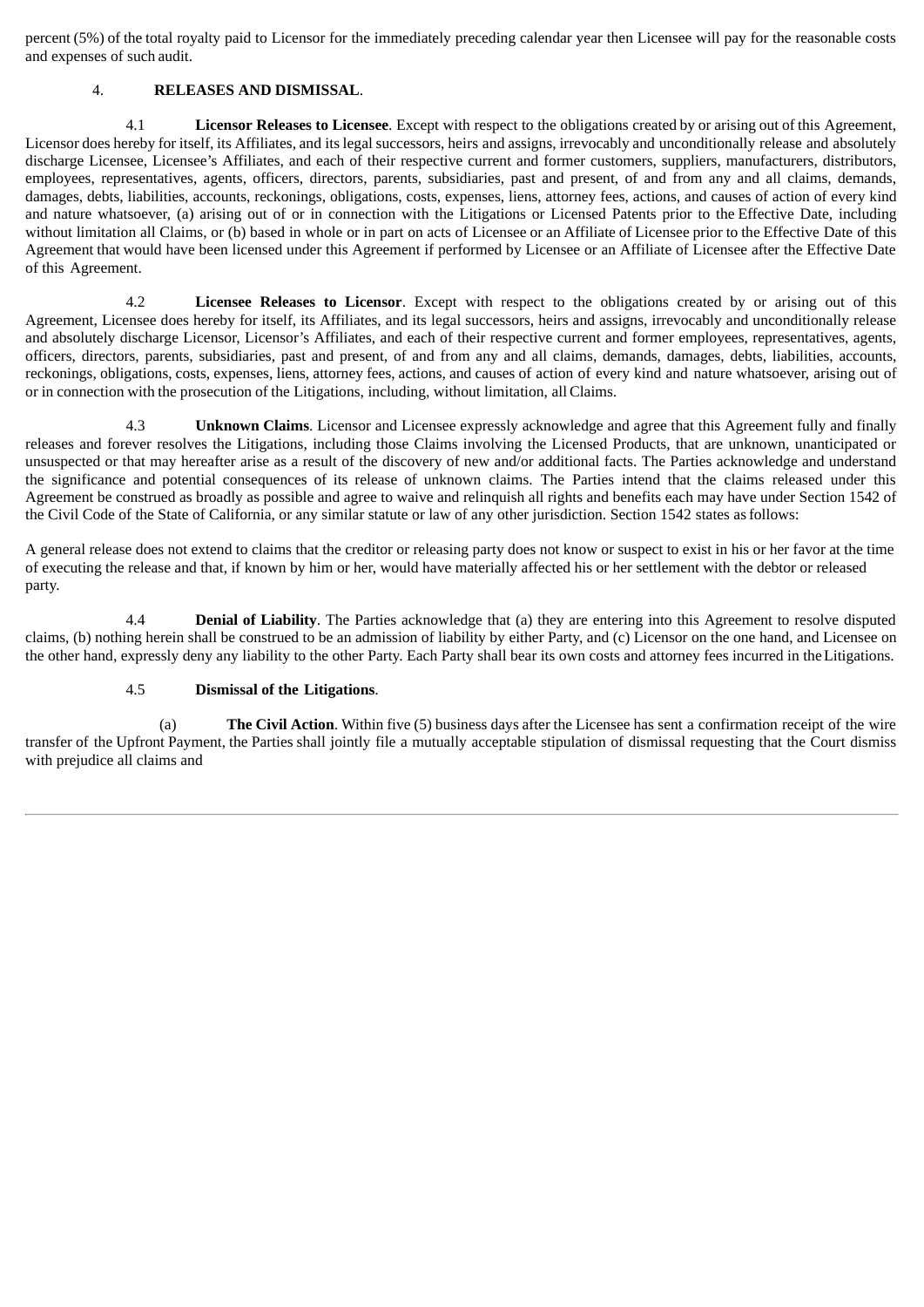percent (5%) of the total royalty paid to Licensor for the immediately preceding calendar year then Licensee will pay for the reasonable costs and expenses of such audit.

4. **RELEASES AND DISMISSAL**.

4.1 **Licensor Releases to Licensee**. Except with respect to the obligations created by or arising out of this Agreement, Licensor does hereby for itself, its Affiliates, and its legal successors, heirs and assigns, irrevocably and unconditionally release and absolutely discharge Licensee, Licensee's Affiliates, and each of their respective current and former customers, suppliers, manufacturers, distributors, employees, representatives, agents, officers, directors, parents, subsidiaries, past and present, of and from any and all claims, demands, damages, debts, liabilities, accounts, reckonings, obligations, costs, expenses, liens, attorney fees, actions, and causes of action of every kind and nature whatsoever, (a) arising out of or in connection with the Litigations or Licensed Patents prior to the Effective Date, including without limitation all Claims, or (b) based in whole or in part on acts of Licensee or an Affiliate of Licensee prior to the Effective Date of this Agreement that would have been licensed under this Agreement if performed by Licensee or an Affiliate of Licensee after the Effective Date of this Agreement.

4.2 **Licensee Releases to Licensor**. Except with respect to the obligations created by or arising out of this Agreement, Licensee does hereby for itself, its Affiliates, and its legal successors, heirs and assigns, irrevocably and unconditionally release and absolutely discharge Licensor, Licensor's Affiliates, and each of their respective current and former employees, representatives, agents, officers, directors, parents, subsidiaries, past and present, of and from any and all claims, demands, damages, debts, liabilities, accounts, reckonings, obligations, costs, expenses, liens, attorney fees, actions, and causes of action of every kind and nature whatsoever, arising out of or in connection with the prosecution of the Litigations, including, without limitation, all Claims.

4.3 **Unknown Claims**. Licensor and Licensee expressly acknowledge and agree that this Agreement fully and finally releases and forever resolves the Litigations, including those Claims involving the Licensed Products, that are unknown, unanticipated or unsuspected or that may hereafter arise as a result of the discovery of new and/or additional facts. The Parties acknowledge and understand the significance and potential consequences of its release of unknown claims. The Parties intend that the claims released under this Agreement be construed as broadly as possible and agree to waive and relinquish all rights and benefits each may have under Section 1542 of the Civil Code of the State of California, or any similar statute or law of any other jurisdiction. Section 1542 states as follows:

A general release does not extend to claims that the creditor or releasing party does not know or suspect to exist in his or her favor at the time of executing the release and that, if known by him or her, would have materially affected his or her settlement with the debtor or released party.

4.4 **Denial of Liability**. The Parties acknowledge that (a) they are entering into this Agreement to resolve disputed claims, (b) nothing herein shall be construed to be an admission of liability by either Party, and (c) Licensor on the one hand, and Licensee on the other hand, expressly deny any liability to the other Party. Each Party shall bear its own costs and attorney fees incurred in the Litigations.

4.5 **Dismissal of the Litigations**.

(a) **The Civil Action**. Within five (5) business days after the Licensee has sent a confirmation receipt of the wire transfer of the Upfront Payment, the Parties shall jointly file a mutually acceptable stipulation of dismissal requesting that the Court dismiss with prejudice all claims and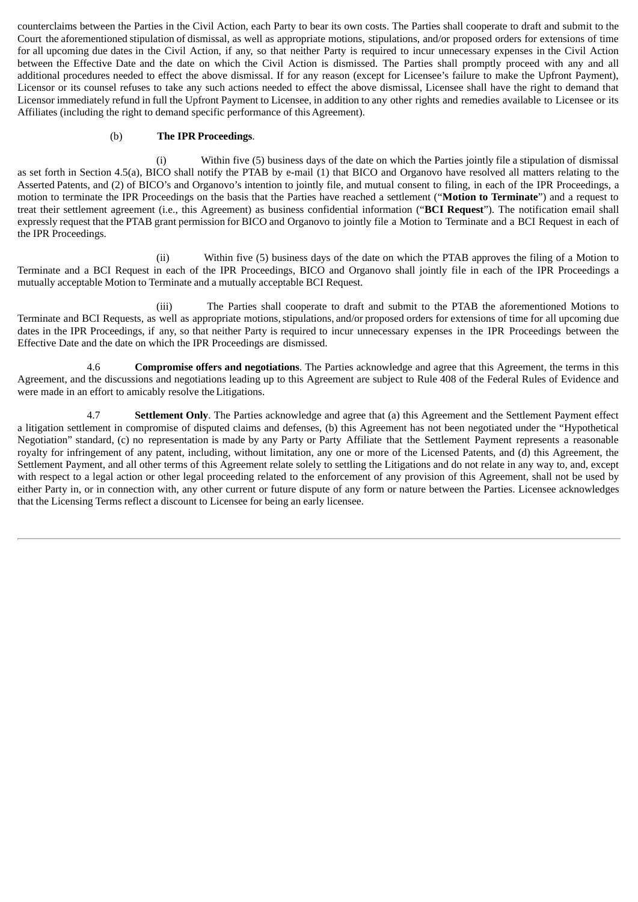counterclaims between the Parties in the Civil Action, each Party to bear its own costs. The Parties shall cooperate to draft and submit to the Court the aforementioned stipulation of dismissal, as well as appropriate motions, stipulations, and/or proposed orders for extensions of time for all upcoming due dates in the Civil Action, if any, so that neither Party is required to incur unnecessary expenses in the Civil Action between the Effective Date and the date on which the Civil Action is dismissed. The Parties shall promptly proceed with any and all additional procedures needed to effect the above dismissal. If for any reason (except for Licensee's failure to make the Upfront Payment), Licensor or its counsel refuses to take any such actions needed to effect the above dismissal, Licensee shall have the right to demand that Licensor immediately refund in full the Upfront Payment to Licensee, in addition to any other rights and remedies available to Licensee or its Affiliates (including the right to demand specific performance of this Agreement).

(b) **The IPR Proceedings**.

(i) Within five (5) business days of the date on which the Parties jointly file a stipulation of dismissal as set forth in Section 4.5(a), BICO shall notify the PTAB by e-mail (1) that BICO and Organovo have resolved all matters relating to the Asserted Patents, and (2) of BICO's and Organovo's intention to jointly file, and mutual consent to filing, in each of the IPR Proceedings, a motion to terminate the IPR Proceedings on the basis that the Parties have reached a settlement ("**Motion to Terminate**") and a request to treat their settlement agreement (i.e., this Agreement) as business confidential information ("**BCI Request**"). The notification email shall expressly request that the PTAB grant permission for BICO and Organovo to jointly file a Motion to Terminate and a BCI Request in each of the IPR Proceedings.

(ii) Within five (5) business days of the date on which the PTAB approves the filing of a Motion to Terminate and a BCI Request in each of the IPR Proceedings, BICO and Organovo shall jointly file in each of the IPR Proceedings a mutually acceptable Motion to Terminate and a mutually acceptable BCI Request.

(iii) The Parties shall cooperate to draft and submit to the PTAB the aforementioned Motions to Terminate and BCI Requests, as well as appropriate motions, stipulations, and/or proposed orders for extensions of time for all upcoming due dates in the IPR Proceedings, if any, so that neither Party is required to incur unnecessary expenses in the IPR Proceedings between the Effective Date and the date on which the IPR Proceedings are dismissed.

4.6 **Compromise offers and negotiations**. The Parties acknowledge and agree that this Agreement, the terms in this Agreement, and the discussions and negotiations leading up to this Agreement are subject to Rule 408 of the Federal Rules of Evidence and were made in an effort to amicably resolve the Litigations.

4.7 **Settlement Only**. The Parties acknowledge and agree that (a) this Agreement and the Settlement Payment effect a litigation settlement in compromise of disputed claims and defenses, (b) this Agreement has not been negotiated under the "Hypothetical Negotiation" standard, (c) no representation is made by any Party or Party Affiliate that the Settlement Payment represents a reasonable royalty for infringement of any patent, including, without limitation, any one or more of the Licensed Patents, and (d) this Agreement, the Settlement Payment, and all other terms of this Agreement relate solely to settling the Litigations and do not relate in any way to, and, except with respect to a legal action or other legal proceeding related to the enforcement of any provision of this Agreement, shall not be used by either Party in, or in connection with, any other current or future dispute of any form or nature between the Parties. Licensee acknowledges that the Licensing Terms reflect a discount to Licensee for being an early licensee.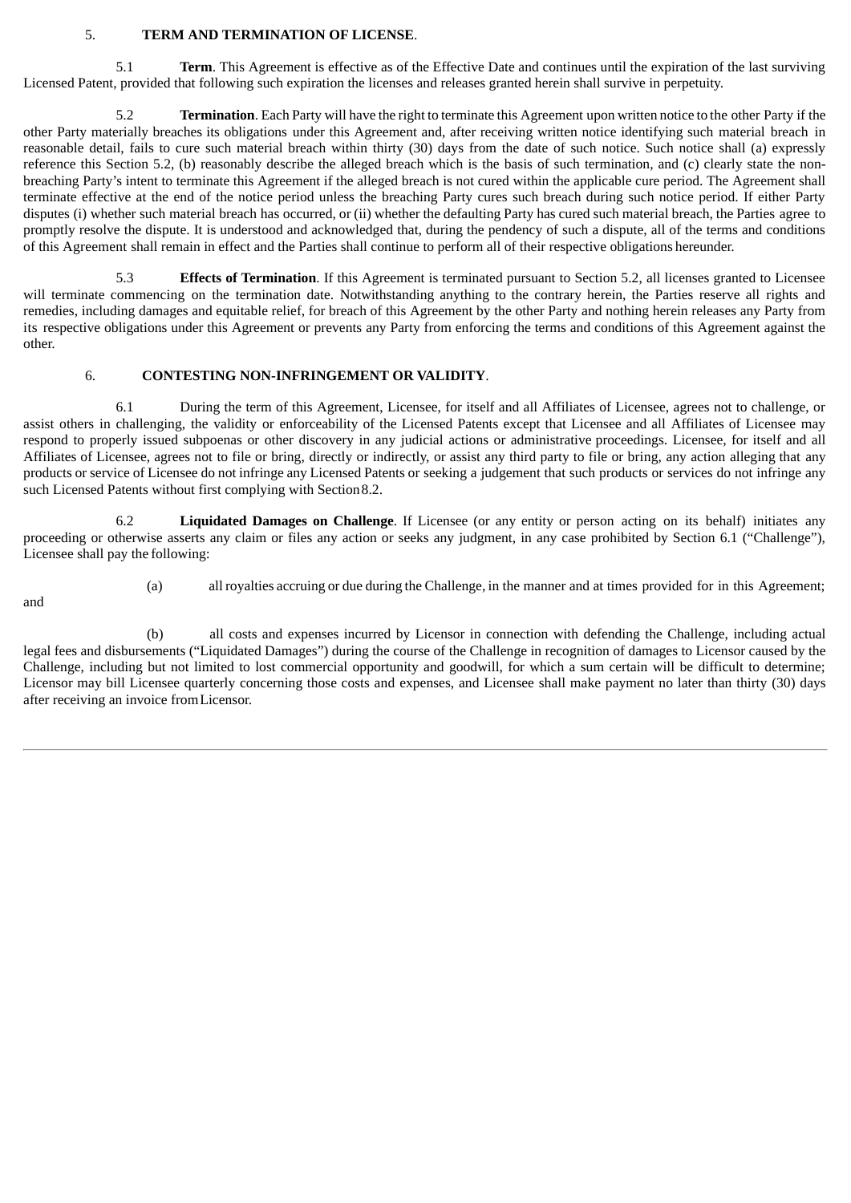5. **TERM AND TERMINATION OF LICENSE**.

5.1 **Term**. This Agreement is effective as of the Effective Date and continues until the expiration of the last surviving Licensed Patent, provided that following such expiration the licenses and releases granted herein shall survive in perpetuity.

5.2 **Termination**. Each Party will have the right to terminate this Agreement upon written notice to the other Party if the other Party materially breaches its obligations under this Agreement and, after receiving written notice identifying such material breach in reasonable detail, fails to cure such material breach within thirty (30) days from the date of such notice. Such notice shall (a) expressly reference this Section 5.2, (b) reasonably describe the alleged breach which is the basis of such termination, and (c) clearly state the non-breaching Party's intent to terminate this Agreement if the alleged breach is not cured within the applicable cure period. The Agreement shall terminate effective at the end of the notice period unless the breaching Party cures such breach during such notice period. If either Party disputes (i) whether such material breach has occurred, or (ii) whether the defaulting Party has cured such material breach, the Parties agree to promptly resolve the dispute. It is understood and acknowledged that, during the pendency of such a dispute, all of the terms and conditions of this Agreement shall remain in effect and the Parties shall continue to perform all of their respective obligations hereunder.

5.3 **Effects of Termination**. If this Agreement is terminated pursuant to Section 5.2, all licenses granted to Licensee will terminate commencing on the termination date. Notwithstanding anything to the contrary herein, the Parties reserve all rights and remedies, including damages and equitable relief, for breach of this Agreement by the other Party and nothing herein releases any Party from its respective obligations under this Agreement or prevents any Party from enforcing the terms and conditions of this Agreement against the other.

6. **CONTESTING NON-INFRINGEMENT OR VALIDITY**.

6.1 During the term of this Agreement, Licensee, for itself and all Affiliates of Licensee, agrees not to challenge, or assist others in challenging, the validity or enforceability of the Licensed Patents except that Licensee and all Affiliates of Licensee may respond to properly issued subpoenas or other discovery in any judicial actions or administrative proceedings. Licensee, for itself and all Affiliates of Licensee, agrees not to file or bring, directly or indirectly, or assist any third party to file or bring, any action alleging that any products or service of Licensee do not infringe any Licensed Patents or seeking a judgement that such products or services do not infringe any such Licensed Patents without first complying with Section 8.2.

6.2 **Liquidated Damages on Challenge**. If Licensee (or any entity or person acting on its behalf) initiates any proceeding or otherwise asserts any claim or files any action or seeks any judgment, in any case prohibited by Section 6.1 ("Challenge"), Licensee shall pay the following:

(a) all royalties accruing or due during the Challenge, in the manner and at times provided for in this Agreement; and

(b) all costs and expenses incurred by Licensor in connection with defending the Challenge, including actual legal fees and disbursements ("Liquidated Damages") during the course of the Challenge in recognition of damages to Licensor caused by the Challenge, including but not limited to lost commercial opportunity and goodwill, for which a sum certain will be difficult to determine; Licensor may bill Licensee quarterly concerning those costs and expenses, and Licensee shall make payment no later than thirty (30) days after receiving an invoice from Licensor.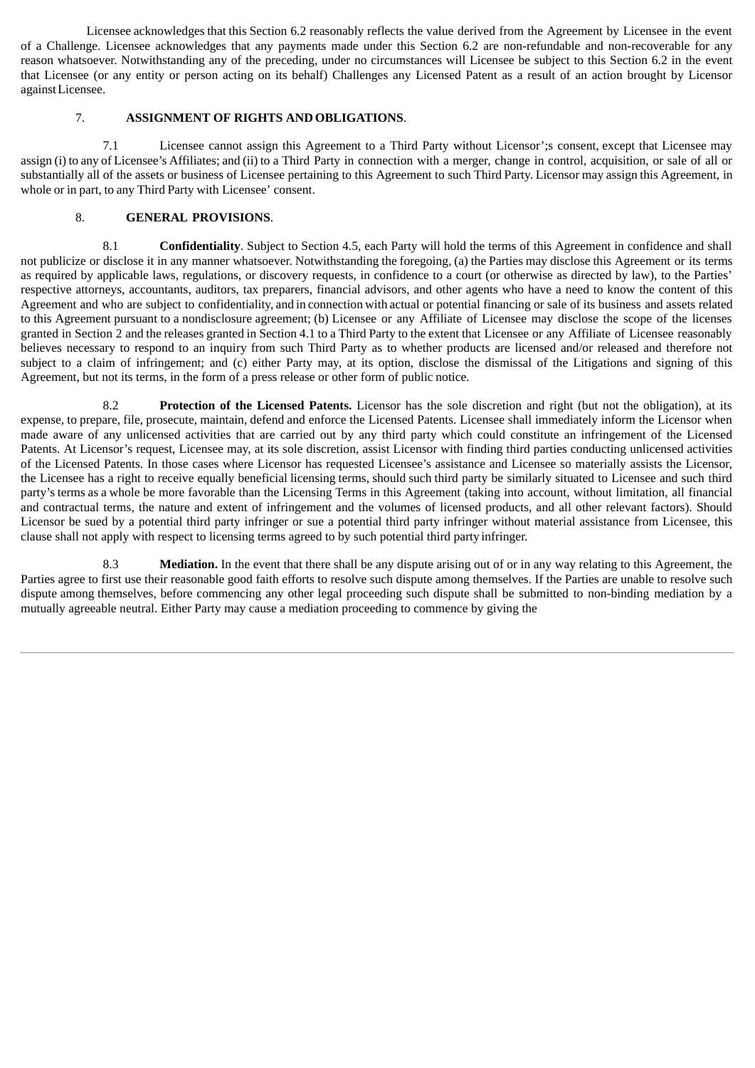Licensee acknowledges that this Section 6.2 reasonably reflects the value derived from the Agreement by Licensee in the event of a Challenge. Licensee acknowledges that any payments made under this Section 6.2 are non-refundable and non-recoverable for any reason whatsoever. Notwithstanding any of the preceding, under no circumstances will Licensee be subject to this Section 6.2 in the event that Licensee (or any entity or person acting on its behalf) Challenges any Licensed Patent as a result of an action brought by Licensor against Licensee.

## 7. **ASSIGNMENT OF RIGHTS AND OBLIGATIONS**.

7.1 Licensee cannot assign this Agreement to a Third Party without Licensor';s consent, except that Licensee may assign (i) to any of Licensee's Affiliates; and (ii) to a Third Party in connection with a merger, change in control, acquisition, or sale of all or substantially all of the assets or business of Licensee pertaining to this Agreement to such Third Party. Licensor may assign this Agreement, in whole or in part, to any Third Party with Licensee' consent.

## 8. **GENERAL PROVISIONS**.

8.1 **Confidentiality**. Subject to Section 4.5, each Party will hold the terms of this Agreement in confidence and shall not publicize or disclose it in any manner whatsoever. Notwithstanding the foregoing, (a) the Parties may disclose this Agreement or its terms as required by applicable laws, regulations, or discovery requests, in confidence to a court (or otherwise as directed by law), to the Parties' respective attorneys, accountants, auditors, tax preparers, financial advisors, and other agents who have a need to know the content of this Agreement and who are subject to confidentiality, and in connection with actual or potential financing or sale of its business and assets related to this Agreement pursuant to a nondisclosure agreement; (b) Licensee or any Affiliate of Licensee may disclose the scope of the licenses granted in Section 2 and the releases granted in Section 4.1 to a Third Party to the extent that Licensee or any Affiliate of Licensee reasonably believes necessary to respond to an inquiry from such Third Party as to whether products are licensed and/or released and therefore not subject to a claim of infringement; and (c) either Party may, at its option, disclose the dismissal of the Litigations and signing of this Agreement, but not its terms, in the form of a press release or other form of public notice.

8.2 **Protection of the Licensed Patents.** Licensor has the sole discretion and right (but not the obligation), at its expense, to prepare, file, prosecute, maintain, defend and enforce the Licensed Patents. Licensee shall immediately inform the Licensor when made aware of any unlicensed activities that are carried out by any third party which could constitute an infringement of the Licensed Patents. At Licensor's request, Licensee may, at its sole discretion, assist Licensor with finding third parties conducting unlicensed activities of the Licensed Patents. In those cases where Licensor has requested Licensee's assistance and Licensee so materially assists the Licensor, the Licensee has a right to receive equally beneficial licensing terms, should such third party be similarly situated to Licensee and such third party's terms as a whole be more favorable than the Licensing Terms in this Agreement (taking into account, without limitation, all financial and contractual terms, the nature and extent of infringement and the volumes of licensed products, and all other relevant factors). Should Licensor be sued by a potential third party infringer or sue a potential third party infringer without material assistance from Licensee, this clause shall not apply with respect to licensing terms agreed to by such potential third party infringer.

8.3 **Mediation.** In the event that there shall be any dispute arising out of or in any way relating to this Agreement, the Parties agree to first use their reasonable good faith efforts to resolve such dispute among themselves. If the Parties are unable to resolve such dispute among themselves, before commencing any other legal proceeding such dispute shall be submitted to non-binding mediation by a mutually agreeable neutral. Either Party may cause a mediation proceeding to commence by giving the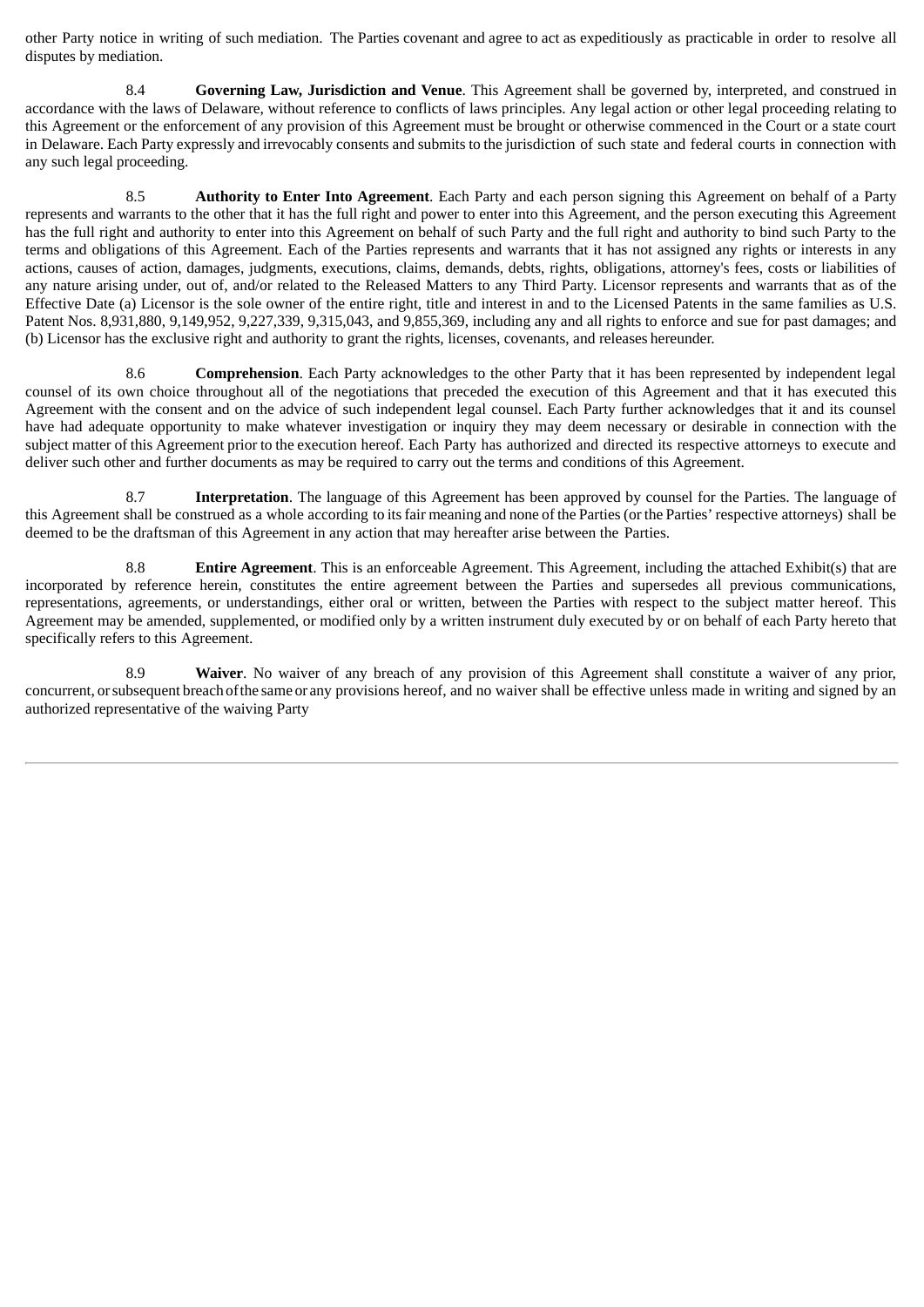other Party notice in writing of such mediation. The Parties covenant and agree to act as expeditiously as practicable in order to resolve all disputes by mediation.

8.4 **Governing Law, Jurisdiction and Venue**. This Agreement shall be governed by, interpreted, and construed in accordance with the laws of Delaware, without reference to conflicts of laws principles. Any legal action or other legal proceeding relating to this Agreement or the enforcement of any provision of this Agreement must be brought or otherwise commenced in the Court or a state court in Delaware. Each Party expressly and irrevocably consents and submits to the jurisdiction of such state and federal courts in connection with any such legal proceeding.

8.5 **Authority to Enter Into Agreement**. Each Party and each person signing this Agreement on behalf of a Party represents and warrants to the other that it has the full right and power to enter into this Agreement, and the person executing this Agreement has the full right and authority to enter into this Agreement on behalf of such Party and the full right and authority to bind such Party to the terms and obligations of this Agreement. Each of the Parties represents and warrants that it has not assigned any rights or interests in any actions, causes of action, damages, judgments, executions, claims, demands, debts, rights, obligations, attorney's fees, costs or liabilities of any nature arising under, out of, and/or related to the Released Matters to any Third Party. Licensor represents and warrants that as of the Effective Date (a) Licensor is the sole owner of the entire right, title and interest in and to the Licensed Patents in the same families as U.S. Patent Nos. 8,931,880, 9,149,952, 9,227,339, 9,315,043, and 9,855,369, including any and all rights to enforce and sue for past damages; and (b) Licensor has the exclusive right and authority to grant the rights, licenses, covenants, and releases hereunder.

8.6 **Comprehension**. Each Party acknowledges to the other Party that it has been represented by independent legal counsel of its own choice throughout all of the negotiations that preceded the execution of this Agreement and that it has executed this Agreement with the consent and on the advice of such independent legal counsel. Each Party further acknowledges that it and its counsel have had adequate opportunity to make whatever investigation or inquiry they may deem necessary or desirable in connection with the subject matter of this Agreement prior to the execution hereof. Each Party has authorized and directed its respective attorneys to execute and deliver such other and further documents as may be required to carry out the terms and conditions of this Agreement.

8.7 **Interpretation**. The language of this Agreement has been approved by counsel for the Parties. The language of this Agreement shall be construed as a whole according to its fair meaning and none of the Parties (or the Parties' respective attorneys) shall be deemed to be the draftsman of this Agreement in any action that may hereafter arise between the Parties.

8.8 **Entire Agreement**. This is an enforceable Agreement. This Agreement, including the attached Exhibit(s) that are incorporated by reference herein, constitutes the entire agreement between the Parties and supersedes all previous communications, representations, agreements, or understandings, either oral or written, between the Parties with respect to the subject matter hereof. This Agreement may be amended, supplemented, or modified only by a written instrument duly executed by or on behalf of each Party hereto that specifically refers to this Agreement.

8.9 **Waiver**. No waiver of any breach of any provision of this Agreement shall constitute a waiver of any prior, concurrent, or subsequent breach of the same or any provisions hereof, and no waiver shall be effective unless made in writing and signed by an authorized representative of the waiving Party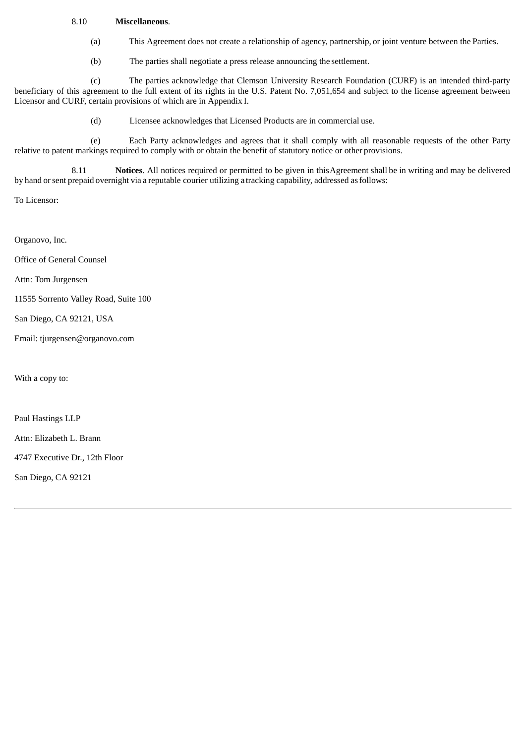8.10 **Miscellaneous**.

(a) This Agreement does not create a relationship of agency, partnership, or joint venture between the Parties.

(b) The parties shall negotiate a press release announcing the settlement.

(c) The parties acknowledge that Clemson University Research Foundation (CURF) is an intended third-party beneficiary of this agreement to the full extent of its rights in the U.S. Patent No. 7,051,654 and subject to the license agreement between Licensor and CURF, certain provisions of which are in Appendix I.

(d) Licensee acknowledges that Licensed Products are in commercial use.

(e) Each Party acknowledges and agrees that it shall comply with all reasonable requests of the other Party relative to patent markings required to comply with or obtain the benefit of statutory notice or other provisions.

8.11 **Notices**. All notices required or permitted to be given in this Agreement shall be in writing and may be delivered by hand or sent prepaid overnight via a reputable courier utilizing a tracking capability, addressed as follows:

To Licensor:

Organovo, Inc.

Office of General Counsel

Attn: Tom Jurgensen

11555 Sorrento Valley Road, Suite 100

San Diego, CA 92121, USA

Email: tjurgensen@organovo.com

With a copy to:

Paul Hastings LLP

Attn: Elizabeth L. Brann

4747 Executive Dr., 12th Floor

San Diego, CA 92121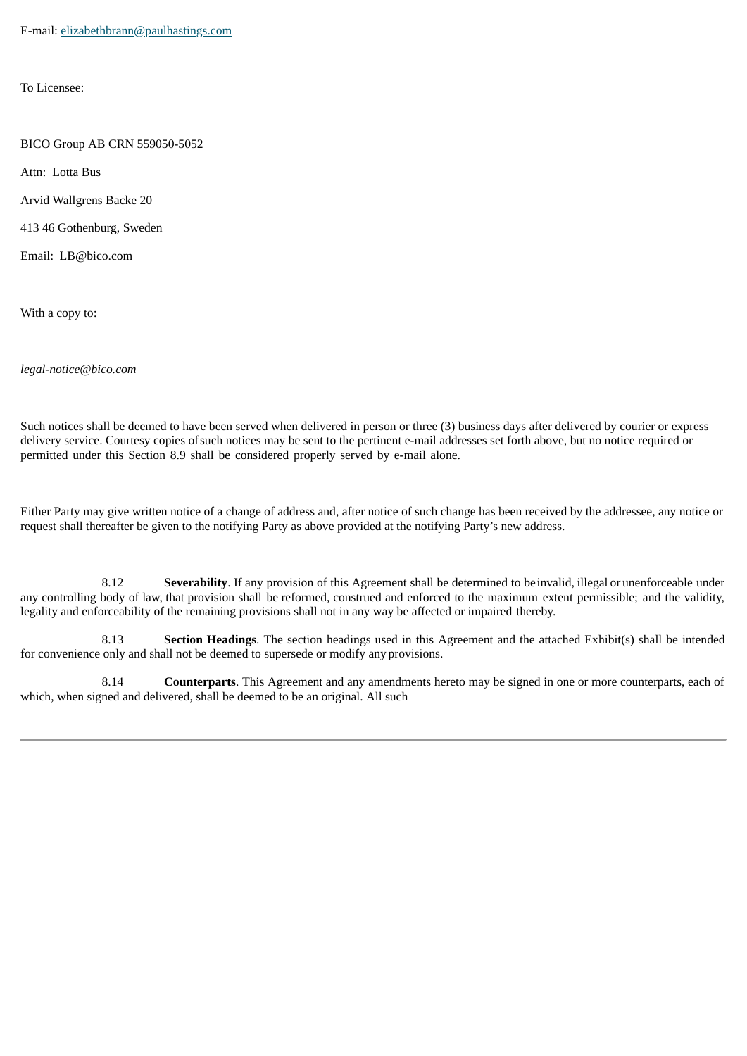E-mail: elizabethbrann@paulhastings.com

To Licensee:

BICO Group AB CRN 559050-5052

Attn: Lotta Bus

Arvid Wallgrens Backe 20

413 46 Gothenburg, Sweden

Email: LB@bico.com

With a copy to:

*legal-notice@bico.com*

Such notices shall be deemed to have been served when delivered in person or three (3) business days after delivered by courier or express delivery service. Courtesy copies of such notices may be sent to the pertinent e-mail addresses set forth above, but no notice required or permitted under this Section 8.9 shall be considered properly served by e-mail alone.

Either Party may give written notice of a change of address and, after notice of such change has been received by the addressee, any notice or request shall thereafter be given to the notifying Party as above provided at the notifying Party's new address.

8.12 **Severability**. If any provision of this Agreement shall be determined to be invalid, illegal or unenforceable under any controlling body of law, that provision shall be reformed, construed and enforced to the maximum extent permissible; and the validity, legality and enforceability of the remaining provisions shall not in any way be affected or impaired thereby.

8.13 **Section Headings**. The section headings used in this Agreement and the attached Exhibit(s) shall be intended for convenience only and shall not be deemed to supersede or modify any provisions.

8.14 **Counterparts**. This Agreement and any amendments hereto may be signed in one or more counterparts, each of which, when signed and delivered, shall be deemed to be an original. All such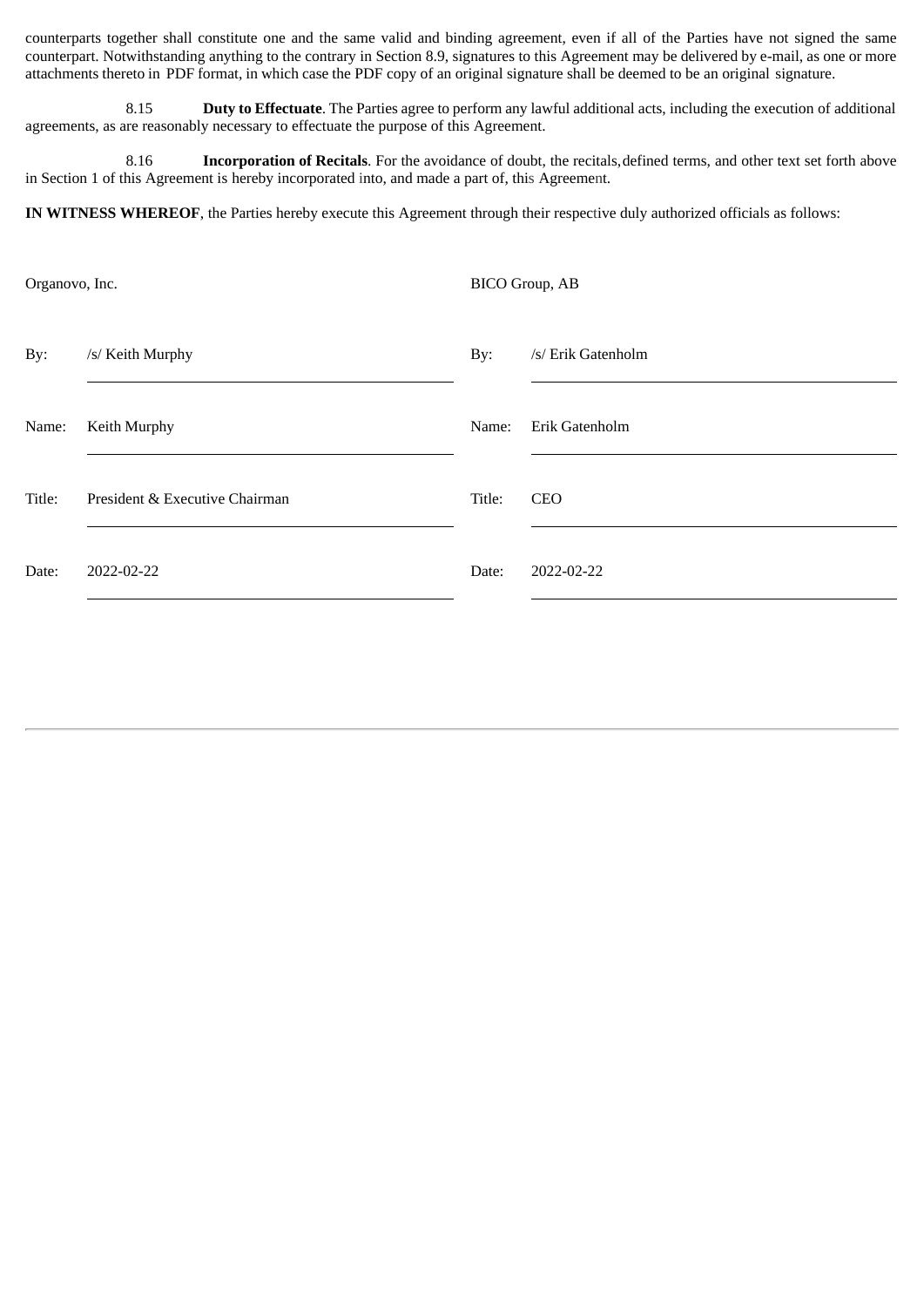counterparts together shall constitute one and the same valid and binding agreement, even if all of the Parties have not signed the same counterpart. Notwithstanding anything to the contrary in Section 8.9, signatures to this Agreement may be delivered by e-mail, as one or more attachments thereto in PDF format, in which case the PDF copy of an original signature shall be deemed to be an original signature.

8.15 **Duty to Effectuate**. The Parties agree to perform any lawful additional acts, including the execution of additional agreements, as are reasonably necessary to effectuate the purpose of this Agreement.

8.16 **Incorporation of Recitals**. For the avoidance of doubt, the recitals, defined terms, and other text set forth above in Section 1 of this Agreement is hereby incorporated into, and made a part of, this Agreement.

**IN WITNESS WHEREOF**, the Parties hereby execute this Agreement through their respective duly authorized officials as follows:

| Organovo, Inc. | | BICO Group, AB | |
|---|---|---|---|
| By: | /s/ Keith Murphy | By: | /s/ Erik Gatenholm |
| Name: | Keith Murphy | Name: | Erik Gatenholm |
| Title: | President & Executive Chairman | Title: | CEO |
| Date: | 2022-02-22 | Date: | 2022-02-22 |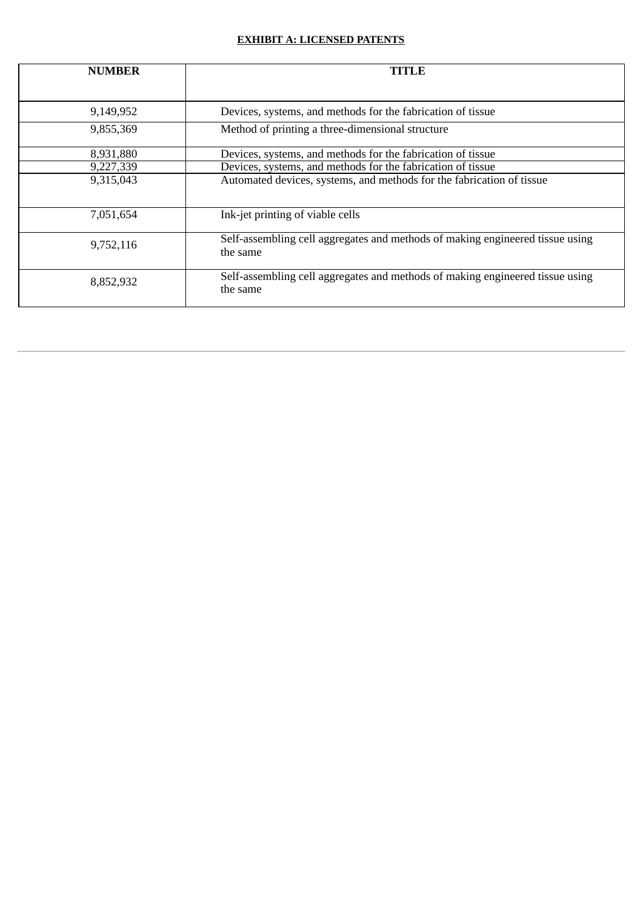**EXHIBIT A: LICENSED PATENTS**

| NUMBER | TITLE |
|---|---|
| 9,149,952 | Devices, systems, and methods for the fabrication of tissue |
| 9,855,369 | Method of printing a three-dimensional structure |
| 8,931,880 | Devices, systems, and methods for the fabrication of tissue |
| 9,227,339 | Devices, systems, and methods for the fabrication of tissue |
| 9,315,043 | Automated devices, systems, and methods for the fabrication of tissue |
| 7,051,654 | Ink-jet printing of viable cells |
| 9,752,116 | Self-assembling cell aggregates and methods of making engineered tissue using the same |
| 8,852,932 | Self-assembling cell aggregates and methods of making engineered tissue using the same |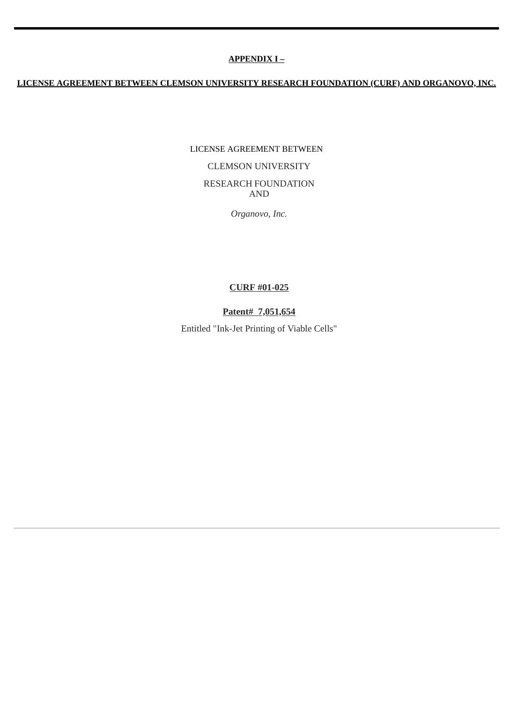**APPENDIX I –**

**LICENSE AGREEMENT BETWEEN CLEMSON UNIVERSITY RESEARCH FOUNDATION (CURF) AND ORGANOVO, INC.**

LICENSE AGREEMENT BETWEEN

CLEMSON UNIVERSITY

RESEARCH FOUNDATION
AND

*Organovo, Inc.*

**CURF #01-025**

**Patent# 7,051,654**

Entitled "Ink-Jet Printing of Viable Cells"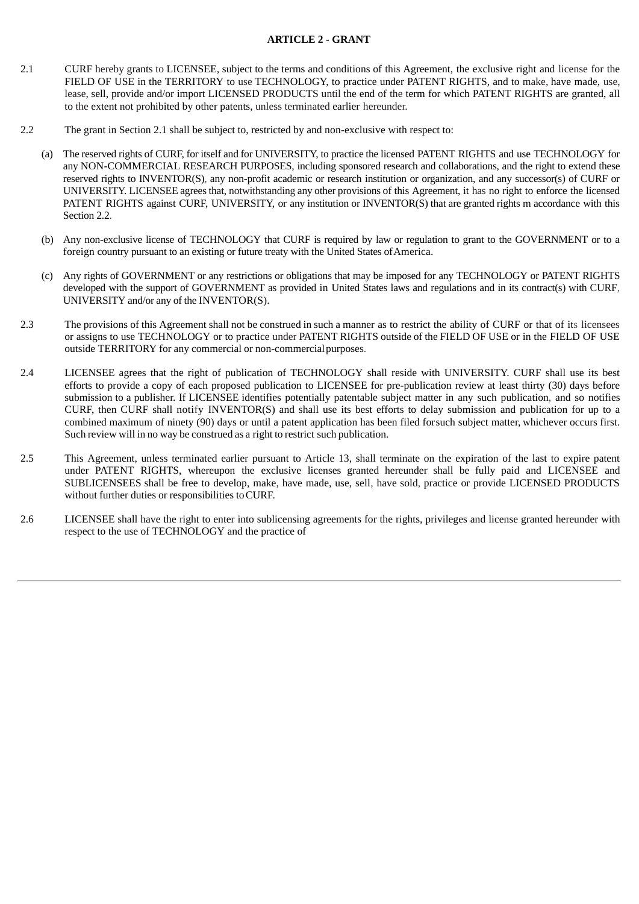## ARTICLE 2 - GRANT

2.1 CURF hereby grants to LICENSEE, subject to the terms and conditions of this Agreement, the exclusive right and license for the FIELD OF USE in the TERRITORY to use TECHNOLOGY, to practice under PATENT RIGHTS, and to make, have made, use, lease, sell, provide and/or import LICENSED PRODUCTS until the end of the term for which PATENT RIGHTS are granted, all to the extent not prohibited by other patents, unless terminated earlier hereunder.

2.2 The grant in Section 2.1 shall be subject to, restricted by and non-exclusive with respect to:

(a) The reserved rights of CURF, for itself and for UNIVERSITY, to practice the licensed PATENT RIGHTS and use TECHNOLOGY for any NON-COMMERCIAL RESEARCH PURPOSES, including sponsored research and collaborations, and the right to extend these reserved rights to INVENTOR(S), any non-profit academic or research institution or organization, and any successor(s) of CURF or UNIVERSITY. LICENSEE agrees that, notwithstanding any other provisions of this Agreement, it has no right to enforce the licensed PATENT RIGHTS against CURF, UNIVERSITY, or any institution or INVENTOR(S) that are granted rights m accordance with this Section 2.2.

(b) Any non-exclusive license of TECHNOLOGY that CURF is required by law or regulation to grant to the GOVERNMENT or to a foreign country pursuant to an existing or future treaty with the United States of America.

(c) Any rights of GOVERNMENT or any restrictions or obligations that may be imposed for any TECHNOLOGY or PATENT RIGHTS developed with the support of GOVERNMENT as provided in United States laws and regulations and in its contract(s) with CURF, UNIVERSITY and/or any of the INVENTOR(S).

2.3 The provisions of this Agreement shall not be construed in such a manner as to restrict the ability of CURF or that of its licensees or assigns to use TECHNOLOGY or to practice under PATENT RIGHTS outside of the FIELD OF USE or in the FIELD OF USE outside TERRITORY for any commercial or non-commercial purposes.

2.4 LICENSEE agrees that the right of publication of TECHNOLOGY shall reside with UNIVERSITY. CURF shall use its best efforts to provide a copy of each proposed publication to LICENSEE for pre-publication review at least thirty (30) days before submission to a publisher. If LICENSEE identifies potentially patentable subject matter in any such publication, and so notifies CURF, then CURF shall notify INVENTOR(S) and shall use its best efforts to delay submission and publication for up to a combined maximum of ninety (90) days or until a patent application has been filed forsuch subject matter, whichever occurs first. Such review will in no way be construed as a right to restrict such publication.

2.5 This Agreement, unless terminated earlier pursuant to Article 13, shall terminate on the expiration of the last to expire patent under PATENT RIGHTS, whereupon the exclusive licenses granted hereunder shall be fully paid and LICENSEE and SUBLICENSEES shall be free to develop, make, have made, use, sell, have sold, practice or provide LICENSED PRODUCTS without further duties or responsibilities to CURF.

2.6 LICENSEE shall have the right to enter into sublicensing agreements for the rights, privileges and license granted hereunder with respect to the use of TECHNOLOGY and the practice of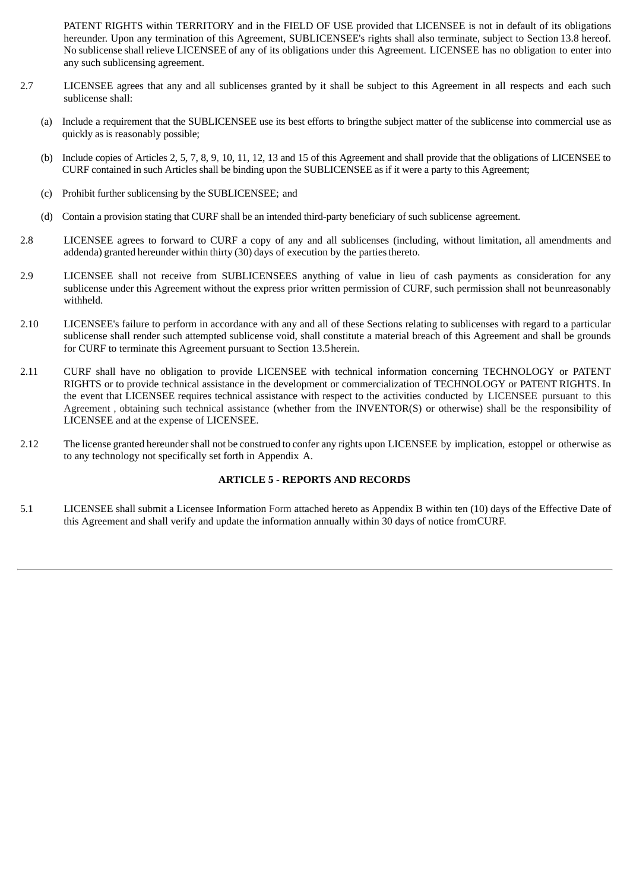PATENT RIGHTS within TERRITORY and in the FIELD OF USE provided that LICENSEE is not in default of its obligations hereunder. Upon any termination of this Agreement, SUBLICENSEE's rights shall also terminate, subject to Section 13.8 hereof. No sublicense shall relieve LICENSEE of any of its obligations under this Agreement. LICENSEE has no obligation to enter into any such sublicensing agreement.

2.7 LICENSEE agrees that any and all sublicenses granted by it shall be subject to this Agreement in all respects and each such sublicense shall:

(a) Include a requirement that the SUBLICENSEE use its best efforts to bring the subject matter of the sublicense into commercial use as quickly as is reasonably possible;

(b) Include copies of Articles 2, 5, 7, 8, 9, 10, 11, 12, 13 and 15 of this Agreement and shall provide that the obligations of LICENSEE to CURF contained in such Articles shall be binding upon the SUBLICENSEE as if it were a party to this Agreement;

(c) Prohibit further sublicensing by the SUBLICENSEE; and

(d) Contain a provision stating that CURF shall be an intended third-party beneficiary of such sublicense agreement.

2.8 LICENSEE agrees to forward to CURF a copy of any and all sublicenses (including, without limitation, all amendments and addenda) granted hereunder within thirty (30) days of execution by the parties thereto.

2.9 LICENSEE shall not receive from SUBLICENSEES anything of value in lieu of cash payments as consideration for any sublicense under this Agreement without the express prior written permission of CURF, such permission shall not be unreasonably withheld.

2.10 LICENSEE's failure to perform in accordance with any and all of these Sections relating to sublicenses with regard to a particular sublicense shall render such attempted sublicense void, shall constitute a material breach of this Agreement and shall be grounds for CURF to terminate this Agreement pursuant to Section 13.5 herein.

2.11 CURF shall have no obligation to provide LICENSEE with technical information concerning TECHNOLOGY or PATENT RIGHTS or to provide technical assistance in the development or commercialization of TECHNOLOGY or PATENT RIGHTS. In the event that LICENSEE requires technical assistance with respect to the activities conducted by LICENSEE pursuant to this Agreement , obtaining such technical assistance (whether from the INVENTOR(S) or otherwise) shall be the responsibility of LICENSEE and at the expense of LICENSEE.

2.12 The license granted hereunder shall not be construed to confer any rights upon LICENSEE by implication, estoppel or otherwise as to any technology not specifically set forth in Appendix A.

## ARTICLE 5 - REPORTS AND RECORDS

5.1 LICENSEE shall submit a Licensee Information Form attached hereto as Appendix B within ten (10) days of the Effective Date of this Agreement and shall verify and update the information annually within 30 days of notice from CURF.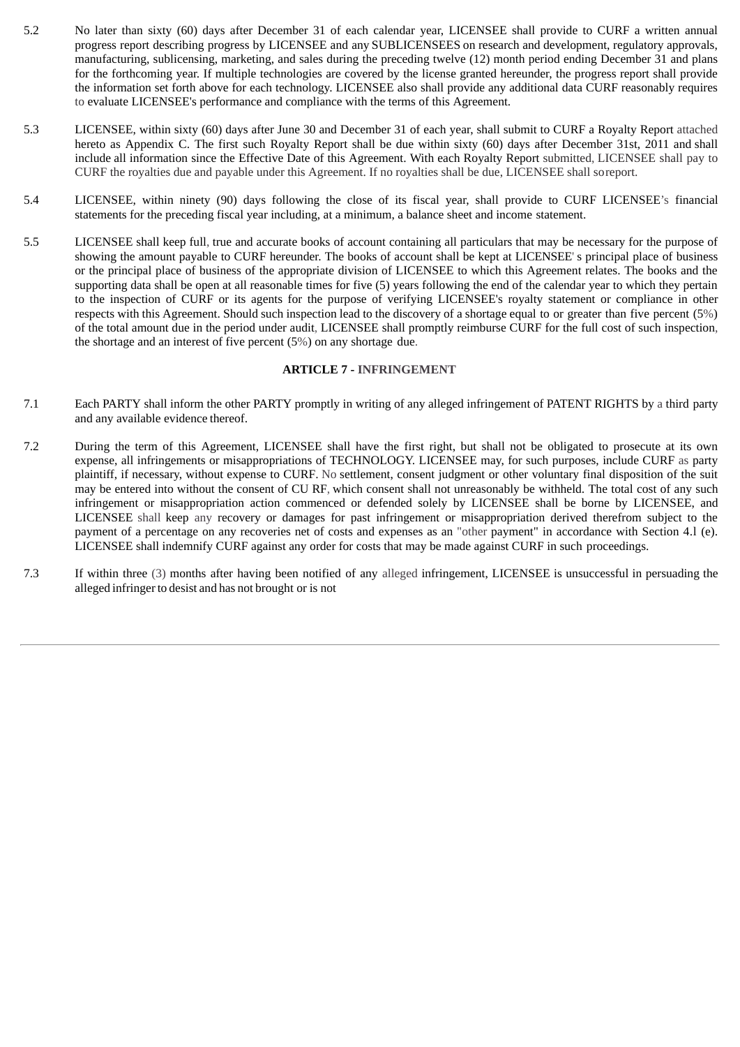5.2 No later than sixty (60) days after December 31 of each calendar year, LICENSEE shall provide to CURF a written annual progress report describing progress by LICENSEE and any SUBLICENSEES on research and development, regulatory approvals, manufacturing, sublicensing, marketing, and sales during the preceding twelve (12) month period ending December 31 and plans for the forthcoming year. If multiple technologies are covered by the license granted hereunder, the progress report shall provide the information set forth above for each technology. LICENSEE also shall provide any additional data CURF reasonably requires to evaluate LICENSEE's performance and compliance with the terms of this Agreement.

5.3 LICENSEE, within sixty (60) days after June 30 and December 31 of each year, shall submit to CURF a Royalty Report attached hereto as Appendix C. The first such Royalty Report shall be due within sixty (60) days after December 31st, 2011 and shall include all information since the Effective Date of this Agreement. With each Royalty Report submitted, LICENSEE shall pay to CURF the royalties due and payable under this Agreement. If no royalties shall be due, LICENSEE shall soreport.

5.4 LICENSEE, within ninety (90) days following the close of its fiscal year, shall provide to CURF LICENSEE's financial statements for the preceding fiscal year including, at a minimum, a balance sheet and income statement.

5.5 LICENSEE shall keep full, true and accurate books of account containing all particulars that may be necessary for the purpose of showing the amount payable to CURF hereunder. The books of account shall be kept at LICENSEE' s principal place of business or the principal place of business of the appropriate division of LICENSEE to which this Agreement relates. The books and the supporting data shall be open at all reasonable times for five (5) years following the end of the calendar year to which they pertain to the inspection of CURF or its agents for the purpose of verifying LICENSEE's royalty statement or compliance in other respects with this Agreement. Should such inspection lead to the discovery of a shortage equal to or greater than five percent (5%) of the total amount due in the period under audit, LICENSEE shall promptly reimburse CURF for the full cost of such inspection, the shortage and an interest of five percent (5%) on any shortage due.

**ARTICLE 7 - INFRINGEMENT**

7.1 Each PARTY shall inform the other PARTY promptly in writing of any alleged infringement of PATENT RIGHTS by a third party and any available evidence thereof.

7.2 During the term of this Agreement, LICENSEE shall have the first right, but shall not be obligated to prosecute at its own expense, all infringements or misappropriations of TECHNOLOGY. LICENSEE may, for such purposes, include CURF as party plaintiff, if necessary, without expense to CURF. No settlement, consent judgment or other voluntary final disposition of the suit may be entered into without the consent of CU RF, which consent shall not unreasonably be withheld. The total cost of any such infringement or misappropriation action commenced or defended solely by LICENSEE shall be borne by LICENSEE, and LICENSEE shall keep any recovery or damages for past infringement or misappropriation derived therefrom subject to the payment of a percentage on any recoveries net of costs and expenses as an "other payment" in accordance with Section 4.l (e). LICENSEE shall indemnify CURF against any order for costs that may be made against CURF in such proceedings.

7.3 If within three (3) months after having been notified of any alleged infringement, LICENSEE is unsuccessful in persuading the alleged infringer to desist and has not brought or is not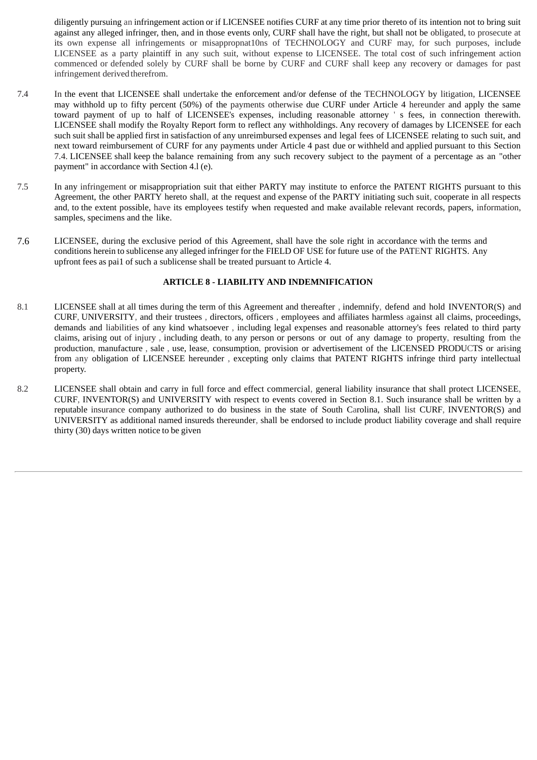diligently pursuing an infringement action or if LICENSEE notifies CURF at any time prior thereto of its intention not to bring suit against any alleged infringer, then, and in those events only, CURF shall have the right, but shall not be obligated, to prosecute at its own expense all infringements or misappropnat10ns of TECHNOLOGY and CURF may, for such purposes, include LICENSEE as a party plaintiff in any such suit, without expense to LICENSEE. The total cost of such infringement action commenced or defended solely by CURF shall be borne by CURF and CURF shall keep any recovery or damages for past infringement derived therefrom.

7.4 In the event that LICENSEE shall undertake the enforcement and/or defense of the TECHNOLOGY by litigation, LICENSEE may withhold up to fifty percent (50%) of the payments otherwise due CURF under Article 4 hereunder and apply the same toward payment of up to half of LICENSEE's expenses, including reasonable attorney ' s fees, in connection therewith. LICENSEE shall modify the Royalty Report form to reflect any withholdings. Any recovery of damages by LICENSEE for each such suit shall be applied first in satisfaction of any unreimbursed expenses and legal fees of LICENSEE relating to such suit, and next toward reimbursement of CURF for any payments under Article 4 past due or withheld and applied pursuant to this Section 7.4. LICENSEE shall keep the balance remaining from any such recovery subject to the payment of a percentage as an "other payment" in accordance with Section 4.l (e).

7.5 In any infringement or misappropriation suit that either PARTY may institute to enforce the PATENT RIGHTS pursuant to this Agreement, the other PARTY hereto shall, at the request and expense of the PARTY initiating such suit, cooperate in all respects and, to the extent possible, have its employees testify when requested and make available relevant records, papers, information, samples, specimens and the like.

7.6 LICENSEE, during the exclusive period of this Agreement, shall have the sole right in accordance with the terms and conditions herein to sublicense any alleged infringer for the FIELD OF USE for future use of the PATENT RIGHTS. Any upfront fees as pai1 of such a sublicense shall be treated pursuant to Article 4.

**ARTICLE 8 - LIABILITY AND INDEMNIFICATION**

8.1 LICENSEE shall at all times during the term of this Agreement and thereafter , indemnify, defend and hold INVENTOR(S) and CURF, UNIVERSITY, and their trustees , directors, officers , employees and affiliates harmless against all claims, proceedings, demands and liabilities of any kind whatsoever , including legal expenses and reasonable attorney's fees related to third party claims, arising out of injury , including death, to any person or persons or out of any damage to property, resulting from the production, manufacture , sale , use, lease, consumption, provision or advertisement of the LICENSED PRODUCTS or arising from any obligation of LICENSEE hereunder , excepting only claims that PATENT RIGHTS infringe third party intellectual property.

8.2 LICENSEE shall obtain and carry in full force and effect commercial, general liability insurance that shall protect LICENSEE, CURF, INVENTOR(S) and UNIVERSITY with respect to events covered in Section 8.1. Such insurance shall be written by a reputable insurance company authorized to do business in the state of South Carolina, shall list CURF, INVENTOR(S) and UNIVERSITY as additional named insureds thereunder, shall be endorsed to include product liability coverage and shall require thirty (30) days written notice to be given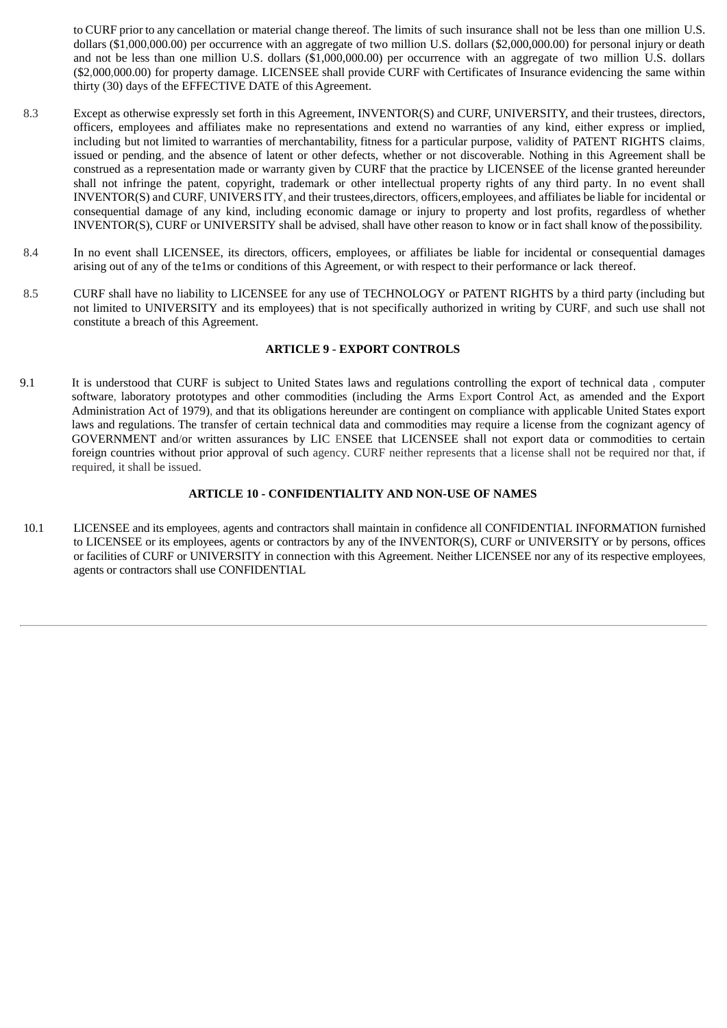to CURF prior to any cancellation or material change thereof. The limits of such insurance shall not be less than one million U.S. dollars ($1,000,000.00) per occurrence with an aggregate of two million U.S. dollars ($2,000,000.00) for personal injury or death and not be less than one million U.S. dollars ($1,000,000.00) per occurrence with an aggregate of two million U.S. dollars ($2,000,000.00) for property damage. LICENSEE shall provide CURF with Certificates of Insurance evidencing the same within thirty (30) days of the EFFECTIVE DATE of this Agreement.

8.3 Except as otherwise expressly set forth in this Agreement, INVENTOR(S) and CURF, UNIVERSITY, and their trustees, directors, officers, employees and affiliates make no representations and extend no warranties of any kind, either express or implied, including but not limited to warranties of merchantability, fitness for a particular purpose, validity of PATENT RIGHTS claims, issued or pending, and the absence of latent or other defects, whether or not discoverable. Nothing in this Agreement shall be construed as a representation made or warranty given by CURF that the practice by LICENSEE of the license granted hereunder shall not infringe the patent, copyright, trademark or other intellectual property rights of any third party. In no event shall INVENTOR(S) and CURF, UNIVERS ITY, and their trustees,directors, officers,employees, and affiliates be liable for incidental or consequential damage of any kind, including economic damage or injury to property and lost profits, regardless of whether INVENTOR(S), CURF or UNIVERSITY shall be advised, shall have other reason to know or in fact shall know of the possibility.

8.4 In no event shall LICENSEE, its directors, officers, employees, or affiliates be liable for incidental or consequential damages arising out of any of the te1ms or conditions of this Agreement, or with respect to their performance or lack thereof.

8.5 CURF shall have no liability to LICENSEE for any use of TECHNOLOGY or PATENT RIGHTS by a third party (including but not limited to UNIVERSITY and its employees) that is not specifically authorized in writing by CURF, and such use shall not constitute a breach of this Agreement.

**ARTICLE 9 - EXPORT CONTROLS**

9.1 It is understood that CURF is subject to United States laws and regulations controlling the export of technical data , computer software, laboratory prototypes and other commodities (including the Arms Export Control Act, as amended and the Export Administration Act of 1979), and that its obligations hereunder are contingent on compliance with applicable United States export laws and regulations. The transfer of certain technical data and commodities may require a license from the cognizant agency of GOVERNMENT and/or written assurances by LIC ENSEE that LICENSEE shall not export data or commodities to certain foreign countries without prior approval of such agency. CURF neither represents that a license shall not be required nor that, if required, it shall be issued.

**ARTICLE 10 - CONFIDENTIALITY AND NON-USE OF NAMES**

10.1 LICENSEE and its employees, agents and contractors shall maintain in confidence all CONFIDENTIAL INFORMATION furnished to LICENSEE or its employees, agents or contractors by any of the INVENTOR(S), CURF or UNIVERSITY or by persons, offices or facilities of CURF or UNIVERSITY in connection with this Agreement. Neither LICENSEE nor any of its respective employees, agents or contractors shall use CONFIDENTIAL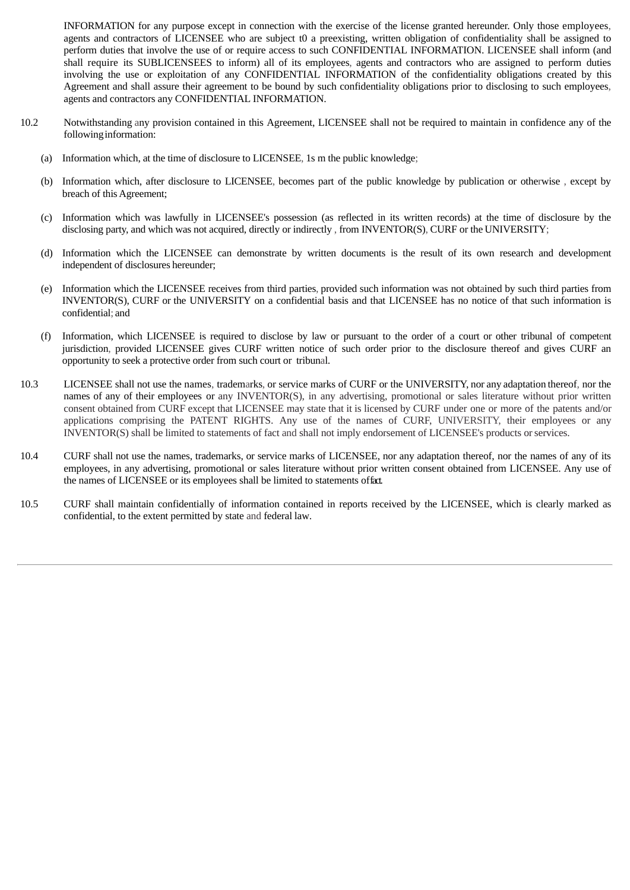INFORMATION for any purpose except in connection with the exercise of the license granted hereunder. Only those employees, agents and contractors of LICENSEE who are subject t0 a preexisting, written obligation of confidentiality shall be assigned to perform duties that involve the use of or require access to such CONFIDENTIAL INFORMATION. LICENSEE shall inform (and shall require its SUBLICENSEES to inform) all of its employees, agents and contractors who are assigned to perform duties involving the use or exploitation of any CONFIDENTIAL INFORMATION of the confidentiality obligations created by this Agreement and shall assure their agreement to be bound by such confidentiality obligations prior to disclosing to such employees, agents and contractors any CONFIDENTIAL INFORMATION.

10.2 Notwithstanding any provision contained in this Agreement, LICENSEE shall not be required to maintain in confidence any of the following information:

(a) Information which, at the time of disclosure to LICENSEE, 1s m the public knowledge;

(b) Information which, after disclosure to LICENSEE, becomes part of the public knowledge by publication or otherwise , except by breach of this Agreement;

(c) Information which was lawfully in LICENSEE's possession (as reflected in its written records) at the time of disclosure by the disclosing party, and which was not acquired, directly or indirectly , from INVENTOR(S), CURF or the UNIVERSITY;

(d) Information which the LICENSEE can demonstrate by written documents is the result of its own research and development independent of disclosures hereunder;

(e) Information which the LICENSEE receives from third parties, provided such information was not obtained by such third parties from INVENTOR(S), CURF or the UNIVERSITY on a confidential basis and that LICENSEE has no notice of that such information is confidential; and

(f) Information, which LICENSEE is required to disclose by law or pursuant to the order of a court or other tribunal of competent jurisdiction, provided LICENSEE gives CURF written notice of such order prior to the disclosure thereof and gives CURF an opportunity to seek a protective order from such court or tribunal.

10.3 LICENSEE shall not use the names, trademarks, or service marks of CURF or the UNIVERSITY, nor any adaptation thereof, nor the names of any of their employees or any INVENTOR(S), in any advertising, promotional or sales literature without prior written consent obtained from CURF except that LICENSEE may state that it is licensed by CURF under one or more of the patents and/or applications comprising the PATENT RIGHTS. Any use of the names of CURF, UNIVERSITY, their employees or any INVENTOR(S) shall be limited to statements of fact and shall not imply endorsement of LICENSEE's products or services.

10.4 CURF shall not use the names, trademarks, or service marks of LICENSEE, nor any adaptation thereof, nor the names of any of its employees, in any advertising, promotional or sales literature without prior written consent obtained from LICENSEE. Any use of the names of LICENSEE or its employees shall be limited to statements of fact.

10.5 CURF shall maintain confidentially of information contained in reports received by the LICENSEE, which is clearly marked as confidential, to the extent permitted by state and federal law.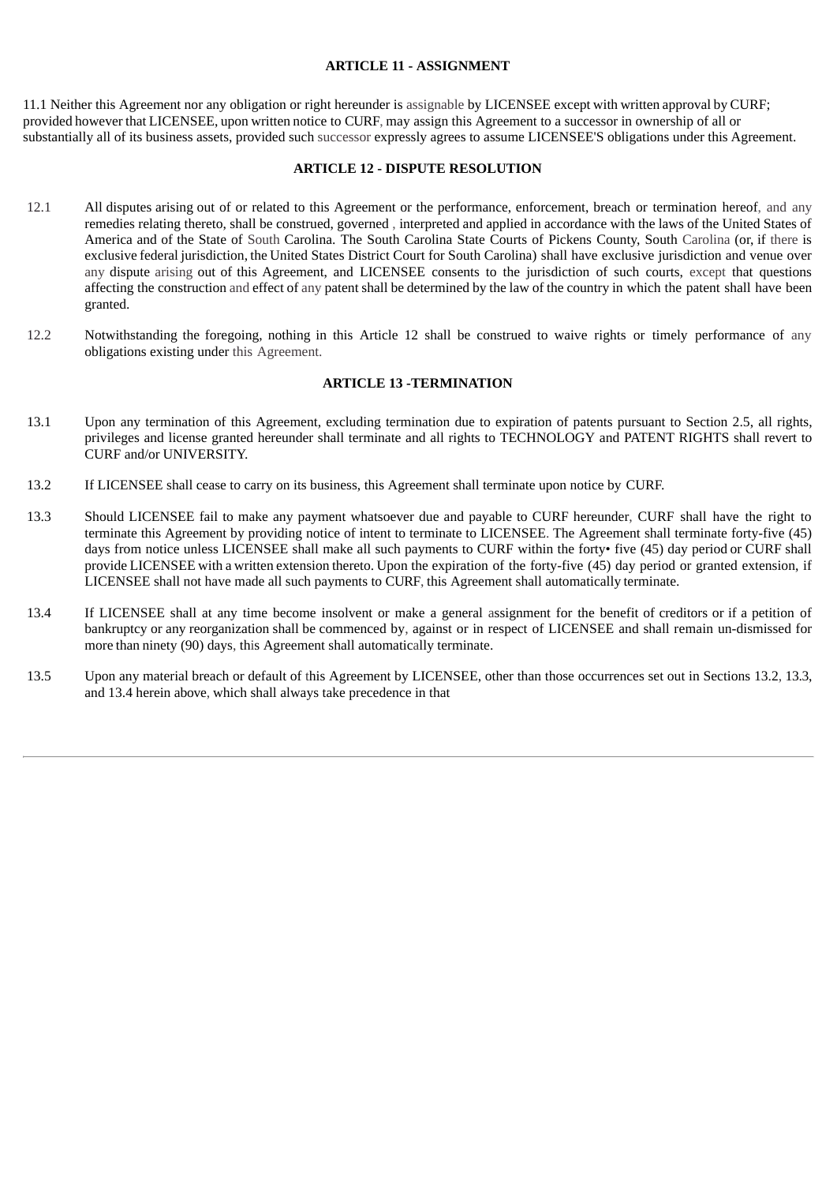### ARTICLE 11 - ASSIGNMENT

11.1 Neither this Agreement nor any obligation or right hereunder is assignable by LICENSEE except with written approval by CURF; provided however that LICENSEE, upon written notice to CURF, may assign this Agreement to a successor in ownership of all or substantially all of its business assets, provided such successor expressly agrees to assume LICENSEE'S obligations under this Agreement.

### ARTICLE 12 - DISPUTE RESOLUTION

12.1 All disputes arising out of or related to this Agreement or the performance, enforcement, breach or termination hereof, and any remedies relating thereto, shall be construed, governed , interpreted and applied in accordance with the laws of the United States of America and of the State of South Carolina. The South Carolina State Courts of Pickens County, South Carolina (or, if there is exclusive federal jurisdiction, the United States District Court for South Carolina) shall have exclusive jurisdiction and venue over any dispute arising out of this Agreement, and LICENSEE consents to the jurisdiction of such courts, except that questions affecting the construction and effect of any patent shall be determined by the law of the country in which the patent shall have been granted.

12.2 Notwithstanding the foregoing, nothing in this Article 12 shall be construed to waive rights or timely performance of any obligations existing under this Agreement.

### ARTICLE 13 -TERMINATION

13.1 Upon any termination of this Agreement, excluding termination due to expiration of patents pursuant to Section 2.5, all rights, privileges and license granted hereunder shall terminate and all rights to TECHNOLOGY and PATENT RIGHTS shall revert to CURF and/or UNIVERSITY.

13.2 If LICENSEE shall cease to carry on its business, this Agreement shall terminate upon notice by CURF.

13.3 Should LICENSEE fail to make any payment whatsoever due and payable to CURF hereunder, CURF shall have the right to terminate this Agreement by providing notice of intent to terminate to LICENSEE. The Agreement shall terminate forty-five (45) days from notice unless LICENSEE shall make all such payments to CURF within the forty• five (45) day period or CURF shall provide LICENSEE with a written extension thereto. Upon the expiration of the forty-five (45) day period or granted extension, if LICENSEE shall not have made all such payments to CURF, this Agreement shall automatically terminate.

13.4 If LICENSEE shall at any time become insolvent or make a general assignment for the benefit of creditors or if a petition of bankruptcy or any reorganization shall be commenced by, against or in respect of LICENSEE and shall remain un-dismissed for more than ninety (90) days, this Agreement shall automatically terminate.

13.5 Upon any material breach or default of this Agreement by LICENSEE, other than those occurrences set out in Sections 13.2, 13.3, and 13.4 herein above, which shall always take precedence in that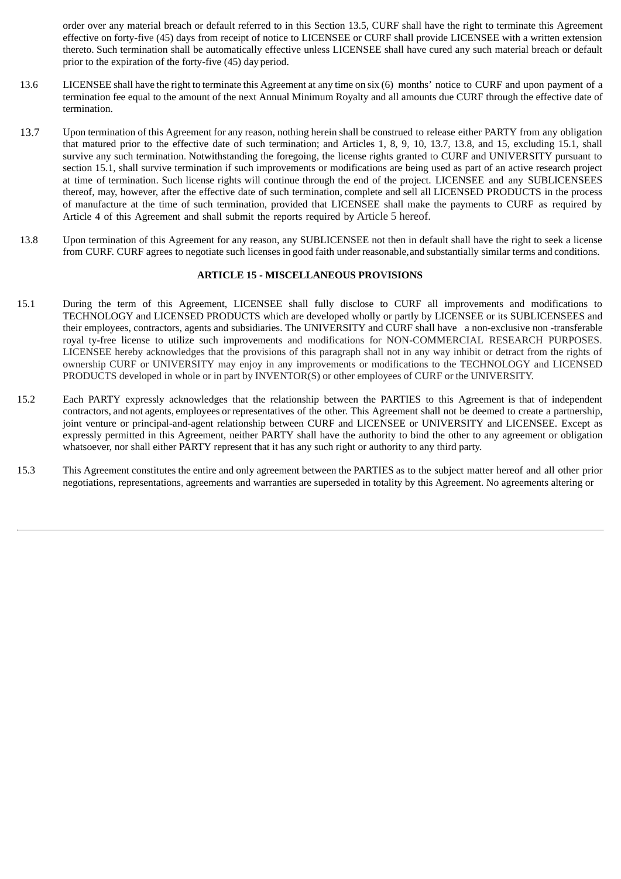order over any material breach or default referred to in this Section 13.5, CURF shall have the right to terminate this Agreement effective on forty-five (45) days from receipt of notice to LICENSEE or CURF shall provide LICENSEE with a written extension thereto. Such termination shall be automatically effective unless LICENSEE shall have cured any such material breach or default prior to the expiration of the forty-five (45) day period.

13.6 LICENSEE shall have the right to terminate this Agreement at any time on six (6) months' notice to CURF and upon payment of a termination fee equal to the amount of the next Annual Minimum Royalty and all amounts due CURF through the effective date of termination.

13.7 Upon termination of this Agreement for any reason, nothing herein shall be construed to release either PARTY from any obligation that matured prior to the effective date of such termination; and Articles 1, 8, 9, 10, 13.7, 13.8, and 15, excluding 15.1, shall survive any such termination. Notwithstanding the foregoing, the license rights granted to CURF and UNIVERSITY pursuant to section 15.1, shall survive termination if such improvements or modifications are being used as part of an active research project at time of termination. Such license rights will continue through the end of the project. LICENSEE and any SUBLICENSEES thereof, may, however, after the effective date of such termination, complete and sell all LICENSED PRODUCTS in the process of manufacture at the time of such termination, provided that LICENSEE shall make the payments to CURF as required by Article 4 of this Agreement and shall submit the reports required by Article 5 hereof.

13.8 Upon termination of this Agreement for any reason, any SUBLICENSEE not then in default shall have the right to seek a license from CURF. CURF agrees to negotiate such licenses in good faith under reasonable, and substantially similar terms and conditions.

**ARTICLE 15 - MISCELLANEOUS PROVISIONS**

15.1 During the term of this Agreement, LICENSEE shall fully disclose to CURF all improvements and modifications to TECHNOLOGY and LICENSED PRODUCTS which are developed wholly or partly by LICENSEE or its SUBLICENSEES and their employees, contractors, agents and subsidiaries. The UNIVERSITY and CURF shall have a non-exclusive non -transferable royal ty-free license to utilize such improvements and modifications for NON-COMMERCIAL RESEARCH PURPOSES. LICENSEE hereby acknowledges that the provisions of this paragraph shall not in any way inhibit or detract from the rights of ownership CURF or UNIVERSITY may enjoy in any improvements or modifications to the TECHNOLOGY and LICENSED PRODUCTS developed in whole or in part by INVENTOR(S) or other employees of CURF or the UNIVERSITY.

15.2 Each PARTY expressly acknowledges that the relationship between the PARTIES to this Agreement is that of independent contractors, and not agents, employees or representatives of the other. This Agreement shall not be deemed to create a partnership, joint venture or principal-and-agent relationship between CURF and LICENSEE or UNIVERSITY and LICENSEE. Except as expressly permitted in this Agreement, neither PARTY shall have the authority to bind the other to any agreement or obligation whatsoever, nor shall either PARTY represent that it has any such right or authority to any third party.

15.3 This Agreement constitutes the entire and only agreement between the PARTIES as to the subject matter hereof and all other prior negotiations, representations, agreements and warranties are superseded in totality by this Agreement. No agreements altering or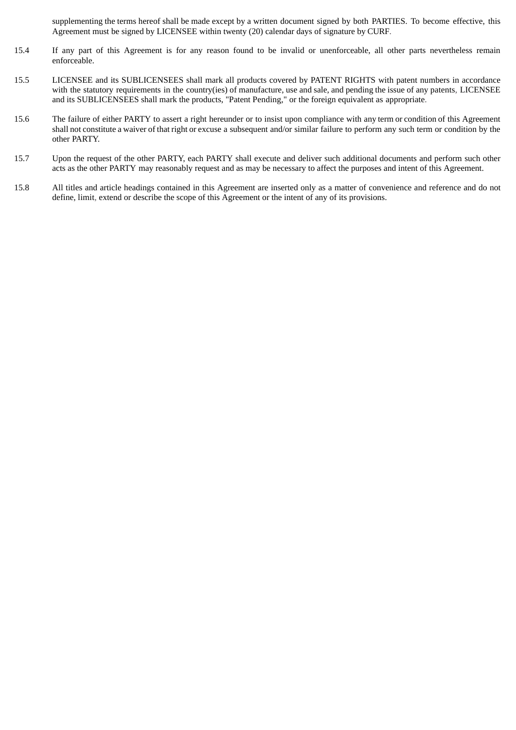supplementing the terms hereof shall be made except by a written document signed by both PARTIES. To become effective, this Agreement must be signed by LICENSEE within twenty (20) calendar days of signature by CURF.

15.4 If any part of this Agreement is for any reason found to be invalid or unenforceable, all other parts nevertheless remain enforceable.

15.5 LICENSEE and its SUBLICENSEES shall mark all products covered by PATENT RIGHTS with patent numbers in accordance with the statutory requirements in the country(ies) of manufacture, use and sale, and pending the issue of any patents, LICENSEE and its SUBLICENSEES shall mark the products, "Patent Pending," or the foreign equivalent as appropriate.

15.6 The failure of either PARTY to assert a right hereunder or to insist upon compliance with any term or condition of this Agreement shall not constitute a waiver of that right or excuse a subsequent and/or similar failure to perform any such term or condition by the other PARTY.

15.7 Upon the request of the other PARTY, each PARTY shall execute and deliver such additional documents and perform such other acts as the other PARTY may reasonably request and as may be necessary to affect the purposes and intent of this Agreement.

15.8 All titles and article headings contained in this Agreement are inserted only as a matter of convenience and reference and do not define, limit, extend or describe the scope of this Agreement or the intent of any of its provisions.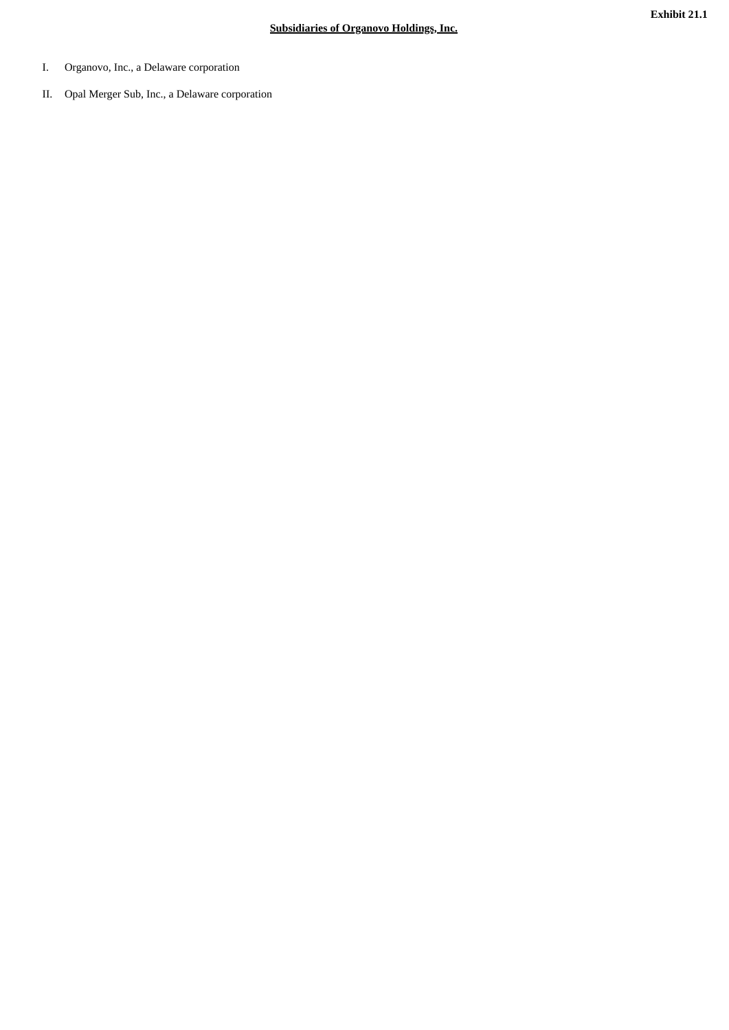**Exhibit 21.1**

**Subsidiaries of Organovo Holdings, Inc.**

I. Organovo, Inc., a Delaware corporation

II. Opal Merger Sub, Inc., a Delaware corporation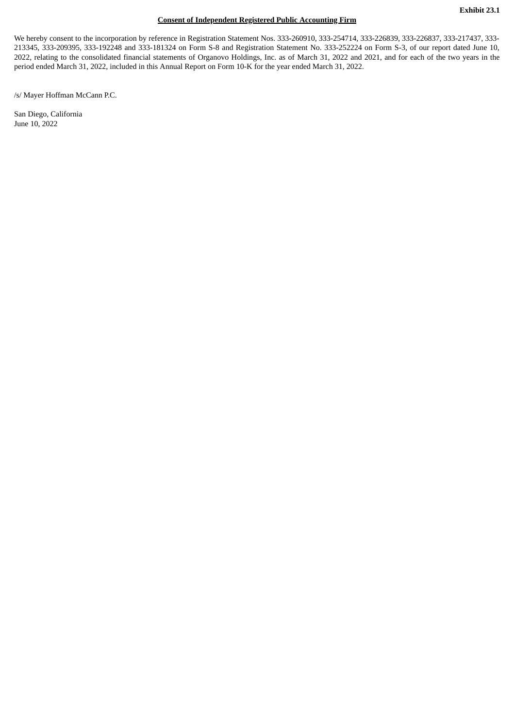**Exhibit 23.1**

**Consent of Independent Registered Public Accounting Firm**

We hereby consent to the incorporation by reference in Registration Statement Nos. 333-260910, 333-254714, 333-226839, 333-226837, 333-217437, 333-213345, 333-209395, 333-192248 and 333-181324 on Form S-8 and Registration Statement No. 333-252224 on Form S-3, of our report dated June 10, 2022, relating to the consolidated financial statements of Organovo Holdings, Inc. as of March 31, 2022 and 2021, and for each of the two years in the period ended March 31, 2022, included in this Annual Report on Form 10-K for the year ended March 31, 2022.

/s/ Mayer Hoffman McCann P.C.

San Diego, California
June 10, 2022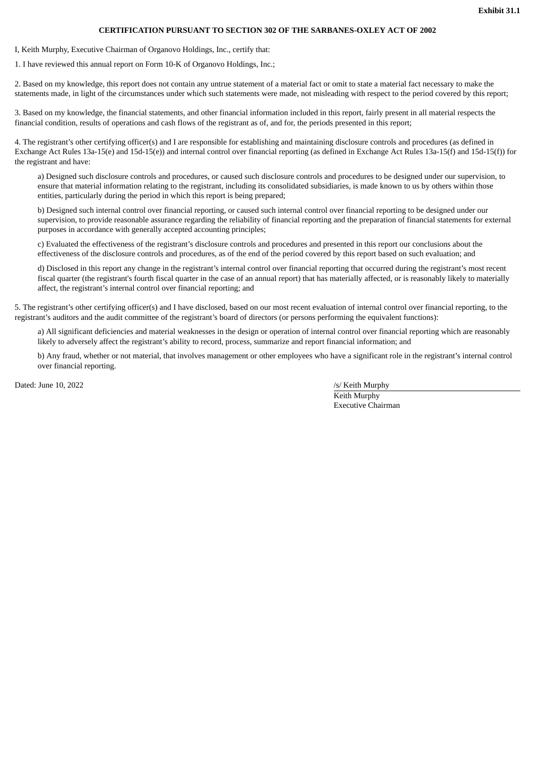**Exhibit 31.1**

**CERTIFICATION PURSUANT TO SECTION 302 OF THE SARBANES-OXLEY ACT OF 2002**

I, Keith Murphy, Executive Chairman of Organovo Holdings, Inc., certify that:

1. I have reviewed this annual report on Form 10-K of Organovo Holdings, Inc.;

2. Based on my knowledge, this report does not contain any untrue statement of a material fact or omit to state a material fact necessary to make the statements made, in light of the circumstances under which such statements were made, not misleading with respect to the period covered by this report;

3. Based on my knowledge, the financial statements, and other financial information included in this report, fairly present in all material respects the financial condition, results of operations and cash flows of the registrant as of, and for, the periods presented in this report;

4. The registrant's other certifying officer(s) and I are responsible for establishing and maintaining disclosure controls and procedures (as defined in Exchange Act Rules 13a-15(e) and 15d-15(e)) and internal control over financial reporting (as defined in Exchange Act Rules 13a-15(f) and 15d-15(f)) for the registrant and have:

a) Designed such disclosure controls and procedures, or caused such disclosure controls and procedures to be designed under our supervision, to ensure that material information relating to the registrant, including its consolidated subsidiaries, is made known to us by others within those entities, particularly during the period in which this report is being prepared;

b) Designed such internal control over financial reporting, or caused such internal control over financial reporting to be designed under our supervision, to provide reasonable assurance regarding the reliability of financial reporting and the preparation of financial statements for external purposes in accordance with generally accepted accounting principles;

c) Evaluated the effectiveness of the registrant's disclosure controls and procedures and presented in this report our conclusions about the effectiveness of the disclosure controls and procedures, as of the end of the period covered by this report based on such evaluation; and

d) Disclosed in this report any change in the registrant's internal control over financial reporting that occurred during the registrant's most recent fiscal quarter (the registrant's fourth fiscal quarter in the case of an annual report) that has materially affected, or is reasonably likely to materially affect, the registrant's internal control over financial reporting; and

5. The registrant's other certifying officer(s) and I have disclosed, based on our most recent evaluation of internal control over financial reporting, to the registrant's auditors and the audit committee of the registrant's board of directors (or persons performing the equivalent functions):

a) All significant deficiencies and material weaknesses in the design or operation of internal control over financial reporting which are reasonably likely to adversely affect the registrant's ability to record, process, summarize and report financial information; and

b) Any fraud, whether or not material, that involves management or other employees who have a significant role in the registrant's internal control over financial reporting.

Dated: June 10, 2022

/s/ Keith Murphy
Keith Murphy
Executive Chairman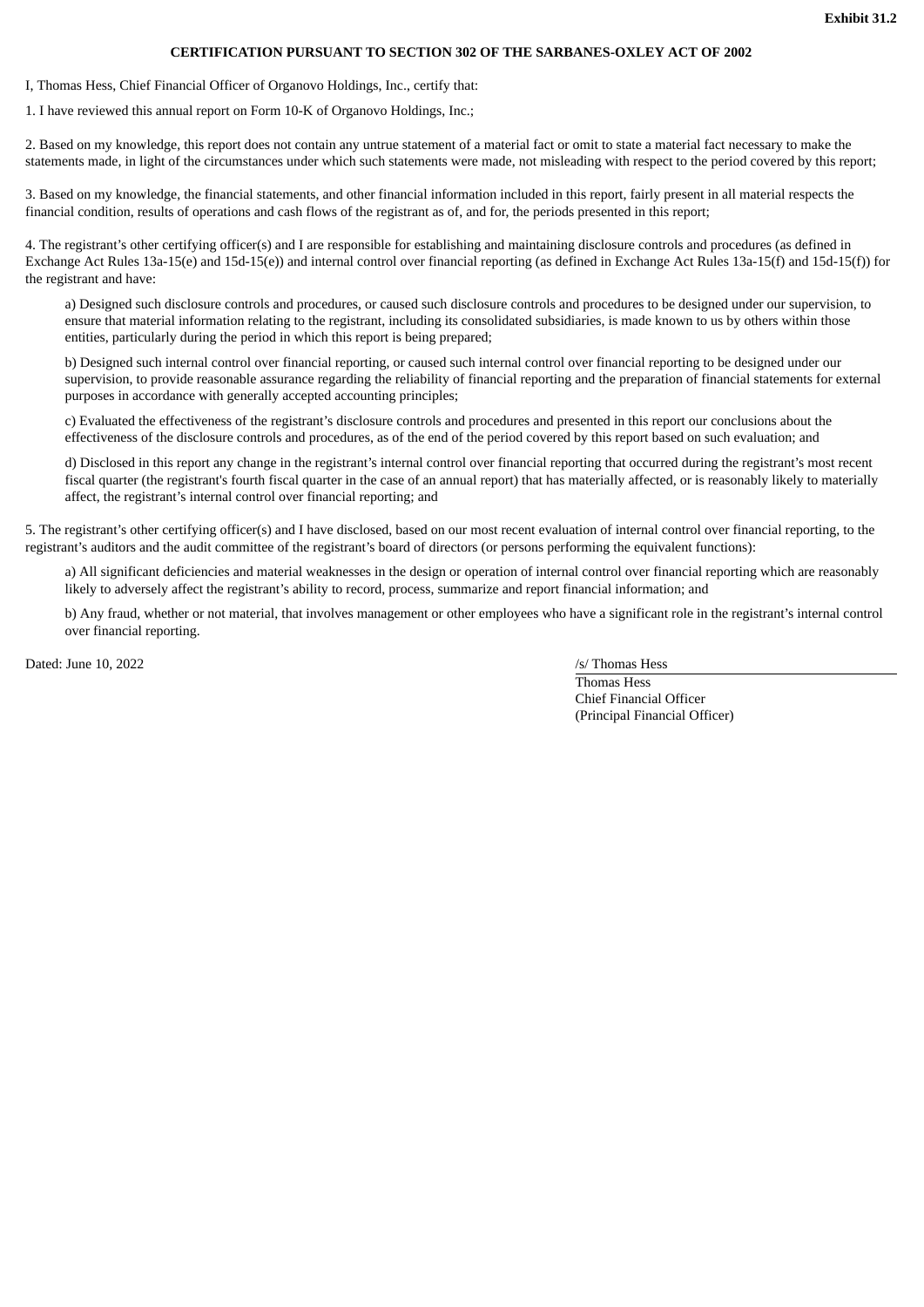**Exhibit 31.2**

**CERTIFICATION PURSUANT TO SECTION 302 OF THE SARBANES-OXLEY ACT OF 2002**

I, Thomas Hess, Chief Financial Officer of Organovo Holdings, Inc., certify that:

1. I have reviewed this annual report on Form 10-K of Organovo Holdings, Inc.;

2. Based on my knowledge, this report does not contain any untrue statement of a material fact or omit to state a material fact necessary to make the statements made, in light of the circumstances under which such statements were made, not misleading with respect to the period covered by this report;

3. Based on my knowledge, the financial statements, and other financial information included in this report, fairly present in all material respects the financial condition, results of operations and cash flows of the registrant as of, and for, the periods presented in this report;

4. The registrant's other certifying officer(s) and I are responsible for establishing and maintaining disclosure controls and procedures (as defined in Exchange Act Rules 13a-15(e) and 15d-15(e)) and internal control over financial reporting (as defined in Exchange Act Rules 13a-15(f) and 15d-15(f)) for the registrant and have:

a) Designed such disclosure controls and procedures, or caused such disclosure controls and procedures to be designed under our supervision, to ensure that material information relating to the registrant, including its consolidated subsidiaries, is made known to us by others within those entities, particularly during the period in which this report is being prepared;

b) Designed such internal control over financial reporting, or caused such internal control over financial reporting to be designed under our supervision, to provide reasonable assurance regarding the reliability of financial reporting and the preparation of financial statements for external purposes in accordance with generally accepted accounting principles;

c) Evaluated the effectiveness of the registrant's disclosure controls and procedures and presented in this report our conclusions about the effectiveness of the disclosure controls and procedures, as of the end of the period covered by this report based on such evaluation; and

d) Disclosed in this report any change in the registrant's internal control over financial reporting that occurred during the registrant's most recent fiscal quarter (the registrant's fourth fiscal quarter in the case of an annual report) that has materially affected, or is reasonably likely to materially affect, the registrant's internal control over financial reporting; and

5. The registrant's other certifying officer(s) and I have disclosed, based on our most recent evaluation of internal control over financial reporting, to the registrant's auditors and the audit committee of the registrant's board of directors (or persons performing the equivalent functions):

a) All significant deficiencies and material weaknesses in the design or operation of internal control over financial reporting which are reasonably likely to adversely affect the registrant's ability to record, process, summarize and report financial information; and

b) Any fraud, whether or not material, that involves management or other employees who have a significant role in the registrant's internal control over financial reporting.

Dated: June 10, 2022

/s/ Thomas Hess
Thomas Hess
Chief Financial Officer
(Principal Financial Officer)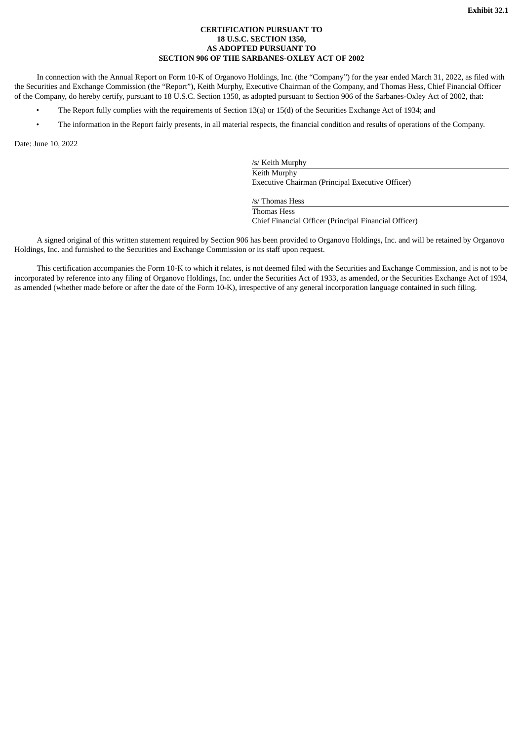Exhibit 32.1

**CERTIFICATION PURSUANT TO 18 U.S.C. SECTION 1350, AS ADOPTED PURSUANT TO SECTION 906 OF THE SARBANES-OXLEY ACT OF 2002**

In connection with the Annual Report on Form 10-K of Organovo Holdings, Inc. (the "Company") for the year ended March 31, 2022, as filed with the Securities and Exchange Commission (the "Report"), Keith Murphy, Executive Chairman of the Company, and Thomas Hess, Chief Financial Officer of the Company, do hereby certify, pursuant to 18 U.S.C. Section 1350, as adopted pursuant to Section 906 of the Sarbanes-Oxley Act of 2002, that:

- The Report fully complies with the requirements of Section 13(a) or 15(d) of the Securities Exchange Act of 1934; and
- The information in the Report fairly presents, in all material respects, the financial condition and results of operations of the Company.

Date: June 10, 2022

/s/ Keith Murphy
Keith Murphy
Executive Chairman (Principal Executive Officer)

/s/ Thomas Hess
Thomas Hess
Chief Financial Officer (Principal Financial Officer)

A signed original of this written statement required by Section 906 has been provided to Organovo Holdings, Inc. and will be retained by Organovo Holdings, Inc. and furnished to the Securities and Exchange Commission or its staff upon request.

This certification accompanies the Form 10-K to which it relates, is not deemed filed with the Securities and Exchange Commission, and is not to be incorporated by reference into any filing of Organovo Holdings, Inc. under the Securities Act of 1933, as amended, or the Securities Exchange Act of 1934, as amended (whether made before or after the date of the Form 10-K), irrespective of any general incorporation language contained in such filing.